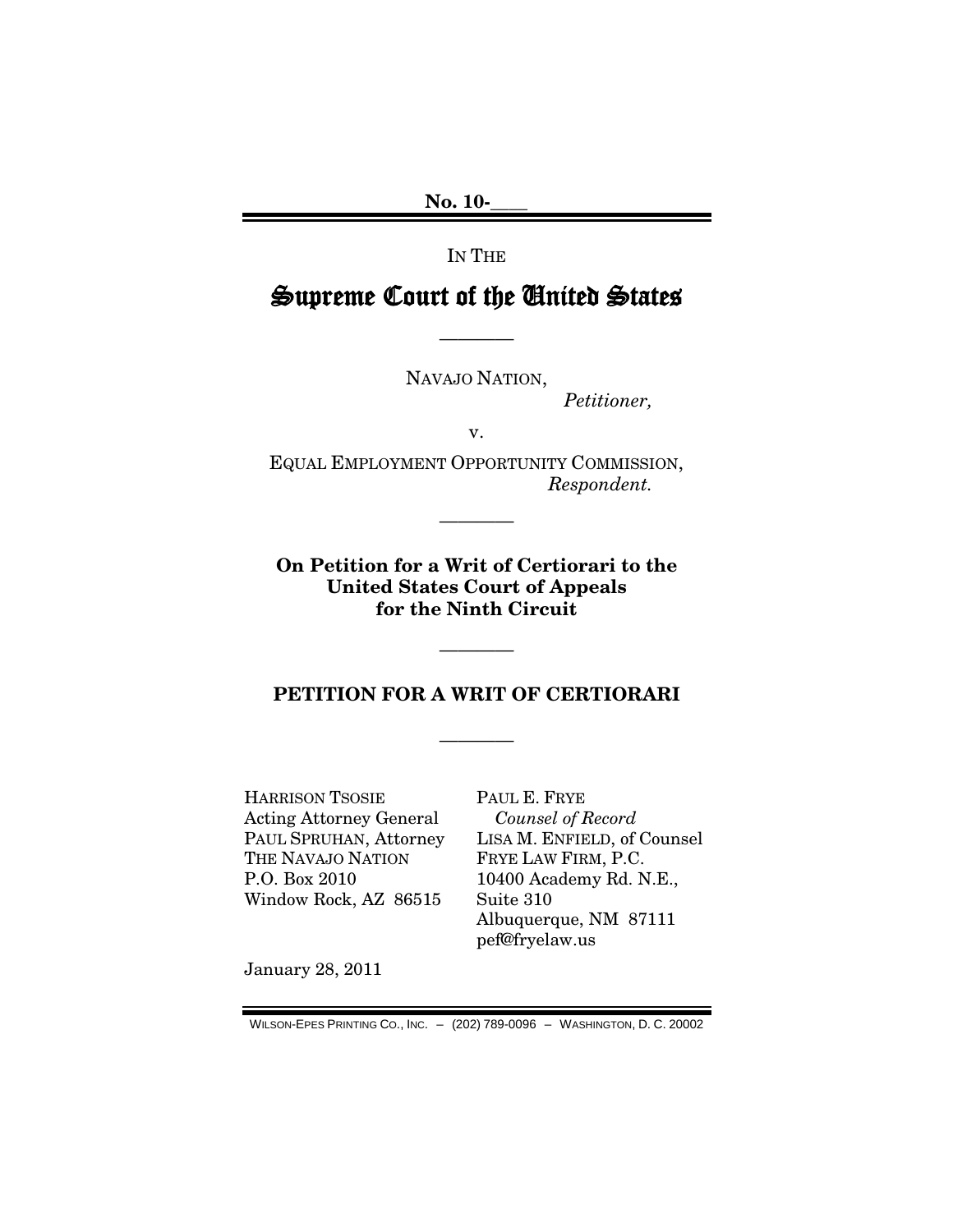No. 10-____

IN THE

# Supreme Court of the United States

________

NAVAJO NATION,

*Petitioner,*

v.

EQUAL EMPLOYMENT OPPORTUNITY COMMISSION,

*Respondent.*

________

**On Petition for a Writ of Certiorari to the United States Court of Appeals for the Ninth Circuit**

________

## PETITION FOR A WRIT OF CERTIORARI

________

HARRISON TSOSIE
Acting Attorney General
PAUL SPRUHAN, Attorney
THE NAVAJO NATION
P.O. Box 2010
Window Rock, AZ 86515

PAUL E. FRYE
*Counsel of Record*
LISA M. ENFIELD, of Counsel
FRYE LAW FIRM, P.C.
10400 Academy Rd. N.E.,
Suite 310
Albuquerque, NM 87111
pef@fryelaw.us

January 28, 2011

WILSON-EPES PRINTING CO., INC. – (202) 789-0096 – WASHINGTON, D. C. 20002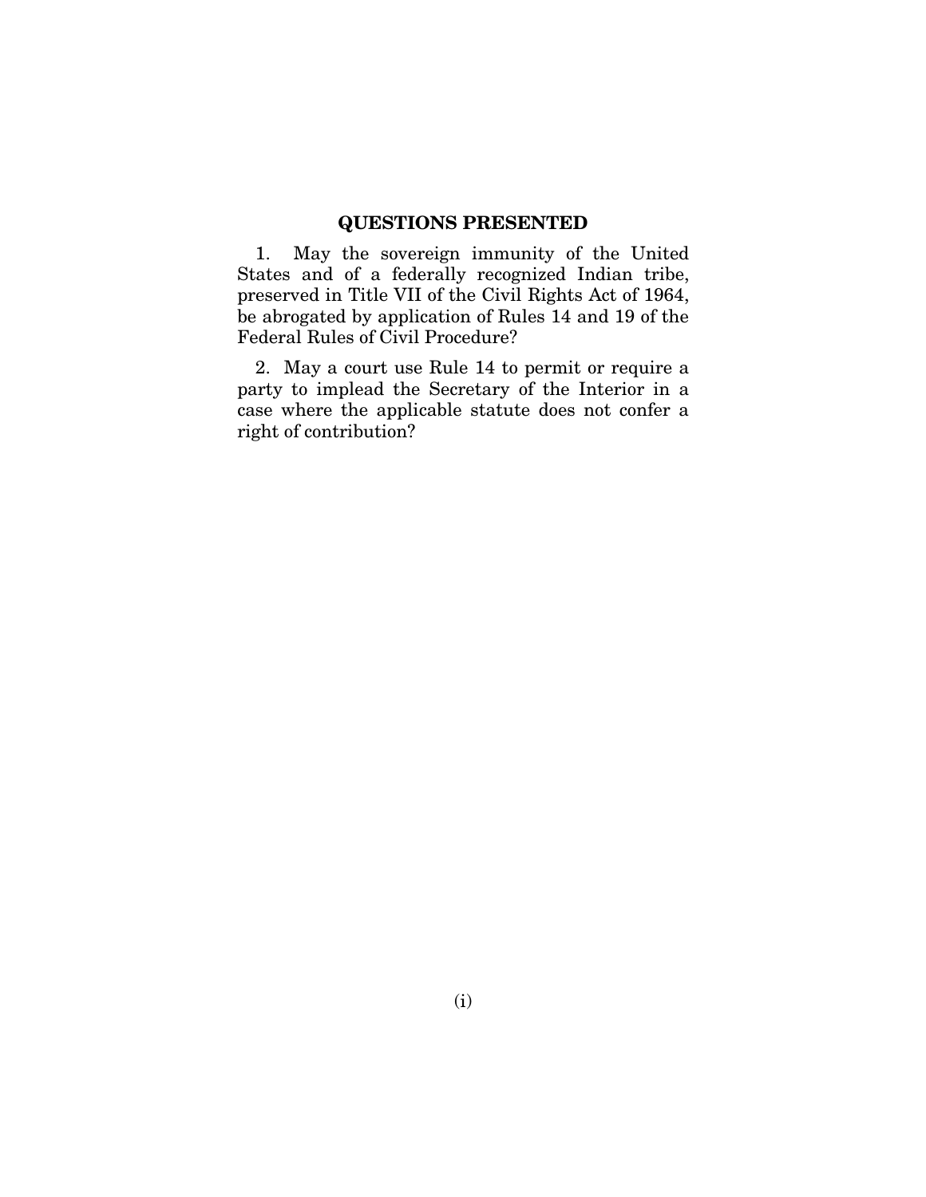## QUESTIONS PRESENTED

1. May the sovereign immunity of the United States and of a federally recognized Indian tribe, preserved in Title VII of the Civil Rights Act of 1964, be abrogated by application of Rules 14 and 19 of the Federal Rules of Civil Procedure?

2. May a court use Rule 14 to permit or require a party to implead the Secretary of the Interior in a case where the applicable statute does not confer a right of contribution?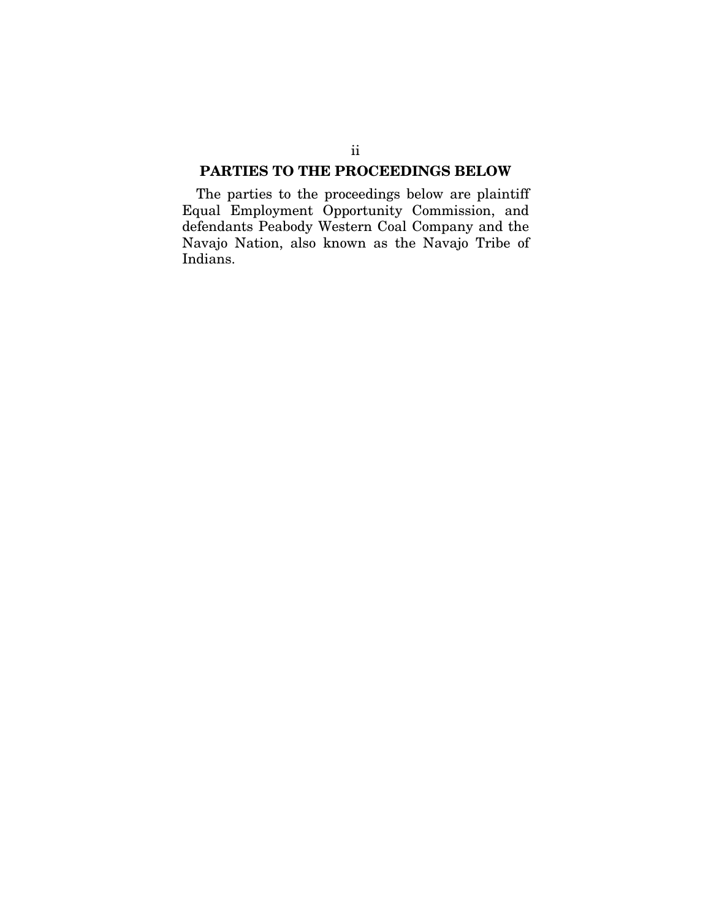## PARTIES TO THE PROCEEDINGS BELOW

The parties to the proceedings below are plaintiff Equal Employment Opportunity Commission, and defendants Peabody Western Coal Company and the Navajo Nation, also known as the Navajo Tribe of Indians.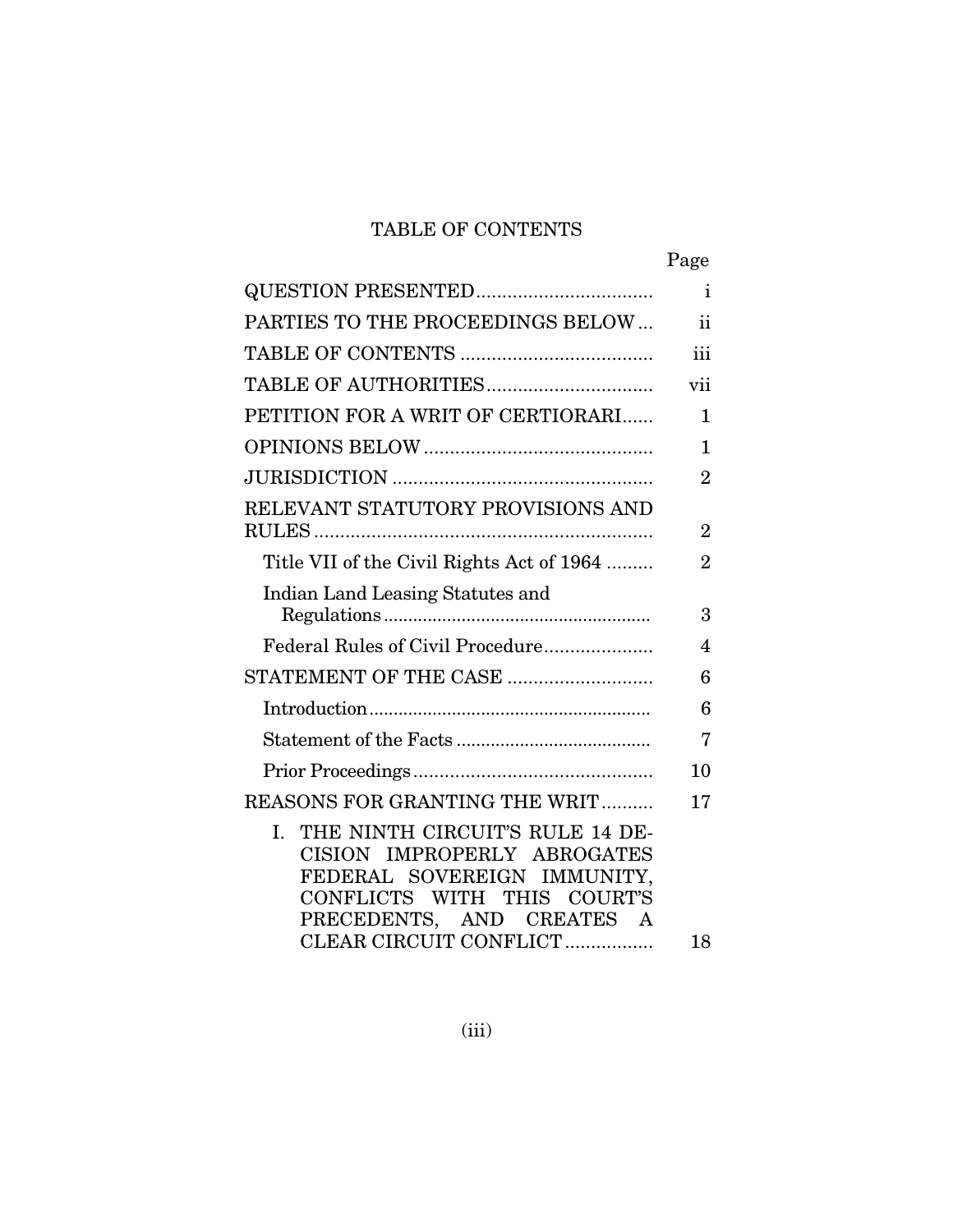# TABLE OF CONTENTS

| | Page |
|---|---|
| QUESTION PRESENTED | i |
| PARTIES TO THE PROCEEDINGS BELOW | ii |
| TABLE OF CONTENTS | iii |
| TABLE OF AUTHORITIES | vii |
| PETITION FOR A WRIT OF CERTIORARI | 1 |
| OPINIONS BELOW | 1 |
| JURISDICTION | 2 |
| RELEVANT STATUTORY PROVISIONS AND RULES | 2 |
| Title VII of the Civil Rights Act of 1964 | 2 |
| Indian Land Leasing Statutes and Regulations | 3 |
| Federal Rules of Civil Procedure | 4 |
| STATEMENT OF THE CASE | 6 |
| Introduction | 6 |
| Statement of the Facts | 7 |
| Prior Proceedings | 10 |
| REASONS FOR GRANTING THE WRIT | 17 |
| I. THE NINTH CIRCUIT'S RULE 14 DECISION IMPROPERLY ABROGATES FEDERAL SOVEREIGN IMMUNITY, CONFLICTS WITH THIS COURT'S PRECEDENTS, AND CREATES A CLEAR CIRCUIT CONFLICT | 18 |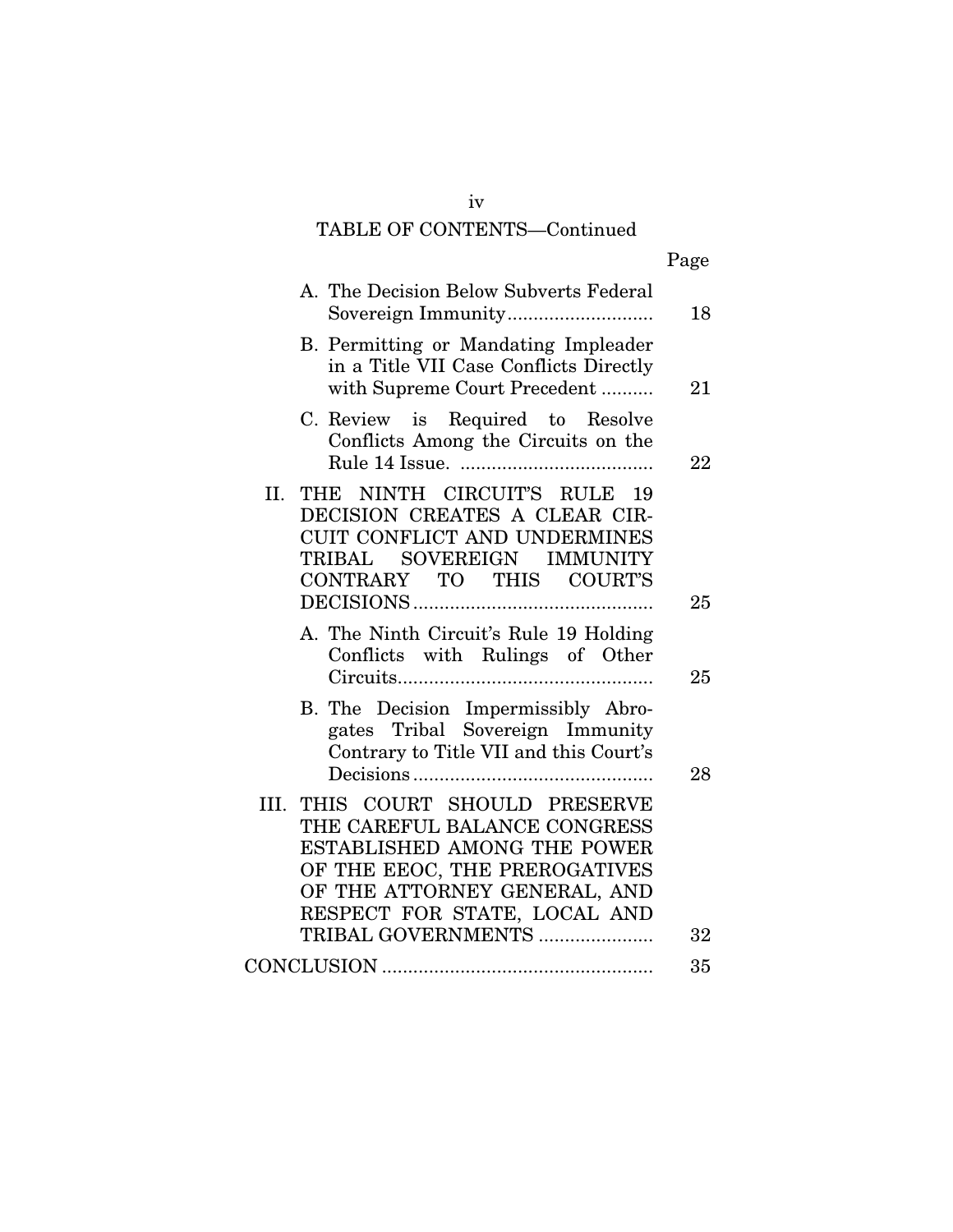TABLE OF CONTENTS—Continued

| | Page |
|---|---|
| A. The Decision Below Subverts Federal Sovereign Immunity | 18 |
| B. Permitting or Mandating Impleader in a Title VII Case Conflicts Directly with Supreme Court Precedent | 21 |
| C. Review is Required to Resolve Conflicts Among the Circuits on the Rule 14 Issue. | 22 |
| II. THE NINTH CIRCUIT'S RULE 19 DECISION CREATES A CLEAR CIRCUIT CONFLICT AND UNDERMINES TRIBAL SOVEREIGN IMMUNITY CONTRARY TO THIS COURT'S DECISIONS | 25 |
| A. The Ninth Circuit's Rule 19 Holding Conflicts with Rulings of Other Circuits | 25 |
| B. The Decision Impermissibly Abrogates Tribal Sovereign Immunity Contrary to Title VII and this Court's Decisions | 28 |
| III. THIS COURT SHOULD PRESERVE THE CAREFUL BALANCE CONGRESS ESTABLISHED AMONG THE POWER OF THE EEOC, THE PREROGATIVES OF THE ATTORNEY GENERAL, AND RESPECT FOR STATE, LOCAL AND TRIBAL GOVERNMENTS | 32 |
| CONCLUSION | 35 |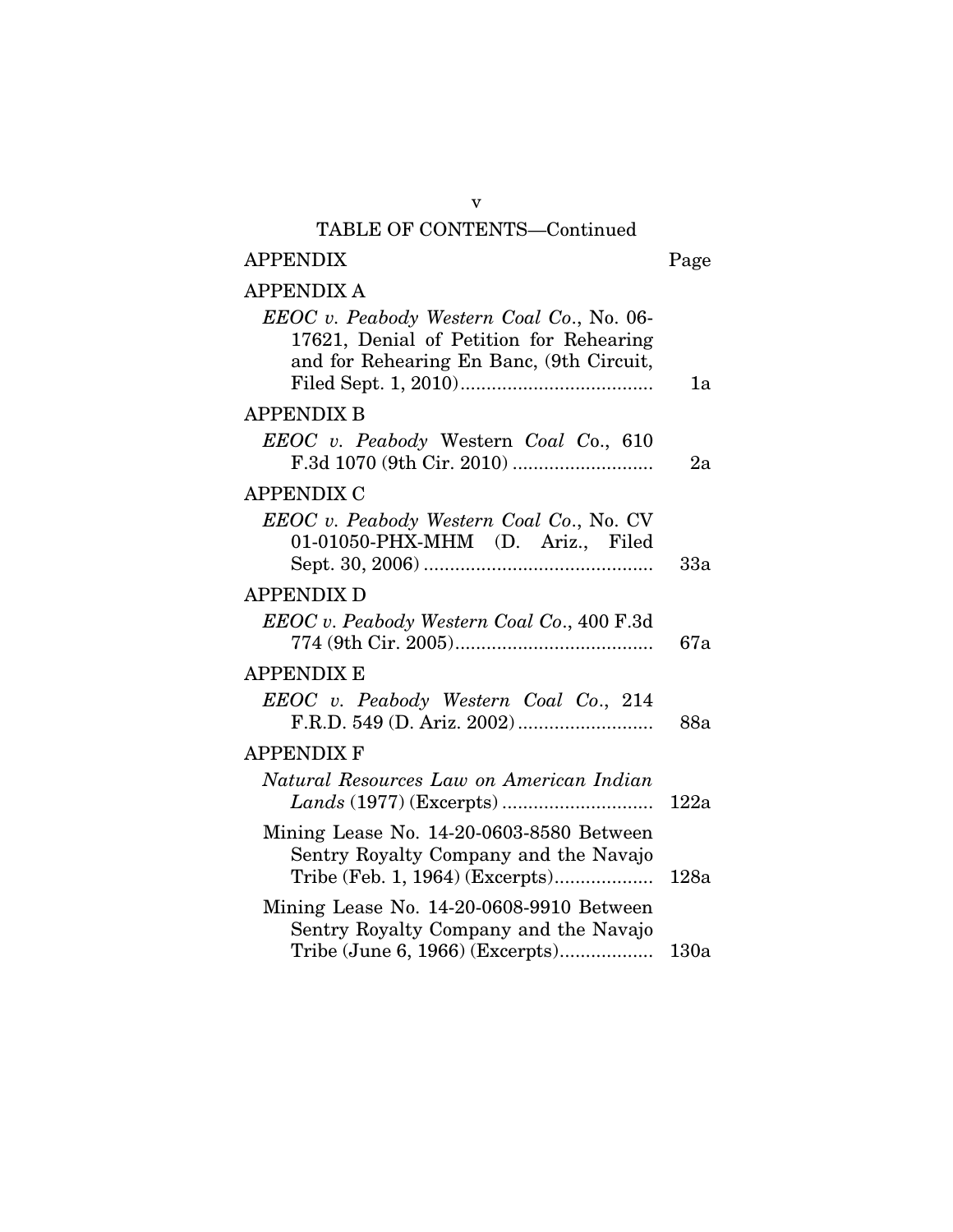TABLE OF CONTENTS—Continued

| APPENDIX | Page |
|---|---|
| APPENDIX A | |
| *EEOC v. Peabody Western Coal Co*., No. 06-17621, Denial of Petition for Rehearing and for Rehearing En Banc, (9th Circuit, Filed Sept. 1, 2010) | 1a |
| APPENDIX B | |
| *EEOC v. Peabody* Western *Coal C*o., 610 F.3d 1070 (9th Cir. 2010) | 2a |
| APPENDIX C | |
| *EEOC v. Peabody Western Coal Co*., No. CV 01-01050-PHX-MHM (D. Ariz., Filed Sept. 30, 2006) | 33a |
| APPENDIX D | |
| *EEOC v. Peabody Western Coal Co*., 400 F.3d 774 (9th Cir. 2005) | 67a |
| APPENDIX E | |
| *EEOC v. Peabody Western Coal Co*., 214 F.R.D. 549 (D. Ariz. 2002) | 88a |
| APPENDIX F | |
| *Natural Resources Law on American Indian Lands* (1977) (Excerpts) | 122a |
| Mining Lease No. 14-20-0603-8580 Between Sentry Royalty Company and the Navajo Tribe (Feb. 1, 1964) (Excerpts) | 128a |
| Mining Lease No. 14-20-0608-9910 Between Sentry Royalty Company and the Navajo Tribe (June 6, 1966) (Excerpts) | 130a |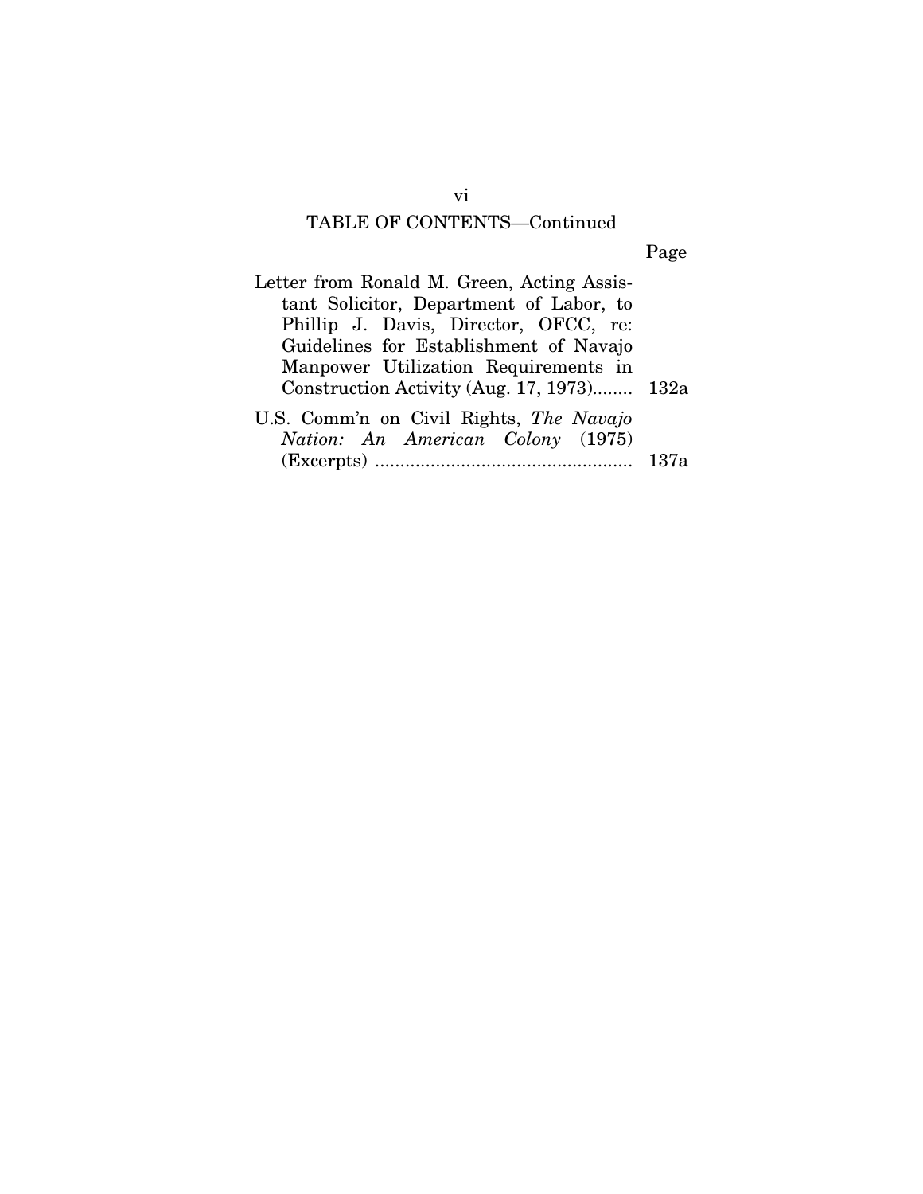TABLE OF CONTENTS—Continued

| | Page |
|---|---|
| Letter from Ronald M. Green, Acting Assistant Solicitor, Department of Labor, to Phillip J. Davis, Director, OFCC, re: Guidelines for Establishment of Navajo Manpower Utilization Requirements in Construction Activity (Aug. 17, 1973)........ | 132a |
| U.S. Comm'n on Civil Rights, *The Navajo Nation: An American Colony* (1975) (Excerpts) .................................................. | 137a |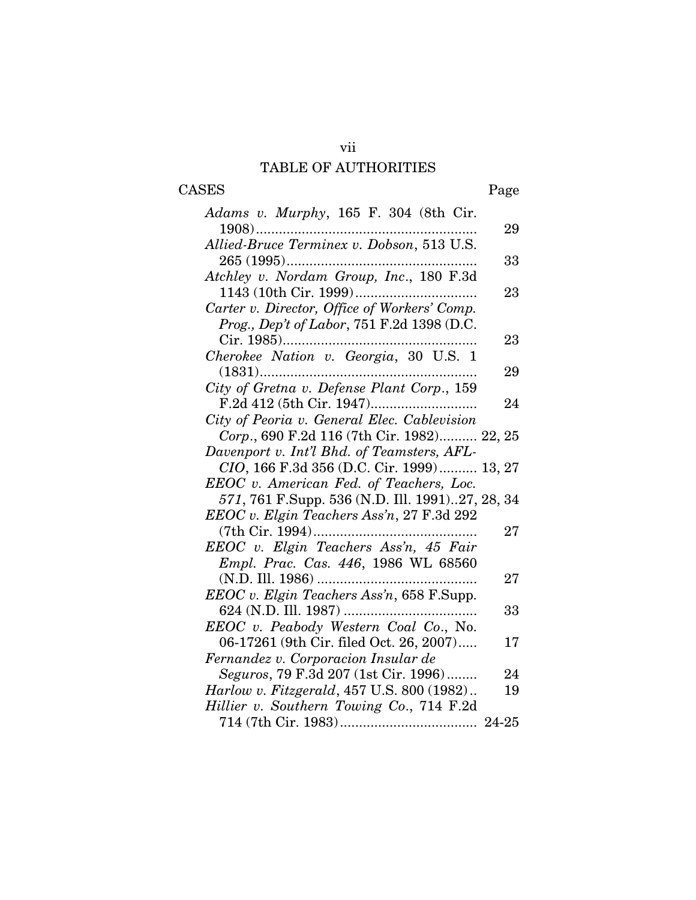# TABLE OF AUTHORITIES

| CASES | Page |
|---|---|
| *Adams v. Murphy*, 165 F. 304 (8th Cir. 1908) | 29 |
| *Allied-Bruce Terminex v. Dobson*, 513 U.S. 265 (1995) | 33 |
| *Atchley v. Nordam Group, Inc.*, 180 F.3d 1143 (10th Cir. 1999) | 23 |
| *Carter v. Director, Office of Workers' Comp. Prog., Dep't of Labor*, 751 F.2d 1398 (D.C. Cir. 1985) | 23 |
| *Cherokee Nation v. Georgia*, 30 U.S. 1 (1831) | 29 |
| *City of Gretna v. Defense Plant Corp.*, 159 F.2d 412 (5th Cir. 1947) | 24 |
| *City of Peoria v. General Elec. Cablevision Corp.*, 690 F.2d 116 (7th Cir. 1982) | 22, 25 |
| *Davenport v. Int'l Bhd. of Teamsters, AFL-CIO*, 166 F.3d 356 (D.C. Cir. 1999) | 13, 27 |
| *EEOC v. American Fed. of Teachers, Loc. 571*, 761 F.Supp. 536 (N.D. Ill. 1991) | 27, 28, 34 |
| *EEOC v. Elgin Teachers Ass'n*, 27 F.3d 292 (7th Cir. 1994) | 27 |
| *EEOC v. Elgin Teachers Ass'n, 45 Fair Empl. Prac. Cas. 446*, 1986 WL 68560 (N.D. Ill. 1986) | 27 |
| *EEOC v. Elgin Teachers Ass'n*, 658 F.Supp. 624 (N.D. Ill. 1987) | 33 |
| *EEOC v. Peabody Western Coal Co.*, No. 06-17261 (9th Cir. filed Oct. 26, 2007) | 17 |
| *Fernandez v. Corporacion Insular de Seguros*, 79 F.3d 207 (1st Cir. 1996) | 24 |
| *Harlow v. Fitzgerald*, 457 U.S. 800 (1982) | 19 |
| *Hillier v. Southern Towing Co.*, 714 F.2d 714 (7th Cir. 1983) | 24-25 |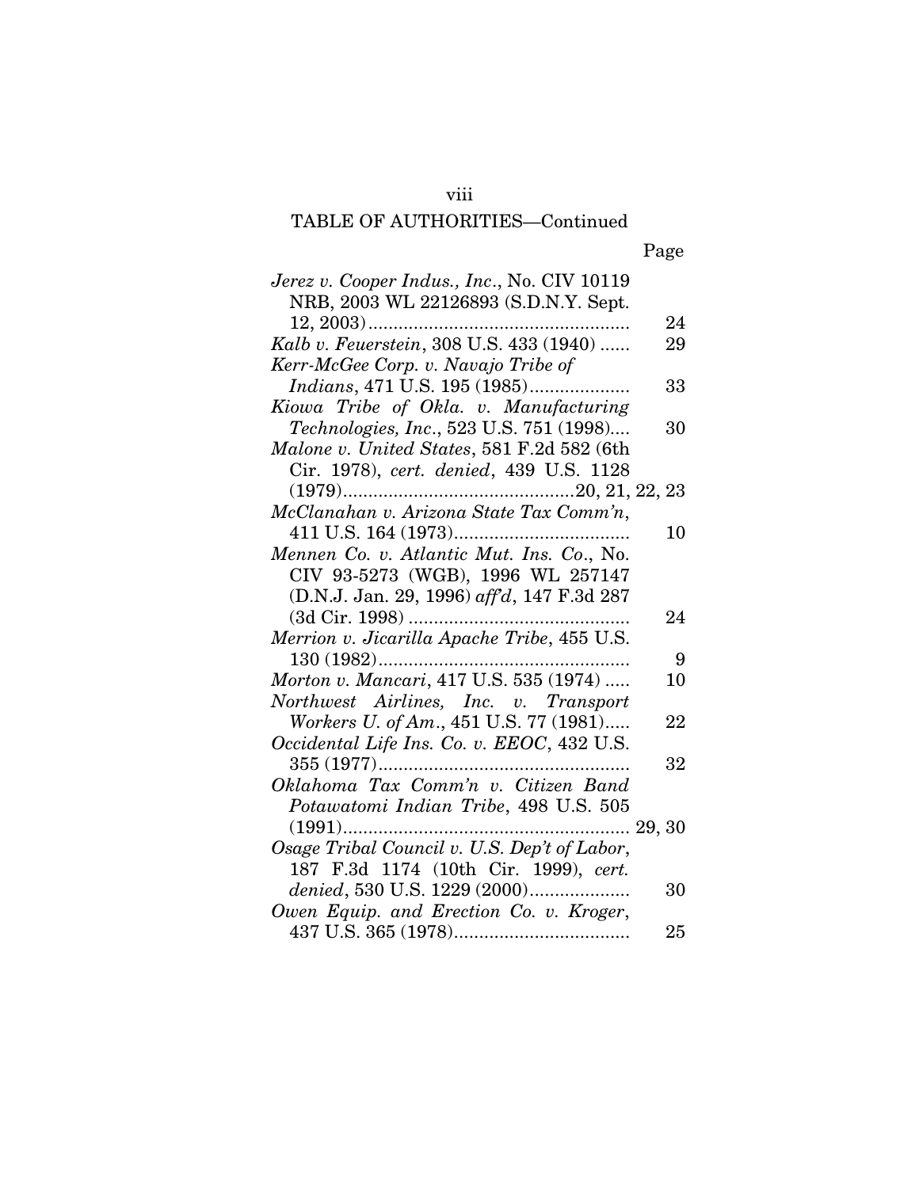## TABLE OF AUTHORITIES—Continued

| | Page |
|---|---|
| *Jerez v. Cooper Indus., Inc.*, No. CIV 10119 NRB, 2003 WL 22126893 (S.D.N.Y. Sept. 12, 2003) | 24 |
| *Kalb v. Feuerstein*, 308 U.S. 433 (1940) | 29 |
| *Kerr-McGee Corp. v. Navajo Tribe of Indians*, 471 U.S. 195 (1985) | 33 |
| *Kiowa Tribe of Okla. v. Manufacturing Technologies, Inc.*, 523 U.S. 751 (1998) | 30 |
| *Malone v. United States*, 581 F.2d 582 (6th Cir. 1978), *cert. denied*, 439 U.S. 1128 (1979) | 20, 21, 22, 23 |
| *McClanahan v. Arizona State Tax Comm'n*, 411 U.S. 164 (1973) | 10 |
| *Mennen Co. v. Atlantic Mut. Ins. Co.*, No. CIV 93-5273 (WGB), 1996 WL 257147 (D.N.J. Jan. 29, 1996) *aff'd*, 147 F.3d 287 (3d Cir. 1998) | 24 |
| *Merrion v. Jicarilla Apache Tribe*, 455 U.S. 130 (1982) | 9 |
| *Morton v. Mancari*, 417 U.S. 535 (1974) | 10 |
| *Northwest Airlines, Inc. v. Transport Workers U. of Am.*, 451 U.S. 77 (1981) | 22 |
| *Occidental Life Ins. Co. v. EEOC*, 432 U.S. 355 (1977) | 32 |
| *Oklahoma Tax Comm'n v. Citizen Band Potawatomi Indian Tribe*, 498 U.S. 505 (1991) | 29, 30 |
| *Osage Tribal Council v. U.S. Dep't of Labor*, 187 F.3d 1174 (10th Cir. 1999), *cert. denied*, 530 U.S. 1229 (2000) | 30 |
| *Owen Equip. and Erection Co. v. Kroger*, 437 U.S. 365 (1978) | 25 |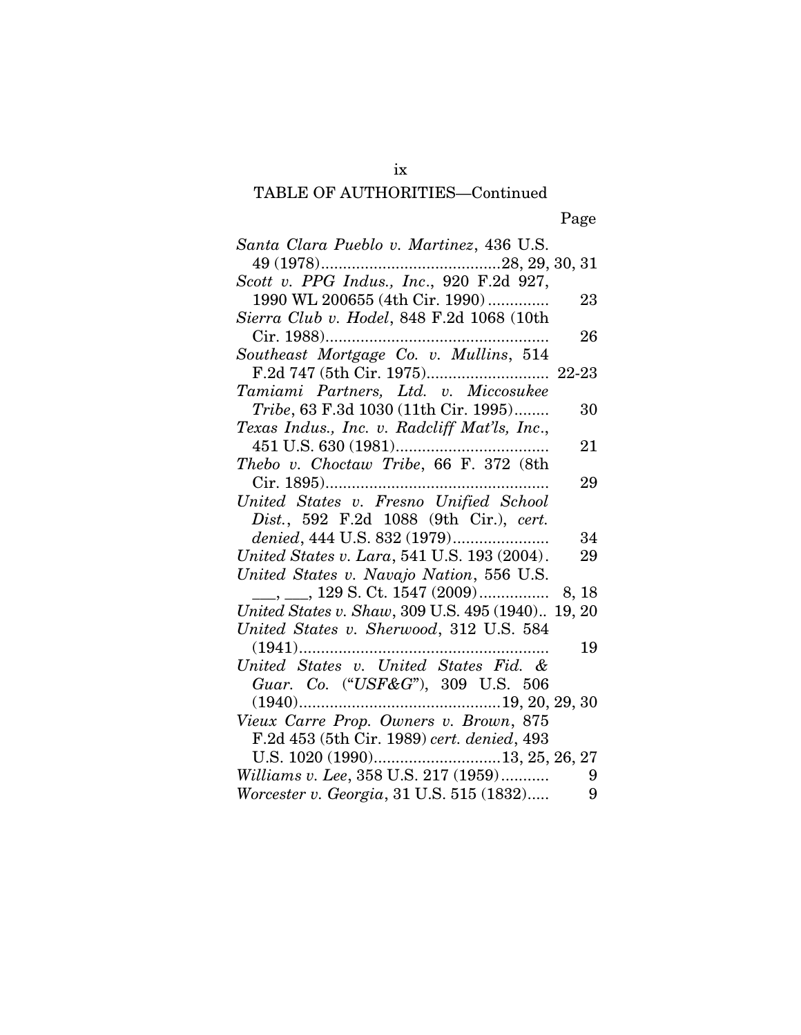TABLE OF AUTHORITIES—Continued

| | Page |
|---|---|
| *Santa Clara Pueblo v. Martinez*, 436 U.S. 49 (1978) | 28, 29, 30, 31 |
| *Scott v. PPG Indus., Inc.*, 920 F.2d 927, 1990 WL 200655 (4th Cir. 1990) | 23 |
| *Sierra Club v. Hodel*, 848 F.2d 1068 (10th Cir. 1988) | 26 |
| *Southeast Mortgage Co. v. Mullins*, 514 F.2d 747 (5th Cir. 1975) | 22-23 |
| *Tamiami Partners, Ltd. v. Miccosukee Tribe*, 63 F.3d 1030 (11th Cir. 1995) | 30 |
| *Texas Indus., Inc. v. Radcliff Mat'ls, Inc.*, 451 U.S. 630 (1981) | 21 |
| *Thebo v. Choctaw Tribe*, 66 F. 372 (8th Cir. 1895) | 29 |
| *United States v. Fresno Unified School Dist.*, 592 F.2d 1088 (9th Cir.), *cert. denied*, 444 U.S. 832 (1979) | 34 |
| *United States v. Lara*, 541 U.S. 193 (2004) | 29 |
| *United States v. Navajo Nation*, 556 U.S. ___, ___, 129 S. Ct. 1547 (2009) | 8, 18 |
| *United States v. Shaw*, 309 U.S. 495 (1940) | 19, 20 |
| *United States v. Sherwood*, 312 U.S. 584 (1941) | 19 |
| *United States v. United States Fid. & Guar. Co.* ("*USF&G*"), 309 U.S. 506 (1940) | 19, 20, 29, 30 |
| *Vieux Carre Prop. Owners v. Brown*, 875 F.2d 453 (5th Cir. 1989) *cert. denied*, 493 U.S. 1020 (1990) | 13, 25, 26, 27 |
| *Williams v. Lee*, 358 U.S. 217 (1959) | 9 |
| *Worcester v. Georgia*, 31 U.S. 515 (1832) | 9 |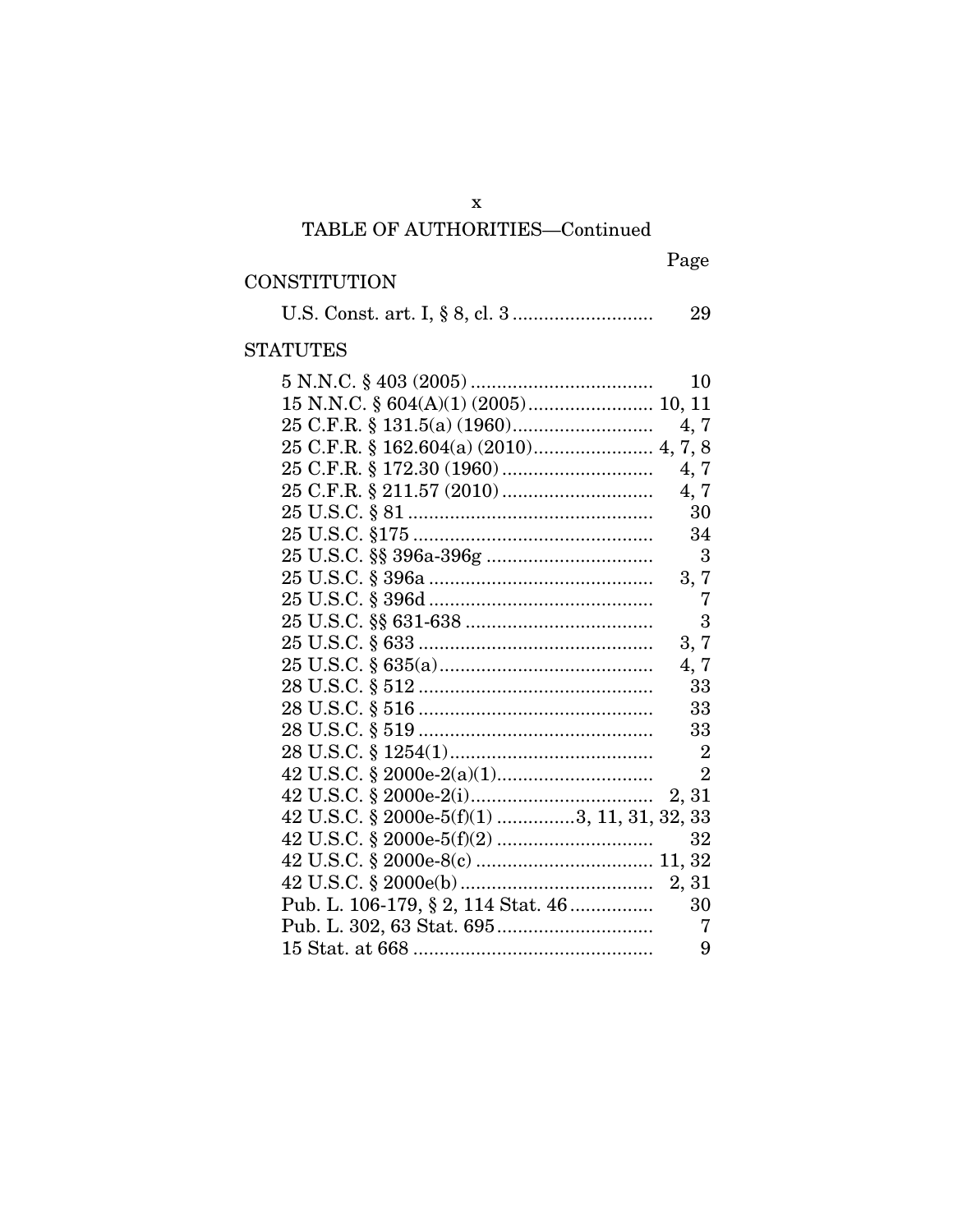## TABLE OF AUTHORITIES—Continued

| | Page |
|---|---|
| **CONSTITUTION** | |
| U.S. Const. art. I, § 8, cl. 3 | 29 |
| **STATUTES** | |
| 5 N.N.C. § 403 (2005) | 10 |
| 15 N.N.C. § 604(A)(1) (2005) | 10, 11 |
| 25 C.F.R. § 131.5(a) (1960) | 4, 7 |
| 25 C.F.R. § 162.604(a) (2010) | 4, 7, 8 |
| 25 C.F.R. § 172.30 (1960) | 4, 7 |
| 25 C.F.R. § 211.57 (2010) | 4, 7 |
| 25 U.S.C. § 81 | 30 |
| 25 U.S.C. §175 | 34 |
| 25 U.S.C. §§ 396a-396g | 3 |
| 25 U.S.C. § 396a | 3, 7 |
| 25 U.S.C. § 396d | 7 |
| 25 U.S.C. §§ 631-638 | 3 |
| 25 U.S.C. § 633 | 3, 7 |
| 25 U.S.C. § 635(a) | 4, 7 |
| 28 U.S.C. § 512 | 33 |
| 28 U.S.C. § 516 | 33 |
| 28 U.S.C. § 519 | 33 |
| 28 U.S.C. § 1254(1) | 2 |
| 42 U.S.C. § 2000e-2(a)(1) | 2 |
| 42 U.S.C. § 2000e-2(i) | 2, 31 |
| 42 U.S.C. § 2000e-5(f)(1) | 3, 11, 31, 32, 33 |
| 42 U.S.C. § 2000e-5(f)(2) | 32 |
| 42 U.S.C. § 2000e-8(c) | 11, 32 |
| 42 U.S.C. § 2000e(b) | 2, 31 |
| Pub. L. 106-179, § 2, 114 Stat. 46 | 30 |
| Pub. L. 302, 63 Stat. 695 | 7 |
| 15 Stat. at 668 | 9 |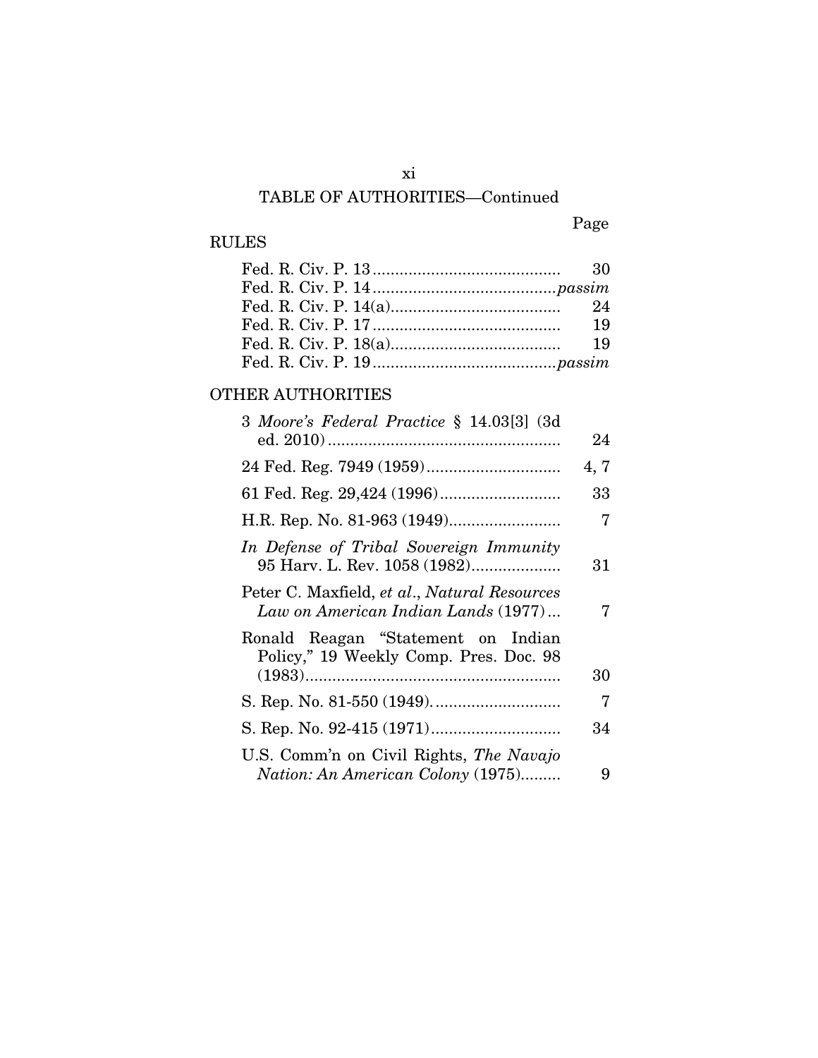TABLE OF AUTHORITIES—Continued

| | Page |
|---|---|
| **RULES** | |
| Fed. R. Civ. P. 13 | 30 |
| Fed. R. Civ. P. 14 | *passim* |
| Fed. R. Civ. P. 14(a) | 24 |
| Fed. R. Civ. P. 17 | 19 |
| Fed. R. Civ. P. 18(a) | 19 |
| Fed. R. Civ. P. 19 | *passim* |
| **OTHER AUTHORITIES** | |
| 3 *Moore's Federal Practice* § 14.03[3] (3d ed. 2010) | 24 |
| 24 Fed. Reg. 7949 (1959) | 4, 7 |
| 61 Fed. Reg. 29,424 (1996) | 33 |
| H.R. Rep. No. 81-963 (1949) | 7 |
| *In Defense of Tribal Sovereign Immunity* 95 Harv. L. Rev. 1058 (1982) | 31 |
| Peter C. Maxfield, *et al*., *Natural Resources Law on American Indian Lands* (1977) | 7 |
| Ronald Reagan "Statement on Indian Policy," 19 Weekly Comp. Pres. Doc. 98 (1983) | 30 |
| S. Rep. No. 81-550 (1949) | 7 |
| S. Rep. No. 92-415 (1971) | 34 |
| U.S. Comm'n on Civil Rights, *The Navajo Nation: An American Colony* (1975) | 9 |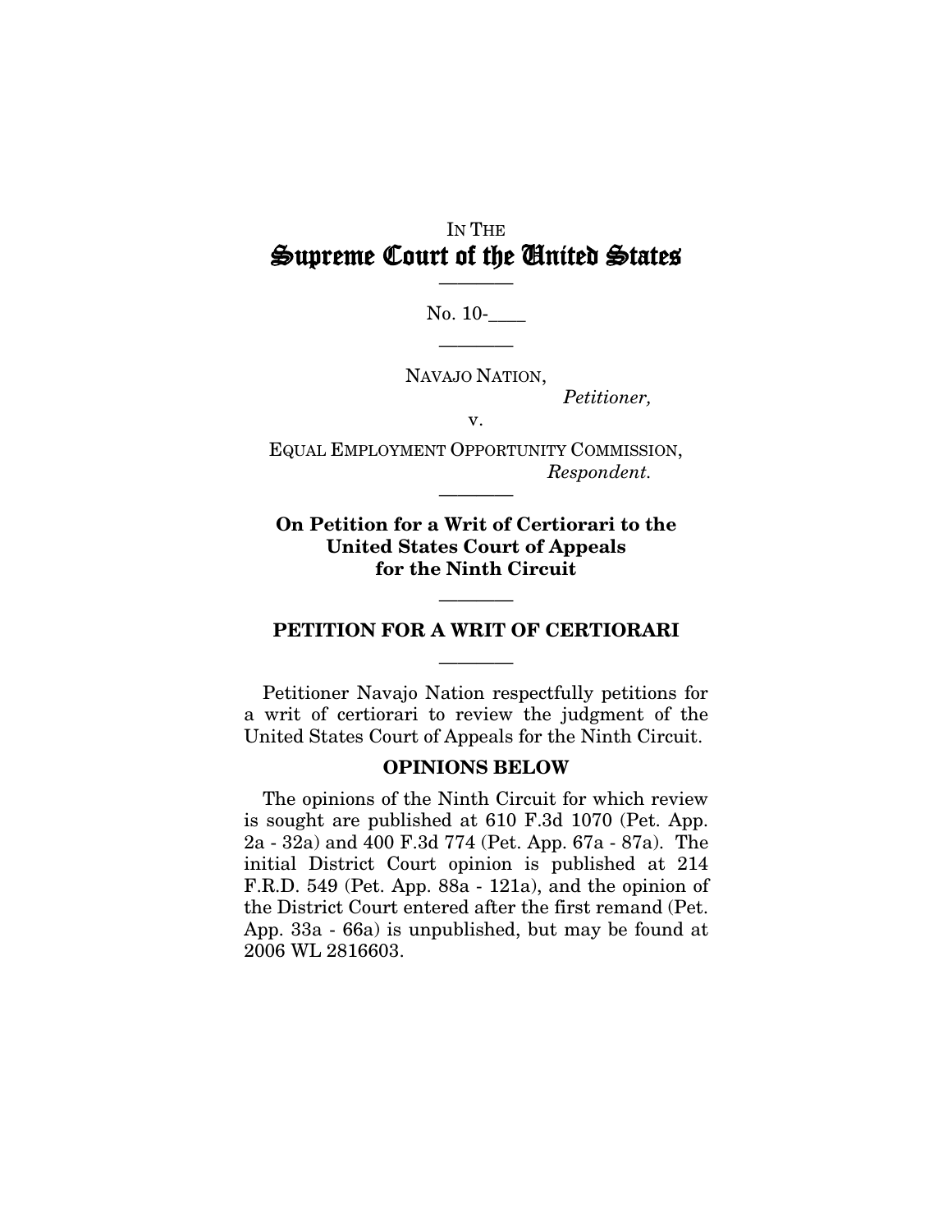IN THE

# Supreme Court of the United States

No. 10-\_\_\_\_

NAVAJO NATION,

*Petitioner,*

v.

EQUAL EMPLOYMENT OPPORTUNITY COMMISSION,

*Respondent.*

**On Petition for a Writ of Certiorari to the United States Court of Appeals for the Ninth Circuit**

## PETITION FOR A WRIT OF CERTIORARI

Petitioner Navajo Nation respectfully petitions for a writ of certiorari to review the judgment of the United States Court of Appeals for the Ninth Circuit.

### OPINIONS BELOW

The opinions of the Ninth Circuit for which review is sought are published at 610 F.3d 1070 (Pet. App. 2a - 32a) and 400 F.3d 774 (Pet. App. 67a - 87a). The initial District Court opinion is published at 214 F.R.D. 549 (Pet. App. 88a - 121a), and the opinion of the District Court entered after the first remand (Pet. App. 33a - 66a) is unpublished, but may be found at 2006 WL 2816603.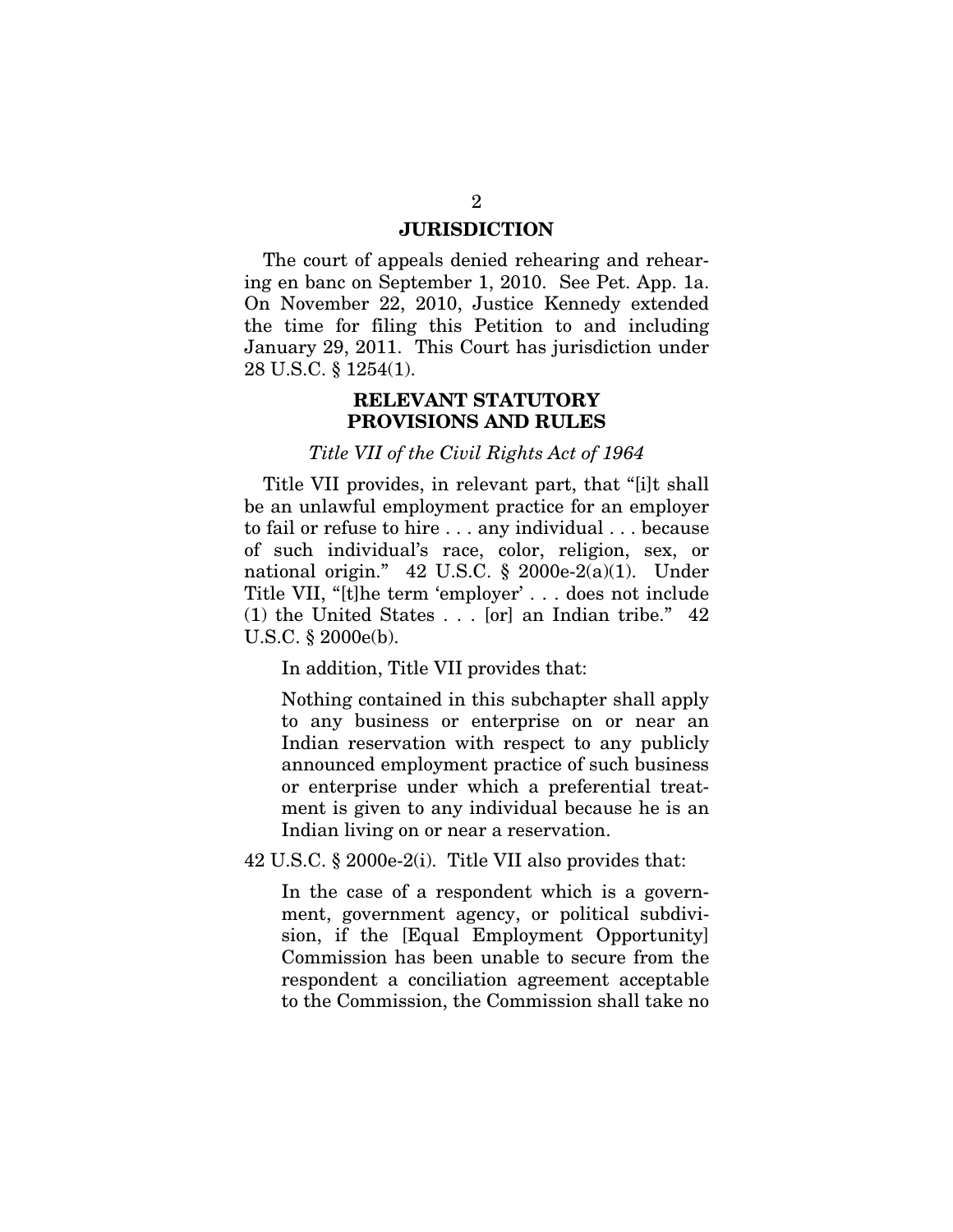## JURISDICTION

The court of appeals denied rehearing and rehearing en banc on September 1, 2010. See Pet. App. 1a. On November 22, 2010, Justice Kennedy extended the time for filing this Petition to and including January 29, 2011. This Court has jurisdiction under 28 U.S.C. § 1254(1).

## RELEVANT STATUTORY PROVISIONS AND RULES

*Title VII of the Civil Rights Act of 1964*

Title VII provides, in relevant part, that "[i]t shall be an unlawful employment practice for an employer to fail or refuse to hire . . . any individual . . . because of such individual's race, color, religion, sex, or national origin." 42 U.S.C. § 2000e-2(a)(1). Under Title VII, "[t]he term 'employer' . . . does not include (1) the United States . . . [or] an Indian tribe." 42 U.S.C. § 2000e(b).

In addition, Title VII provides that:

> Nothing contained in this subchapter shall apply to any business or enterprise on or near an Indian reservation with respect to any publicly announced employment practice of such business or enterprise under which a preferential treatment is given to any individual because he is an Indian living on or near a reservation.

42 U.S.C. § 2000e-2(i). Title VII also provides that:

> In the case of a respondent which is a government, government agency, or political subdivision, if the [Equal Employment Opportunity] Commission has been unable to secure from the respondent a conciliation agreement acceptable to the Commission, the Commission shall take no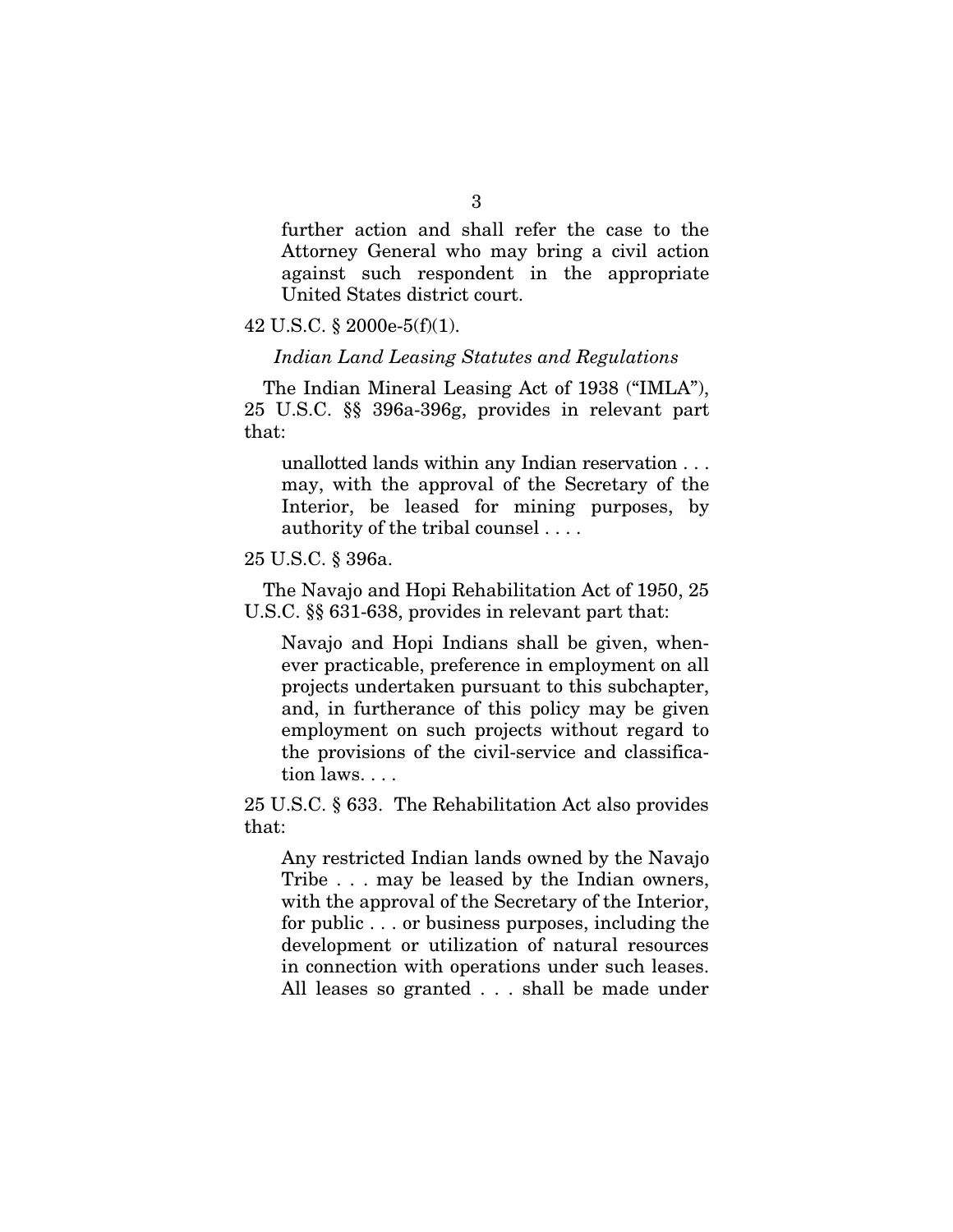> further action and shall refer the case to the Attorney General who may bring a civil action against such respondent in the appropriate United States district court.

42 U.S.C. § 2000e-5(f)(1).

*Indian Land Leasing Statutes and Regulations*

The Indian Mineral Leasing Act of 1938 ("IMLA"), 25 U.S.C. §§ 396a-396g, provides in relevant part that:

> unallotted lands within any Indian reservation . . . may, with the approval of the Secretary of the Interior, be leased for mining purposes, by authority of the tribal counsel . . . .

25 U.S.C. § 396a.

The Navajo and Hopi Rehabilitation Act of 1950, 25 U.S.C. §§ 631-638, provides in relevant part that:

> Navajo and Hopi Indians shall be given, whenever practicable, preference in employment on all projects undertaken pursuant to this subchapter, and, in furtherance of this policy may be given employment on such projects without regard to the provisions of the civil-service and classification laws. . . .

25 U.S.C. § 633. The Rehabilitation Act also provides that:

> Any restricted Indian lands owned by the Navajo Tribe . . . may be leased by the Indian owners, with the approval of the Secretary of the Interior, for public . . . or business purposes, including the development or utilization of natural resources in connection with operations under such leases. All leases so granted . . . shall be made under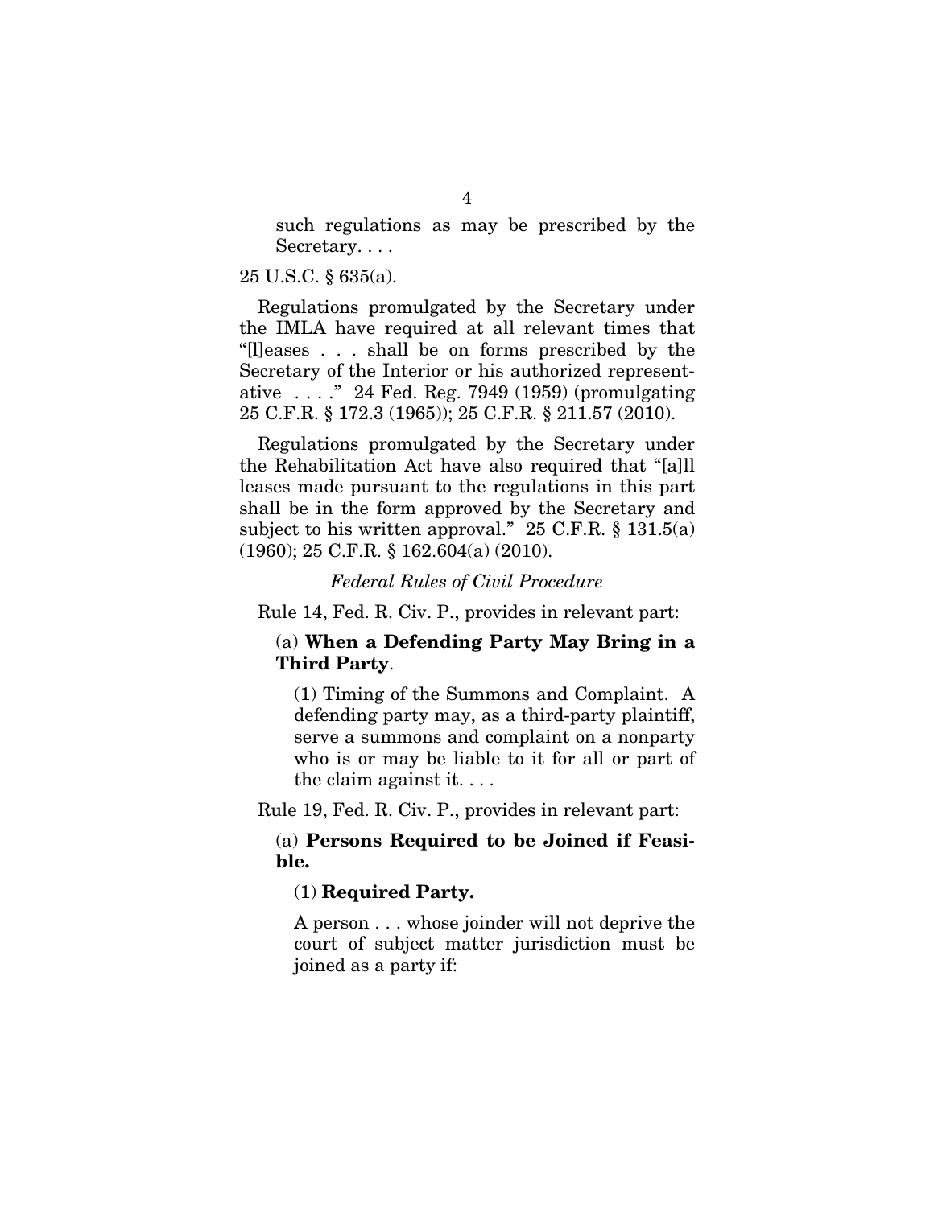> such regulations as may be prescribed by the Secretary. . . .

25 U.S.C. § 635(a).

Regulations promulgated by the Secretary under the IMLA have required at all relevant times that "[l]eases . . . shall be on forms prescribed by the Secretary of the Interior or his authorized representative . . . ." 24 Fed. Reg. 7949 (1959) (promulgating 25 C.F.R. § 172.3 (1965)); 25 C.F.R. § 211.57 (2010).

Regulations promulgated by the Secretary under the Rehabilitation Act have also required that "[a]ll leases made pursuant to the regulations in this part shall be in the form approved by the Secretary and subject to his written approval." 25 C.F.R. § 131.5(a) (1960); 25 C.F.R. § 162.604(a) (2010).

*Federal Rules of Civil Procedure*

Rule 14, Fed. R. Civ. P., provides in relevant part:

> (a) **When a Defending Party May Bring in a Third Party**.
>
> (1) Timing of the Summons and Complaint. A defending party may, as a third-party plaintiff, serve a summons and complaint on a nonparty who is or may be liable to it for all or part of the claim against it. . . .

Rule 19, Fed. R. Civ. P., provides in relevant part:

> (a) **Persons Required to be Joined if Feasible.**
>
> (1) **Required Party.**
>
> A person . . . whose joinder will not deprive the court of subject matter jurisdiction must be joined as a party if: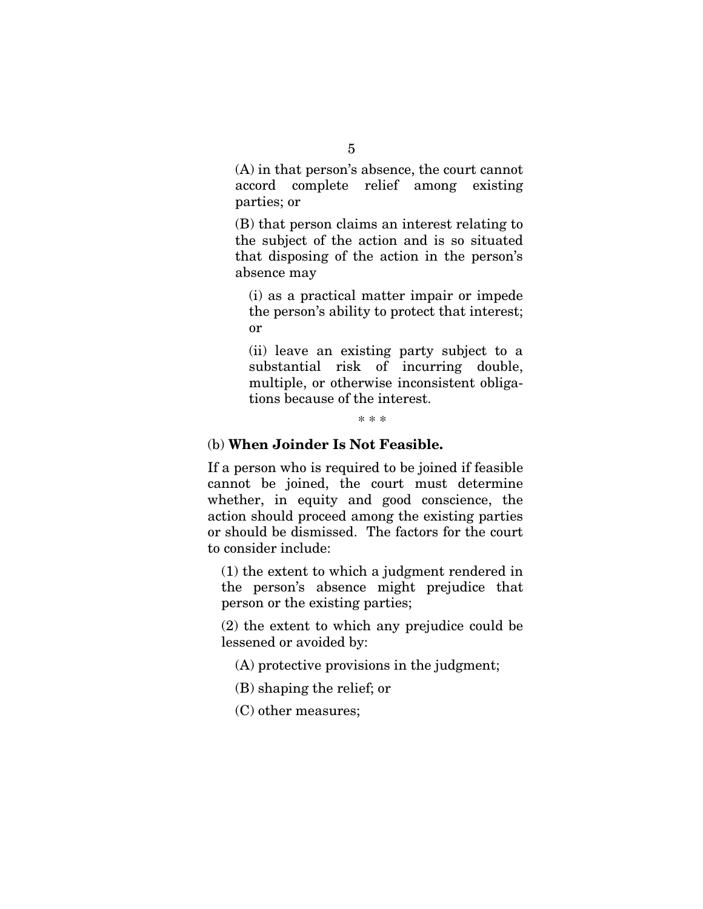(A) in that person's absence, the court cannot accord complete relief among existing parties; or

(B) that person claims an interest relating to the subject of the action and is so situated that disposing of the action in the person's absence may

(i) as a practical matter impair or impede the person's ability to protect that interest; or

(ii) leave an existing party subject to a substantial risk of incurring double, multiple, or otherwise inconsistent obligations because of the interest.

\* \* \*

(b) **When Joinder Is Not Feasible.**

If a person who is required to be joined if feasible cannot be joined, the court must determine whether, in equity and good conscience, the action should proceed among the existing parties or should be dismissed. The factors for the court to consider include:

(1) the extent to which a judgment rendered in the person's absence might prejudice that person or the existing parties;

(2) the extent to which any prejudice could be lessened or avoided by:

(A) protective provisions in the judgment;

(B) shaping the relief; or

(C) other measures;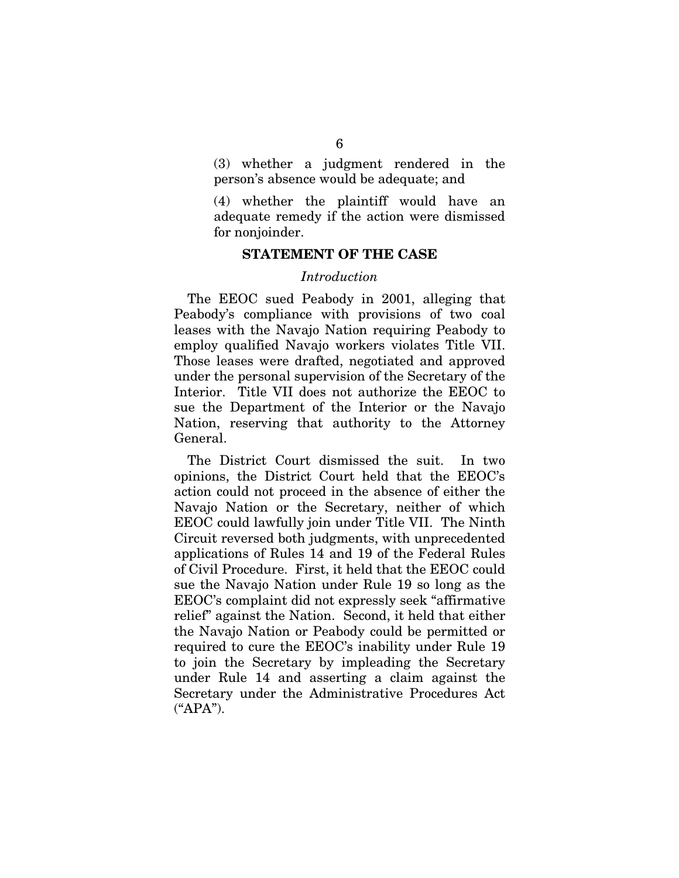(3) whether a judgment rendered in the person's absence would be adequate; and

(4) whether the plaintiff would have an adequate remedy if the action were dismissed for nonjoinder.

## STATEMENT OF THE CASE

### *Introduction*

The EEOC sued Peabody in 2001, alleging that Peabody's compliance with provisions of two coal leases with the Navajo Nation requiring Peabody to employ qualified Navajo workers violates Title VII. Those leases were drafted, negotiated and approved under the personal supervision of the Secretary of the Interior. Title VII does not authorize the EEOC to sue the Department of the Interior or the Navajo Nation, reserving that authority to the Attorney General.

The District Court dismissed the suit. In two opinions, the District Court held that the EEOC's action could not proceed in the absence of either the Navajo Nation or the Secretary, neither of which EEOC could lawfully join under Title VII. The Ninth Circuit reversed both judgments, with unprecedented applications of Rules 14 and 19 of the Federal Rules of Civil Procedure. First, it held that the EEOC could sue the Navajo Nation under Rule 19 so long as the EEOC's complaint did not expressly seek "affirmative relief" against the Nation. Second, it held that either the Navajo Nation or Peabody could be permitted or required to cure the EEOC's inability under Rule 19 to join the Secretary by impleading the Secretary under Rule 14 and asserting a claim against the Secretary under the Administrative Procedures Act ("APA").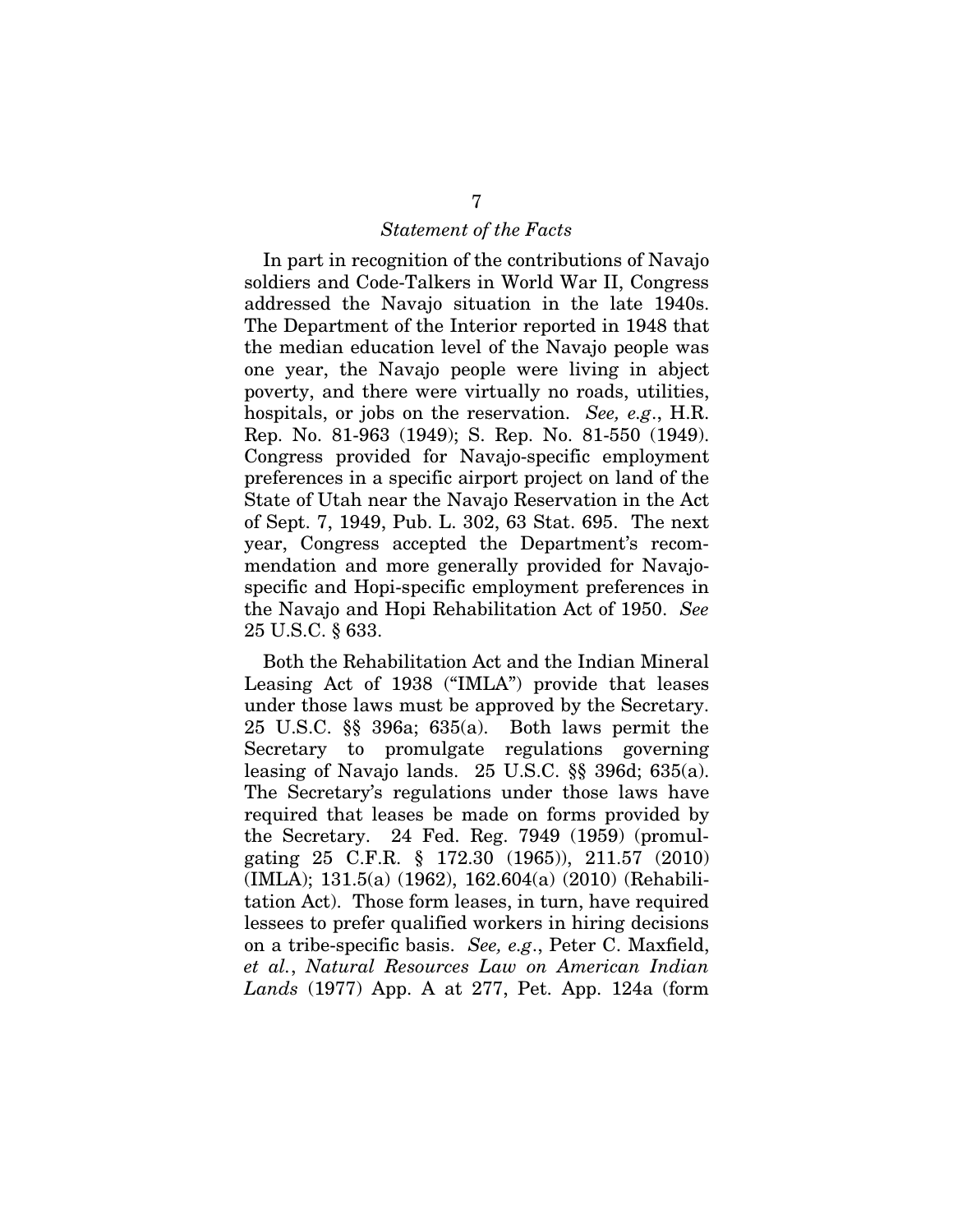*Statement of the Facts*

In part in recognition of the contributions of Navajo soldiers and Code-Talkers in World War II, Congress addressed the Navajo situation in the late 1940s. The Department of the Interior reported in 1948 that the median education level of the Navajo people was one year, the Navajo people were living in abject poverty, and there were virtually no roads, utilities, hospitals, or jobs on the reservation. *See, e.g*., H.R. Rep. No. 81-963 (1949); S. Rep. No. 81-550 (1949). Congress provided for Navajo-specific employment preferences in a specific airport project on land of the State of Utah near the Navajo Reservation in the Act of Sept. 7, 1949, Pub. L. 302, 63 Stat. 695. The next year, Congress accepted the Department's recommendation and more generally provided for Navajo-specific and Hopi-specific employment preferences in the Navajo and Hopi Rehabilitation Act of 1950. *See* 25 U.S.C. § 633.

Both the Rehabilitation Act and the Indian Mineral Leasing Act of 1938 ("IMLA") provide that leases under those laws must be approved by the Secretary. 25 U.S.C. §§ 396a; 635(a). Both laws permit the Secretary to promulgate regulations governing leasing of Navajo lands. 25 U.S.C. §§ 396d; 635(a). The Secretary's regulations under those laws have required that leases be made on forms provided by the Secretary. 24 Fed. Reg. 7949 (1959) (promulgating 25 C.F.R. § 172.30 (1965)), 211.57 (2010) (IMLA); 131.5(a) (1962), 162.604(a) (2010) (Rehabilitation Act). Those form leases, in turn, have required lessees to prefer qualified workers in hiring decisions on a tribe-specific basis. *See, e.g*., Peter C. Maxfield, *et al.*, *Natural Resources Law on American Indian Lands* (1977) App. A at 277, Pet. App. 124a (form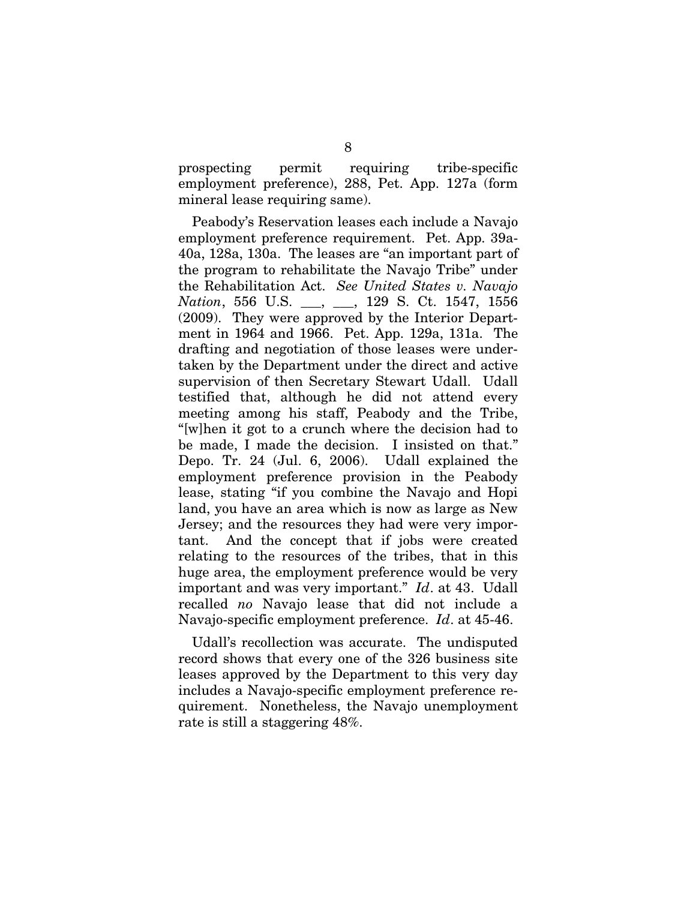prospecting permit requiring tribe-specific employment preference), 288, Pet. App. 127a (form mineral lease requiring same).

Peabody's Reservation leases each include a Navajo employment preference requirement. Pet. App. 39a-40a, 128a, 130a. The leases are "an important part of the program to rehabilitate the Navajo Tribe" under the Rehabilitation Act. *See United States v. Navajo Nation*, 556 U.S. ___, ___, 129 S. Ct. 1547, 1556 (2009). They were approved by the Interior Department in 1964 and 1966. Pet. App. 129a, 131a. The drafting and negotiation of those leases were undertaken by the Department under the direct and active supervision of then Secretary Stewart Udall. Udall testified that, although he did not attend every meeting among his staff, Peabody and the Tribe, "[w]hen it got to a crunch where the decision had to be made, I made the decision. I insisted on that." Depo. Tr. 24 (Jul. 6, 2006). Udall explained the employment preference provision in the Peabody lease, stating "if you combine the Navajo and Hopi land, you have an area which is now as large as New Jersey; and the resources they had were very important. And the concept that if jobs were created relating to the resources of the tribes, that in this huge area, the employment preference would be very important and was very important." *Id*. at 43. Udall recalled *no* Navajo lease that did not include a Navajo-specific employment preference. *Id*. at 45-46.

Udall's recollection was accurate. The undisputed record shows that every one of the 326 business site leases approved by the Department to this very day includes a Navajo-specific employment preference requirement. Nonetheless, the Navajo unemployment rate is still a staggering 48%.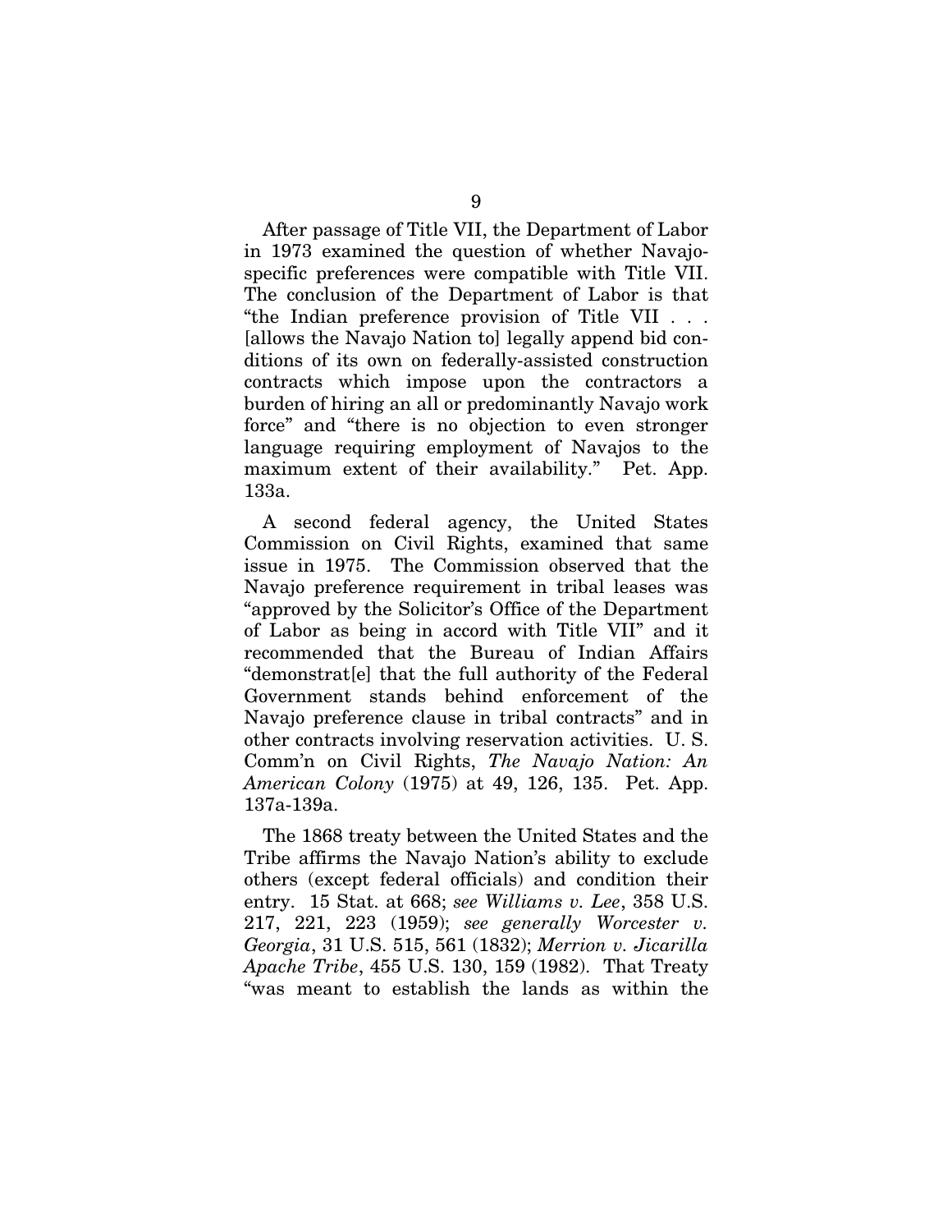After passage of Title VII, the Department of Labor in 1973 examined the question of whether Navajo-specific preferences were compatible with Title VII. The conclusion of the Department of Labor is that "the Indian preference provision of Title VII . . . [allows the Navajo Nation to] legally append bid conditions of its own on federally-assisted construction contracts which impose upon the contractors a burden of hiring an all or predominantly Navajo work force" and "there is no objection to even stronger language requiring employment of Navajos to the maximum extent of their availability." Pet. App. 133a.

A second federal agency, the United States Commission on Civil Rights, examined that same issue in 1975. The Commission observed that the Navajo preference requirement in tribal leases was "approved by the Solicitor's Office of the Department of Labor as being in accord with Title VII" and it recommended that the Bureau of Indian Affairs "demonstrat[e] that the full authority of the Federal Government stands behind enforcement of the Navajo preference clause in tribal contracts" and in other contracts involving reservation activities. U. S. Comm'n on Civil Rights, *The Navajo Nation: An American Colony* (1975) at 49, 126, 135. Pet. App. 137a-139a.

The 1868 treaty between the United States and the Tribe affirms the Navajo Nation's ability to exclude others (except federal officials) and condition their entry. 15 Stat. at 668; *see Williams v. Lee*, 358 U.S. 217, 221, 223 (1959); *see generally Worcester v. Georgia*, 31 U.S. 515, 561 (1832); *Merrion v. Jicarilla Apache Tribe*, 455 U.S. 130, 159 (1982). That Treaty "was meant to establish the lands as within the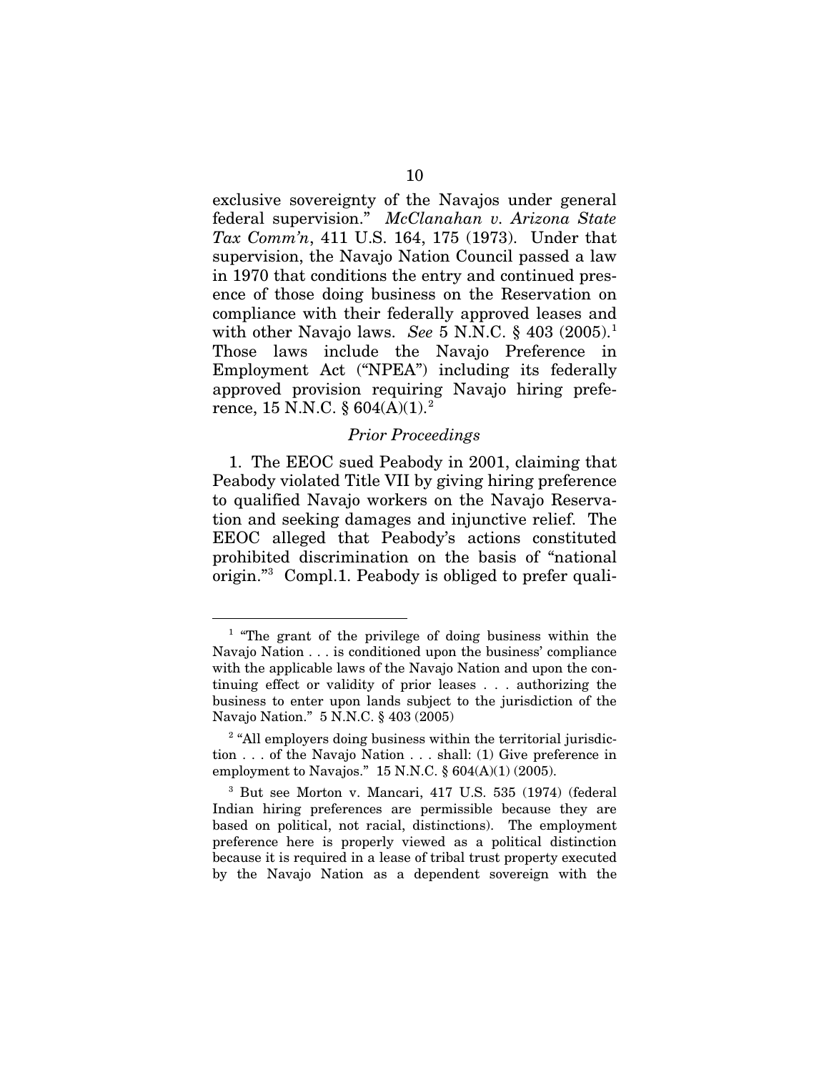exclusive sovereignty of the Navajos under general federal supervision." *McClanahan v. Arizona State Tax Comm'n*, 411 U.S. 164, 175 (1973). Under that supervision, the Navajo Nation Council passed a law in 1970 that conditions the entry and continued presence of those doing business on the Reservation on compliance with their federally approved leases and with other Navajo laws. *See* 5 N.N.C. § 403 (2005).[1] Those laws include the Navajo Preference in Employment Act ("NPEA") including its federally approved provision requiring Navajo hiring preference, 15 N.N.C. § 604(A)(1).[2]

### *Prior Proceedings*

1. The EEOC sued Peabody in 2001, claiming that Peabody violated Title VII by giving hiring preference to qualified Navajo workers on the Navajo Reservation and seeking damages and injunctive relief. The EEOC alleged that Peabody's actions constituted prohibited discrimination on the basis of "national origin."[3] Compl.1. Peabody is obliged to prefer quali-

---

[1] "The grant of the privilege of doing business within the Navajo Nation . . . is conditioned upon the business' compliance with the applicable laws of the Navajo Nation and upon the continuing effect or validity of prior leases . . . authorizing the business to enter upon lands subject to the jurisdiction of the Navajo Nation." 5 N.N.C. § 403 (2005)

[2] "All employers doing business within the territorial jurisdiction . . . of the Navajo Nation . . . shall: (1) Give preference in employment to Navajos." 15 N.N.C. § 604(A)(1) (2005).

[3] But see Morton v. Mancari, 417 U.S. 535 (1974) (federal Indian hiring preferences are permissible because they are based on political, not racial, distinctions). The employment preference here is properly viewed as a political distinction because it is required in a lease of tribal trust property executed by the Navajo Nation as a dependent sovereign with the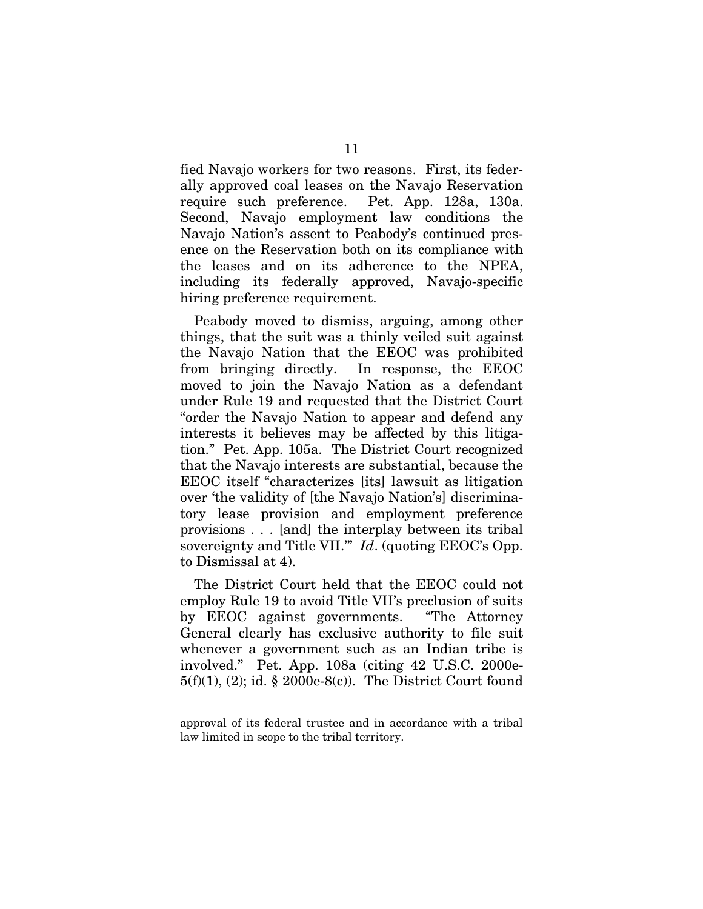fied Navajo workers for two reasons. First, its federally approved coal leases on the Navajo Reservation require such preference. Pet. App. 128a, 130a. Second, Navajo employment law conditions the Navajo Nation's assent to Peabody's continued presence on the Reservation both on its compliance with the leases and on its adherence to the NPEA, including its federally approved, Navajo-specific hiring preference requirement.

Peabody moved to dismiss, arguing, among other things, that the suit was a thinly veiled suit against the Navajo Nation that the EEOC was prohibited from bringing directly. In response, the EEOC moved to join the Navajo Nation as a defendant under Rule 19 and requested that the District Court "order the Navajo Nation to appear and defend any interests it believes may be affected by this litigation." Pet. App. 105a. The District Court recognized that the Navajo interests are substantial, because the EEOC itself "characterizes [its] lawsuit as litigation over 'the validity of [the Navajo Nation's] discriminatory lease provision and employment preference provisions . . . [and] the interplay between its tribal sovereignty and Title VII.'" *Id*. (quoting EEOC's Opp. to Dismissal at 4).

The District Court held that the EEOC could not employ Rule 19 to avoid Title VII's preclusion of suits by EEOC against governments. "The Attorney General clearly has exclusive authority to file suit whenever a government such as an Indian tribe is involved." Pet. App. 108a (citing 42 U.S.C. 2000e-5(f)(1), (2); id. § 2000e-8(c)). The District Court found

approval of its federal trustee and in accordance with a tribal law limited in scope to the tribal territory.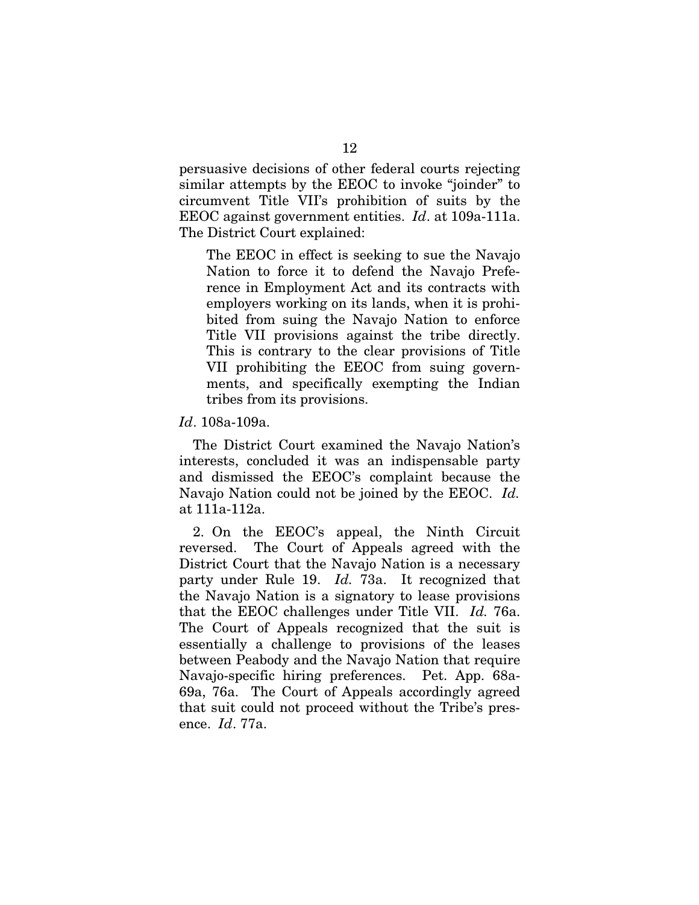persuasive decisions of other federal courts rejecting similar attempts by the EEOC to invoke "joinder" to circumvent Title VII's prohibition of suits by the EEOC against government entities. *Id*. at 109a-111a. The District Court explained:

> The EEOC in effect is seeking to sue the Navajo Nation to force it to defend the Navajo Preference in Employment Act and its contracts with employers working on its lands, when it is prohibited from suing the Navajo Nation to enforce Title VII provisions against the tribe directly. This is contrary to the clear provisions of Title VII prohibiting the EEOC from suing governments, and specifically exempting the Indian tribes from its provisions.

*Id*. 108a-109a.

The District Court examined the Navajo Nation's interests, concluded it was an indispensable party and dismissed the EEOC's complaint because the Navajo Nation could not be joined by the EEOC. *Id.* at 111a-112a.

2. On the EEOC's appeal, the Ninth Circuit reversed. The Court of Appeals agreed with the District Court that the Navajo Nation is a necessary party under Rule 19. *Id.* 73a. It recognized that the Navajo Nation is a signatory to lease provisions that the EEOC challenges under Title VII. *Id.* 76a. The Court of Appeals recognized that the suit is essentially a challenge to provisions of the leases between Peabody and the Navajo Nation that require Navajo-specific hiring preferences. Pet. App. 68a-69a, 76a. The Court of Appeals accordingly agreed that suit could not proceed without the Tribe's presence. *Id*. 77a.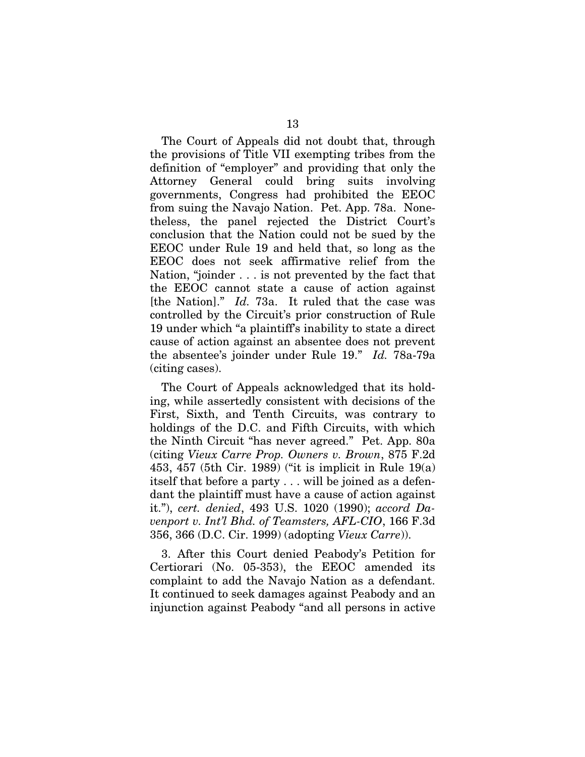The Court of Appeals did not doubt that, through the provisions of Title VII exempting tribes from the definition of "employer" and providing that only the Attorney General could bring suits involving governments, Congress had prohibited the EEOC from suing the Navajo Nation. Pet. App. 78a. Nonetheless, the panel rejected the District Court's conclusion that the Nation could not be sued by the EEOC under Rule 19 and held that, so long as the EEOC does not seek affirmative relief from the Nation, "joinder . . . is not prevented by the fact that the EEOC cannot state a cause of action against [the Nation]." *Id.* 73a. It ruled that the case was controlled by the Circuit's prior construction of Rule 19 under which "a plaintiff's inability to state a direct cause of action against an absentee does not prevent the absentee's joinder under Rule 19." *Id.* 78a-79a (citing cases).

The Court of Appeals acknowledged that its holding, while assertedly consistent with decisions of the First, Sixth, and Tenth Circuits, was contrary to holdings of the D.C. and Fifth Circuits, with which the Ninth Circuit "has never agreed." Pet. App. 80a (citing *Vieux Carre Prop. Owners v. Brown*, 875 F.2d 453, 457 (5th Cir. 1989) ("it is implicit in Rule 19(a) itself that before a party . . . will be joined as a defendant the plaintiff must have a cause of action against it."), *cert. denied*, 493 U.S. 1020 (1990); *accord Davenport v. Int'l Bhd. of Teamsters, AFL-CIO*, 166 F.3d 356, 366 (D.C. Cir. 1999) (adopting *Vieux Carre*)).

3. After this Court denied Peabody's Petition for Certiorari (No. 05-353), the EEOC amended its complaint to add the Navajo Nation as a defendant. It continued to seek damages against Peabody and an injunction against Peabody "and all persons in active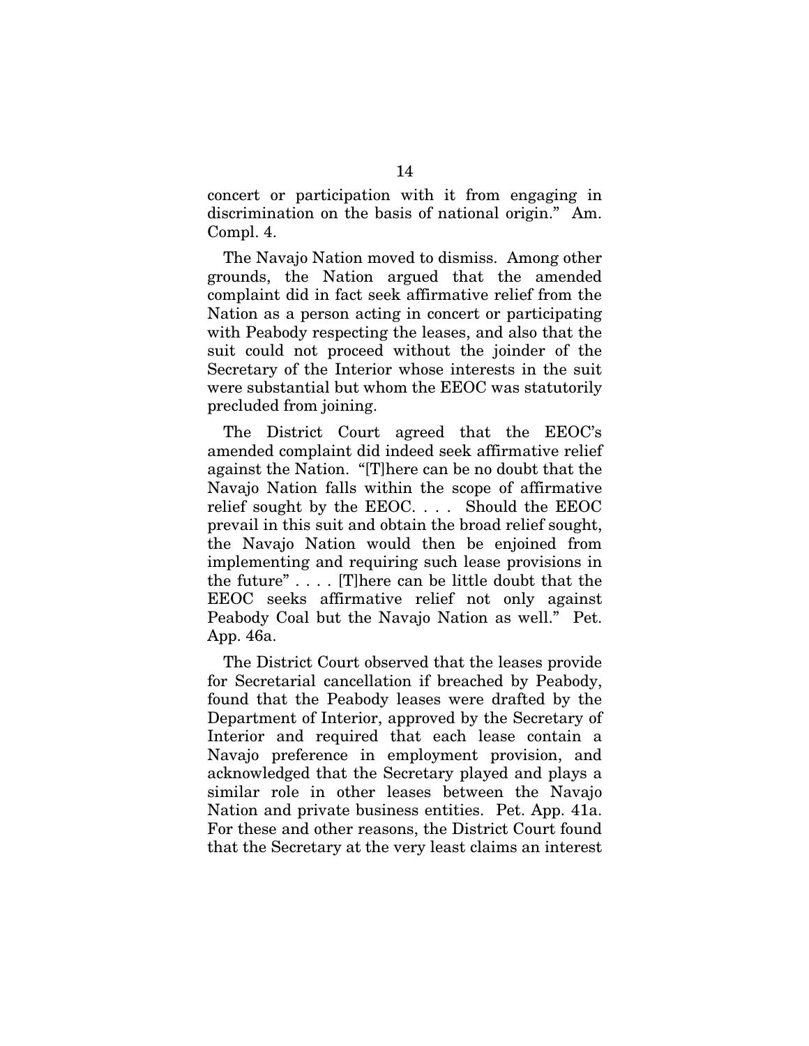concert or participation with it from engaging in discrimination on the basis of national origin." Am. Compl. 4.

The Navajo Nation moved to dismiss. Among other grounds, the Nation argued that the amended complaint did in fact seek affirmative relief from the Nation as a person acting in concert or participating with Peabody respecting the leases, and also that the suit could not proceed without the joinder of the Secretary of the Interior whose interests in the suit were substantial but whom the EEOC was statutorily precluded from joining.

The District Court agreed that the EEOC's amended complaint did indeed seek affirmative relief against the Nation. "[T]here can be no doubt that the Navajo Nation falls within the scope of affirmative relief sought by the EEOC. . . . Should the EEOC prevail in this suit and obtain the broad relief sought, the Navajo Nation would then be enjoined from implementing and requiring such lease provisions in the future" . . . . [T]here can be little doubt that the EEOC seeks affirmative relief not only against Peabody Coal but the Navajo Nation as well." Pet. App. 46a.

The District Court observed that the leases provide for Secretarial cancellation if breached by Peabody, found that the Peabody leases were drafted by the Department of Interior, approved by the Secretary of Interior and required that each lease contain a Navajo preference in employment provision, and acknowledged that the Secretary played and plays a similar role in other leases between the Navajo Nation and private business entities. Pet. App. 41a. For these and other reasons, the District Court found that the Secretary at the very least claims an interest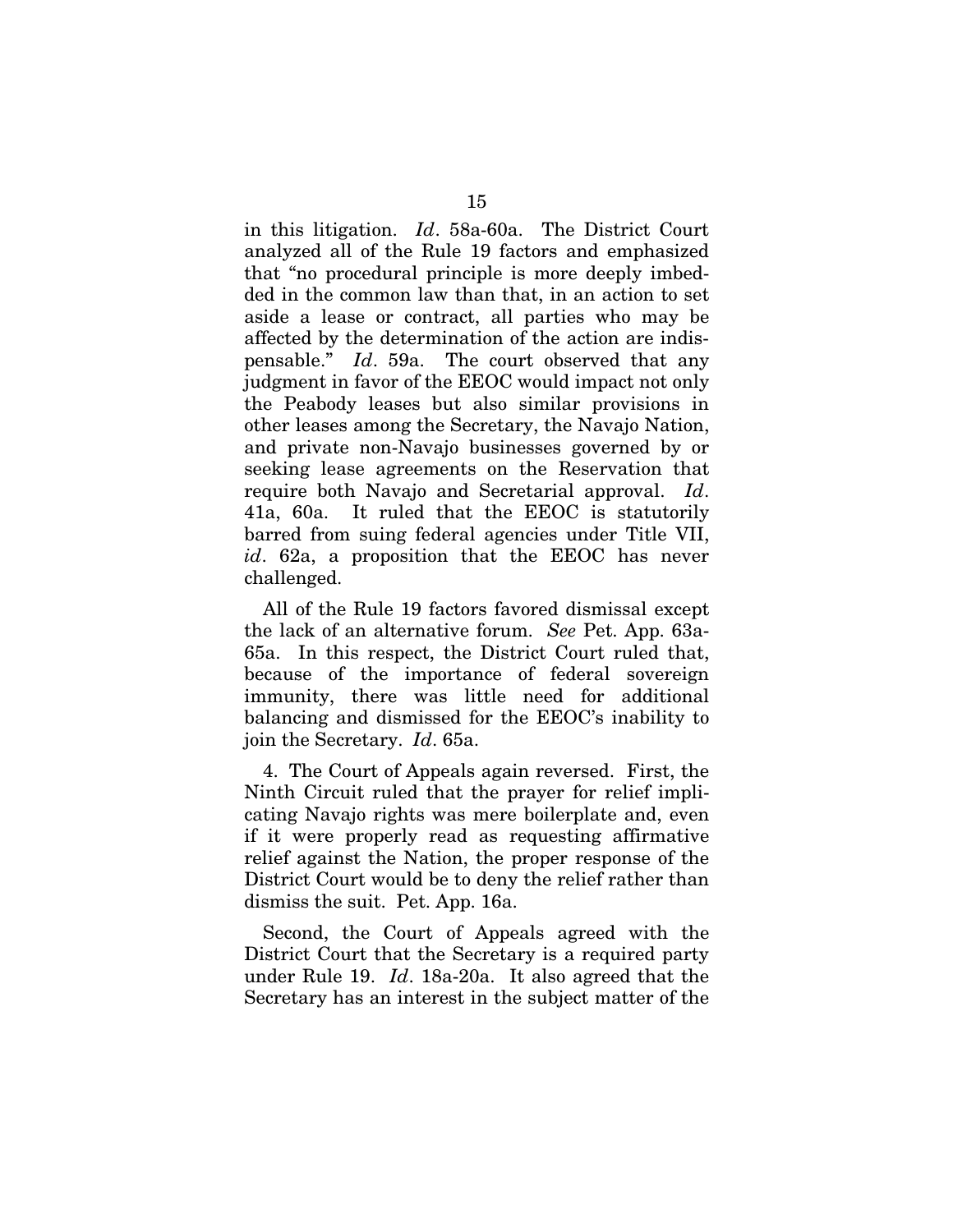in this litigation. *Id*. 58a-60a. The District Court analyzed all of the Rule 19 factors and emphasized that "no procedural principle is more deeply imbedded in the common law than that, in an action to set aside a lease or contract, all parties who may be affected by the determination of the action are indispensable." *Id*. 59a. The court observed that any judgment in favor of the EEOC would impact not only the Peabody leases but also similar provisions in other leases among the Secretary, the Navajo Nation, and private non-Navajo businesses governed by or seeking lease agreements on the Reservation that require both Navajo and Secretarial approval. *Id*. 41a, 60a. It ruled that the EEOC is statutorily barred from suing federal agencies under Title VII, *id*. 62a, a proposition that the EEOC has never challenged.

All of the Rule 19 factors favored dismissal except the lack of an alternative forum. *See* Pet. App. 63a-65a. In this respect, the District Court ruled that, because of the importance of federal sovereign immunity, there was little need for additional balancing and dismissed for the EEOC's inability to join the Secretary. *Id*. 65a.

4. The Court of Appeals again reversed. First, the Ninth Circuit ruled that the prayer for relief implicating Navajo rights was mere boilerplate and, even if it were properly read as requesting affirmative relief against the Nation, the proper response of the District Court would be to deny the relief rather than dismiss the suit. Pet. App. 16a.

Second, the Court of Appeals agreed with the District Court that the Secretary is a required party under Rule 19. *Id*. 18a-20a. It also agreed that the Secretary has an interest in the subject matter of the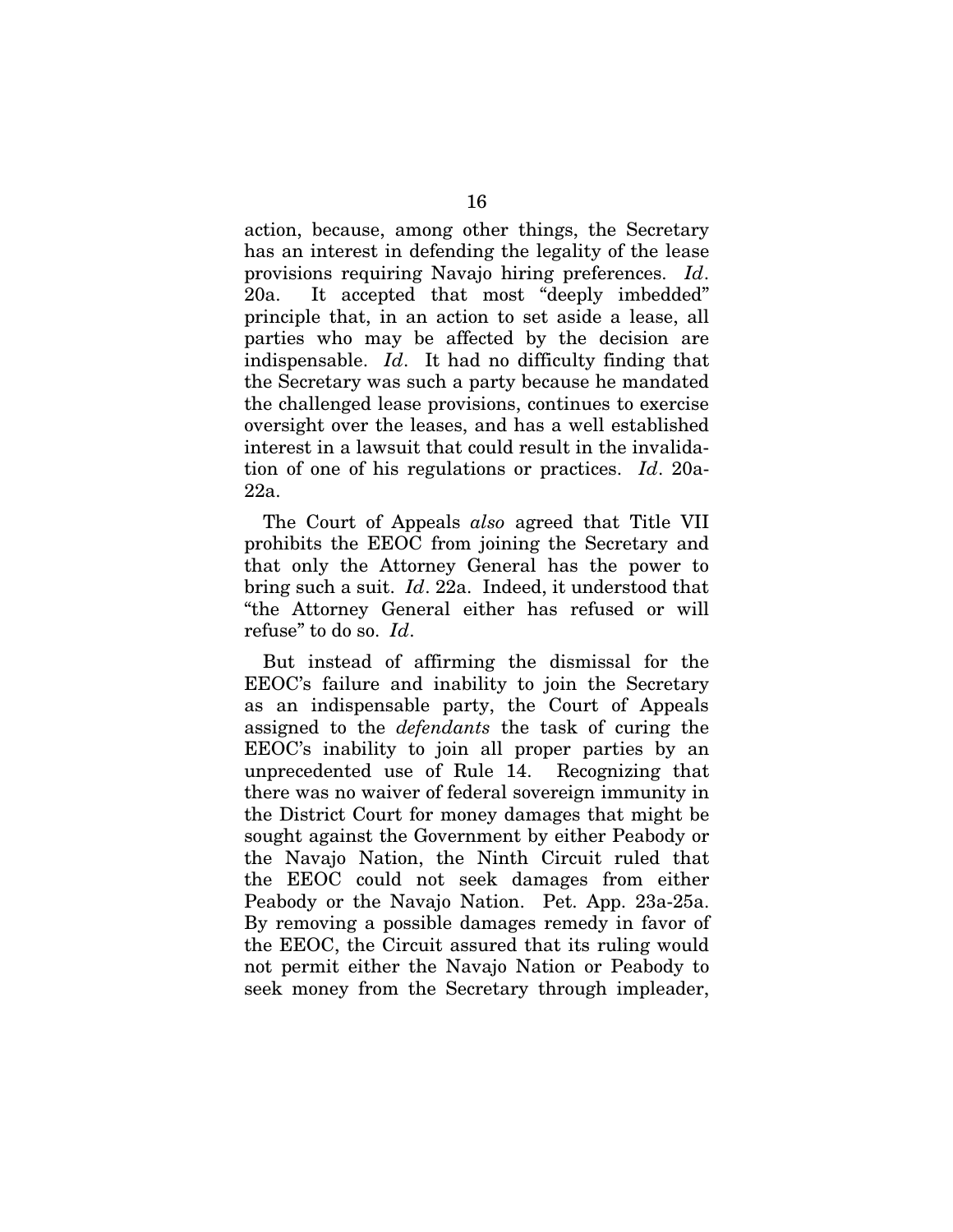action, because, among other things, the Secretary has an interest in defending the legality of the lease provisions requiring Navajo hiring preferences. *Id*. 20a. It accepted that most "deeply imbedded" principle that, in an action to set aside a lease, all parties who may be affected by the decision are indispensable. *Id*. It had no difficulty finding that the Secretary was such a party because he mandated the challenged lease provisions, continues to exercise oversight over the leases, and has a well established interest in a lawsuit that could result in the invalidation of one of his regulations or practices. *Id*. 20a-22a.

The Court of Appeals *also* agreed that Title VII prohibits the EEOC from joining the Secretary and that only the Attorney General has the power to bring such a suit. *Id*. 22a. Indeed, it understood that "the Attorney General either has refused or will refuse" to do so. *Id*.

But instead of affirming the dismissal for the EEOC's failure and inability to join the Secretary as an indispensable party, the Court of Appeals assigned to the *defendants* the task of curing the EEOC's inability to join all proper parties by an unprecedented use of Rule 14. Recognizing that there was no waiver of federal sovereign immunity in the District Court for money damages that might be sought against the Government by either Peabody or the Navajo Nation, the Ninth Circuit ruled that the EEOC could not seek damages from either Peabody or the Navajo Nation. Pet. App. 23a-25a. By removing a possible damages remedy in favor of the EEOC, the Circuit assured that its ruling would not permit either the Navajo Nation or Peabody to seek money from the Secretary through impleader,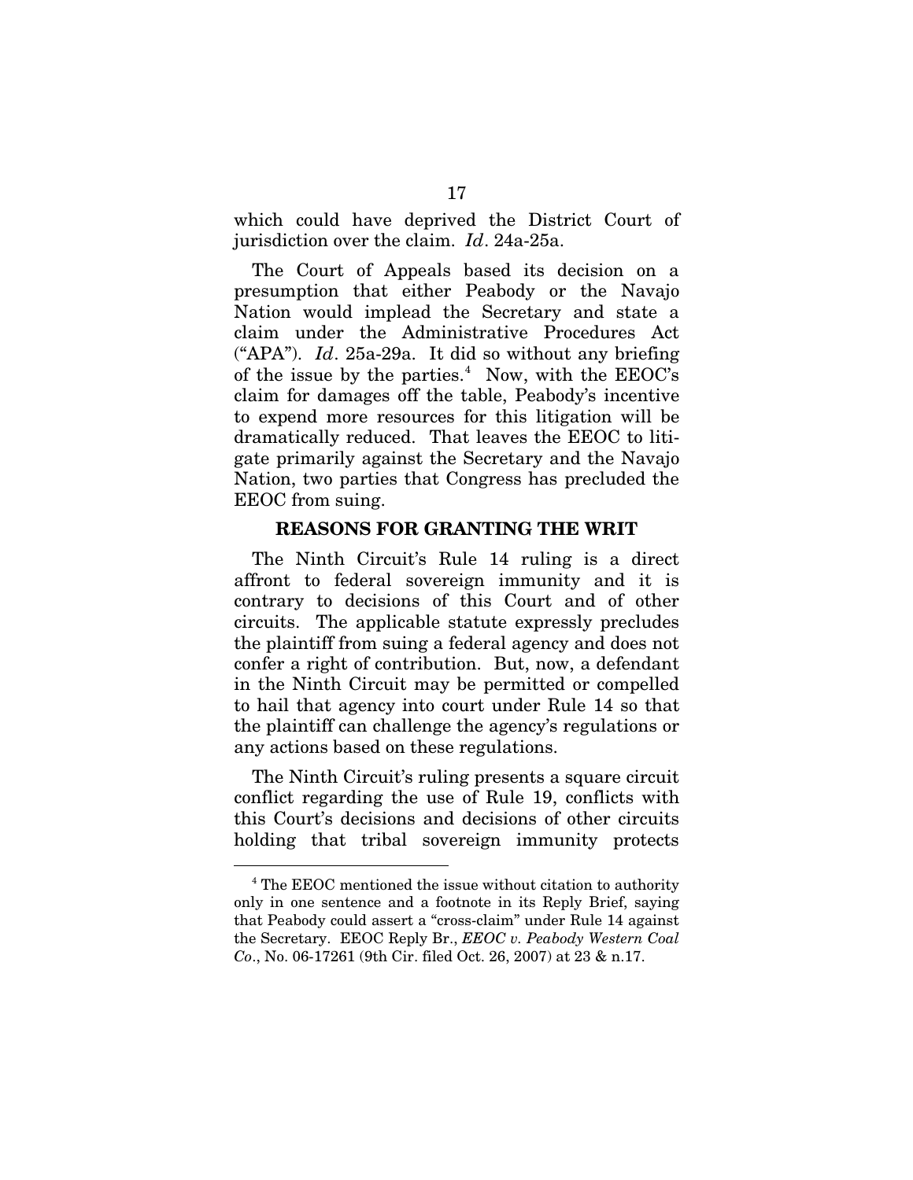which could have deprived the District Court of jurisdiction over the claim. *Id*. 24a-25a.

The Court of Appeals based its decision on a presumption that either Peabody or the Navajo Nation would implead the Secretary and state a claim under the Administrative Procedures Act ("APA"). *Id*. 25a-29a. It did so without any briefing of the issue by the parties.[4] Now, with the EEOC's claim for damages off the table, Peabody's incentive to expend more resources for this litigation will be dramatically reduced. That leaves the EEOC to litigate primarily against the Secretary and the Navajo Nation, two parties that Congress has precluded the EEOC from suing.

## REASONS FOR GRANTING THE WRIT

The Ninth Circuit's Rule 14 ruling is a direct affront to federal sovereign immunity and it is contrary to decisions of this Court and of other circuits. The applicable statute expressly precludes the plaintiff from suing a federal agency and does not confer a right of contribution. But, now, a defendant in the Ninth Circuit may be permitted or compelled to hail that agency into court under Rule 14 so that the plaintiff can challenge the agency's regulations or any actions based on these regulations.

The Ninth Circuit's ruling presents a square circuit conflict regarding the use of Rule 19, conflicts with this Court's decisions and decisions of other circuits holding that tribal sovereign immunity protects

[4] The EEOC mentioned the issue without citation to authority only in one sentence and a footnote in its Reply Brief, saying that Peabody could assert a "cross-claim" under Rule 14 against the Secretary. EEOC Reply Br., *EEOC v. Peabody Western Coal Co*., No. 06-17261 (9th Cir. filed Oct. 26, 2007) at 23 & n.17.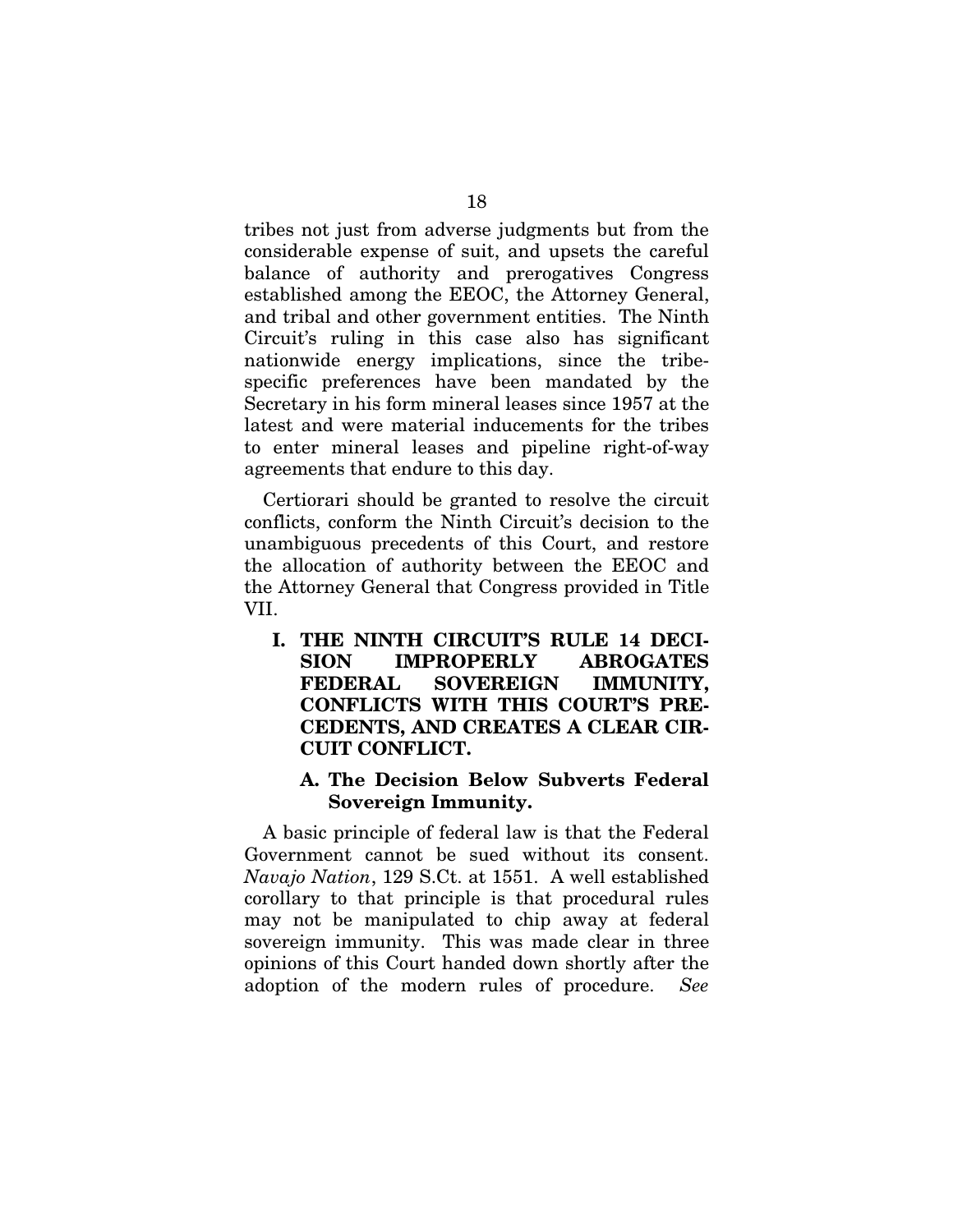tribes not just from adverse judgments but from the considerable expense of suit, and upsets the careful balance of authority and prerogatives Congress established among the EEOC, the Attorney General, and tribal and other government entities. The Ninth Circuit's ruling in this case also has significant nationwide energy implications, since the tribe-specific preferences have been mandated by the Secretary in his form mineral leases since 1957 at the latest and were material inducements for the tribes to enter mineral leases and pipeline right-of-way agreements that endure to this day.

Certiorari should be granted to resolve the circuit conflicts, conform the Ninth Circuit's decision to the unambiguous precedents of this Court, and restore the allocation of authority between the EEOC and the Attorney General that Congress provided in Title VII.

## I. THE NINTH CIRCUIT'S RULE 14 DECISION IMPROPERLY ABROGATES FEDERAL SOVEREIGN IMMUNITY, CONFLICTS WITH THIS COURT'S PRECEDENTS, AND CREATES A CLEAR CIRCUIT CONFLICT.

### A. The Decision Below Subverts Federal Sovereign Immunity.

A basic principle of federal law is that the Federal Government cannot be sued without its consent. *Navajo Nation*, 129 S.Ct. at 1551. A well established corollary to that principle is that procedural rules may not be manipulated to chip away at federal sovereign immunity. This was made clear in three opinions of this Court handed down shortly after the adoption of the modern rules of procedure. *See*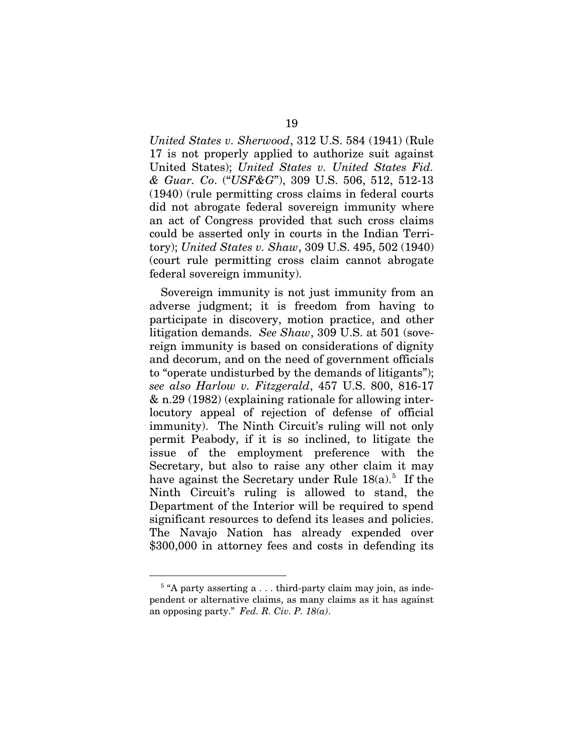*United States v. Sherwood*, 312 U.S. 584 (1941) (Rule 17 is not properly applied to authorize suit against United States); *United States v. United States Fid. & Guar. Co*. ("*USF&G*"), 309 U.S. 506, 512, 512-13 (1940) (rule permitting cross claims in federal courts did not abrogate federal sovereign immunity where an act of Congress provided that such cross claims could be asserted only in courts in the Indian Territory); *United States v. Shaw*, 309 U.S. 495, 502 (1940) (court rule permitting cross claim cannot abrogate federal sovereign immunity).

Sovereign immunity is not just immunity from an adverse judgment; it is freedom from having to participate in discovery, motion practice, and other litigation demands. *See Shaw*, 309 U.S. at 501 (sovereign immunity is based on considerations of dignity and decorum, and on the need of government officials to "operate undisturbed by the demands of litigants"); *see also Harlow v. Fitzgerald*, 457 U.S. 800, 816-17 & n.29 (1982) (explaining rationale for allowing interlocutory appeal of rejection of defense of official immunity). The Ninth Circuit's ruling will not only permit Peabody, if it is so inclined, to litigate the issue of the employment preference with the Secretary, but also to raise any other claim it may have against the Secretary under Rule 18(a).[5] If the Ninth Circuit's ruling is allowed to stand, the Department of the Interior will be required to spend significant resources to defend its leases and policies. The Navajo Nation has already expended over $300,000 in attorney fees and costs in defending its

---

[5] "A party asserting a . . . third-party claim may join, as independent or alternative claims, as many claims as it has against an opposing party." *Fed. R. Civ. P. 18(a)*.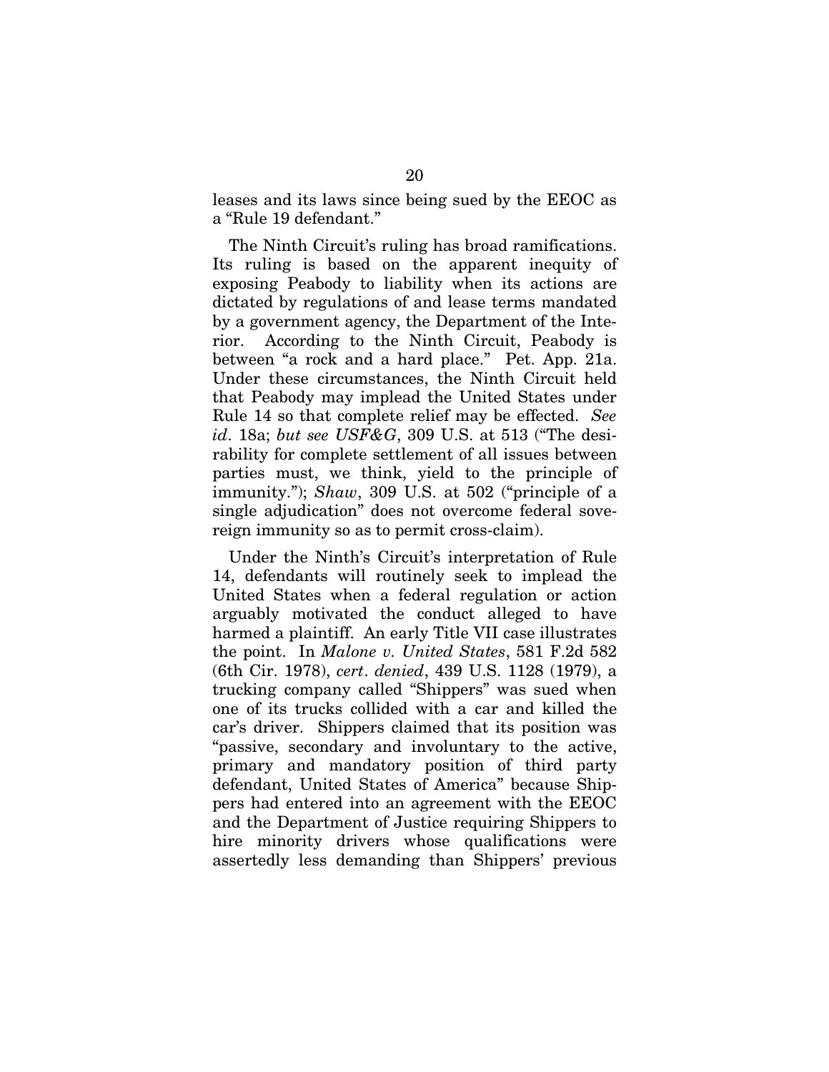leases and its laws since being sued by the EEOC as a "Rule 19 defendant."

The Ninth Circuit's ruling has broad ramifications. Its ruling is based on the apparent inequity of exposing Peabody to liability when its actions are dictated by regulations of and lease terms mandated by a government agency, the Department of the Interior. According to the Ninth Circuit, Peabody is between "a rock and a hard place." Pet. App. 21a. Under these circumstances, the Ninth Circuit held that Peabody may implead the United States under Rule 14 so that complete relief may be effected. *See id*. 18a; *but see USF&G*, 309 U.S. at 513 ("The desirability for complete settlement of all issues between parties must, we think, yield to the principle of immunity."); *Shaw*, 309 U.S. at 502 ("principle of a single adjudication" does not overcome federal sovereign immunity so as to permit cross-claim).

Under the Ninth's Circuit's interpretation of Rule 14, defendants will routinely seek to implead the United States when a federal regulation or action arguably motivated the conduct alleged to have harmed a plaintiff. An early Title VII case illustrates the point. In *Malone v. United States*, 581 F.2d 582 (6th Cir. 1978), *cert*. *denied*, 439 U.S. 1128 (1979), a trucking company called "Shippers" was sued when one of its trucks collided with a car and killed the car's driver. Shippers claimed that its position was "passive, secondary and involuntary to the active, primary and mandatory position of third party defendant, United States of America" because Shippers had entered into an agreement with the EEOC and the Department of Justice requiring Shippers to hire minority drivers whose qualifications were assertedly less demanding than Shippers' previous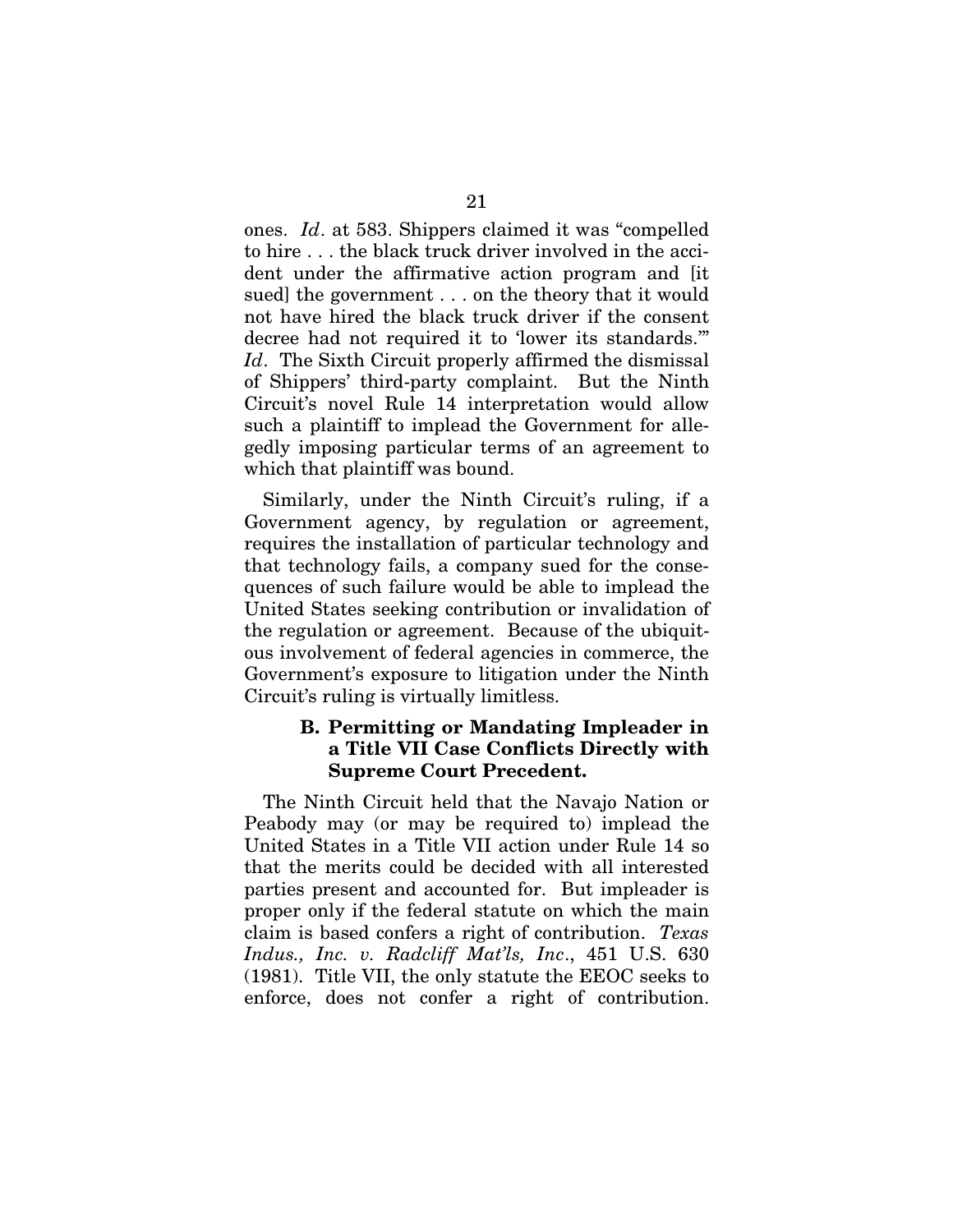ones. *Id*. at 583. Shippers claimed it was "compelled to hire . . . the black truck driver involved in the accident under the affirmative action program and [it sued] the government . . . on the theory that it would not have hired the black truck driver if the consent decree had not required it to 'lower its standards.'" *Id*. The Sixth Circuit properly affirmed the dismissal of Shippers' third-party complaint. But the Ninth Circuit's novel Rule 14 interpretation would allow such a plaintiff to implead the Government for allegedly imposing particular terms of an agreement to which that plaintiff was bound.

Similarly, under the Ninth Circuit's ruling, if a Government agency, by regulation or agreement, requires the installation of particular technology and that technology fails, a company sued for the consequences of such failure would be able to implead the United States seeking contribution or invalidation of the regulation or agreement. Because of the ubiquitous involvement of federal agencies in commerce, the Government's exposure to litigation under the Ninth Circuit's ruling is virtually limitless.

### B. Permitting or Mandating Impleader in a Title VII Case Conflicts Directly with Supreme Court Precedent.

The Ninth Circuit held that the Navajo Nation or Peabody may (or may be required to) implead the United States in a Title VII action under Rule 14 so that the merits could be decided with all interested parties present and accounted for. But impleader is proper only if the federal statute on which the main claim is based confers a right of contribution. *Texas Indus., Inc. v. Radcliff Mat'ls, Inc*., 451 U.S. 630 (1981). Title VII, the only statute the EEOC seeks to enforce, does not confer a right of contribution.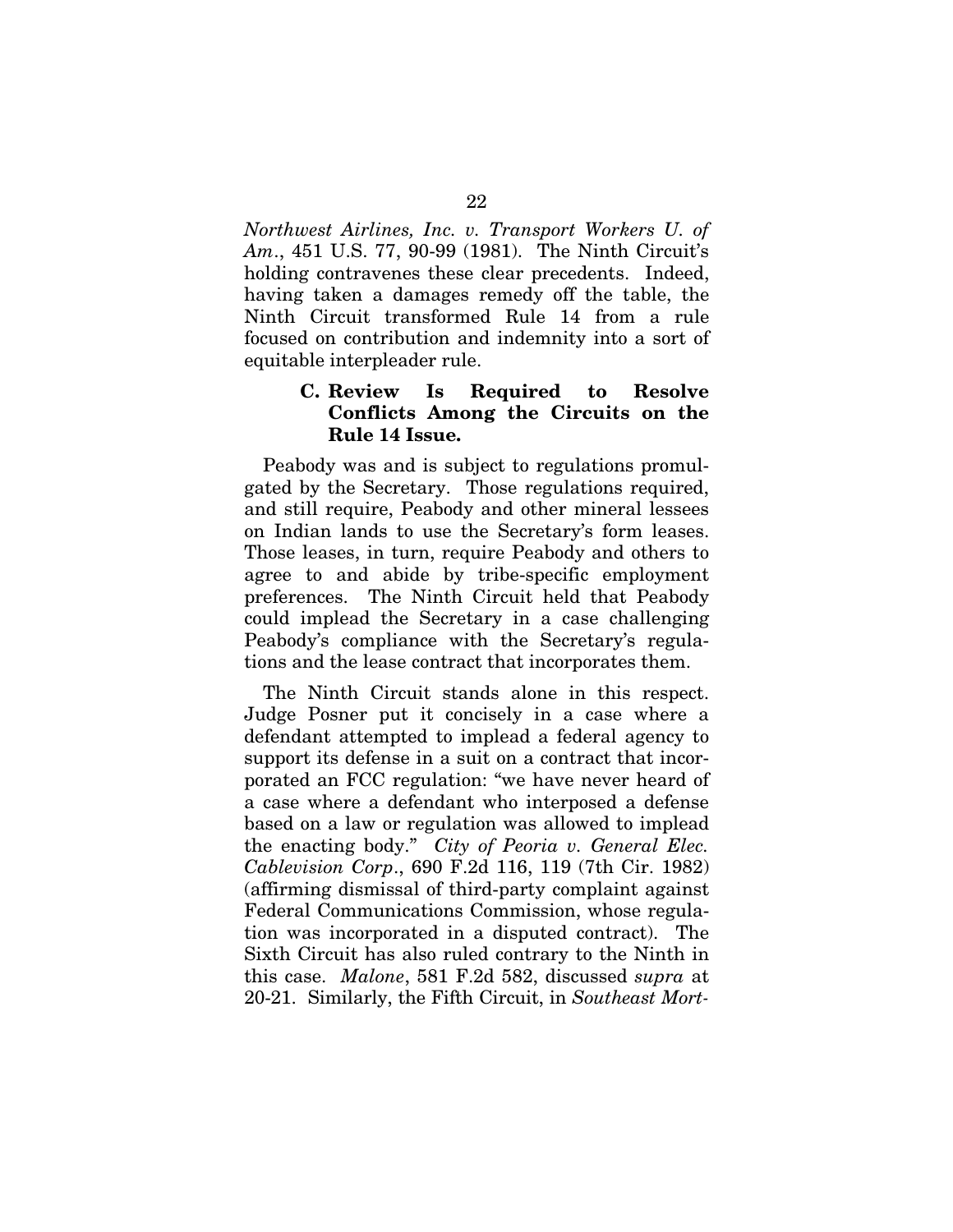*Northwest Airlines, Inc. v. Transport Workers U. of Am.*, 451 U.S. 77, 90-99 (1981). The Ninth Circuit's holding contravenes these clear precedents. Indeed, having taken a damages remedy off the table, the Ninth Circuit transformed Rule 14 from a rule focused on contribution and indemnity into a sort of equitable interpleader rule.

### C. Review Is Required to Resolve Conflicts Among the Circuits on the Rule 14 Issue.

Peabody was and is subject to regulations promulgated by the Secretary. Those regulations required, and still require, Peabody and other mineral lessees on Indian lands to use the Secretary's form leases. Those leases, in turn, require Peabody and others to agree to and abide by tribe-specific employment preferences. The Ninth Circuit held that Peabody could implead the Secretary in a case challenging Peabody's compliance with the Secretary's regulations and the lease contract that incorporates them.

The Ninth Circuit stands alone in this respect. Judge Posner put it concisely in a case where a defendant attempted to implead a federal agency to support its defense in a suit on a contract that incorporated an FCC regulation: "we have never heard of a case where a defendant who interposed a defense based on a law or regulation was allowed to implead the enacting body." *City of Peoria v. General Elec. Cablevision Corp.*, 690 F.2d 116, 119 (7th Cir. 1982) (affirming dismissal of third-party complaint against Federal Communications Commission, whose regulation was incorporated in a disputed contract). The Sixth Circuit has also ruled contrary to the Ninth in this case. *Malone*, 581 F.2d 582, discussed *supra* at 20-21. Similarly, the Fifth Circuit, in *Southeast Mort-*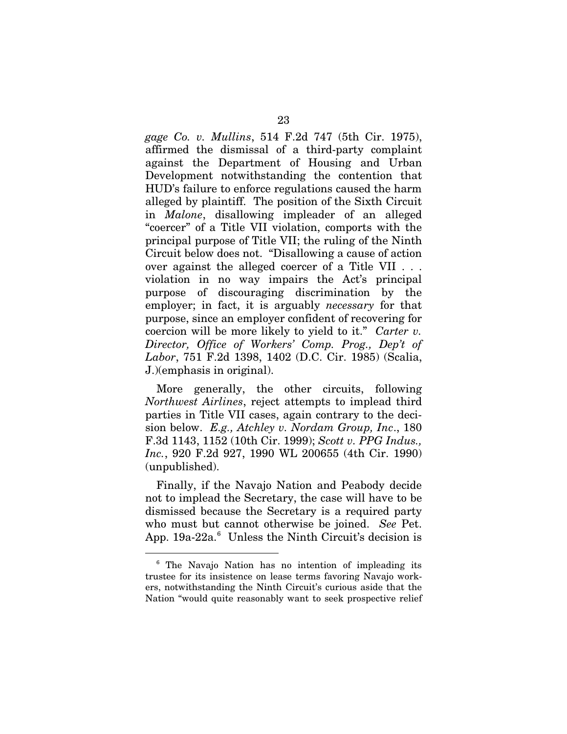*gage Co. v. Mullins*, 514 F.2d 747 (5th Cir. 1975), affirmed the dismissal of a third-party complaint against the Department of Housing and Urban Development notwithstanding the contention that HUD's failure to enforce regulations caused the harm alleged by plaintiff. The position of the Sixth Circuit in *Malone*, disallowing impleader of an alleged "coercer" of a Title VII violation, comports with the principal purpose of Title VII; the ruling of the Ninth Circuit below does not. "Disallowing a cause of action over against the alleged coercer of a Title VII . . . violation in no way impairs the Act's principal purpose of discouraging discrimination by the employer; in fact, it is arguably *necessary* for that purpose, since an employer confident of recovering for coercion will be more likely to yield to it." *Carter v. Director, Office of Workers' Comp. Prog., Dep't of Labor*, 751 F.2d 1398, 1402 (D.C. Cir. 1985) (Scalia, J.)(emphasis in original).

More generally, the other circuits, following *Northwest Airlines*, reject attempts to implead third parties in Title VII cases, again contrary to the decision below. *E.g., Atchley v. Nordam Group, Inc*., 180 F.3d 1143, 1152 (10th Cir. 1999); *Scott v. PPG Indus., Inc.*, 920 F.2d 927, 1990 WL 200655 (4th Cir. 1990) (unpublished).

Finally, if the Navajo Nation and Peabody decide not to implead the Secretary, the case will have to be dismissed because the Secretary is a required party who must but cannot otherwise be joined. *See* Pet. App. 19a-22a.[6] Unless the Ninth Circuit's decision is

[6] The Navajo Nation has no intention of impleading its trustee for its insistence on lease terms favoring Navajo workers, notwithstanding the Ninth Circuit's curious aside that the Nation "would quite reasonably want to seek prospective relief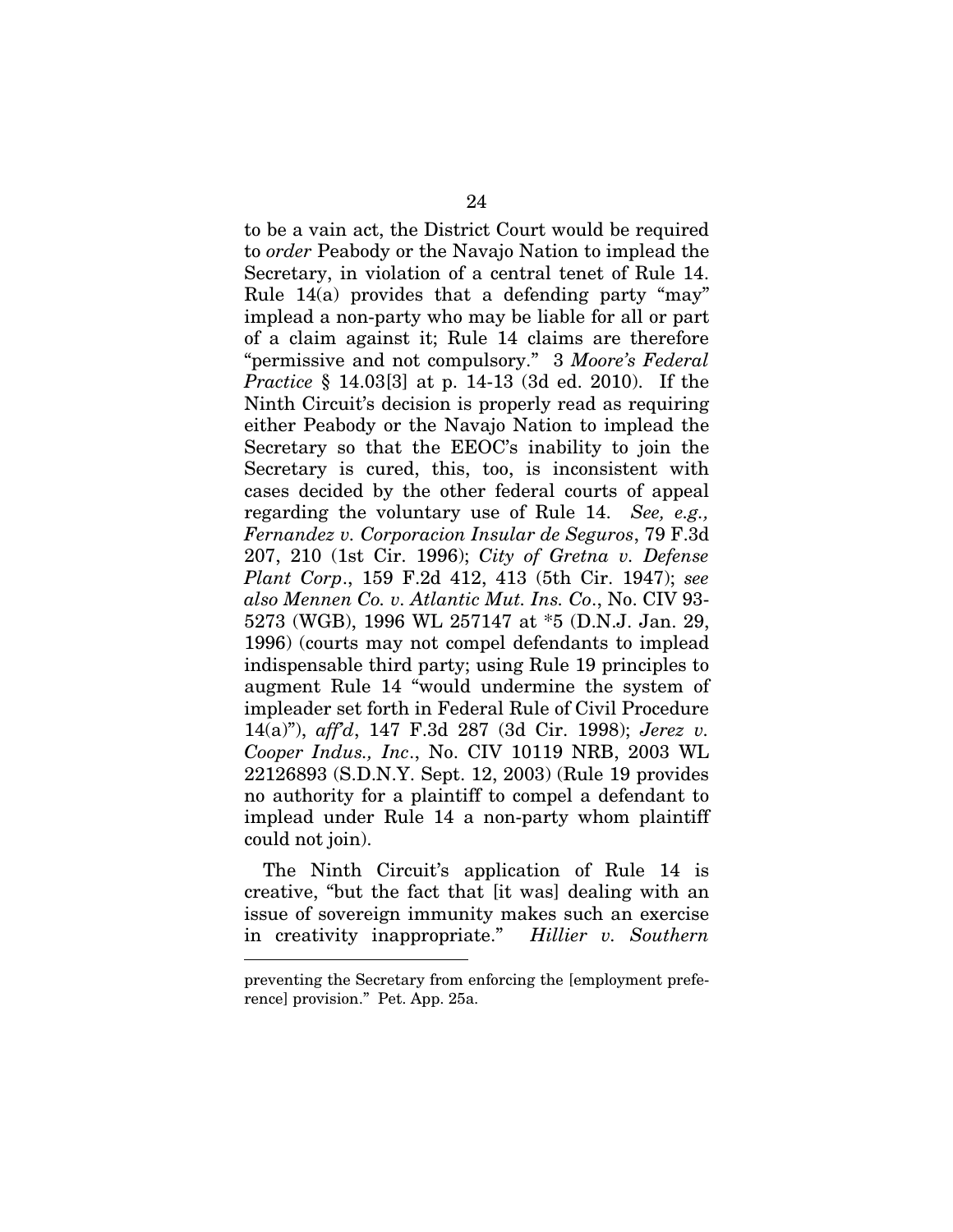to be a vain act, the District Court would be required to *order* Peabody or the Navajo Nation to implead the Secretary, in violation of a central tenet of Rule 14. Rule 14(a) provides that a defending party "may" implead a non-party who may be liable for all or part of a claim against it; Rule 14 claims are therefore "permissive and not compulsory." 3 *Moore's Federal Practice* § 14.03[3] at p. 14-13 (3d ed. 2010). If the Ninth Circuit's decision is properly read as requiring either Peabody or the Navajo Nation to implead the Secretary so that the EEOC's inability to join the Secretary is cured, this, too, is inconsistent with cases decided by the other federal courts of appeal regarding the voluntary use of Rule 14. *See, e.g., Fernandez v. Corporacion Insular de Seguros*, 79 F.3d 207, 210 (1st Cir. 1996); *City of Gretna v. Defense Plant Corp*., 159 F.2d 412, 413 (5th Cir. 1947); *see also Mennen Co. v. Atlantic Mut. Ins. Co*., No. CIV 93-5273 (WGB), 1996 WL 257147 at *5 (D.N.J. Jan. 29, 1996) (courts may not compel defendants to implead indispensable third party; using Rule 19 principles to augment Rule 14 "would undermine the system of impleader set forth in Federal Rule of Civil Procedure 14(a)"), *aff'd*, 147 F.3d 287 (3d Cir. 1998); *Jerez v. Cooper Indus., Inc*., No. CIV 10119 NRB, 2003 WL 22126893 (S.D.N.Y. Sept. 12, 2003) (Rule 19 provides no authority for a plaintiff to compel a defendant to implead under Rule 14 a non-party whom plaintiff could not join).

The Ninth Circuit's application of Rule 14 is creative, "but the fact that [it was] dealing with an issue of sovereign immunity makes such an exercise in creativity inappropriate." *Hillier v. Southern*

---

preventing the Secretary from enforcing the [employment preference] provision." Pet. App. 25a.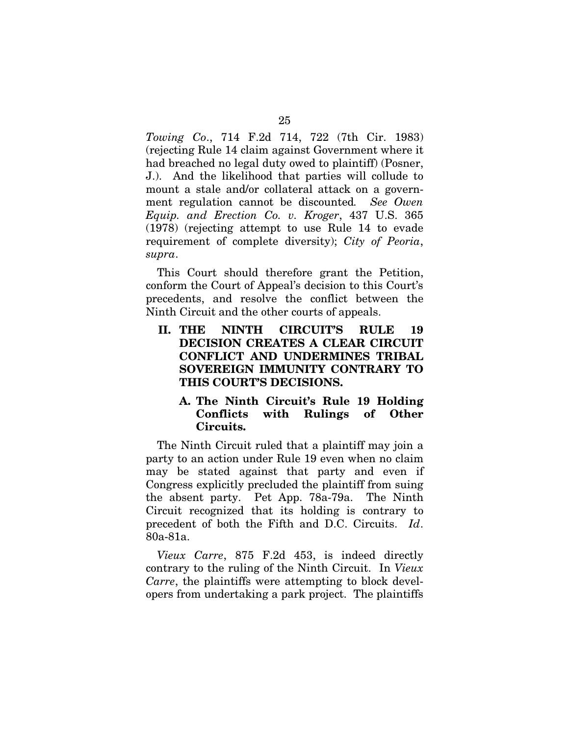*Towing Co.*, 714 F.2d 714, 722 (7th Cir. 1983) (rejecting Rule 14 claim against Government where it had breached no legal duty owed to plaintiff) (Posner, J.). And the likelihood that parties will collude to mount a stale and/or collateral attack on a government regulation cannot be discounted. *See Owen Equip. and Erection Co. v. Kroger*, 437 U.S. 365 (1978) (rejecting attempt to use Rule 14 to evade requirement of complete diversity); *City of Peoria*, *supra*.

This Court should therefore grant the Petition, conform the Court of Appeal's decision to this Court's precedents, and resolve the conflict between the Ninth Circuit and the other courts of appeals.

## II. THE NINTH CIRCUIT'S RULE 19 DECISION CREATES A CLEAR CIRCUIT CONFLICT AND UNDERMINES TRIBAL SOVEREIGN IMMUNITY CONTRARY TO THIS COURT'S DECISIONS.

### A. The Ninth Circuit's Rule 19 Holding Conflicts with Rulings of Other Circuits.

The Ninth Circuit ruled that a plaintiff may join a party to an action under Rule 19 even when no claim may be stated against that party and even if Congress explicitly precluded the plaintiff from suing the absent party. Pet App. 78a-79a. The Ninth Circuit recognized that its holding is contrary to precedent of both the Fifth and D.C. Circuits. *Id*. 80a-81a.

*Vieux Carre*, 875 F.2d 453, is indeed directly contrary to the ruling of the Ninth Circuit. In *Vieux Carre*, the plaintiffs were attempting to block developers from undertaking a park project. The plaintiffs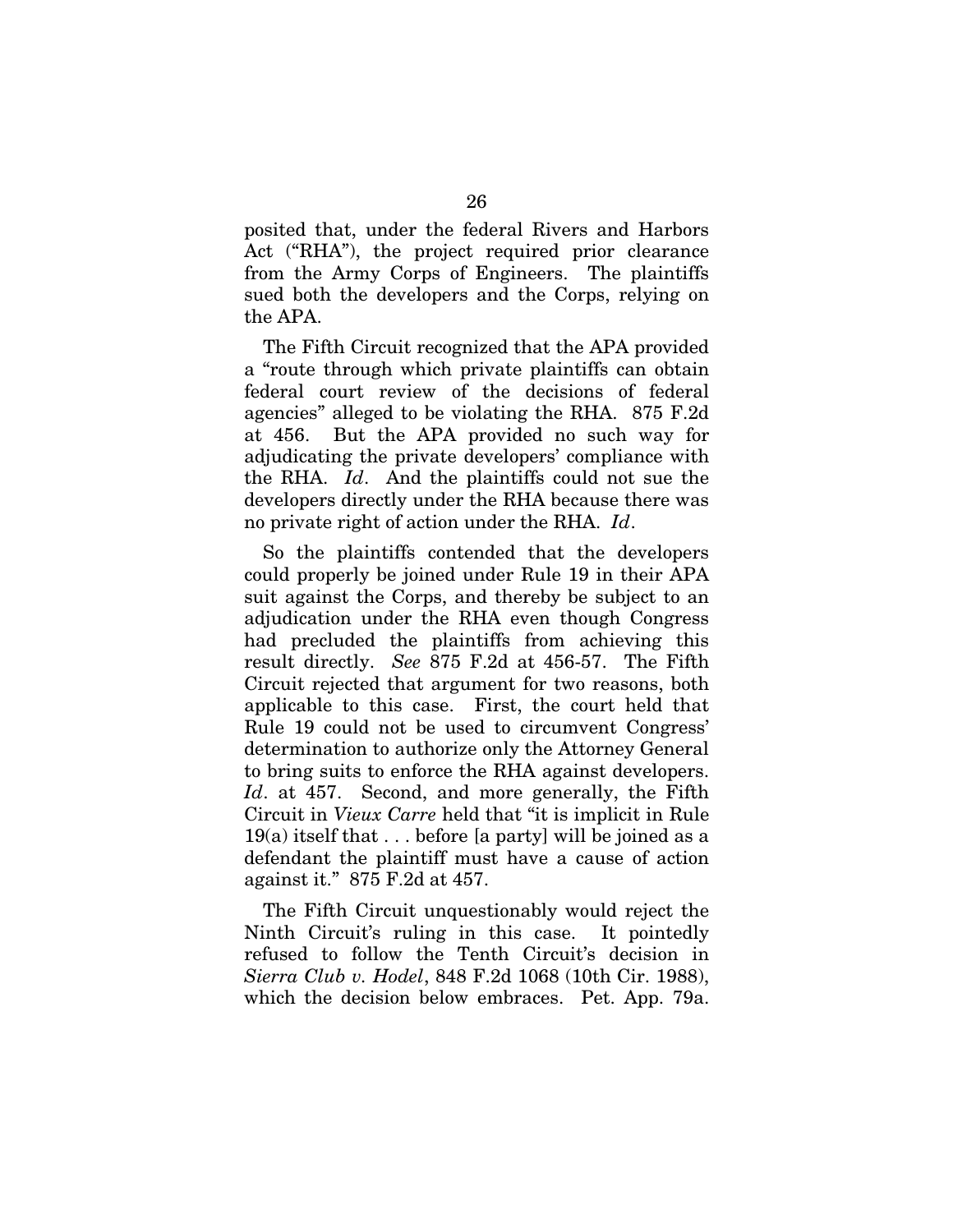posited that, under the federal Rivers and Harbors Act ("RHA"), the project required prior clearance from the Army Corps of Engineers. The plaintiffs sued both the developers and the Corps, relying on the APA.

The Fifth Circuit recognized that the APA provided a "route through which private plaintiffs can obtain federal court review of the decisions of federal agencies" alleged to be violating the RHA. 875 F.2d at 456. But the APA provided no such way for adjudicating the private developers' compliance with the RHA. *Id*. And the plaintiffs could not sue the developers directly under the RHA because there was no private right of action under the RHA. *Id*.

So the plaintiffs contended that the developers could properly be joined under Rule 19 in their APA suit against the Corps, and thereby be subject to an adjudication under the RHA even though Congress had precluded the plaintiffs from achieving this result directly. *See* 875 F.2d at 456-57. The Fifth Circuit rejected that argument for two reasons, both applicable to this case. First, the court held that Rule 19 could not be used to circumvent Congress' determination to authorize only the Attorney General to bring suits to enforce the RHA against developers. *Id*. at 457. Second, and more generally, the Fifth Circuit in *Vieux Carre* held that "it is implicit in Rule 19(a) itself that . . . before [a party] will be joined as a defendant the plaintiff must have a cause of action against it." 875 F.2d at 457.

The Fifth Circuit unquestionably would reject the Ninth Circuit's ruling in this case. It pointedly refused to follow the Tenth Circuit's decision in *Sierra Club v. Hodel*, 848 F.2d 1068 (10th Cir. 1988), which the decision below embraces. Pet. App. 79a.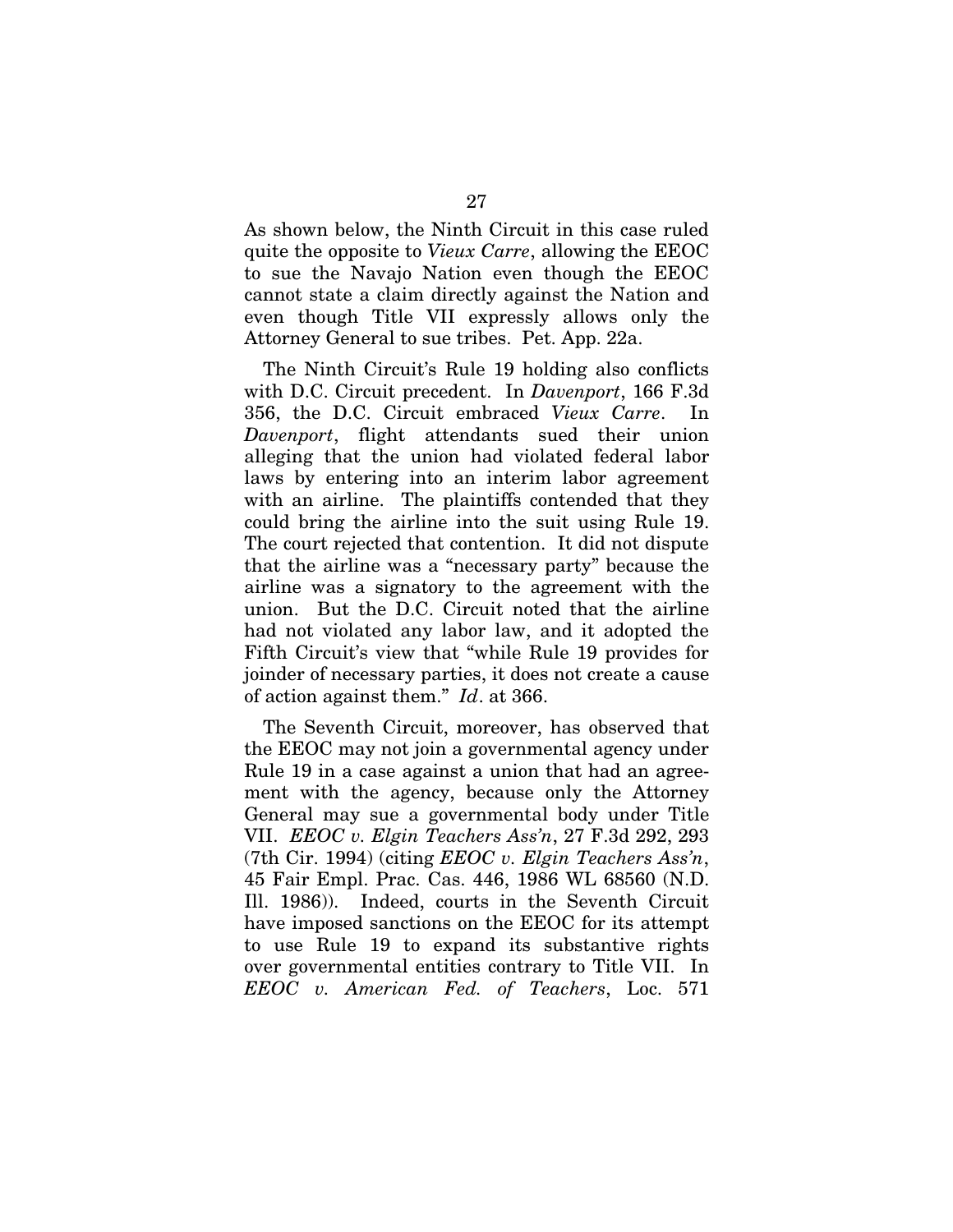As shown below, the Ninth Circuit in this case ruled quite the opposite to *Vieux Carre*, allowing the EEOC to sue the Navajo Nation even though the EEOC cannot state a claim directly against the Nation and even though Title VII expressly allows only the Attorney General to sue tribes. Pet. App. 22a.

The Ninth Circuit's Rule 19 holding also conflicts with D.C. Circuit precedent. In *Davenport*, 166 F.3d 356, the D.C. Circuit embraced *Vieux Carre*. In *Davenport*, flight attendants sued their union alleging that the union had violated federal labor laws by entering into an interim labor agreement with an airline. The plaintiffs contended that they could bring the airline into the suit using Rule 19. The court rejected that contention. It did not dispute that the airline was a "necessary party" because the airline was a signatory to the agreement with the union. But the D.C. Circuit noted that the airline had not violated any labor law, and it adopted the Fifth Circuit's view that "while Rule 19 provides for joinder of necessary parties, it does not create a cause of action against them." *Id*. at 366.

The Seventh Circuit, moreover, has observed that the EEOC may not join a governmental agency under Rule 19 in a case against a union that had an agreement with the agency, because only the Attorney General may sue a governmental body under Title VII. *EEOC v. Elgin Teachers Ass'n*, 27 F.3d 292, 293 (7th Cir. 1994) (citing *EEOC v. Elgin Teachers Ass'n*, 45 Fair Empl. Prac. Cas. 446, 1986 WL 68560 (N.D. Ill. 1986)). Indeed, courts in the Seventh Circuit have imposed sanctions on the EEOC for its attempt to use Rule 19 to expand its substantive rights over governmental entities contrary to Title VII. In *EEOC v. American Fed. of Teachers*, Loc. 571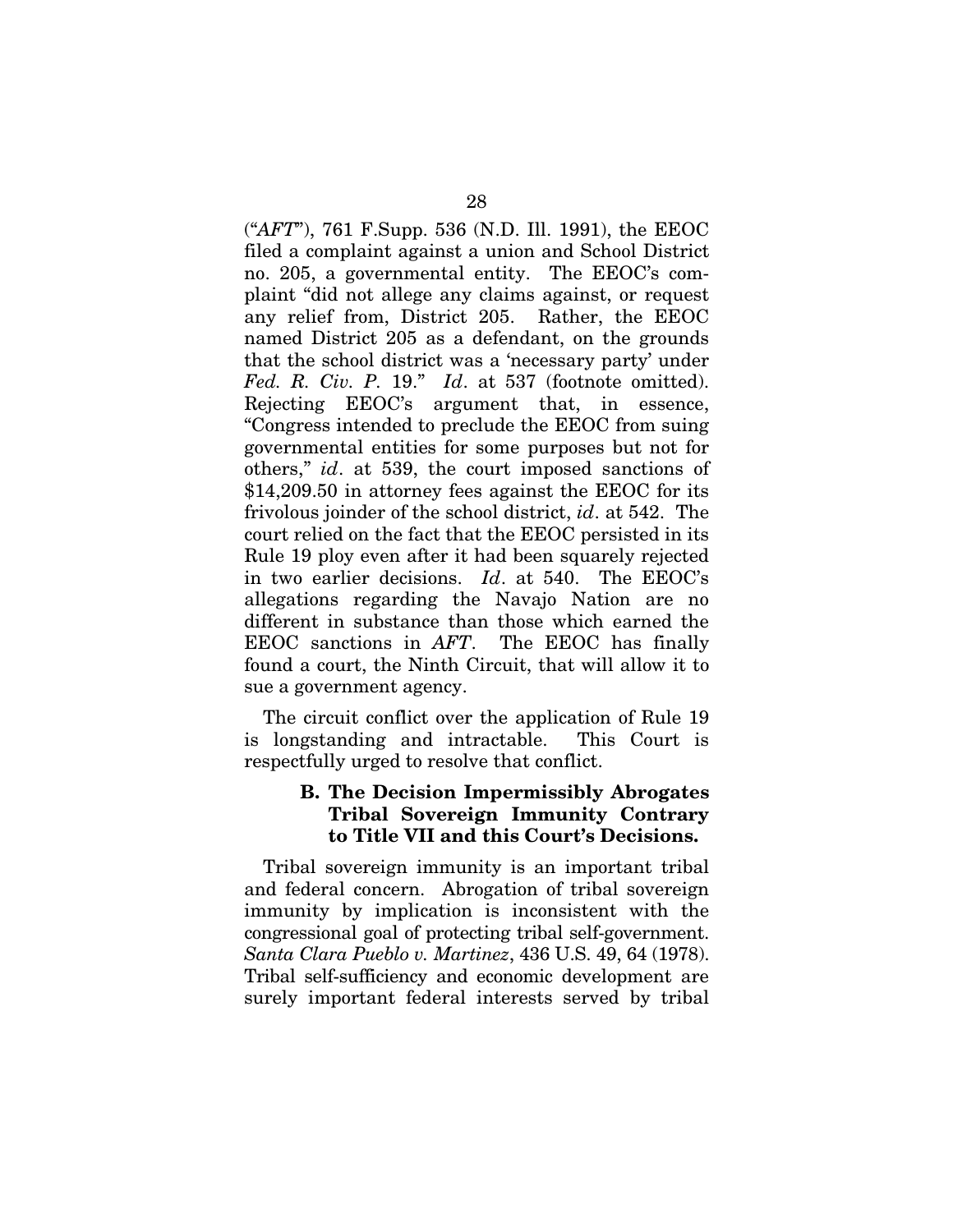("*AFT*"), 761 F.Supp. 536 (N.D. Ill. 1991), the EEOC filed a complaint against a union and School District no. 205, a governmental entity. The EEOC's complaint "did not allege any claims against, or request any relief from, District 205. Rather, the EEOC named District 205 as a defendant, on the grounds that the school district was a 'necessary party' under *Fed. R. Civ. P.* 19." *Id*. at 537 (footnote omitted). Rejecting EEOC's argument that, in essence, "Congress intended to preclude the EEOC from suing governmental entities for some purposes but not for others," *id*. at 539, the court imposed sanctions of $14,209.50 in attorney fees against the EEOC for its frivolous joinder of the school district, *id*. at 542. The court relied on the fact that the EEOC persisted in its Rule 19 ploy even after it had been squarely rejected in two earlier decisions. *Id*. at 540. The EEOC's allegations regarding the Navajo Nation are no different in substance than those which earned the EEOC sanctions in *AFT*. The EEOC has finally found a court, the Ninth Circuit, that will allow it to sue a government agency.

The circuit conflict over the application of Rule 19 is longstanding and intractable. This Court is respectfully urged to resolve that conflict.

### B. The Decision Impermissibly Abrogates Tribal Sovereign Immunity Contrary to Title VII and this Court's Decisions.

Tribal sovereign immunity is an important tribal and federal concern. Abrogation of tribal sovereign immunity by implication is inconsistent with the congressional goal of protecting tribal self-government. *Santa Clara Pueblo v. Martinez*, 436 U.S. 49, 64 (1978). Tribal self-sufficiency and economic development are surely important federal interests served by tribal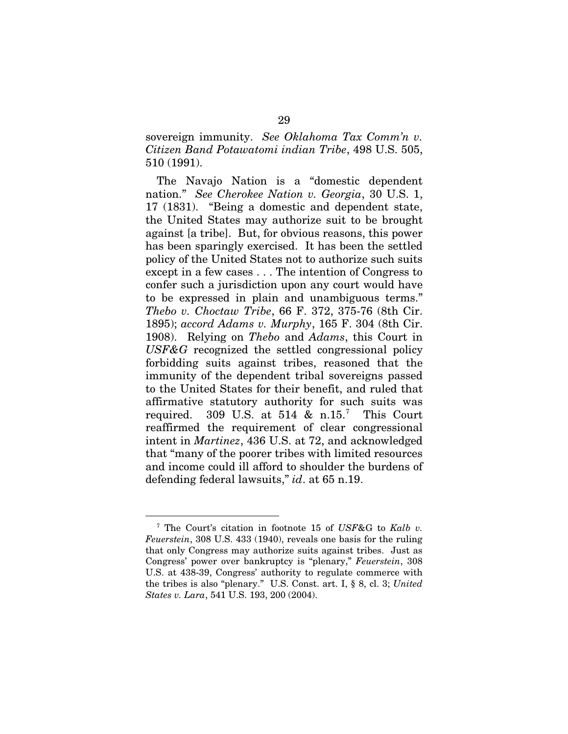sovereign immunity. *See Oklahoma Tax Comm'n v. Citizen Band Potawatomi indian Tribe*, 498 U.S. 505, 510 (1991).

The Navajo Nation is a "domestic dependent nation." *See Cherokee Nation v. Georgia*, 30 U.S. 1, 17 (1831). "Being a domestic and dependent state, the United States may authorize suit to be brought against [a tribe]. But, for obvious reasons, this power has been sparingly exercised. It has been the settled policy of the United States not to authorize such suits except in a few cases . . . The intention of Congress to confer such a jurisdiction upon any court would have to be expressed in plain and unambiguous terms." *Thebo v. Choctaw Tribe*, 66 F. 372, 375-76 (8th Cir. 1895); *accord Adams v. Murphy*, 165 F. 304 (8th Cir. 1908). Relying on *Thebo* and *Adams*, this Court in *USF&G* recognized the settled congressional policy forbidding suits against tribes, reasoned that the immunity of the dependent tribal sovereigns passed to the United States for their benefit, and ruled that affirmative statutory authority for such suits was required. 309 U.S. at 514 & n.15.[7] This Court reaffirmed the requirement of clear congressional intent in *Martinez*, 436 U.S. at 72, and acknowledged that "many of the poorer tribes with limited resources and income could ill afford to shoulder the burdens of defending federal lawsuits," *id*. at 65 n.19.

---

[7] The Court's citation in footnote 15 of *USF*&G to *Kalb v. Feuerstein*, 308 U.S. 433 (1940), reveals one basis for the ruling that only Congress may authorize suits against tribes. Just as Congress' power over bankruptcy is "plenary," *Feuerstein*, 308 U.S. at 438-39, Congress' authority to regulate commerce with the tribes is also "plenary." U.S. Const. art. I, § 8, cl. 3; *United States v. Lara*, 541 U.S. 193, 200 (2004).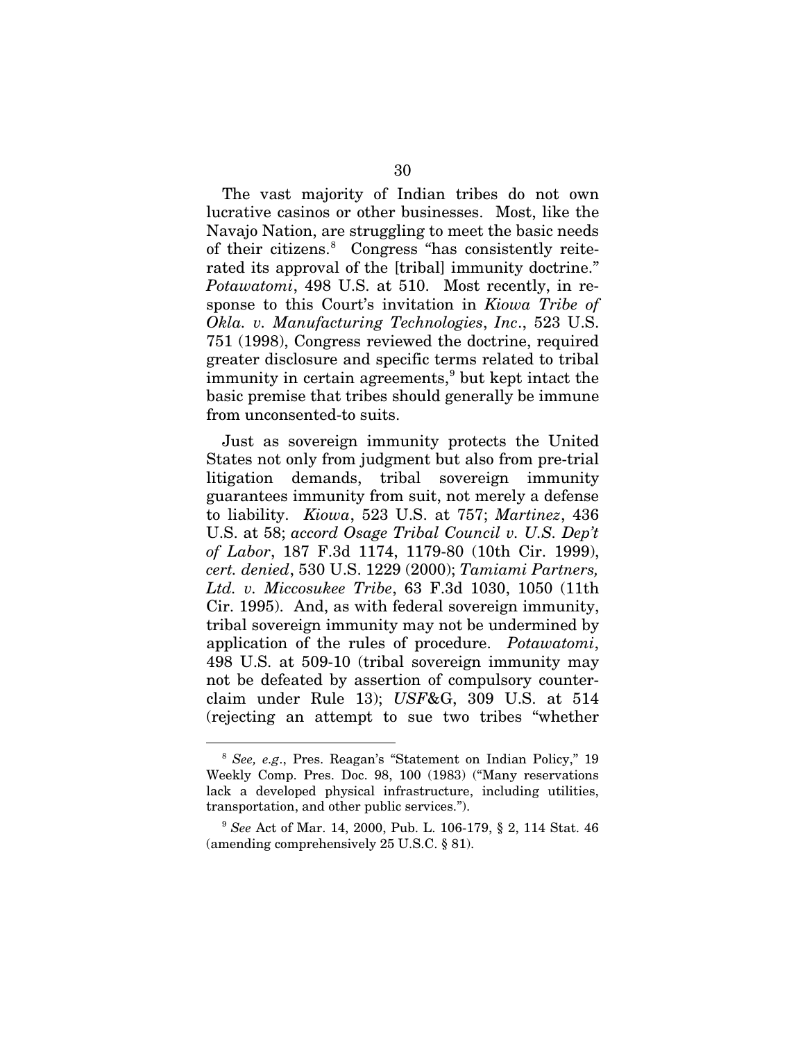The vast majority of Indian tribes do not own lucrative casinos or other businesses. Most, like the Navajo Nation, are struggling to meet the basic needs of their citizens.[8] Congress "has consistently reiterated its approval of the [tribal] immunity doctrine." *Potawatomi*, 498 U.S. at 510. Most recently, in response to this Court's invitation in *Kiowa Tribe of Okla. v. Manufacturing Technologies*, *Inc*., 523 U.S. 751 (1998), Congress reviewed the doctrine, required greater disclosure and specific terms related to tribal immunity in certain agreements,[9] but kept intact the basic premise that tribes should generally be immune from unconsented-to suits.

Just as sovereign immunity protects the United States not only from judgment but also from pre-trial litigation demands, tribal sovereign immunity guarantees immunity from suit, not merely a defense to liability. *Kiowa*, 523 U.S. at 757; *Martinez*, 436 U.S. at 58; *accord Osage Tribal Council v. U.S. Dep't of Labor*, 187 F.3d 1174, 1179-80 (10th Cir. 1999), *cert. denied*, 530 U.S. 1229 (2000); *Tamiami Partners, Ltd. v. Miccosukee Tribe*, 63 F.3d 1030, 1050 (11th Cir. 1995). And, as with federal sovereign immunity, tribal sovereign immunity may not be undermined by application of the rules of procedure. *Potawatomi*, 498 U.S. at 509-10 (tribal sovereign immunity may not be defeated by assertion of compulsory counterclaim under Rule 13); *USF*&G, 309 U.S. at 514 (rejecting an attempt to sue two tribes "whether

---

[8] *See, e.g*., Pres. Reagan's "Statement on Indian Policy," 19 Weekly Comp. Pres. Doc. 98, 100 (1983) ("Many reservations lack a developed physical infrastructure, including utilities, transportation, and other public services.").

[9] *See* Act of Mar. 14, 2000, Pub. L. 106-179, § 2, 114 Stat. 46 (amending comprehensively 25 U.S.C. § 81).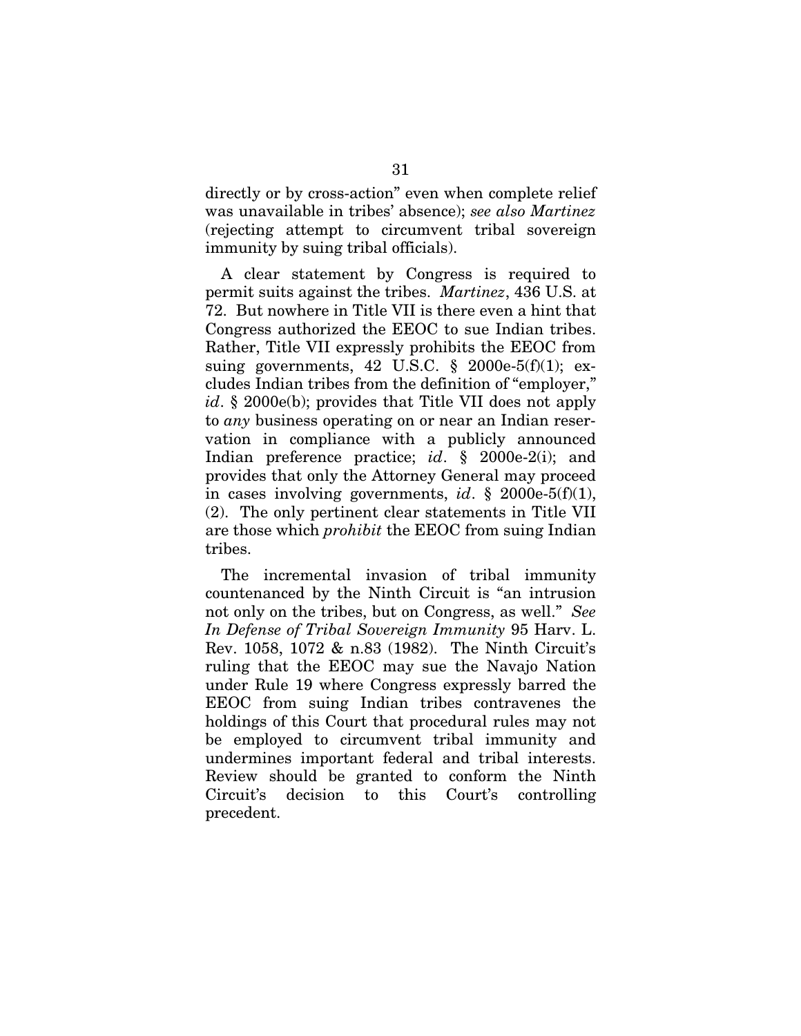directly or by cross-action" even when complete relief was unavailable in tribes' absence); *see also Martinez* (rejecting attempt to circumvent tribal sovereign immunity by suing tribal officials).

A clear statement by Congress is required to permit suits against the tribes. *Martinez*, 436 U.S. at 72. But nowhere in Title VII is there even a hint that Congress authorized the EEOC to sue Indian tribes. Rather, Title VII expressly prohibits the EEOC from suing governments, 42 U.S.C. § 2000e-5(f)(1); excludes Indian tribes from the definition of "employer," *id*. § 2000e(b); provides that Title VII does not apply to *any* business operating on or near an Indian reservation in compliance with a publicly announced Indian preference practice; *id*. § 2000e-2(i); and provides that only the Attorney General may proceed in cases involving governments, *id*. § 2000e-5(f)(1), (2). The only pertinent clear statements in Title VII are those which *prohibit* the EEOC from suing Indian tribes.

The incremental invasion of tribal immunity countenanced by the Ninth Circuit is "an intrusion not only on the tribes, but on Congress, as well." *See In Defense of Tribal Sovereign Immunity* 95 Harv. L. Rev. 1058, 1072 & n.83 (1982). The Ninth Circuit's ruling that the EEOC may sue the Navajo Nation under Rule 19 where Congress expressly barred the EEOC from suing Indian tribes contravenes the holdings of this Court that procedural rules may not be employed to circumvent tribal immunity and undermines important federal and tribal interests. Review should be granted to conform the Ninth Circuit's decision to this Court's controlling precedent.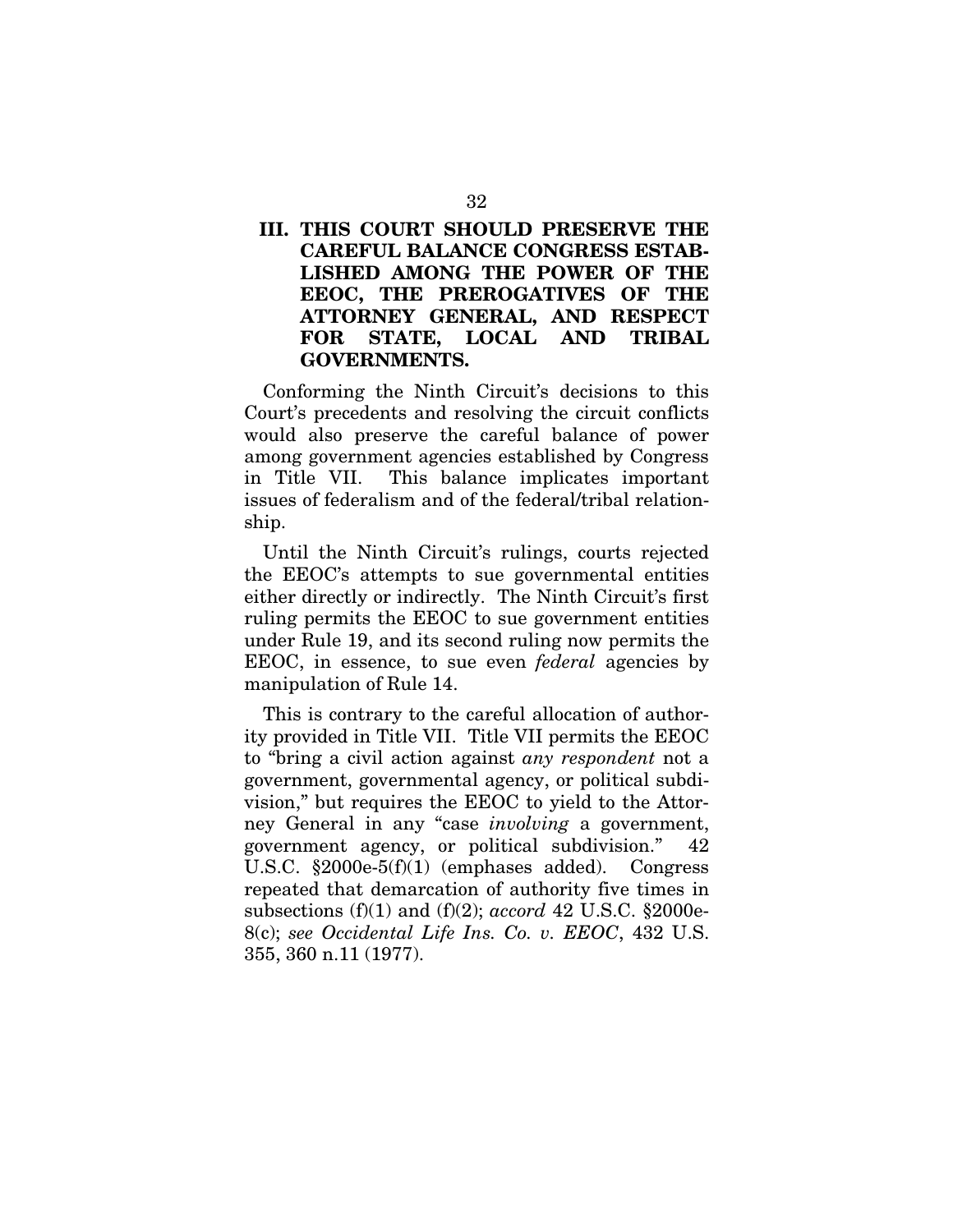## III. THIS COURT SHOULD PRESERVE THE CAREFUL BALANCE CONGRESS ESTABLISHED AMONG THE POWER OF THE EEOC, THE PREROGATIVES OF THE ATTORNEY GENERAL, AND RESPECT FOR STATE, LOCAL AND TRIBAL GOVERNMENTS.

Conforming the Ninth Circuit's decisions to this Court's precedents and resolving the circuit conflicts would also preserve the careful balance of power among government agencies established by Congress in Title VII. This balance implicates important issues of federalism and of the federal/tribal relationship.

Until the Ninth Circuit's rulings, courts rejected the EEOC's attempts to sue governmental entities either directly or indirectly. The Ninth Circuit's first ruling permits the EEOC to sue government entities under Rule 19, and its second ruling now permits the EEOC, in essence, to sue even *federal* agencies by manipulation of Rule 14.

This is contrary to the careful allocation of authority provided in Title VII. Title VII permits the EEOC to "bring a civil action against *any respondent* not a government, governmental agency, or political subdivision," but requires the EEOC to yield to the Attorney General in any "case *involving* a government, government agency, or political subdivision." 42 U.S.C. §2000e-5(f)(1) (emphases added). Congress repeated that demarcation of authority five times in subsections (f)(1) and (f)(2); *accord* 42 U.S.C. §2000e-8(c); *see Occidental Life Ins. Co. v. EEOC*, 432 U.S. 355, 360 n.11 (1977).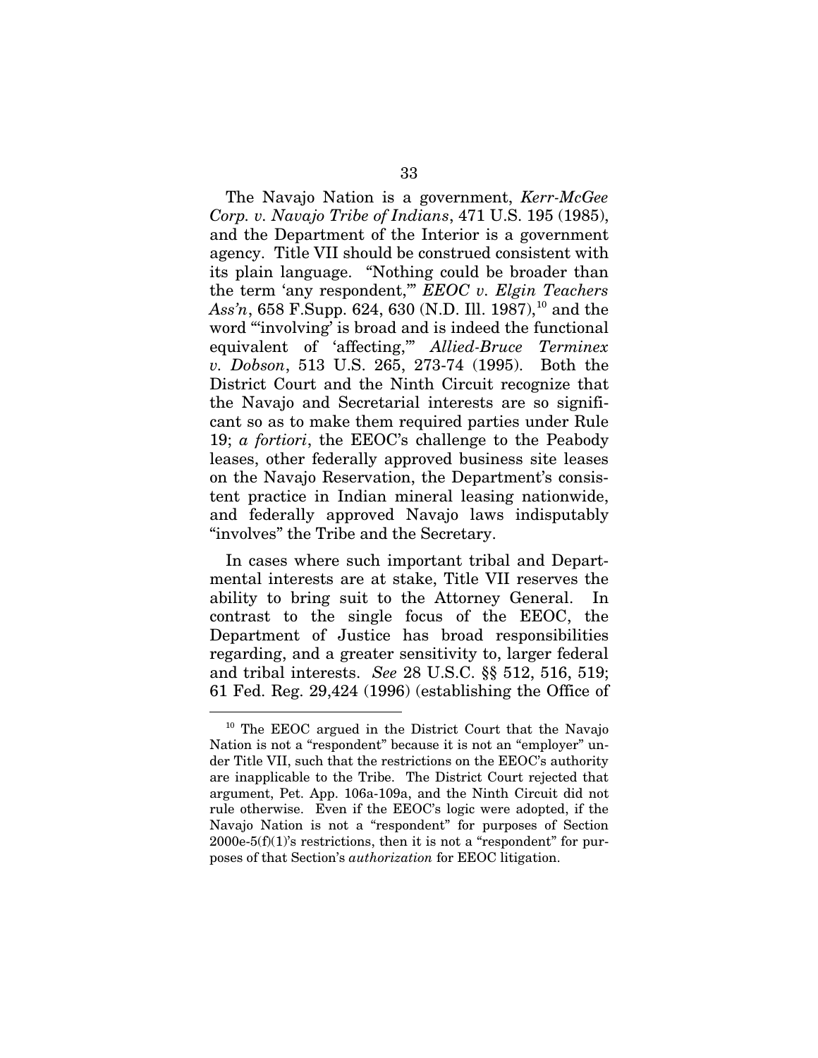The Navajo Nation is a government, *Kerr-McGee Corp. v. Navajo Tribe of Indians*, 471 U.S. 195 (1985), and the Department of the Interior is a government agency. Title VII should be construed consistent with its plain language. "Nothing could be broader than the term 'any respondent,'" *EEOC v. Elgin Teachers Ass'n*, 658 F.Supp. 624, 630 (N.D. Ill. 1987),[10] and the word "'involving' is broad and is indeed the functional equivalent of 'affecting,'" *Allied-Bruce Terminex v. Dobson*, 513 U.S. 265, 273-74 (1995). Both the District Court and the Ninth Circuit recognize that the Navajo and Secretarial interests are so significant so as to make them required parties under Rule 19; *a fortiori*, the EEOC's challenge to the Peabody leases, other federally approved business site leases on the Navajo Reservation, the Department's consistent practice in Indian mineral leasing nationwide, and federally approved Navajo laws indisputably "involves" the Tribe and the Secretary.

In cases where such important tribal and Departmental interests are at stake, Title VII reserves the ability to bring suit to the Attorney General. In contrast to the single focus of the EEOC, the Department of Justice has broad responsibilities regarding, and a greater sensitivity to, larger federal and tribal interests. *See* 28 U.S.C. §§ 512, 516, 519; 61 Fed. Reg. 29,424 (1996) (establishing the Office of

---

[10] The EEOC argued in the District Court that the Navajo Nation is not a "respondent" because it is not an "employer" under Title VII, such that the restrictions on the EEOC's authority are inapplicable to the Tribe. The District Court rejected that argument, Pet. App. 106a-109a, and the Ninth Circuit did not rule otherwise. Even if the EEOC's logic were adopted, if the Navajo Nation is not a "respondent" for purposes of Section 2000e-5(f)(1)'s restrictions, then it is not a "respondent" for purposes of that Section's *authorization* for EEOC litigation.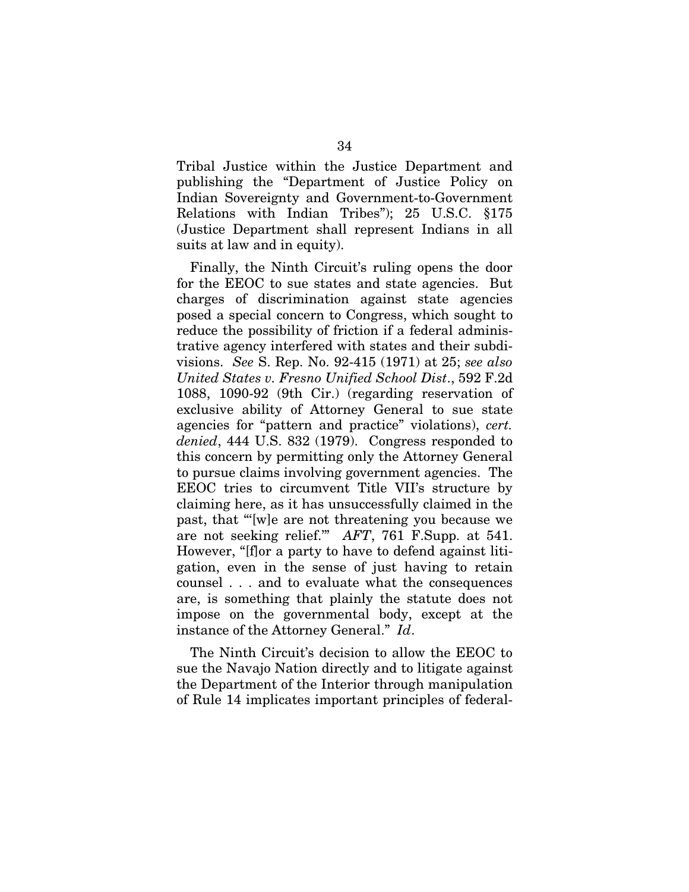Tribal Justice within the Justice Department and publishing the "Department of Justice Policy on Indian Sovereignty and Government-to-Government Relations with Indian Tribes"); 25 U.S.C. §175 (Justice Department shall represent Indians in all suits at law and in equity).

Finally, the Ninth Circuit's ruling opens the door for the EEOC to sue states and state agencies. But charges of discrimination against state agencies posed a special concern to Congress, which sought to reduce the possibility of friction if a federal administrative agency interfered with states and their subdivisions. *See* S. Rep. No. 92-415 (1971) at 25; *see also United States v. Fresno Unified School Dist*., 592 F.2d 1088, 1090-92 (9th Cir.) (regarding reservation of exclusive ability of Attorney General to sue state agencies for "pattern and practice" violations), *cert. denied*, 444 U.S. 832 (1979). Congress responded to this concern by permitting only the Attorney General to pursue claims involving government agencies. The EEOC tries to circumvent Title VII's structure by claiming here, as it has unsuccessfully claimed in the past, that "'[w]e are not threatening you because we are not seeking relief.'" *AFT*, 761 F.Supp. at 541. However, "[f]or a party to have to defend against litigation, even in the sense of just having to retain counsel . . . and to evaluate what the consequences are, is something that plainly the statute does not impose on the governmental body, except at the instance of the Attorney General." *Id*.

The Ninth Circuit's decision to allow the EEOC to sue the Navajo Nation directly and to litigate against the Department of the Interior through manipulation of Rule 14 implicates important principles of federal-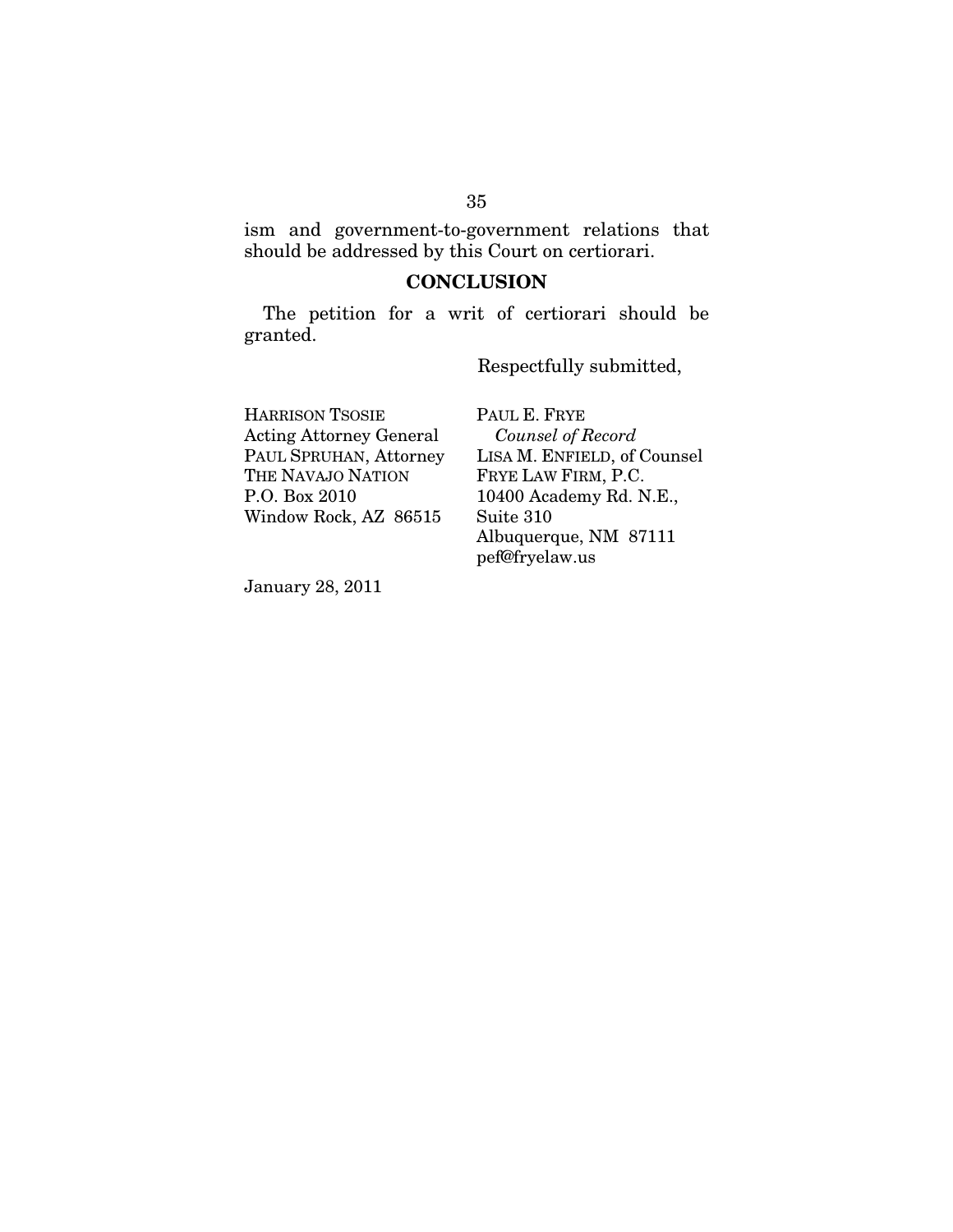ism and government-to-government relations that should be addressed by this Court on certiorari.

## CONCLUSION

The petition for a writ of certiorari should be granted.

Respectfully submitted,

HARRISON TSOSIE
Acting Attorney General
PAUL SPRUHAN, Attorney
THE NAVAJO NATION
P.O. Box 2010
Window Rock, AZ 86515

PAUL E. FRYE
*Counsel of Record*
LISA M. ENFIELD, of Counsel
FRYE LAW FIRM, P.C.
10400 Academy Rd. N.E.,
Suite 310
Albuquerque, NM 87111
pef@fryelaw.us

January 28, 2011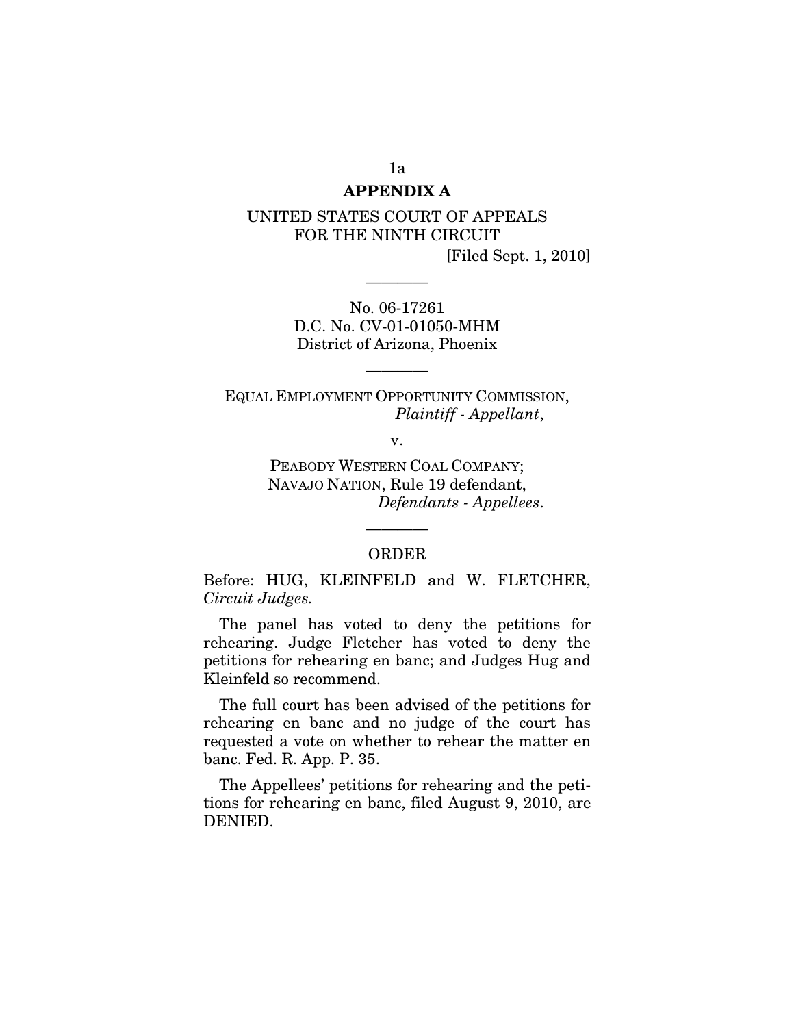# APPENDIX A

UNITED STATES COURT OF APPEALS
FOR THE NINTH CIRCUIT

[Filed Sept. 1, 2010]

———

No. 06-17261
D.C. No. CV-01-01050-MHM
District of Arizona, Phoenix

———

EQUAL EMPLOYMENT OPPORTUNITY COMMISSION,
*Plaintiff - Appellant*,

v.

PEABODY WESTERN COAL COMPANY;
NAVAJO NATION, Rule 19 defendant,
*Defendants - Appellees*.

———

ORDER

Before: HUG, KLEINFELD and W. FLETCHER, *Circuit Judges.*

The panel has voted to deny the petitions for rehearing. Judge Fletcher has voted to deny the petitions for rehearing en banc; and Judges Hug and Kleinfeld so recommend.

The full court has been advised of the petitions for rehearing en banc and no judge of the court has requested a vote on whether to rehear the matter en banc. Fed. R. App. P. 35.

The Appellees' petitions for rehearing and the petitions for rehearing en banc, filed August 9, 2010, are DENIED.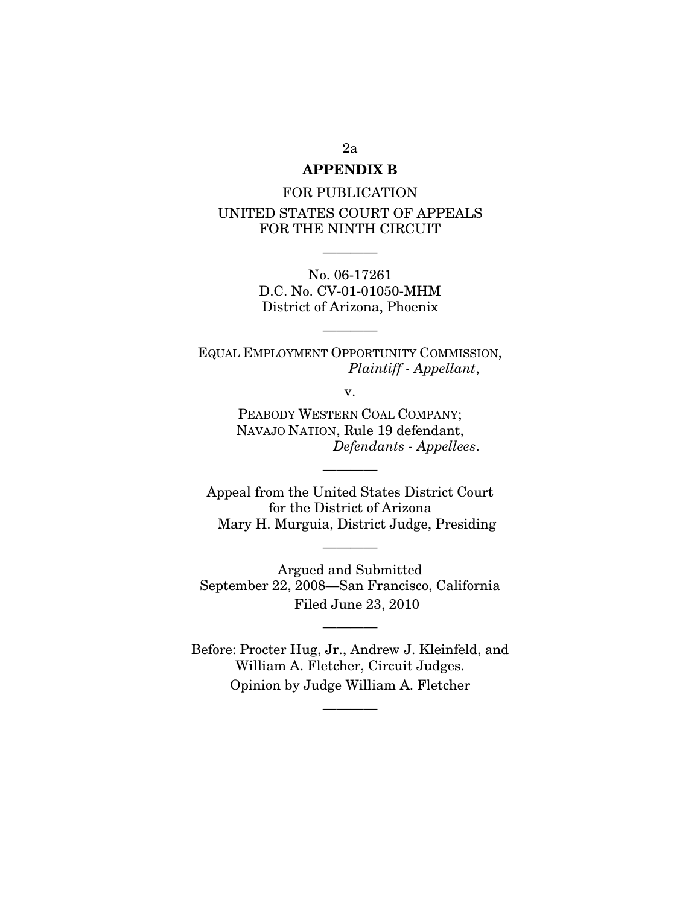## APPENDIX B

FOR PUBLICATION

UNITED STATES COURT OF APPEALS
FOR THE NINTH CIRCUIT

---

No. 06-17261
D.C. No. CV-01-01050-MHM
District of Arizona, Phoenix

---

EQUAL EMPLOYMENT OPPORTUNITY COMMISSION,
*Plaintiff - Appellant*,

v.

PEABODY WESTERN COAL COMPANY;
NAVAJO NATION, Rule 19 defendant,
*Defendants - Appellees*.

---

Appeal from the United States District Court
for the District of Arizona
Mary H. Murguia, District Judge, Presiding

---

Argued and Submitted
September 22, 2008—San Francisco, California
Filed June 23, 2010

---

Before: Procter Hug, Jr., Andrew J. Kleinfeld, and
William A. Fletcher, Circuit Judges.
Opinion by Judge William A. Fletcher

---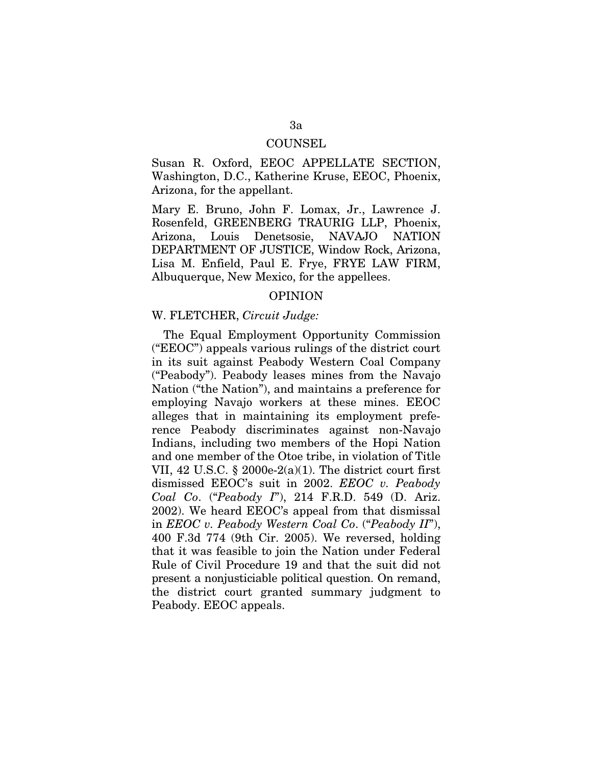## COUNSEL

Susan R. Oxford, EEOC APPELLATE SECTION, Washington, D.C., Katherine Kruse, EEOC, Phoenix, Arizona, for the appellant.

Mary E. Bruno, John F. Lomax, Jr., Lawrence J. Rosenfeld, GREENBERG TRAURIG LLP, Phoenix, Arizona, Louis Denetsosie, NAVAJO NATION DEPARTMENT OF JUSTICE, Window Rock, Arizona, Lisa M. Enfield, Paul E. Frye, FRYE LAW FIRM, Albuquerque, New Mexico, for the appellees.

## OPINION

W. FLETCHER, *Circuit Judge:*

The Equal Employment Opportunity Commission ("EEOC") appeals various rulings of the district court in its suit against Peabody Western Coal Company ("Peabody"). Peabody leases mines from the Navajo Nation ("the Nation"), and maintains a preference for employing Navajo workers at these mines. EEOC alleges that in maintaining its employment preference Peabody discriminates against non-Navajo Indians, including two members of the Hopi Nation and one member of the Otoe tribe, in violation of Title VII, 42 U.S.C. § 2000e-2(a)(1). The district court first dismissed EEOC's suit in 2002. *EEOC v. Peabody Coal Co*. ("*Peabody I*"), 214 F.R.D. 549 (D. Ariz. 2002). We heard EEOC's appeal from that dismissal in *EEOC v. Peabody Western Coal Co*. ("*Peabody II*"), 400 F.3d 774 (9th Cir. 2005). We reversed, holding that it was feasible to join the Nation under Federal Rule of Civil Procedure 19 and that the suit did not present a nonjusticiable political question. On remand, the district court granted summary judgment to Peabody. EEOC appeals.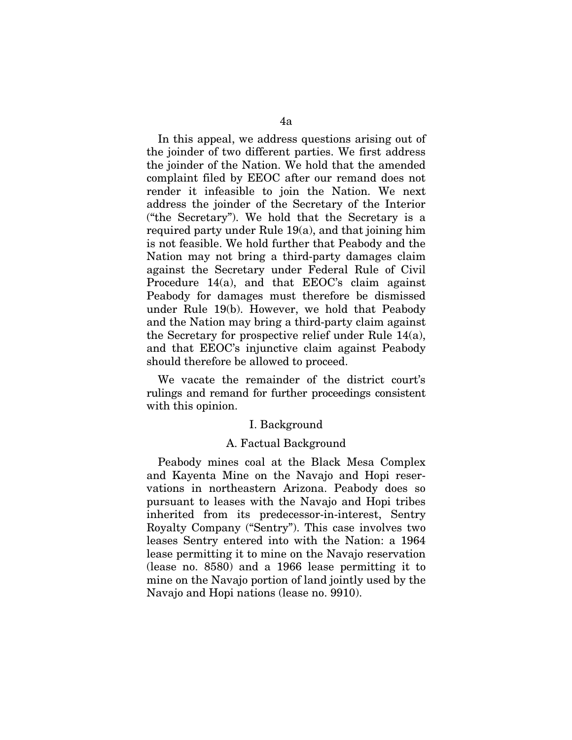In this appeal, we address questions arising out of the joinder of two different parties. We first address the joinder of the Nation. We hold that the amended complaint filed by EEOC after our remand does not render it infeasible to join the Nation. We next address the joinder of the Secretary of the Interior ("the Secretary"). We hold that the Secretary is a required party under Rule 19(a), and that joining him is not feasible. We hold further that Peabody and the Nation may not bring a third-party damages claim against the Secretary under Federal Rule of Civil Procedure 14(a), and that EEOC's claim against Peabody for damages must therefore be dismissed under Rule 19(b). However, we hold that Peabody and the Nation may bring a third-party claim against the Secretary for prospective relief under Rule 14(a), and that EEOC's injunctive claim against Peabody should therefore be allowed to proceed.

We vacate the remainder of the district court's rulings and remand for further proceedings consistent with this opinion.

## I. Background

### A. Factual Background

Peabody mines coal at the Black Mesa Complex and Kayenta Mine on the Navajo and Hopi reservations in northeastern Arizona. Peabody does so pursuant to leases with the Navajo and Hopi tribes inherited from its predecessor-in-interest, Sentry Royalty Company ("Sentry"). This case involves two leases Sentry entered into with the Nation: a 1964 lease permitting it to mine on the Navajo reservation (lease no. 8580) and a 1966 lease permitting it to mine on the Navajo portion of land jointly used by the Navajo and Hopi nations (lease no. 9910).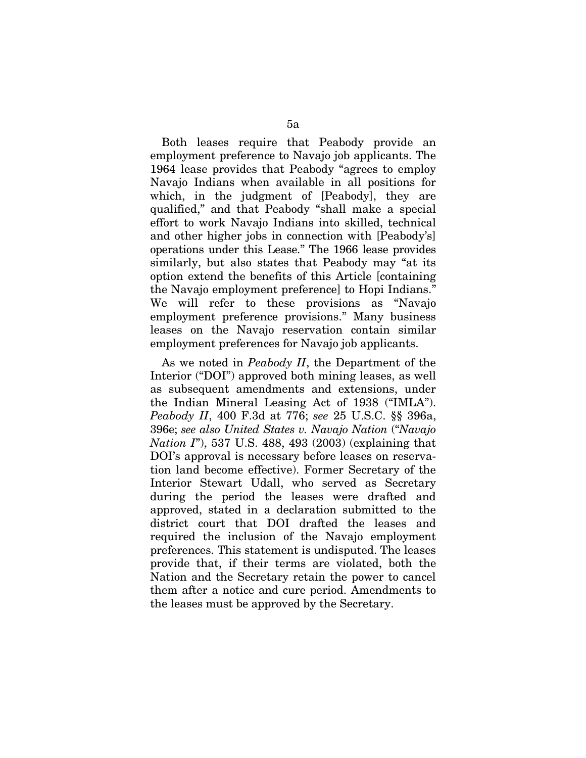Both leases require that Peabody provide an employment preference to Navajo job applicants. The 1964 lease provides that Peabody "agrees to employ Navajo Indians when available in all positions for which, in the judgment of [Peabody], they are qualified," and that Peabody "shall make a special effort to work Navajo Indians into skilled, technical and other higher jobs in connection with [Peabody's] operations under this Lease." The 1966 lease provides similarly, but also states that Peabody may "at its option extend the benefits of this Article [containing the Navajo employment preference] to Hopi Indians." We will refer to these provisions as "Navajo employment preference provisions." Many business leases on the Navajo reservation contain similar employment preferences for Navajo job applicants.

As we noted in *Peabody II*, the Department of the Interior ("DOI") approved both mining leases, as well as subsequent amendments and extensions, under the Indian Mineral Leasing Act of 1938 ("IMLA"). *Peabody II*, 400 F.3d at 776; *see* 25 U.S.C. §§ 396a, 396e; *see also United States v. Navajo Nation* ("*Navajo Nation I*"), 537 U.S. 488, 493 (2003) (explaining that DOI's approval is necessary before leases on reservation land become effective). Former Secretary of the Interior Stewart Udall, who served as Secretary during the period the leases were drafted and approved, stated in a declaration submitted to the district court that DOI drafted the leases and required the inclusion of the Navajo employment preferences. This statement is undisputed. The leases provide that, if their terms are violated, both the Nation and the Secretary retain the power to cancel them after a notice and cure period. Amendments to the leases must be approved by the Secretary.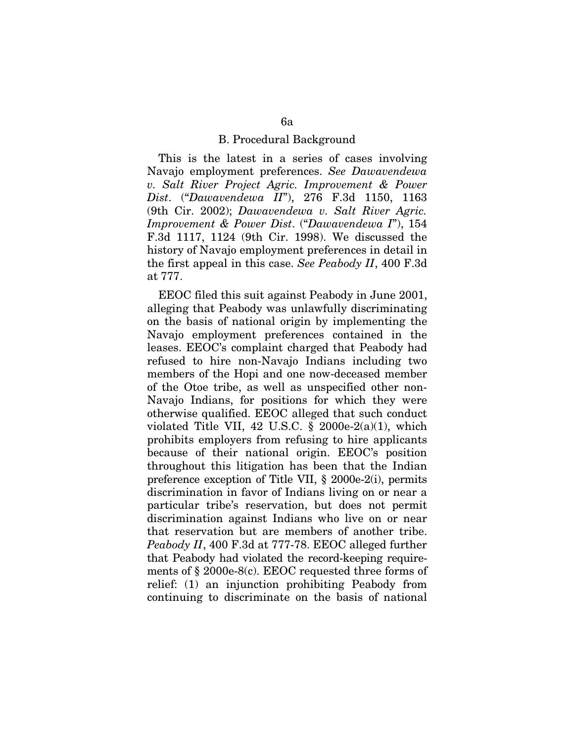### B. Procedural Background

This is the latest in a series of cases involving Navajo employment preferences. *See Dawavendewa v. Salt River Project Agric. Improvement & Power Dist*. ("*Dawavendewa II*"), 276 F.3d 1150, 1163 (9th Cir. 2002); *Dawavendewa v. Salt River Agric. Improvement & Power Dist*. ("*Dawavendewa I*"), 154 F.3d 1117, 1124 (9th Cir. 1998). We discussed the history of Navajo employment preferences in detail in the first appeal in this case. *See Peabody II*, 400 F.3d at 777.

EEOC filed this suit against Peabody in June 2001, alleging that Peabody was unlawfully discriminating on the basis of national origin by implementing the Navajo employment preferences contained in the leases. EEOC's complaint charged that Peabody had refused to hire non-Navajo Indians including two members of the Hopi and one now-deceased member of the Otoe tribe, as well as unspecified other non-Navajo Indians, for positions for which they were otherwise qualified. EEOC alleged that such conduct violated Title VII, 42 U.S.C. § 2000e-2(a)(1), which prohibits employers from refusing to hire applicants because of their national origin. EEOC's position throughout this litigation has been that the Indian preference exception of Title VII, § 2000e-2(i), permits discrimination in favor of Indians living on or near a particular tribe's reservation, but does not permit discrimination against Indians who live on or near that reservation but are members of another tribe. *Peabody II*, 400 F.3d at 777-78. EEOC alleged further that Peabody had violated the record-keeping requirements of § 2000e-8(c). EEOC requested three forms of relief: (1) an injunction prohibiting Peabody from continuing to discriminate on the basis of national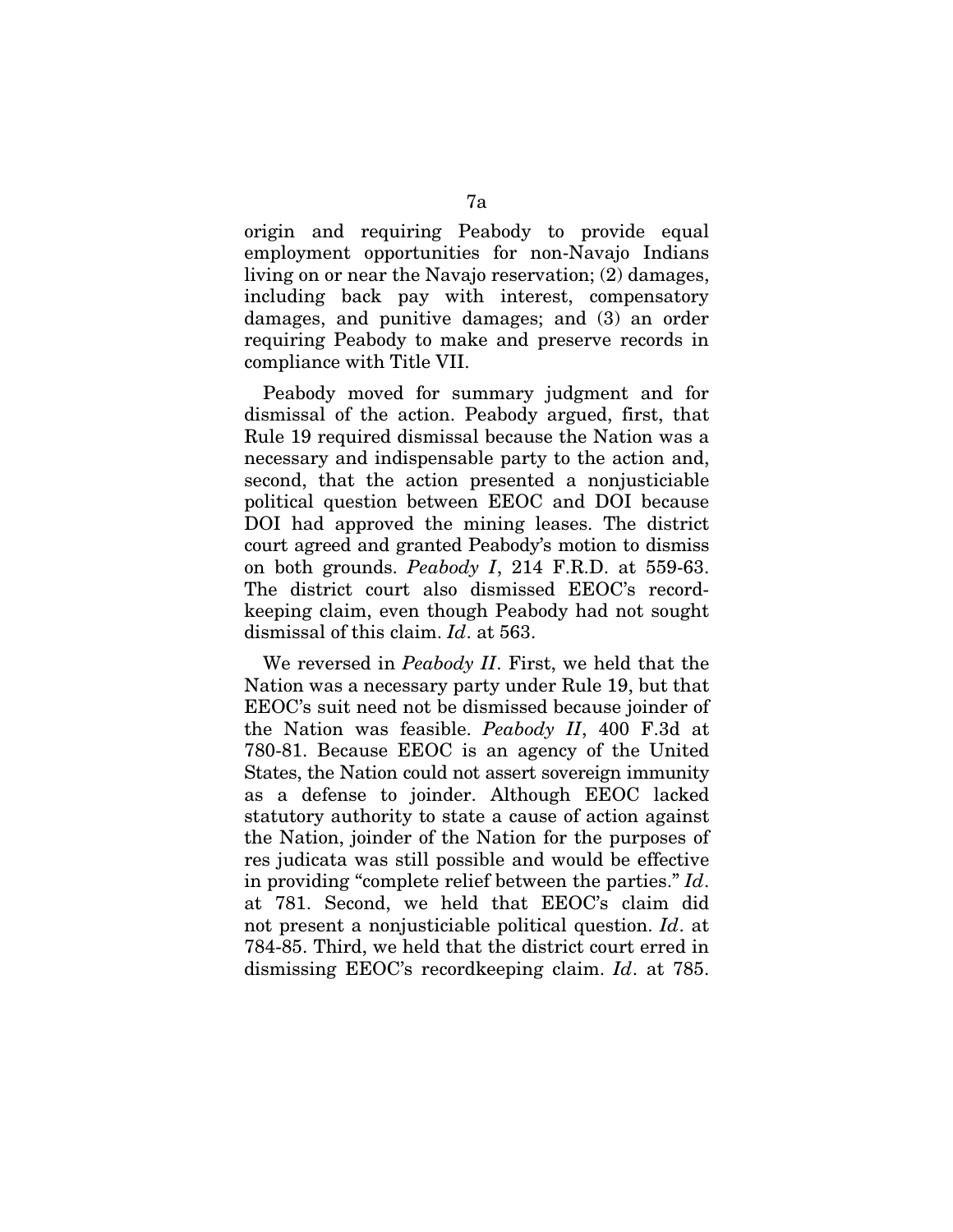origin and requiring Peabody to provide equal employment opportunities for non-Navajo Indians living on or near the Navajo reservation; (2) damages, including back pay with interest, compensatory damages, and punitive damages; and (3) an order requiring Peabody to make and preserve records in compliance with Title VII.

Peabody moved for summary judgment and for dismissal of the action. Peabody argued, first, that Rule 19 required dismissal because the Nation was a necessary and indispensable party to the action and, second, that the action presented a nonjusticiable political question between EEOC and DOI because DOI had approved the mining leases. The district court agreed and granted Peabody's motion to dismiss on both grounds. *Peabody I*, 214 F.R.D. at 559-63. The district court also dismissed EEOC's recordkeeping claim, even though Peabody had not sought dismissal of this claim. *Id*. at 563.

We reversed in *Peabody II*. First, we held that the Nation was a necessary party under Rule 19, but that EEOC's suit need not be dismissed because joinder of the Nation was feasible. *Peabody II*, 400 F.3d at 780-81. Because EEOC is an agency of the United States, the Nation could not assert sovereign immunity as a defense to joinder. Although EEOC lacked statutory authority to state a cause of action against the Nation, joinder of the Nation for the purposes of res judicata was still possible and would be effective in providing "complete relief between the parties." *Id*. at 781. Second, we held that EEOC's claim did not present a nonjusticiable political question. *Id*. at 784-85. Third, we held that the district court erred in dismissing EEOC's recordkeeping claim. *Id*. at 785.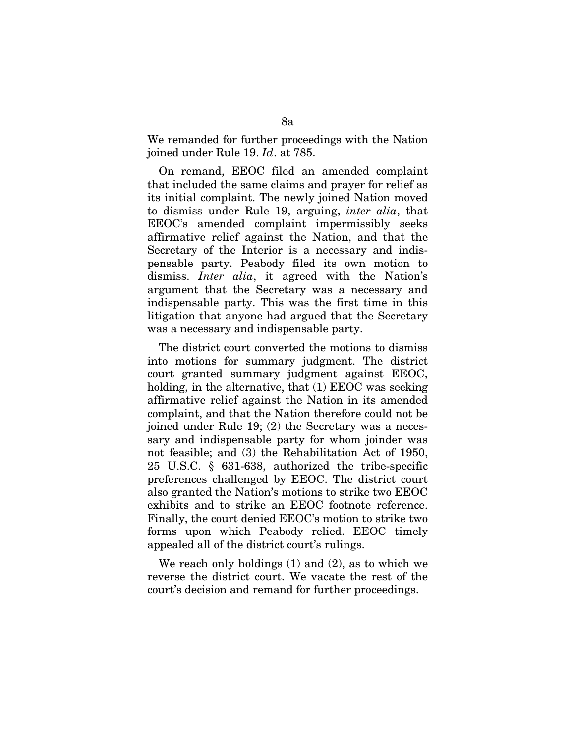We remanded for further proceedings with the Nation joined under Rule 19. *Id*. at 785.

On remand, EEOC filed an amended complaint that included the same claims and prayer for relief as its initial complaint. The newly joined Nation moved to dismiss under Rule 19, arguing, *inter alia*, that EEOC's amended complaint impermissibly seeks affirmative relief against the Nation, and that the Secretary of the Interior is a necessary and indispensable party. Peabody filed its own motion to dismiss. *Inter alia*, it agreed with the Nation's argument that the Secretary was a necessary and indispensable party. This was the first time in this litigation that anyone had argued that the Secretary was a necessary and indispensable party.

The district court converted the motions to dismiss into motions for summary judgment. The district court granted summary judgment against EEOC, holding, in the alternative, that (1) EEOC was seeking affirmative relief against the Nation in its amended complaint, and that the Nation therefore could not be joined under Rule 19; (2) the Secretary was a necessary and indispensable party for whom joinder was not feasible; and (3) the Rehabilitation Act of 1950, 25 U.S.C. § 631-638, authorized the tribe-specific preferences challenged by EEOC. The district court also granted the Nation's motions to strike two EEOC exhibits and to strike an EEOC footnote reference. Finally, the court denied EEOC's motion to strike two forms upon which Peabody relied. EEOC timely appealed all of the district court's rulings.

We reach only holdings (1) and (2), as to which we reverse the district court. We vacate the rest of the court's decision and remand for further proceedings.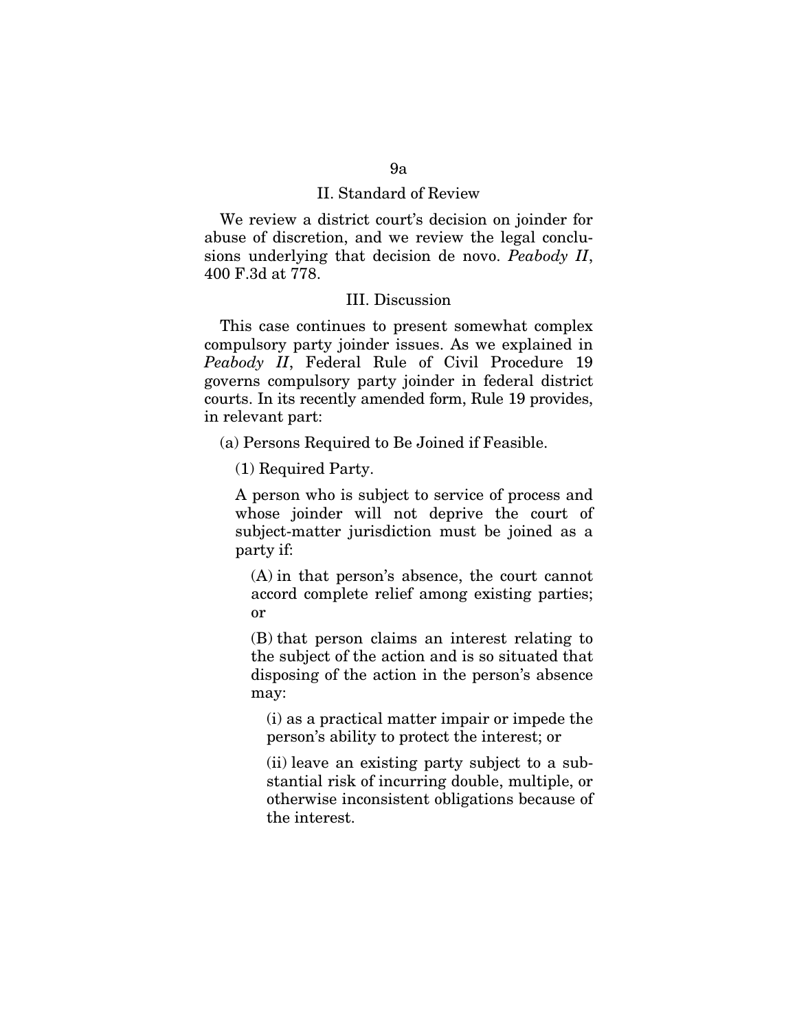## II. Standard of Review

We review a district court's decision on joinder for abuse of discretion, and we review the legal conclusions underlying that decision de novo. *Peabody II*, 400 F.3d at 778.

## III. Discussion

This case continues to present somewhat complex compulsory party joinder issues. As we explained in *Peabody II*, Federal Rule of Civil Procedure 19 governs compulsory party joinder in federal district courts. In its recently amended form, Rule 19 provides, in relevant part:

> (a) Persons Required to Be Joined if Feasible.
>
> (1) Required Party.
>
> A person who is subject to service of process and whose joinder will not deprive the court of subject-matter jurisdiction must be joined as a party if:
>
> (A) in that person's absence, the court cannot accord complete relief among existing parties; or
>
> (B) that person claims an interest relating to the subject of the action and is so situated that disposing of the action in the person's absence may:
>
> (i) as a practical matter impair or impede the person's ability to protect the interest; or
>
> (ii) leave an existing party subject to a substantial risk of incurring double, multiple, or otherwise inconsistent obligations because of the interest.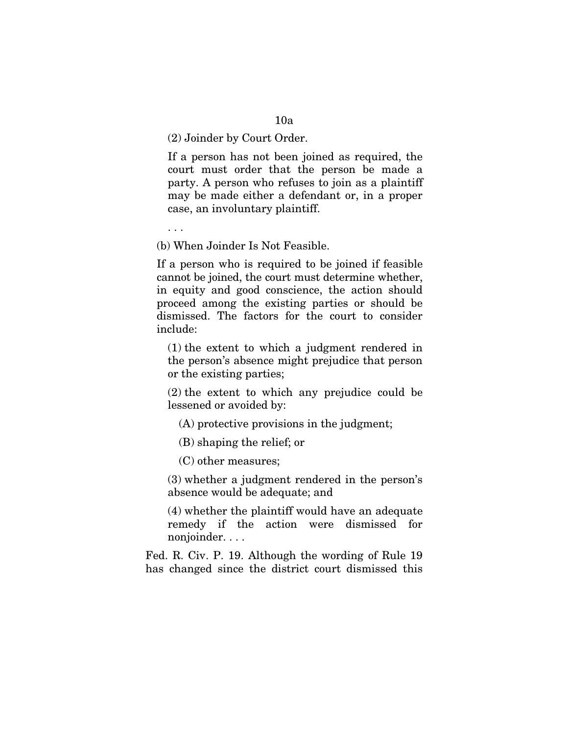(2) Joinder by Court Order.

If a person has not been joined as required, the court must order that the person be made a party. A person who refuses to join as a plaintiff may be made either a defendant or, in a proper case, an involuntary plaintiff.

. . .

(b) When Joinder Is Not Feasible.

If a person who is required to be joined if feasible cannot be joined, the court must determine whether, in equity and good conscience, the action should proceed among the existing parties or should be dismissed. The factors for the court to consider include:

(1) the extent to which a judgment rendered in the person's absence might prejudice that person or the existing parties;

(2) the extent to which any prejudice could be lessened or avoided by:

(A) protective provisions in the judgment;

(B) shaping the relief; or

(C) other measures;

(3) whether a judgment rendered in the person's absence would be adequate; and

(4) whether the plaintiff would have an adequate remedy if the action were dismissed for nonjoinder. . . .

Fed. R. Civ. P. 19. Although the wording of Rule 19 has changed since the district court dismissed this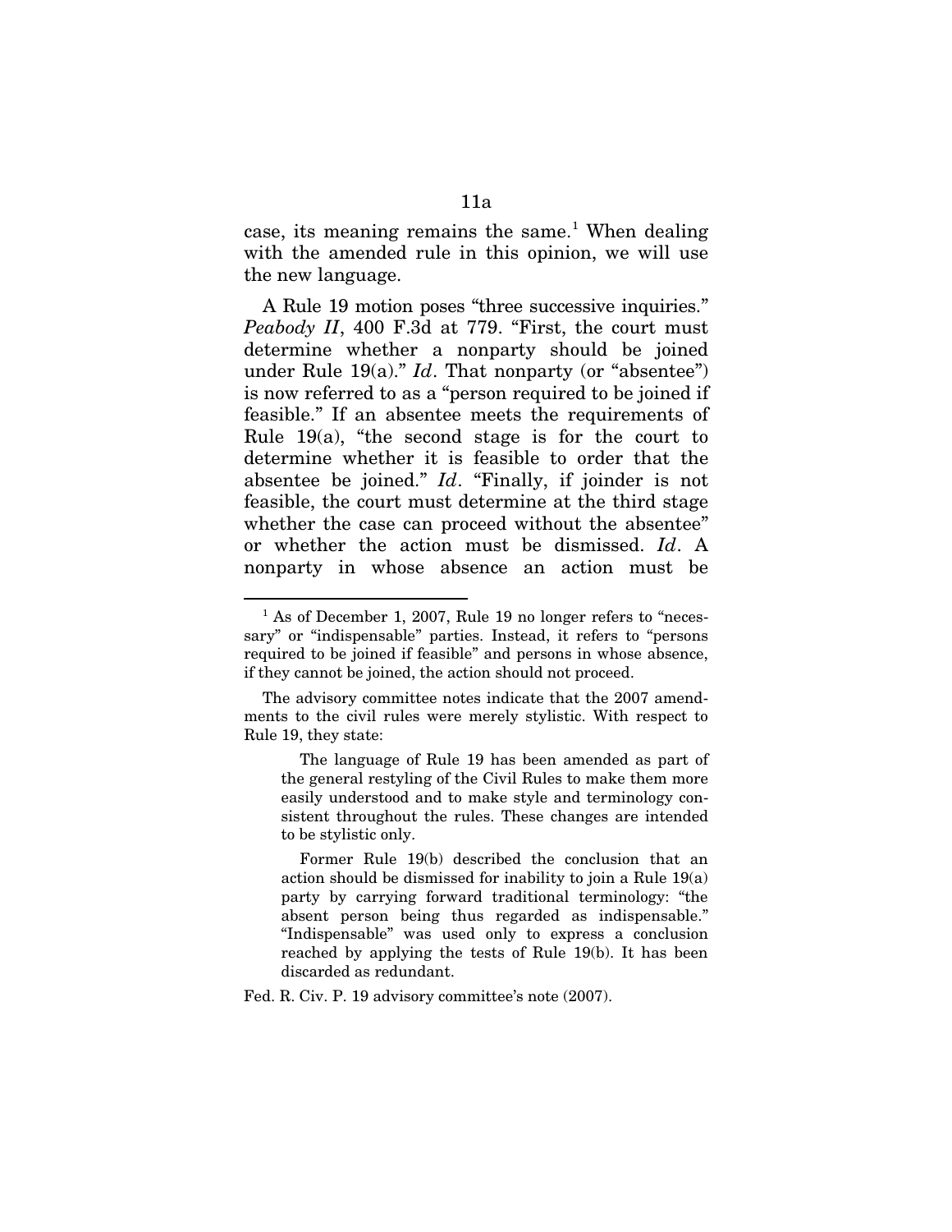case, its meaning remains the same.[1] When dealing with the amended rule in this opinion, we will use the new language.

A Rule 19 motion poses "three successive inquiries." *Peabody II*, 400 F.3d at 779. "First, the court must determine whether a nonparty should be joined under Rule 19(a)." *Id*. That nonparty (or "absentee") is now referred to as a "person required to be joined if feasible." If an absentee meets the requirements of Rule 19(a), "the second stage is for the court to determine whether it is feasible to order that the absentee be joined." *Id*. "Finally, if joinder is not feasible, the court must determine at the third stage whether the case can proceed without the absentee" or whether the action must be dismissed. *Id*. A nonparty in whose absence an action must be

---

[1] As of December 1, 2007, Rule 19 no longer refers to "necessary" or "indispensable" parties. Instead, it refers to "persons required to be joined if feasible" and persons in whose absence, if they cannot be joined, the action should not proceed.

The advisory committee notes indicate that the 2007 amendments to the civil rules were merely stylistic. With respect to Rule 19, they state:

> The language of Rule 19 has been amended as part of the general restyling of the Civil Rules to make them more easily understood and to make style and terminology consistent throughout the rules. These changes are intended to be stylistic only.
>
> Former Rule 19(b) described the conclusion that an action should be dismissed for inability to join a Rule 19(a) party by carrying forward traditional terminology: "the absent person being thus regarded as indispensable." "Indispensable" was used only to express a conclusion reached by applying the tests of Rule 19(b). It has been discarded as redundant.

Fed. R. Civ. P. 19 advisory committee's note (2007).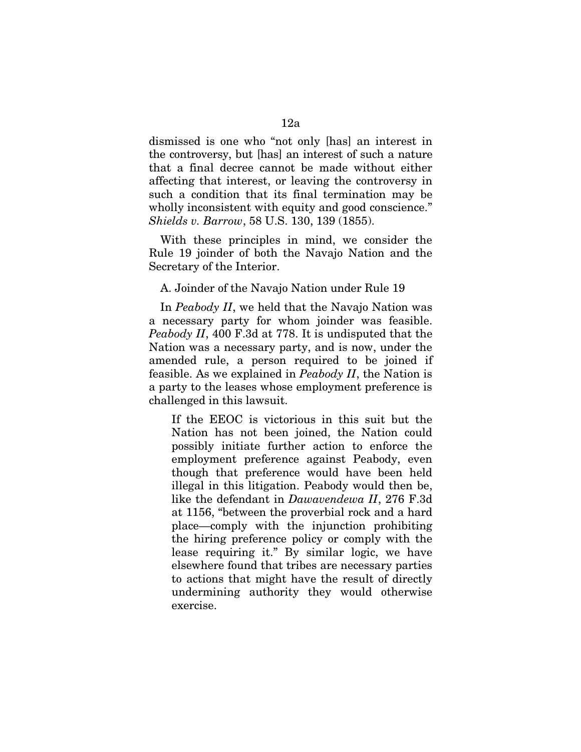dismissed is one who "not only [has] an interest in the controversy, but [has] an interest of such a nature that a final decree cannot be made without either affecting that interest, or leaving the controversy in such a condition that its final termination may be wholly inconsistent with equity and good conscience." *Shields v. Barrow*, 58 U.S. 130, 139 (1855).

With these principles in mind, we consider the Rule 19 joinder of both the Navajo Nation and the Secretary of the Interior.

A. Joinder of the Navajo Nation under Rule 19

In *Peabody II*, we held that the Navajo Nation was a necessary party for whom joinder was feasible. *Peabody II*, 400 F.3d at 778. It is undisputed that the Nation was a necessary party, and is now, under the amended rule, a person required to be joined if feasible. As we explained in *Peabody II*, the Nation is a party to the leases whose employment preference is challenged in this lawsuit.

> If the EEOC is victorious in this suit but the Nation has not been joined, the Nation could possibly initiate further action to enforce the employment preference against Peabody, even though that preference would have been held illegal in this litigation. Peabody would then be, like the defendant in *Dawavendewa II*, 276 F.3d at 1156, "between the proverbial rock and a hard place—comply with the injunction prohibiting the hiring preference policy or comply with the lease requiring it." By similar logic, we have elsewhere found that tribes are necessary parties to actions that might have the result of directly undermining authority they would otherwise exercise.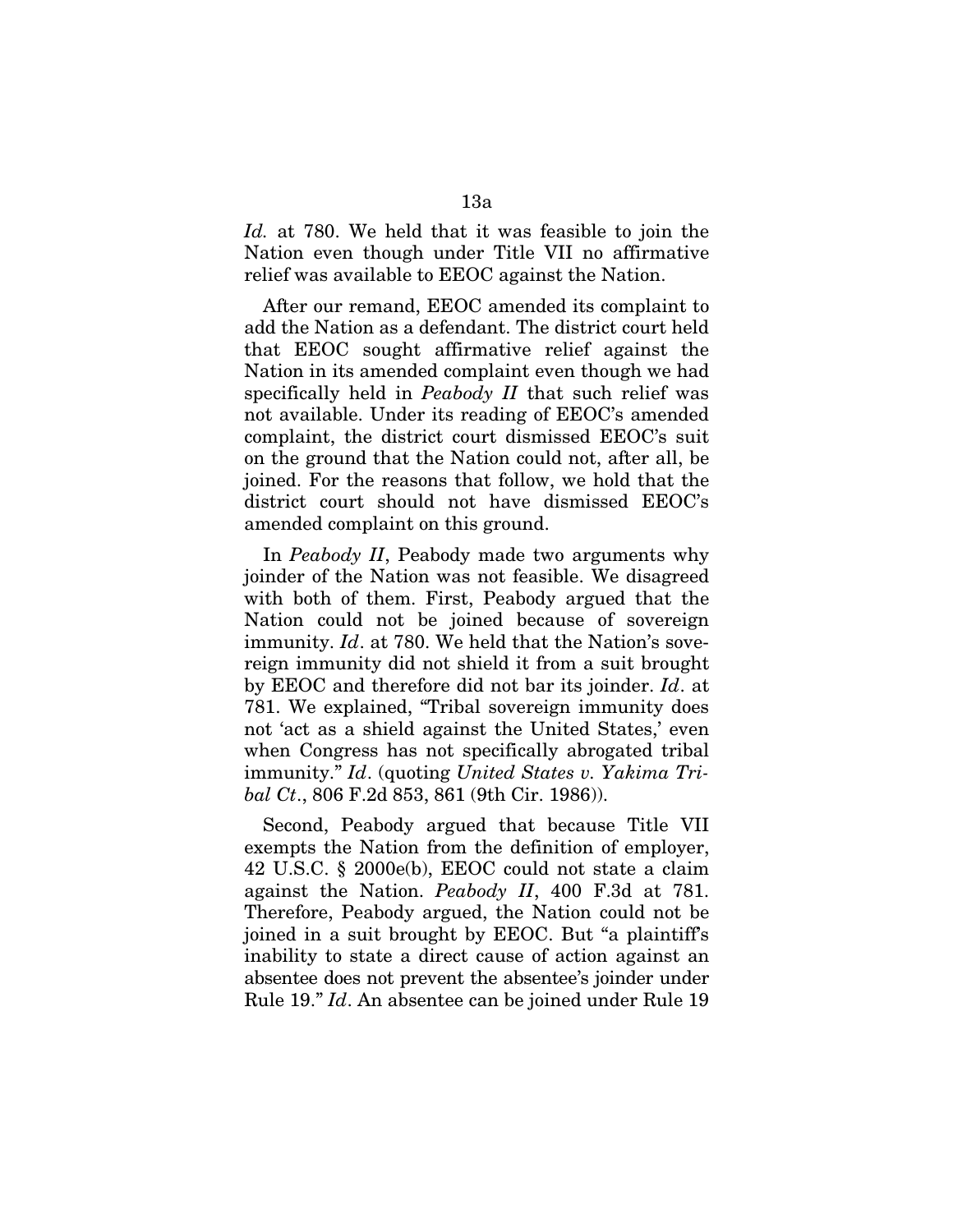*Id.* at 780. We held that it was feasible to join the Nation even though under Title VII no affirmative relief was available to EEOC against the Nation.

After our remand, EEOC amended its complaint to add the Nation as a defendant. The district court held that EEOC sought affirmative relief against the Nation in its amended complaint even though we had specifically held in *Peabody II* that such relief was not available. Under its reading of EEOC's amended complaint, the district court dismissed EEOC's suit on the ground that the Nation could not, after all, be joined. For the reasons that follow, we hold that the district court should not have dismissed EEOC's amended complaint on this ground.

In *Peabody II*, Peabody made two arguments why joinder of the Nation was not feasible. We disagreed with both of them. First, Peabody argued that the Nation could not be joined because of sovereign immunity. *Id*. at 780. We held that the Nation's sovereign immunity did not shield it from a suit brought by EEOC and therefore did not bar its joinder. *Id*. at 781. We explained, "Tribal sovereign immunity does not 'act as a shield against the United States,' even when Congress has not specifically abrogated tribal immunity." *Id*. (quoting *United States v. Yakima Tribal Ct*., 806 F.2d 853, 861 (9th Cir. 1986)).

Second, Peabody argued that because Title VII exempts the Nation from the definition of employer, 42 U.S.C. § 2000e(b), EEOC could not state a claim against the Nation. *Peabody II*, 400 F.3d at 781. Therefore, Peabody argued, the Nation could not be joined in a suit brought by EEOC. But "a plaintiff's inability to state a direct cause of action against an absentee does not prevent the absentee's joinder under Rule 19." *Id*. An absentee can be joined under Rule 19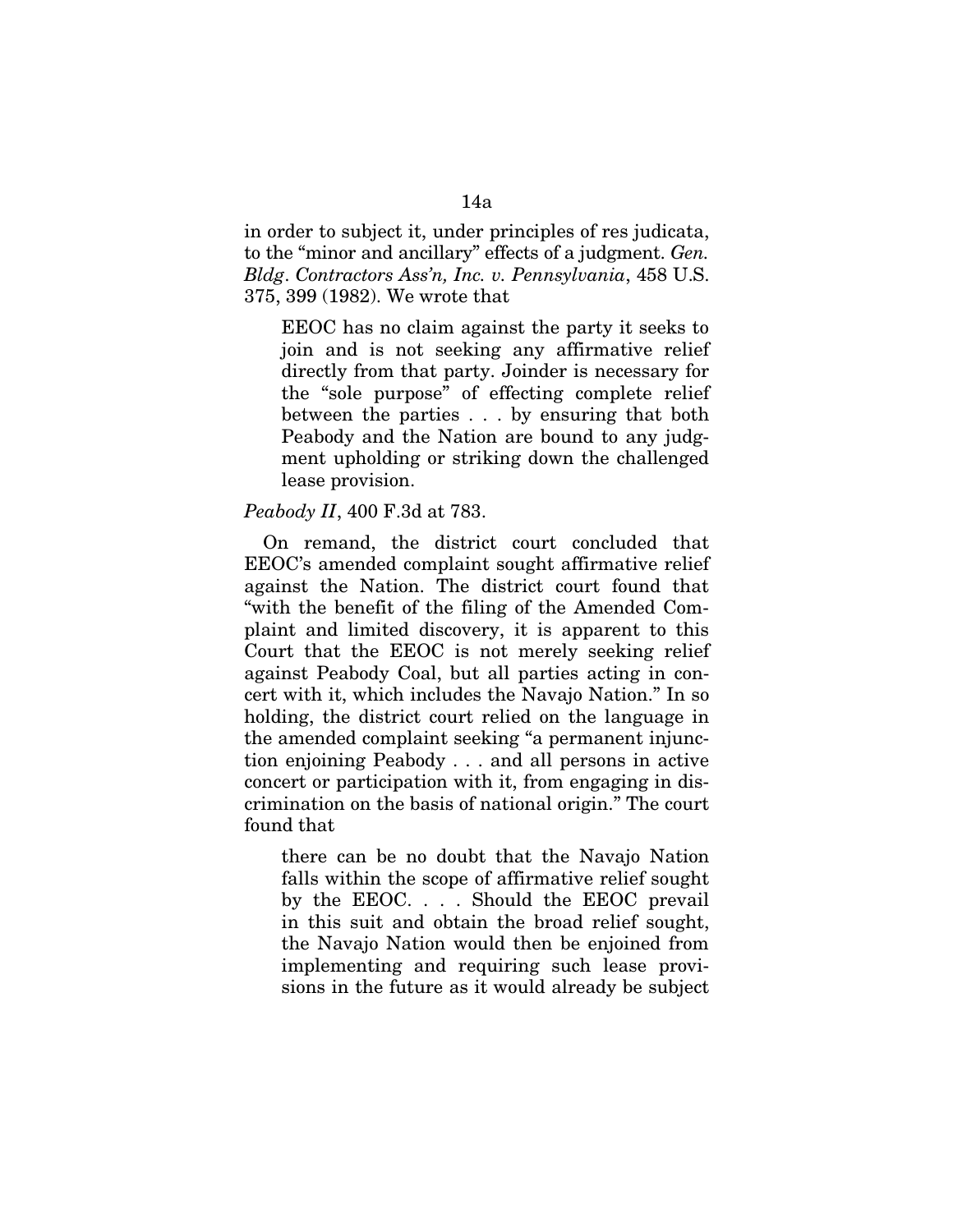in order to subject it, under principles of res judicata, to the "minor and ancillary" effects of a judgment. *Gen. Bldg. Contractors Ass'n, Inc. v. Pennsylvania*, 458 U.S. 375, 399 (1982). We wrote that

> EEOC has no claim against the party it seeks to join and is not seeking any affirmative relief directly from that party. Joinder is necessary for the "sole purpose" of effecting complete relief between the parties . . . by ensuring that both Peabody and the Nation are bound to any judgment upholding or striking down the challenged lease provision.

*Peabody II*, 400 F.3d at 783.

On remand, the district court concluded that EEOC's amended complaint sought affirmative relief against the Nation. The district court found that "with the benefit of the filing of the Amended Complaint and limited discovery, it is apparent to this Court that the EEOC is not merely seeking relief against Peabody Coal, but all parties acting in concert with it, which includes the Navajo Nation." In so holding, the district court relied on the language in the amended complaint seeking "a permanent injunction enjoining Peabody . . . and all persons in active concert or participation with it, from engaging in discrimination on the basis of national origin." The court found that

> there can be no doubt that the Navajo Nation falls within the scope of affirmative relief sought by the EEOC. . . . Should the EEOC prevail in this suit and obtain the broad relief sought, the Navajo Nation would then be enjoined from implementing and requiring such lease provisions in the future as it would already be subject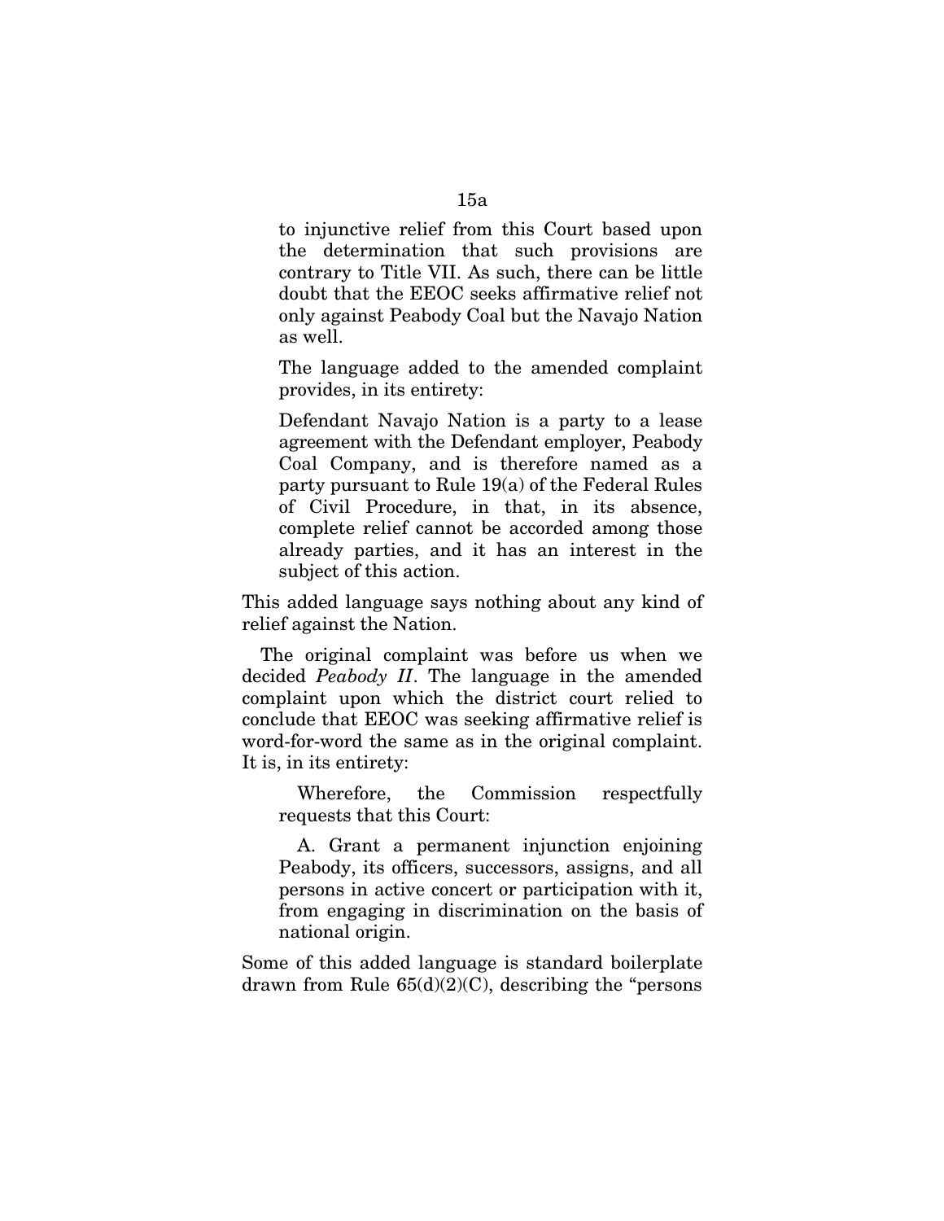> to injunctive relief from this Court based upon the determination that such provisions are contrary to Title VII. As such, there can be little doubt that the EEOC seeks affirmative relief not only against Peabody Coal but the Navajo Nation as well.
>
> The language added to the amended complaint provides, in its entirety:
>
> Defendant Navajo Nation is a party to a lease agreement with the Defendant employer, Peabody Coal Company, and is therefore named as a party pursuant to Rule 19(a) of the Federal Rules of Civil Procedure, in that, in its absence, complete relief cannot be accorded among those already parties, and it has an interest in the subject of this action.

This added language says nothing about any kind of relief against the Nation.

The original complaint was before us when we decided *Peabody II*. The language in the amended complaint upon which the district court relied to conclude that EEOC was seeking affirmative relief is word-for-word the same as in the original complaint. It is, in its entirety:

> Wherefore, the Commission respectfully requests that this Court:
>
> A. Grant a permanent injunction enjoining Peabody, its officers, successors, assigns, and all persons in active concert or participation with it, from engaging in discrimination on the basis of national origin.

Some of this added language is standard boilerplate drawn from Rule 65(d)(2)(C), describing the "persons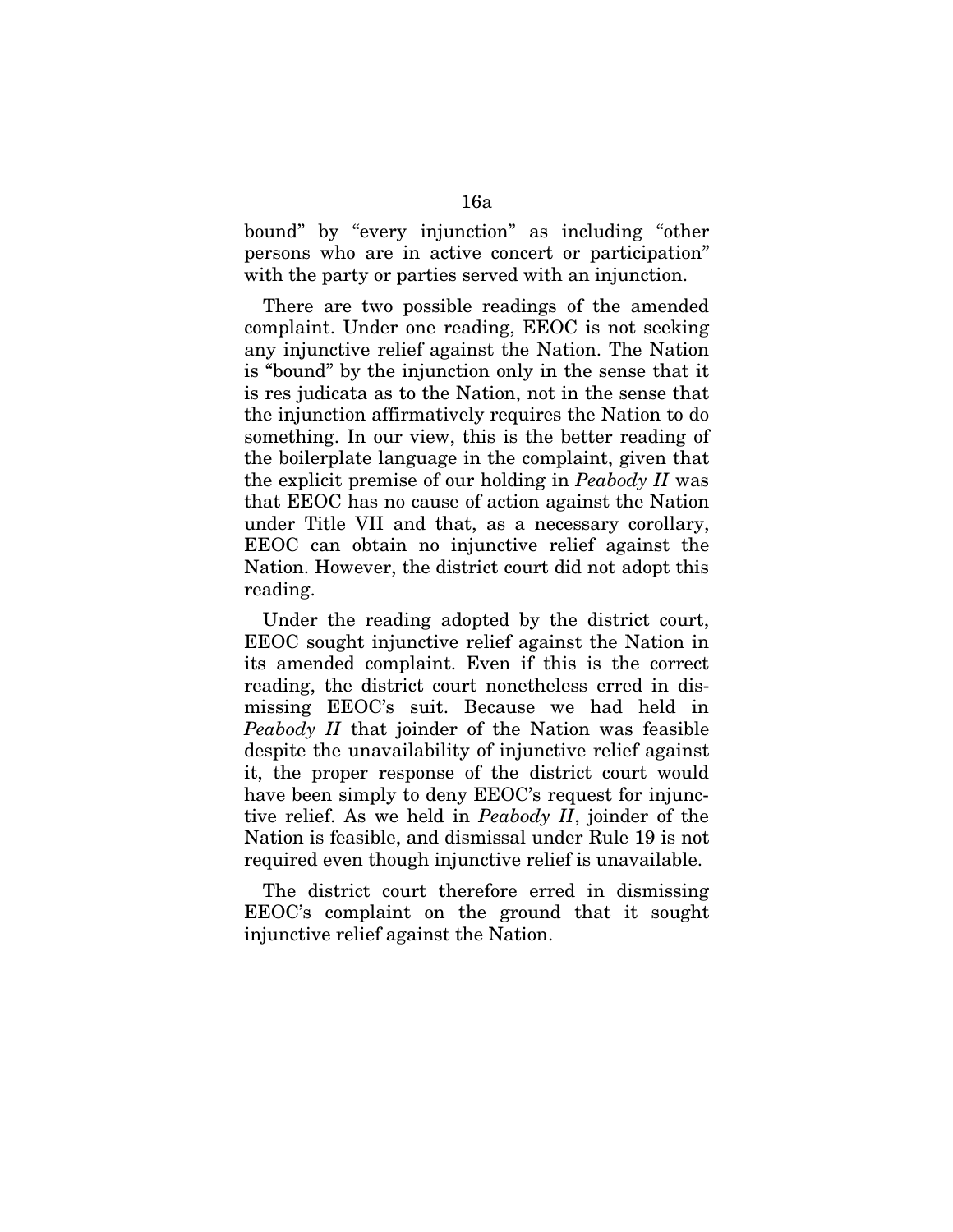bound" by "every injunction" as including "other persons who are in active concert or participation" with the party or parties served with an injunction.

There are two possible readings of the amended complaint. Under one reading, EEOC is not seeking any injunctive relief against the Nation. The Nation is "bound" by the injunction only in the sense that it is res judicata as to the Nation, not in the sense that the injunction affirmatively requires the Nation to do something. In our view, this is the better reading of the boilerplate language in the complaint, given that the explicit premise of our holding in *Peabody II* was that EEOC has no cause of action against the Nation under Title VII and that, as a necessary corollary, EEOC can obtain no injunctive relief against the Nation. However, the district court did not adopt this reading.

Under the reading adopted by the district court, EEOC sought injunctive relief against the Nation in its amended complaint. Even if this is the correct reading, the district court nonetheless erred in dismissing EEOC's suit. Because we had held in *Peabody II* that joinder of the Nation was feasible despite the unavailability of injunctive relief against it, the proper response of the district court would have been simply to deny EEOC's request for injunctive relief. As we held in *Peabody II*, joinder of the Nation is feasible, and dismissal under Rule 19 is not required even though injunctive relief is unavailable.

The district court therefore erred in dismissing EEOC's complaint on the ground that it sought injunctive relief against the Nation.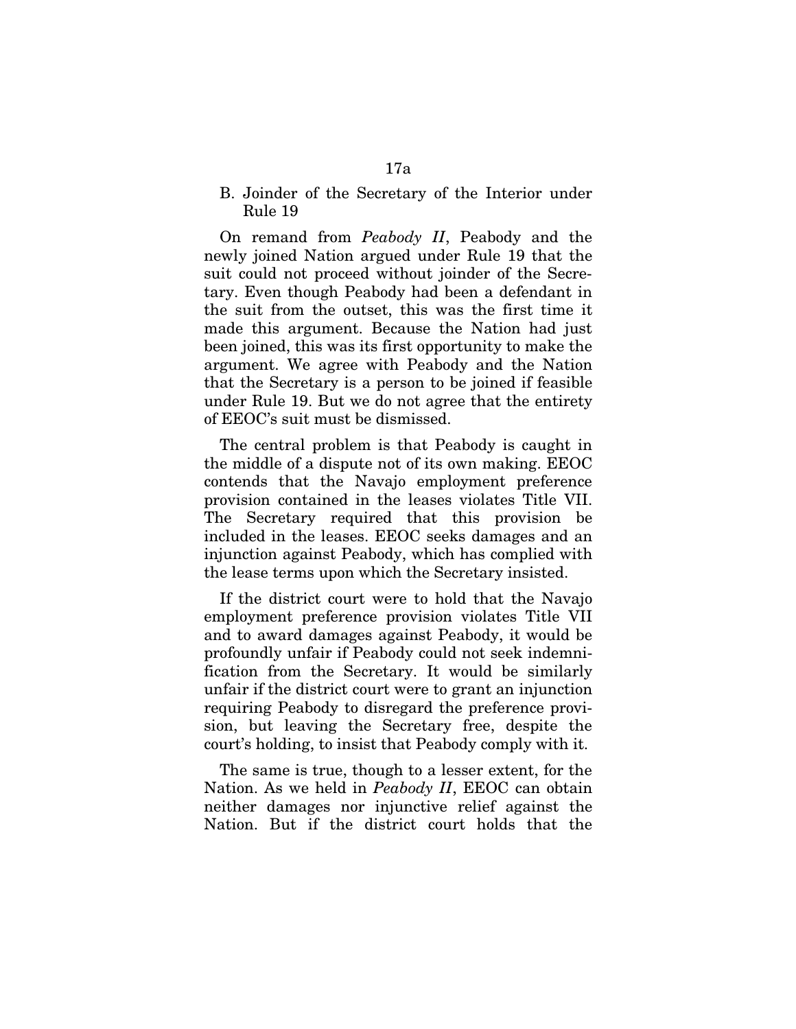### B. Joinder of the Secretary of the Interior under Rule 19

On remand from *Peabody II*, Peabody and the newly joined Nation argued under Rule 19 that the suit could not proceed without joinder of the Secretary. Even though Peabody had been a defendant in the suit from the outset, this was the first time it made this argument. Because the Nation had just been joined, this was its first opportunity to make the argument. We agree with Peabody and the Nation that the Secretary is a person to be joined if feasible under Rule 19. But we do not agree that the entirety of EEOC's suit must be dismissed.

The central problem is that Peabody is caught in the middle of a dispute not of its own making. EEOC contends that the Navajo employment preference provision contained in the leases violates Title VII. The Secretary required that this provision be included in the leases. EEOC seeks damages and an injunction against Peabody, which has complied with the lease terms upon which the Secretary insisted.

If the district court were to hold that the Navajo employment preference provision violates Title VII and to award damages against Peabody, it would be profoundly unfair if Peabody could not seek indemnification from the Secretary. It would be similarly unfair if the district court were to grant an injunction requiring Peabody to disregard the preference provision, but leaving the Secretary free, despite the court's holding, to insist that Peabody comply with it.

The same is true, though to a lesser extent, for the Nation. As we held in *Peabody II*, EEOC can obtain neither damages nor injunctive relief against the Nation. But if the district court holds that the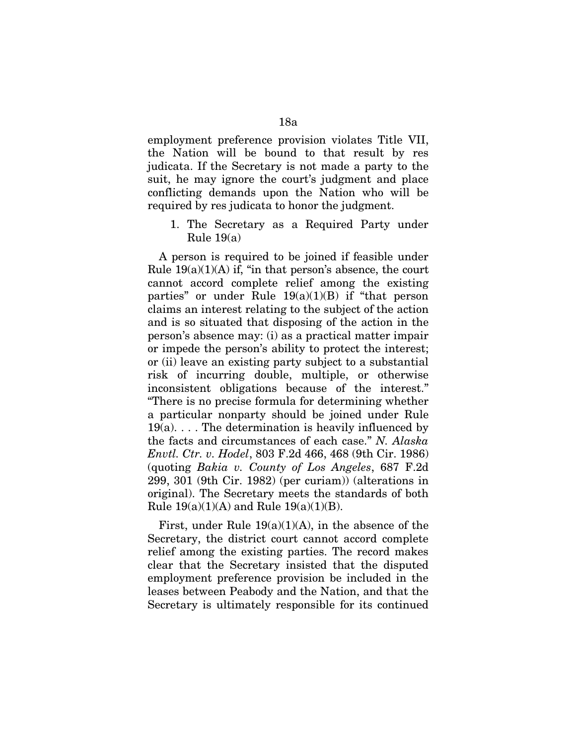employment preference provision violates Title VII, the Nation will be bound to that result by res judicata. If the Secretary is not made a party to the suit, he may ignore the court's judgment and place conflicting demands upon the Nation who will be required by res judicata to honor the judgment.

1. The Secretary as a Required Party under Rule 19(a)

A person is required to be joined if feasible under Rule 19(a)(1)(A) if, "in that person's absence, the court cannot accord complete relief among the existing parties" or under Rule 19(a)(1)(B) if "that person claims an interest relating to the subject of the action and is so situated that disposing of the action in the person's absence may: (i) as a practical matter impair or impede the person's ability to protect the interest; or (ii) leave an existing party subject to a substantial risk of incurring double, multiple, or otherwise inconsistent obligations because of the interest." "There is no precise formula for determining whether a particular nonparty should be joined under Rule 19(a). . . . The determination is heavily influenced by the facts and circumstances of each case." *N. Alaska Envtl. Ctr. v. Hodel*, 803 F.2d 466, 468 (9th Cir. 1986) (quoting *Bakia v. County of Los Angeles*, 687 F.2d 299, 301 (9th Cir. 1982) (per curiam)) (alterations in original). The Secretary meets the standards of both Rule 19(a)(1)(A) and Rule 19(a)(1)(B).

First, under Rule 19(a)(1)(A), in the absence of the Secretary, the district court cannot accord complete relief among the existing parties. The record makes clear that the Secretary insisted that the disputed employment preference provision be included in the leases between Peabody and the Nation, and that the Secretary is ultimately responsible for its continued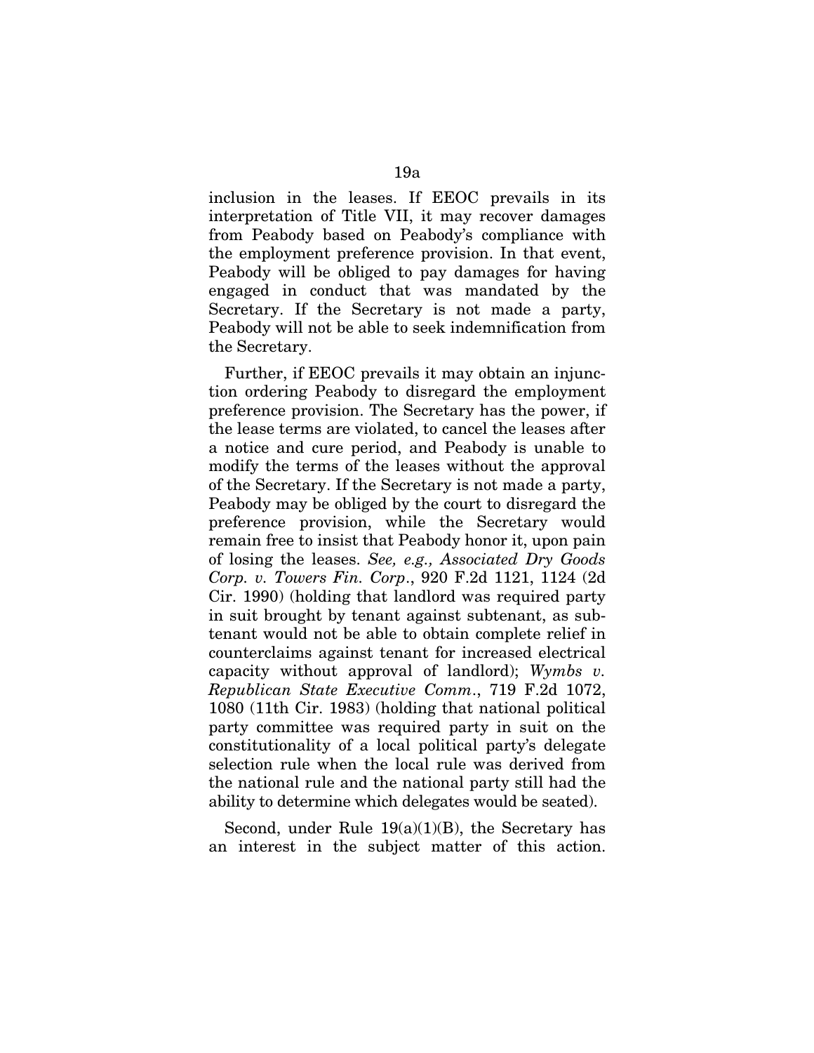inclusion in the leases. If EEOC prevails in its interpretation of Title VII, it may recover damages from Peabody based on Peabody's compliance with the employment preference provision. In that event, Peabody will be obliged to pay damages for having engaged in conduct that was mandated by the Secretary. If the Secretary is not made a party, Peabody will not be able to seek indemnification from the Secretary.

Further, if EEOC prevails it may obtain an injunction ordering Peabody to disregard the employment preference provision. The Secretary has the power, if the lease terms are violated, to cancel the leases after a notice and cure period, and Peabody is unable to modify the terms of the leases without the approval of the Secretary. If the Secretary is not made a party, Peabody may be obliged by the court to disregard the preference provision, while the Secretary would remain free to insist that Peabody honor it, upon pain of losing the leases. *See, e.g., Associated Dry Goods Corp. v. Towers Fin. Corp.*, 920 F.2d 1121, 1124 (2d Cir. 1990) (holding that landlord was required party in suit brought by tenant against subtenant, as subtenant would not be able to obtain complete relief in counterclaims against tenant for increased electrical capacity without approval of landlord); *Wymbs v. Republican State Executive Comm.*, 719 F.2d 1072, 1080 (11th Cir. 1983) (holding that national political party committee was required party in suit on the constitutionality of a local political party's delegate selection rule when the local rule was derived from the national rule and the national party still had the ability to determine which delegates would be seated).

Second, under Rule 19(a)(1)(B), the Secretary has an interest in the subject matter of this action.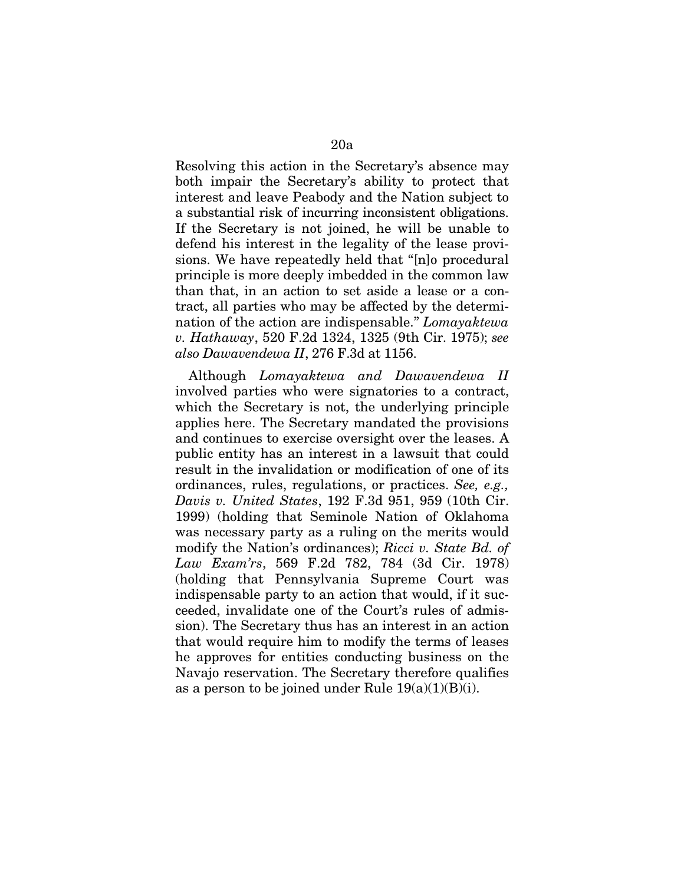Resolving this action in the Secretary's absence may both impair the Secretary's ability to protect that interest and leave Peabody and the Nation subject to a substantial risk of incurring inconsistent obligations. If the Secretary is not joined, he will be unable to defend his interest in the legality of the lease provisions. We have repeatedly held that "[n]o procedural principle is more deeply imbedded in the common law than that, in an action to set aside a lease or a contract, all parties who may be affected by the determination of the action are indispensable." *Lomayaktewa v. Hathaway*, 520 F.2d 1324, 1325 (9th Cir. 1975); *see also Dawavendewa II*, 276 F.3d at 1156.

Although *Lomayaktewa and Dawavendewa II* involved parties who were signatories to a contract, which the Secretary is not, the underlying principle applies here. The Secretary mandated the provisions and continues to exercise oversight over the leases. A public entity has an interest in a lawsuit that could result in the invalidation or modification of one of its ordinances, rules, regulations, or practices. *See, e.g., Davis v. United States*, 192 F.3d 951, 959 (10th Cir. 1999) (holding that Seminole Nation of Oklahoma was necessary party as a ruling on the merits would modify the Nation's ordinances); *Ricci v. State Bd. of Law Exam'rs*, 569 F.2d 782, 784 (3d Cir. 1978) (holding that Pennsylvania Supreme Court was indispensable party to an action that would, if it succeeded, invalidate one of the Court's rules of admission). The Secretary thus has an interest in an action that would require him to modify the terms of leases he approves for entities conducting business on the Navajo reservation. The Secretary therefore qualifies as a person to be joined under Rule 19(a)(1)(B)(i).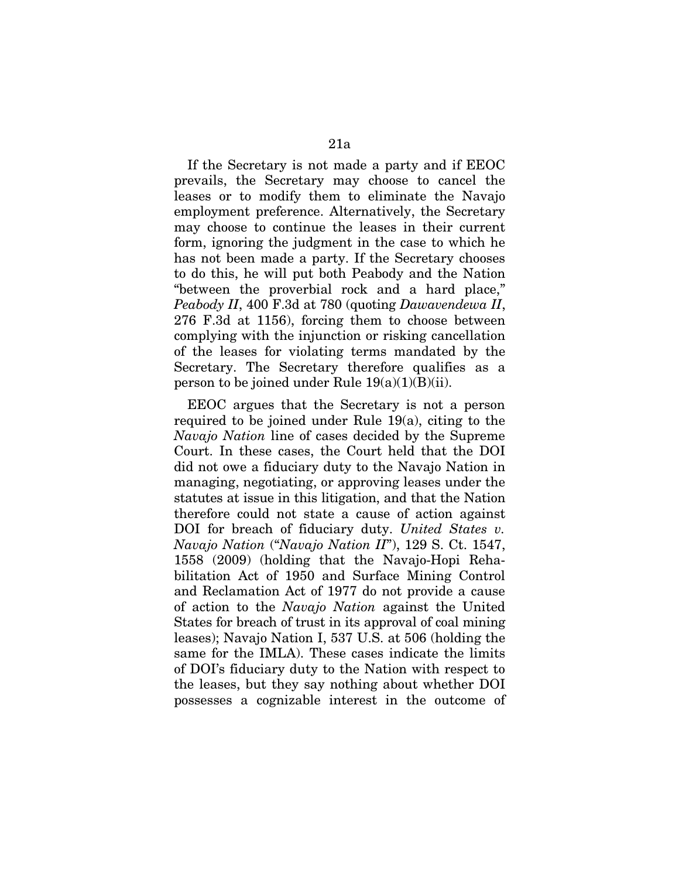If the Secretary is not made a party and if EEOC prevails, the Secretary may choose to cancel the leases or to modify them to eliminate the Navajo employment preference. Alternatively, the Secretary may choose to continue the leases in their current form, ignoring the judgment in the case to which he has not been made a party. If the Secretary chooses to do this, he will put both Peabody and the Nation "between the proverbial rock and a hard place," *Peabody II*, 400 F.3d at 780 (quoting *Dawavendewa II*, 276 F.3d at 1156), forcing them to choose between complying with the injunction or risking cancellation of the leases for violating terms mandated by the Secretary. The Secretary therefore qualifies as a person to be joined under Rule 19(a)(1)(B)(ii).

EEOC argues that the Secretary is not a person required to be joined under Rule 19(a), citing to the *Navajo Nation* line of cases decided by the Supreme Court. In these cases, the Court held that the DOI did not owe a fiduciary duty to the Navajo Nation in managing, negotiating, or approving leases under the statutes at issue in this litigation, and that the Nation therefore could not state a cause of action against DOI for breach of fiduciary duty. *United States v. Navajo Nation* ("*Navajo Nation II*"), 129 S. Ct. 1547, 1558 (2009) (holding that the Navajo-Hopi Rehabilitation Act of 1950 and Surface Mining Control and Reclamation Act of 1977 do not provide a cause of action to the *Navajo Nation* against the United States for breach of trust in its approval of coal mining leases); Navajo Nation I, 537 U.S. at 506 (holding the same for the IMLA). These cases indicate the limits of DOI's fiduciary duty to the Nation with respect to the leases, but they say nothing about whether DOI possesses a cognizable interest in the outcome of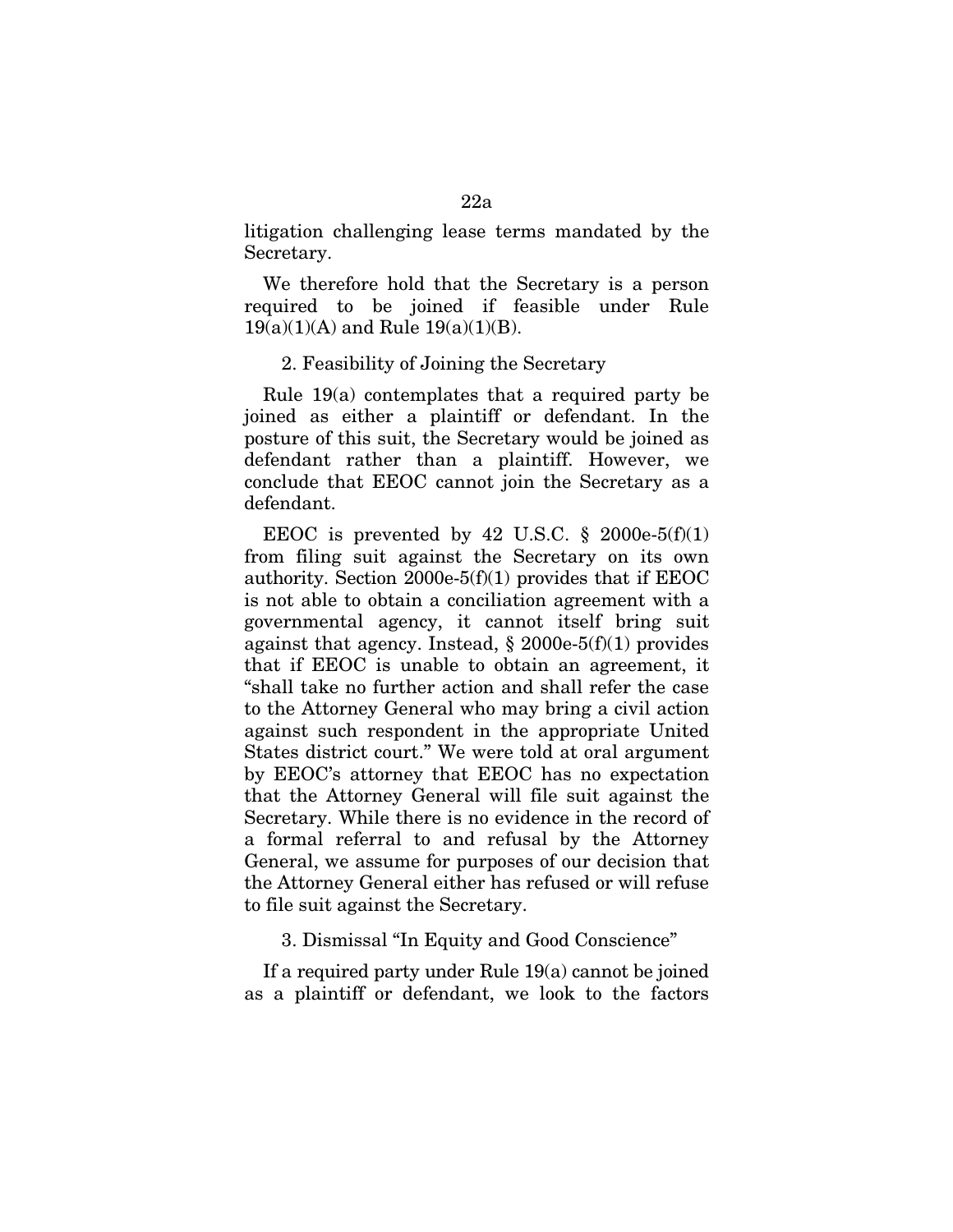litigation challenging lease terms mandated by the Secretary.

We therefore hold that the Secretary is a person required to be joined if feasible under Rule 19(a)(1)(A) and Rule 19(a)(1)(B).

2. Feasibility of Joining the Secretary

Rule 19(a) contemplates that a required party be joined as either a plaintiff or defendant. In the posture of this suit, the Secretary would be joined as defendant rather than a plaintiff. However, we conclude that EEOC cannot join the Secretary as a defendant.

EEOC is prevented by 42 U.S.C. § 2000e-5(f)(1) from filing suit against the Secretary on its own authority. Section 2000e-5(f)(1) provides that if EEOC is not able to obtain a conciliation agreement with a governmental agency, it cannot itself bring suit against that agency. Instead, § 2000e-5(f)(1) provides that if EEOC is unable to obtain an agreement, it "shall take no further action and shall refer the case to the Attorney General who may bring a civil action against such respondent in the appropriate United States district court." We were told at oral argument by EEOC's attorney that EEOC has no expectation that the Attorney General will file suit against the Secretary. While there is no evidence in the record of a formal referral to and refusal by the Attorney General, we assume for purposes of our decision that the Attorney General either has refused or will refuse to file suit against the Secretary.

3. Dismissal "In Equity and Good Conscience"

If a required party under Rule 19(a) cannot be joined as a plaintiff or defendant, we look to the factors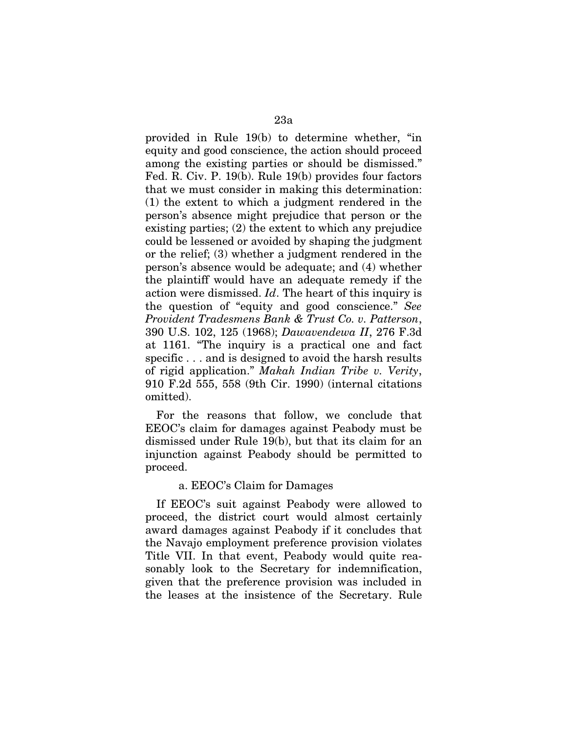provided in Rule 19(b) to determine whether, "in equity and good conscience, the action should proceed among the existing parties or should be dismissed." Fed. R. Civ. P. 19(b). Rule 19(b) provides four factors that we must consider in making this determination: (1) the extent to which a judgment rendered in the person's absence might prejudice that person or the existing parties; (2) the extent to which any prejudice could be lessened or avoided by shaping the judgment or the relief; (3) whether a judgment rendered in the person's absence would be adequate; and (4) whether the plaintiff would have an adequate remedy if the action were dismissed. *Id*. The heart of this inquiry is the question of "equity and good conscience." *See Provident Tradesmens Bank & Trust Co. v. Patterson*, 390 U.S. 102, 125 (1968); *Dawavendewa II*, 276 F.3d at 1161. "The inquiry is a practical one and fact specific . . . and is designed to avoid the harsh results of rigid application." *Makah Indian Tribe v. Verity*, 910 F.2d 555, 558 (9th Cir. 1990) (internal citations omitted).

For the reasons that follow, we conclude that EEOC's claim for damages against Peabody must be dismissed under Rule 19(b), but that its claim for an injunction against Peabody should be permitted to proceed.

a. EEOC's Claim for Damages

If EEOC's suit against Peabody were allowed to proceed, the district court would almost certainly award damages against Peabody if it concludes that the Navajo employment preference provision violates Title VII. In that event, Peabody would quite reasonably look to the Secretary for indemnification, given that the preference provision was included in the leases at the insistence of the Secretary. Rule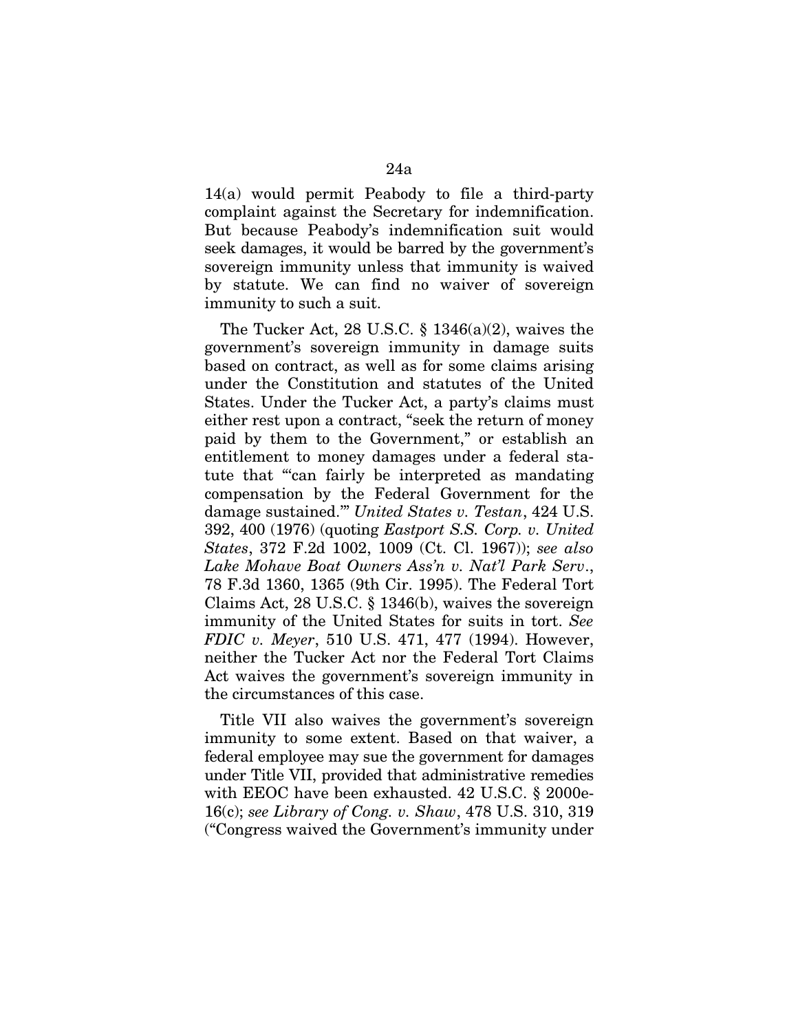14(a) would permit Peabody to file a third-party complaint against the Secretary for indemnification. But because Peabody's indemnification suit would seek damages, it would be barred by the government's sovereign immunity unless that immunity is waived by statute. We can find no waiver of sovereign immunity to such a suit.

The Tucker Act, 28 U.S.C. § 1346(a)(2), waives the government's sovereign immunity in damage suits based on contract, as well as for some claims arising under the Constitution and statutes of the United States. Under the Tucker Act, a party's claims must either rest upon a contract, "seek the return of money paid by them to the Government," or establish an entitlement to money damages under a federal statute that "'can fairly be interpreted as mandating compensation by the Federal Government for the damage sustained.'" *United States v. Testan*, 424 U.S. 392, 400 (1976) (quoting *Eastport S.S. Corp. v. United States*, 372 F.2d 1002, 1009 (Ct. Cl. 1967)); *see also Lake Mohave Boat Owners Ass'n v. Nat'l Park Serv*., 78 F.3d 1360, 1365 (9th Cir. 1995). The Federal Tort Claims Act, 28 U.S.C. § 1346(b), waives the sovereign immunity of the United States for suits in tort. *See FDIC v. Meyer*, 510 U.S. 471, 477 (1994). However, neither the Tucker Act nor the Federal Tort Claims Act waives the government's sovereign immunity in the circumstances of this case.

Title VII also waives the government's sovereign immunity to some extent. Based on that waiver, a federal employee may sue the government for damages under Title VII, provided that administrative remedies with EEOC have been exhausted. 42 U.S.C. § 2000e-16(c); *see Library of Cong. v. Shaw*, 478 U.S. 310, 319 ("Congress waived the Government's immunity under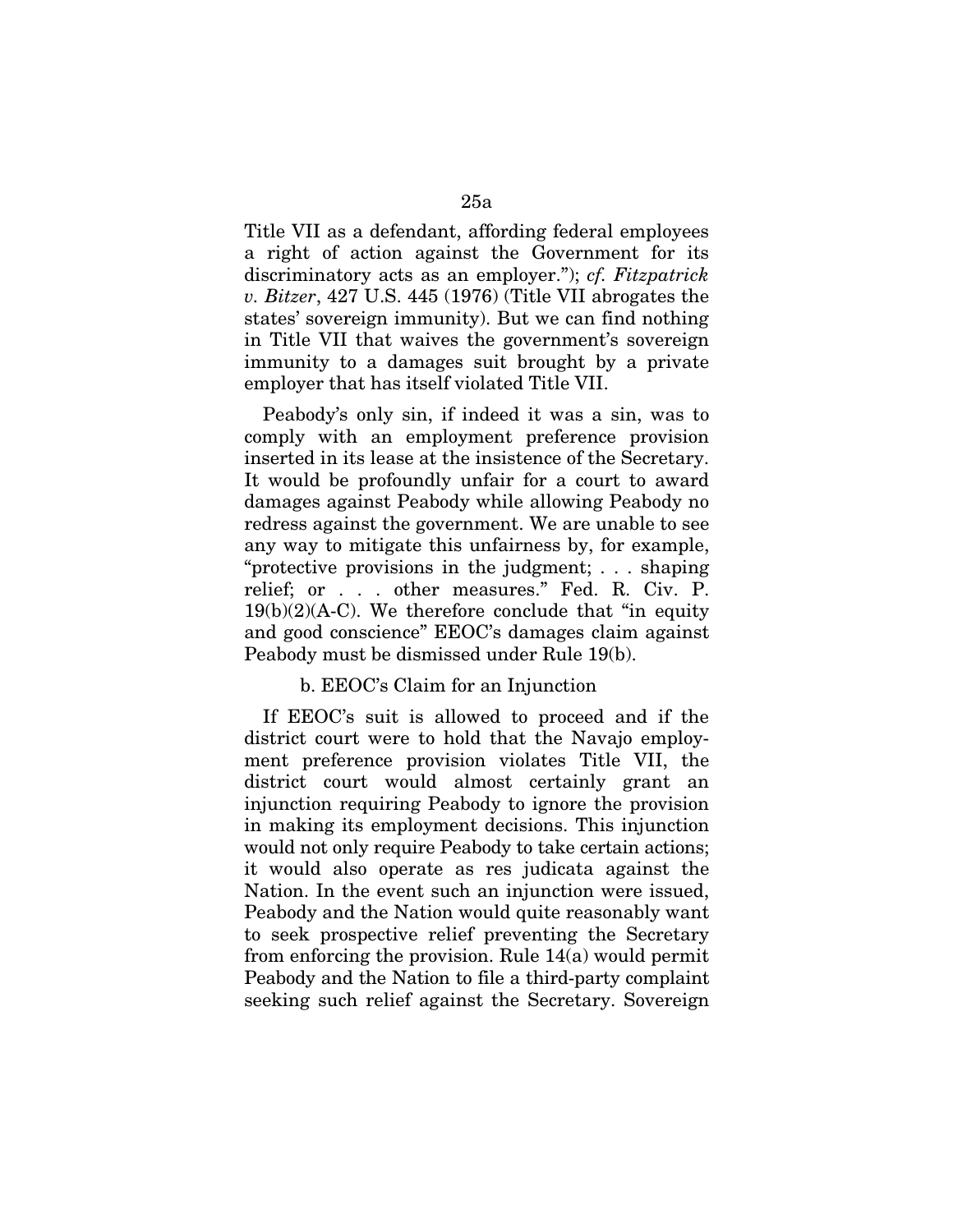Title VII as a defendant, affording federal employees a right of action against the Government for its discriminatory acts as an employer."); *cf. Fitzpatrick v. Bitzer*, 427 U.S. 445 (1976) (Title VII abrogates the states' sovereign immunity). But we can find nothing in Title VII that waives the government's sovereign immunity to a damages suit brought by a private employer that has itself violated Title VII.

Peabody's only sin, if indeed it was a sin, was to comply with an employment preference provision inserted in its lease at the insistence of the Secretary. It would be profoundly unfair for a court to award damages against Peabody while allowing Peabody no redress against the government. We are unable to see any way to mitigate this unfairness by, for example, "protective provisions in the judgment; . . . shaping relief; or . . . other measures." Fed. R. Civ. P. 19(b)(2)(A-C). We therefore conclude that "in equity and good conscience" EEOC's damages claim against Peabody must be dismissed under Rule 19(b).

b. EEOC's Claim for an Injunction

If EEOC's suit is allowed to proceed and if the district court were to hold that the Navajo employment preference provision violates Title VII, the district court would almost certainly grant an injunction requiring Peabody to ignore the provision in making its employment decisions. This injunction would not only require Peabody to take certain actions; it would also operate as res judicata against the Nation. In the event such an injunction were issued, Peabody and the Nation would quite reasonably want to seek prospective relief preventing the Secretary from enforcing the provision. Rule 14(a) would permit Peabody and the Nation to file a third-party complaint seeking such relief against the Secretary. Sovereign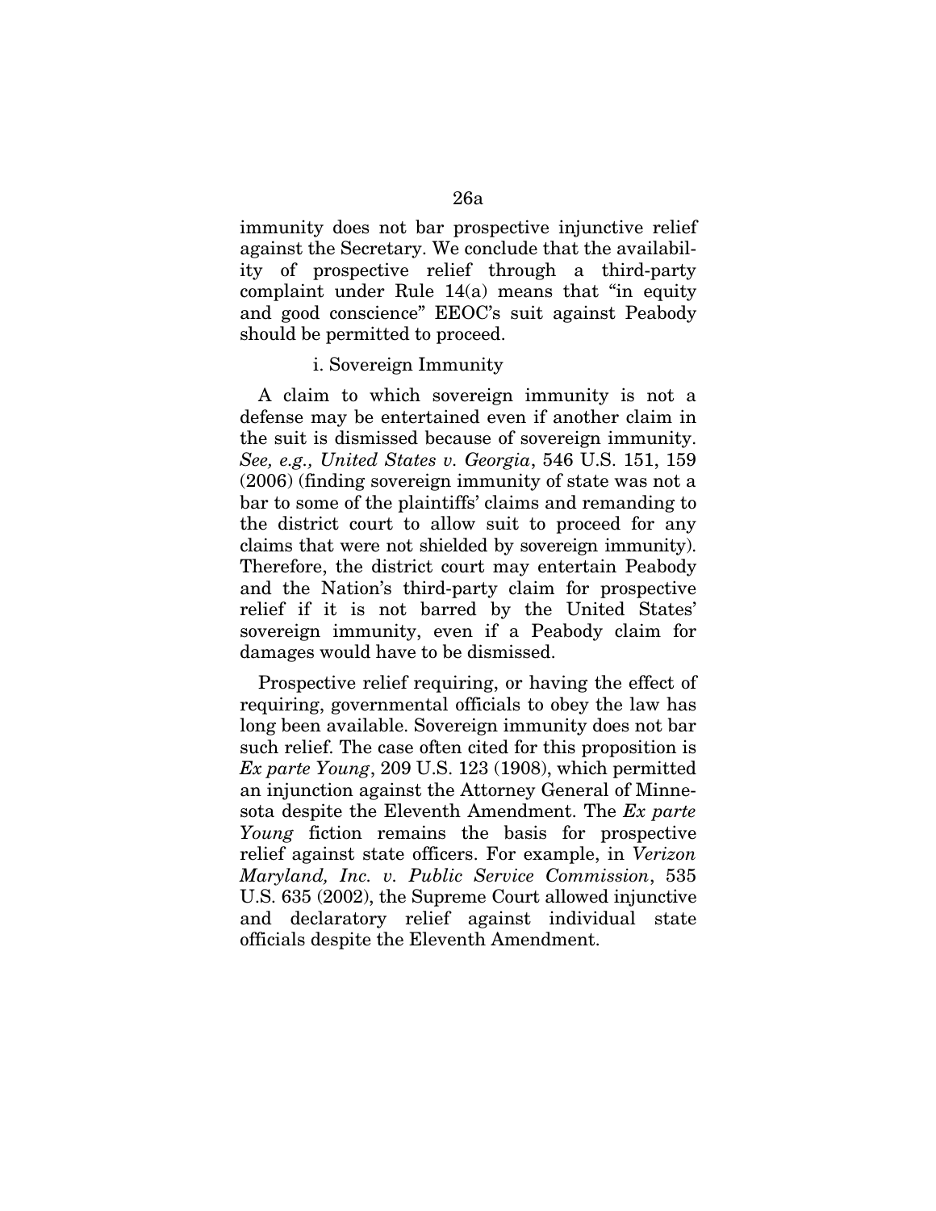immunity does not bar prospective injunctive relief against the Secretary. We conclude that the availability of prospective relief through a third-party complaint under Rule 14(a) means that "in equity and good conscience" EEOC's suit against Peabody should be permitted to proceed.

i. Sovereign Immunity

A claim to which sovereign immunity is not a defense may be entertained even if another claim in the suit is dismissed because of sovereign immunity. *See, e.g., United States v. Georgia*, 546 U.S. 151, 159 (2006) (finding sovereign immunity of state was not a bar to some of the plaintiffs' claims and remanding to the district court to allow suit to proceed for any claims that were not shielded by sovereign immunity). Therefore, the district court may entertain Peabody and the Nation's third-party claim for prospective relief if it is not barred by the United States' sovereign immunity, even if a Peabody claim for damages would have to be dismissed.

Prospective relief requiring, or having the effect of requiring, governmental officials to obey the law has long been available. Sovereign immunity does not bar such relief. The case often cited for this proposition is *Ex parte Young*, 209 U.S. 123 (1908), which permitted an injunction against the Attorney General of Minnesota despite the Eleventh Amendment. The *Ex parte Young* fiction remains the basis for prospective relief against state officers. For example, in *Verizon Maryland, Inc. v. Public Service Commission*, 535 U.S. 635 (2002), the Supreme Court allowed injunctive and declaratory relief against individual state officials despite the Eleventh Amendment.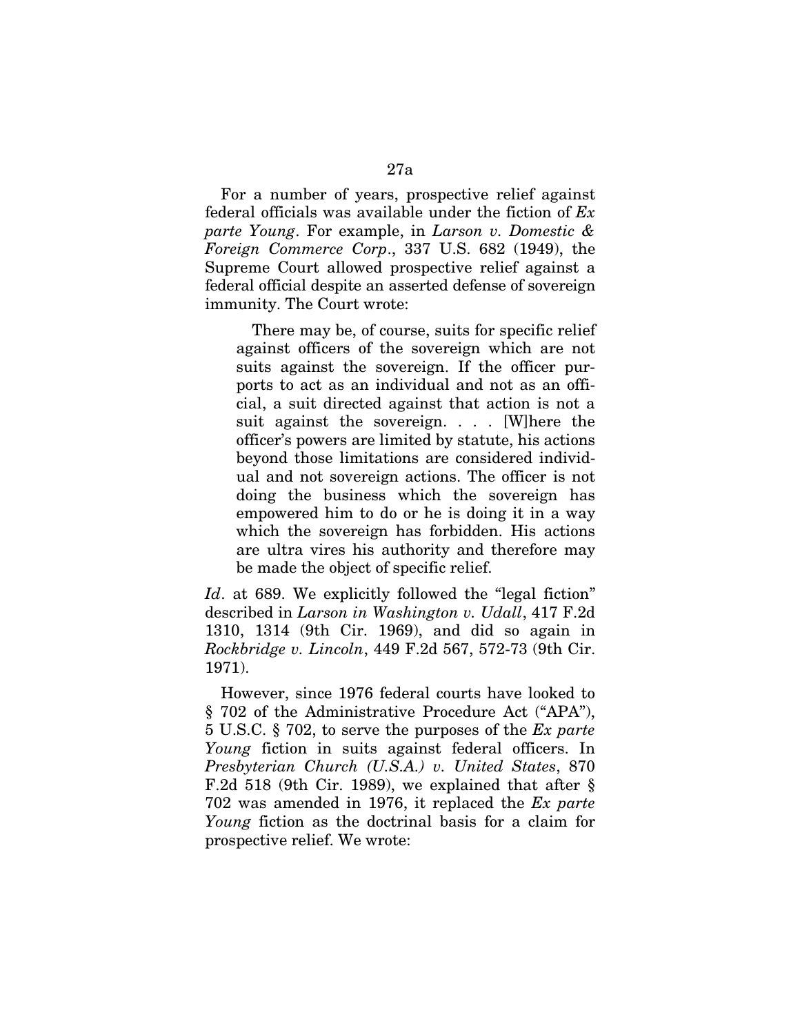For a number of years, prospective relief against federal officials was available under the fiction of *Ex parte Young*. For example, in *Larson v. Domestic & Foreign Commerce Corp.*, 337 U.S. 682 (1949), the Supreme Court allowed prospective relief against a federal official despite an asserted defense of sovereign immunity. The Court wrote:

> There may be, of course, suits for specific relief against officers of the sovereign which are not suits against the sovereign. If the officer purports to act as an individual and not as an official, a suit directed against that action is not a suit against the sovereign. . . . [W]here the officer's powers are limited by statute, his actions beyond those limitations are considered individual and not sovereign actions. The officer is not doing the business which the sovereign has empowered him to do or he is doing it in a way which the sovereign has forbidden. His actions are ultra vires his authority and therefore may be made the object of specific relief.

*Id*. at 689. We explicitly followed the "legal fiction" described in *Larson in Washington v. Udall*, 417 F.2d 1310, 1314 (9th Cir. 1969), and did so again in *Rockbridge v. Lincoln*, 449 F.2d 567, 572-73 (9th Cir. 1971).

However, since 1976 federal courts have looked to § 702 of the Administrative Procedure Act ("APA"), 5 U.S.C. § 702, to serve the purposes of the *Ex parte Young* fiction in suits against federal officers. In *Presbyterian Church (U.S.A.) v. United States*, 870 F.2d 518 (9th Cir. 1989), we explained that after § 702 was amended in 1976, it replaced the *Ex parte Young* fiction as the doctrinal basis for a claim for prospective relief. We wrote: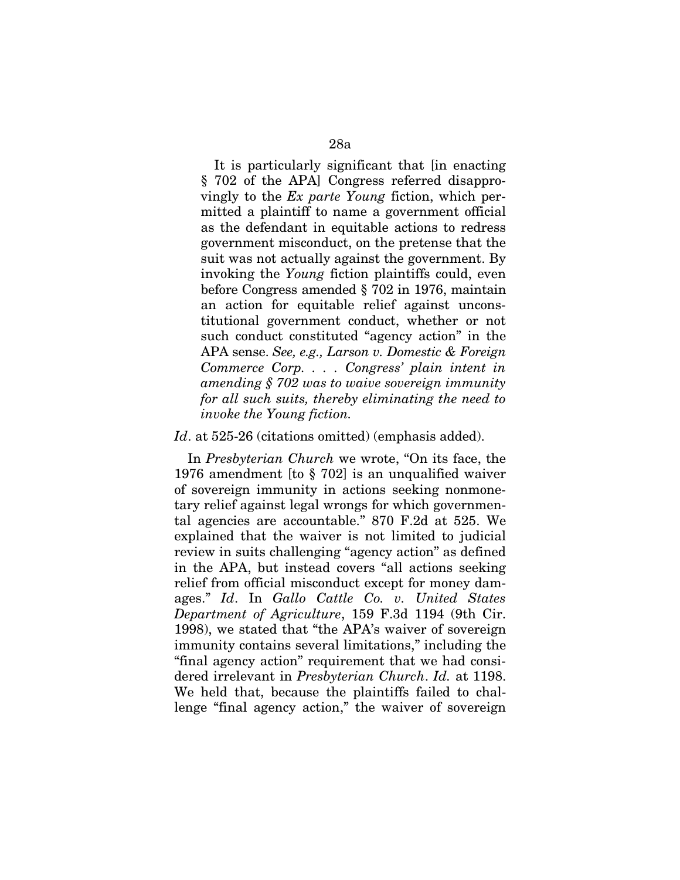> It is particularly significant that [in enacting § 702 of the APA] Congress referred disapprovingly to the *Ex parte Young* fiction, which permitted a plaintiff to name a government official as the defendant in equitable actions to redress government misconduct, on the pretense that the suit was not actually against the government. By invoking the *Young* fiction plaintiffs could, even before Congress amended § 702 in 1976, maintain an action for equitable relief against unconstitutional government conduct, whether or not such conduct constituted "agency action" in the APA sense. *See, e.g., Larson v. Domestic & Foreign Commerce Corp.* . . . *Congress' plain intent in amending § 702 was to waive sovereign immunity for all such suits, thereby eliminating the need to invoke the Young fiction.*

*Id*. at 525-26 (citations omitted) (emphasis added).

In *Presbyterian Church* we wrote, "On its face, the 1976 amendment [to § 702] is an unqualified waiver of sovereign immunity in actions seeking nonmonetary relief against legal wrongs for which governmental agencies are accountable." 870 F.2d at 525. We explained that the waiver is not limited to judicial review in suits challenging "agency action" as defined in the APA, but instead covers "all actions seeking relief from official misconduct except for money damages." *Id*. In *Gallo Cattle Co. v. United States Department of Agriculture*, 159 F.3d 1194 (9th Cir. 1998), we stated that "the APA's waiver of sovereign immunity contains several limitations," including the "final agency action" requirement that we had considered irrelevant in *Presbyterian Church*. *Id.* at 1198. We held that, because the plaintiffs failed to challenge "final agency action," the waiver of sovereign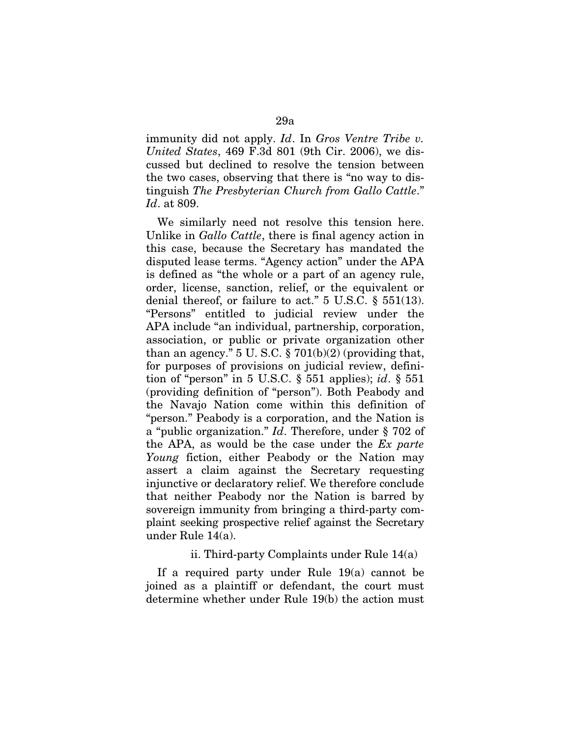immunity did not apply. *Id*. In *Gros Ventre Tribe v. United States*, 469 F.3d 801 (9th Cir. 2006), we discussed but declined to resolve the tension between the two cases, observing that there is "no way to distinguish *The Presbyterian Church from Gallo Cattle*." *Id*. at 809.

We similarly need not resolve this tension here. Unlike in *Gallo Cattle*, there is final agency action in this case, because the Secretary has mandated the disputed lease terms. "Agency action" under the APA is defined as "the whole or a part of an agency rule, order, license, sanction, relief, or the equivalent or denial thereof, or failure to act." 5 U.S.C. § 551(13). "Persons" entitled to judicial review under the APA include "an individual, partnership, corporation, association, or public or private organization other than an agency." 5 U. S.C. § 701(b)(2) (providing that, for purposes of provisions on judicial review, definition of "person" in 5 U.S.C. § 551 applies); *id*. § 551 (providing definition of "person"). Both Peabody and the Navajo Nation come within this definition of "person." Peabody is a corporation, and the Nation is a "public organization." *Id*. Therefore, under § 702 of the APA, as would be the case under the *Ex parte Young* fiction, either Peabody or the Nation may assert a claim against the Secretary requesting injunctive or declaratory relief. We therefore conclude that neither Peabody nor the Nation is barred by sovereign immunity from bringing a third-party complaint seeking prospective relief against the Secretary under Rule 14(a).

ii. Third-party Complaints under Rule 14(a)

If a required party under Rule 19(a) cannot be joined as a plaintiff or defendant, the court must determine whether under Rule 19(b) the action must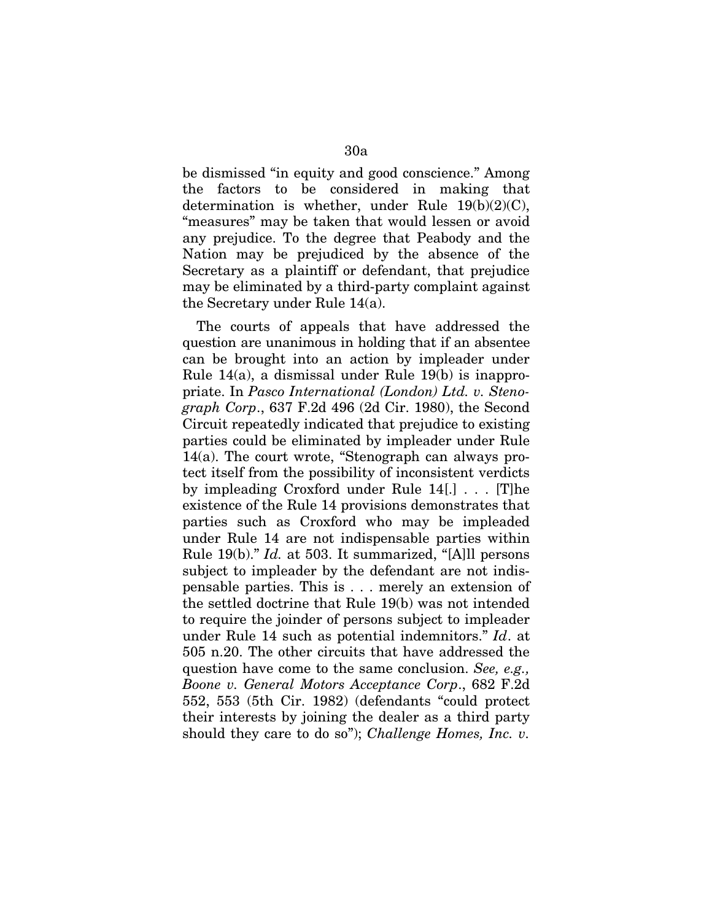be dismissed "in equity and good conscience." Among the factors to be considered in making that determination is whether, under Rule 19(b)(2)(C), "measures" may be taken that would lessen or avoid any prejudice. To the degree that Peabody and the Nation may be prejudiced by the absence of the Secretary as a plaintiff or defendant, that prejudice may be eliminated by a third-party complaint against the Secretary under Rule 14(a).

The courts of appeals that have addressed the question are unanimous in holding that if an absentee can be brought into an action by impleader under Rule 14(a), a dismissal under Rule 19(b) is inappropriate. In *Pasco International (London) Ltd. v. Stenograph Corp*., 637 F.2d 496 (2d Cir. 1980), the Second Circuit repeatedly indicated that prejudice to existing parties could be eliminated by impleader under Rule 14(a). The court wrote, "Stenograph can always protect itself from the possibility of inconsistent verdicts by impleading Croxford under Rule 14[.] . . . [T]he existence of the Rule 14 provisions demonstrates that parties such as Croxford who may be impleaded under Rule 14 are not indispensable parties within Rule 19(b)." *Id.* at 503. It summarized, "[A]ll persons subject to impleader by the defendant are not indispensable parties. This is . . . merely an extension of the settled doctrine that Rule 19(b) was not intended to require the joinder of persons subject to impleader under Rule 14 such as potential indemnitors." *Id*. at 505 n.20. The other circuits that have addressed the question have come to the same conclusion. *See, e.g., Boone v. General Motors Acceptance Corp*., 682 F.2d 552, 553 (5th Cir. 1982) (defendants "could protect their interests by joining the dealer as a third party should they care to do so"); *Challenge Homes, Inc. v.*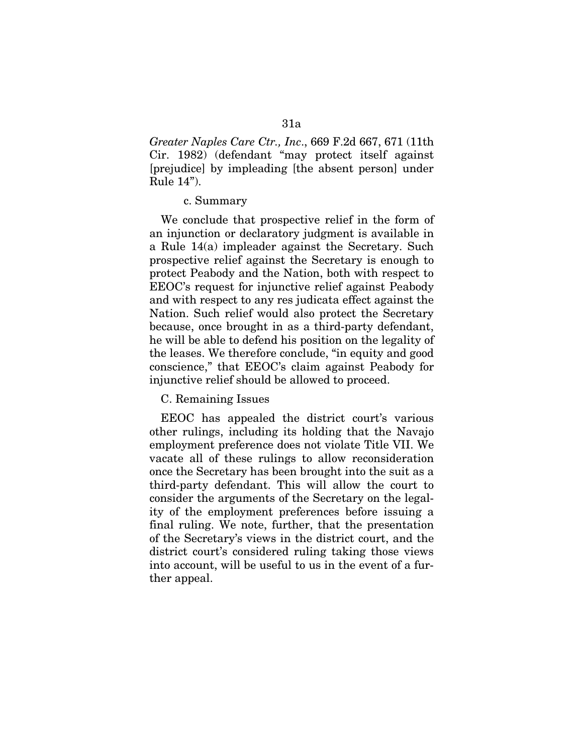*Greater Naples Care Ctr., Inc*., 669 F.2d 667, 671 (11th Cir. 1982) (defendant "may protect itself against [prejudice] by impleading [the absent person] under Rule 14").

c. Summary

We conclude that prospective relief in the form of an injunction or declaratory judgment is available in a Rule 14(a) impleader against the Secretary. Such prospective relief against the Secretary is enough to protect Peabody and the Nation, both with respect to EEOC's request for injunctive relief against Peabody and with respect to any res judicata effect against the Nation. Such relief would also protect the Secretary because, once brought in as a third-party defendant, he will be able to defend his position on the legality of the leases. We therefore conclude, "in equity and good conscience," that EEOC's claim against Peabody for injunctive relief should be allowed to proceed.

C. Remaining Issues

EEOC has appealed the district court's various other rulings, including its holding that the Navajo employment preference does not violate Title VII. We vacate all of these rulings to allow reconsideration once the Secretary has been brought into the suit as a third-party defendant. This will allow the court to consider the arguments of the Secretary on the legality of the employment preferences before issuing a final ruling. We note, further, that the presentation of the Secretary's views in the district court, and the district court's considered ruling taking those views into account, will be useful to us in the event of a further appeal.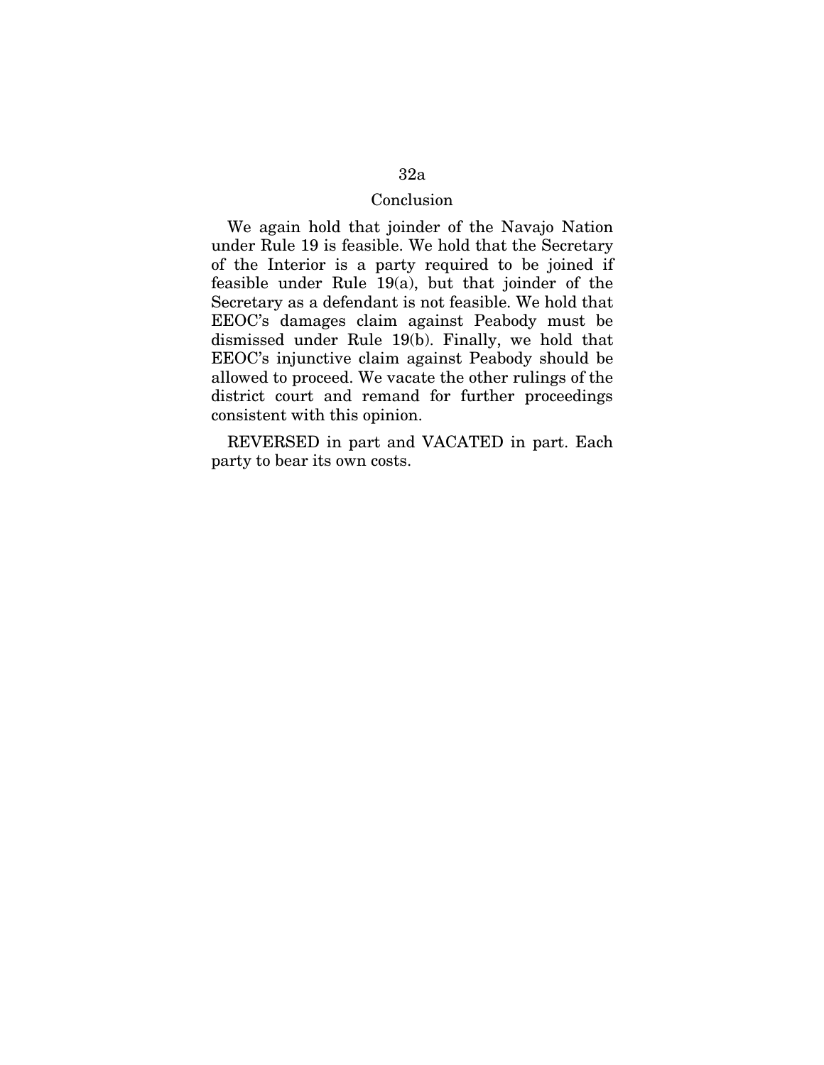## Conclusion

We again hold that joinder of the Navajo Nation under Rule 19 is feasible. We hold that the Secretary of the Interior is a party required to be joined if feasible under Rule 19(a), but that joinder of the Secretary as a defendant is not feasible. We hold that EEOC's damages claim against Peabody must be dismissed under Rule 19(b). Finally, we hold that EEOC's injunctive claim against Peabody should be allowed to proceed. We vacate the other rulings of the district court and remand for further proceedings consistent with this opinion.

REVERSED in part and VACATED in part. Each party to bear its own costs.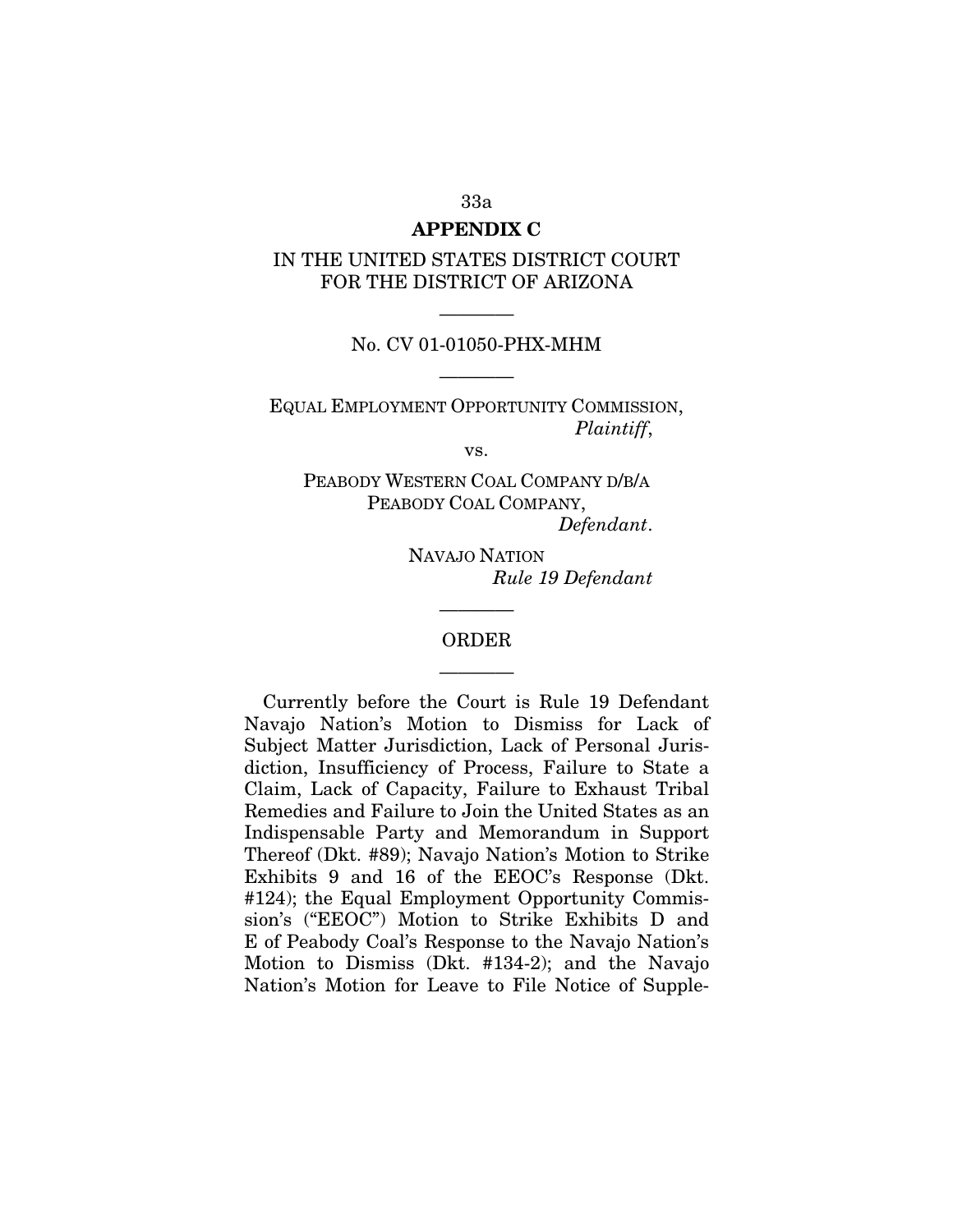## APPENDIX C

IN THE UNITED STATES DISTRICT COURT
FOR THE DISTRICT OF ARIZONA

———

No. CV 01-01050-PHX-MHM

———

EQUAL EMPLOYMENT OPPORTUNITY COMMISSION,
*Plaintiff*,

vs.

PEABODY WESTERN COAL COMPANY D/B/A
PEABODY COAL COMPANY,
*Defendant*.

NAVAJO NATION
*Rule 19 Defendant*

———

ORDER

———

Currently before the Court is Rule 19 Defendant Navajo Nation's Motion to Dismiss for Lack of Subject Matter Jurisdiction, Lack of Personal Jurisdiction, Insufficiency of Process, Failure to State a Claim, Lack of Capacity, Failure to Exhaust Tribal Remedies and Failure to Join the United States as an Indispensable Party and Memorandum in Support Thereof (Dkt. #89); Navajo Nation's Motion to Strike Exhibits 9 and 16 of the EEOC's Response (Dkt. #124); the Equal Employment Opportunity Commission's ("EEOC") Motion to Strike Exhibits D and E of Peabody Coal's Response to the Navajo Nation's Motion to Dismiss (Dkt. #134-2); and the Navajo Nation's Motion for Leave to File Notice of Supple-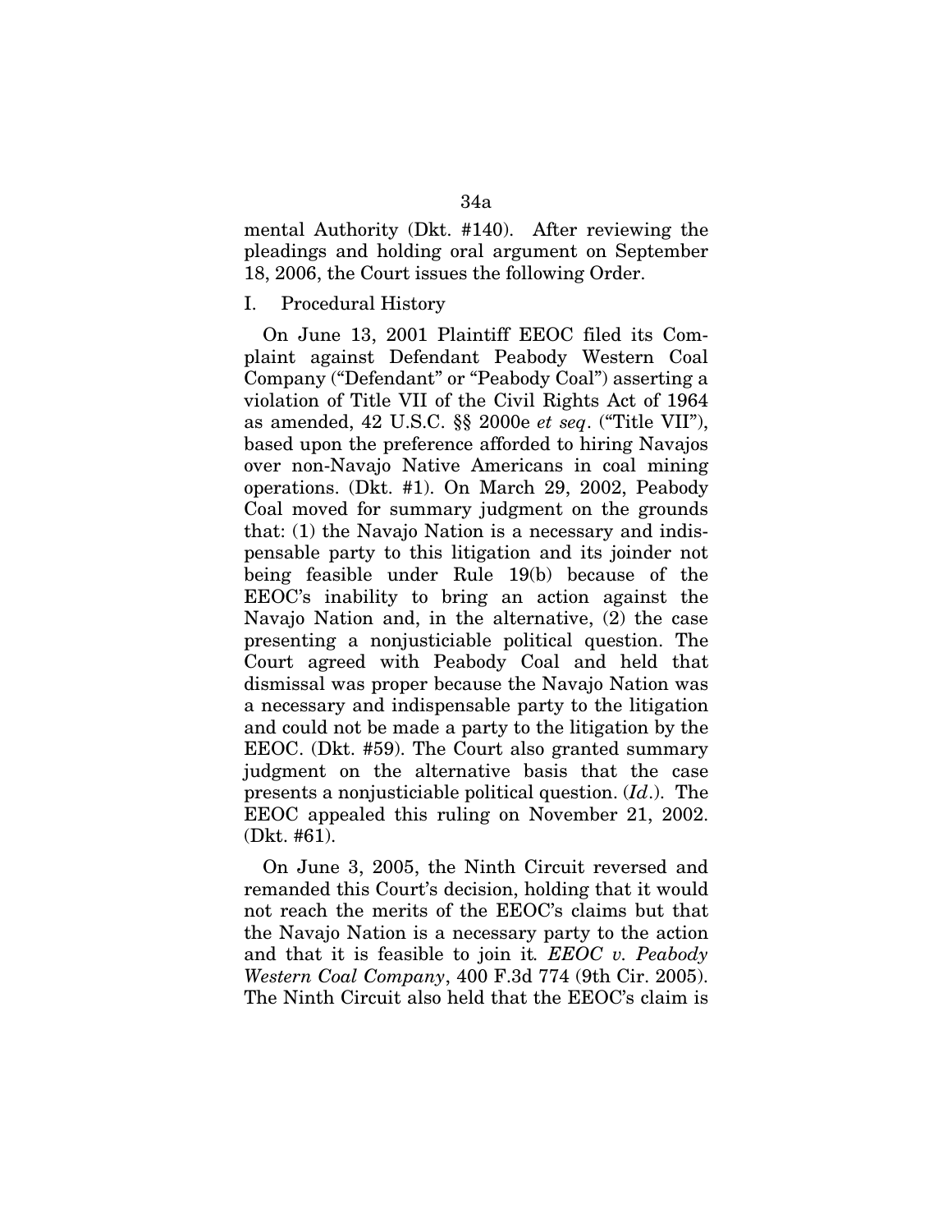mental Authority (Dkt. #140). After reviewing the pleadings and holding oral argument on September 18, 2006, the Court issues the following Order.

I. Procedural History

On June 13, 2001 Plaintiff EEOC filed its Complaint against Defendant Peabody Western Coal Company ("Defendant" or "Peabody Coal") asserting a violation of Title VII of the Civil Rights Act of 1964 as amended, 42 U.S.C. §§ 2000e *et seq*. ("Title VII"), based upon the preference afforded to hiring Navajos over non-Navajo Native Americans in coal mining operations. (Dkt. #1). On March 29, 2002, Peabody Coal moved for summary judgment on the grounds that: (1) the Navajo Nation is a necessary and indispensable party to this litigation and its joinder not being feasible under Rule 19(b) because of the EEOC's inability to bring an action against the Navajo Nation and, in the alternative, (2) the case presenting a nonjusticiable political question. The Court agreed with Peabody Coal and held that dismissal was proper because the Navajo Nation was a necessary and indispensable party to the litigation and could not be made a party to the litigation by the EEOC. (Dkt. #59). The Court also granted summary judgment on the alternative basis that the case presents a nonjusticiable political question. (*Id*.). The EEOC appealed this ruling on November 21, 2002. (Dkt. #61).

On June 3, 2005, the Ninth Circuit reversed and remanded this Court's decision, holding that it would not reach the merits of the EEOC's claims but that the Navajo Nation is a necessary party to the action and that it is feasible to join it. *EEOC v. Peabody Western Coal Company*, 400 F.3d 774 (9th Cir. 2005). The Ninth Circuit also held that the EEOC's claim is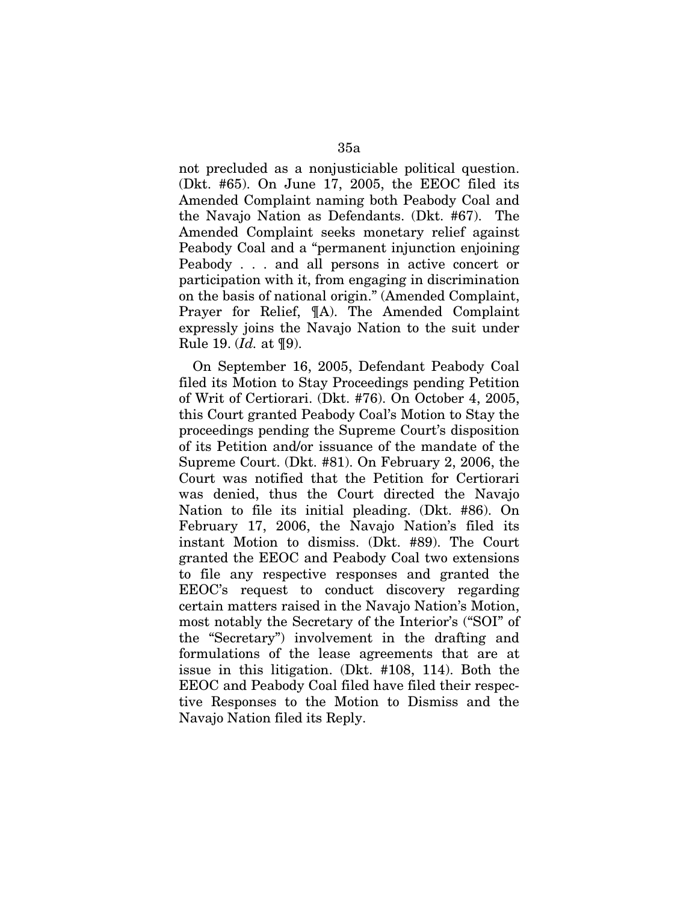not precluded as a nonjusticiable political question. (Dkt. #65). On June 17, 2005, the EEOC filed its Amended Complaint naming both Peabody Coal and the Navajo Nation as Defendants. (Dkt. #67). The Amended Complaint seeks monetary relief against Peabody Coal and a "permanent injunction enjoining Peabody . . . and all persons in active concert or participation with it, from engaging in discrimination on the basis of national origin." (Amended Complaint, Prayer for Relief, ¶A). The Amended Complaint expressly joins the Navajo Nation to the suit under Rule 19. (*Id.* at ¶9).

On September 16, 2005, Defendant Peabody Coal filed its Motion to Stay Proceedings pending Petition of Writ of Certiorari. (Dkt. #76). On October 4, 2005, this Court granted Peabody Coal's Motion to Stay the proceedings pending the Supreme Court's disposition of its Petition and/or issuance of the mandate of the Supreme Court. (Dkt. #81). On February 2, 2006, the Court was notified that the Petition for Certiorari was denied, thus the Court directed the Navajo Nation to file its initial pleading. (Dkt. #86). On February 17, 2006, the Navajo Nation's filed its instant Motion to dismiss. (Dkt. #89). The Court granted the EEOC and Peabody Coal two extensions to file any respective responses and granted the EEOC's request to conduct discovery regarding certain matters raised in the Navajo Nation's Motion, most notably the Secretary of the Interior's ("SOI" of the "Secretary") involvement in the drafting and formulations of the lease agreements that are at issue in this litigation. (Dkt. #108, 114). Both the EEOC and Peabody Coal filed have filed their respective Responses to the Motion to Dismiss and the Navajo Nation filed its Reply.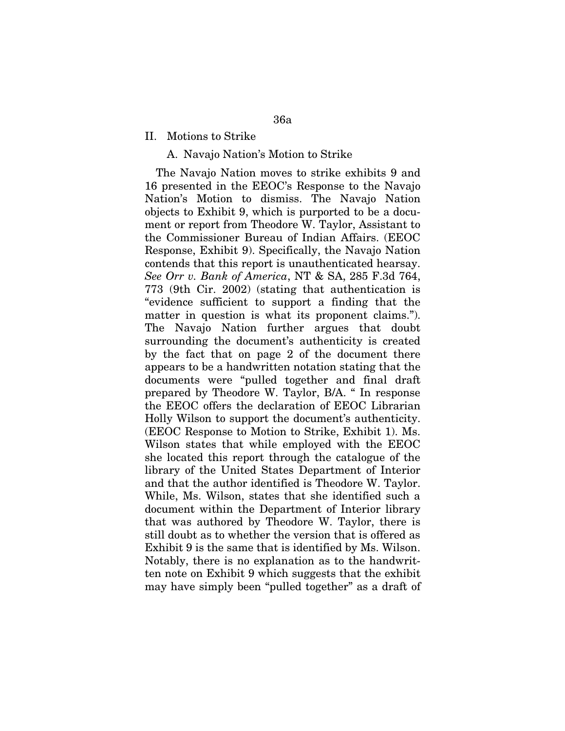## II. Motions to Strike

### A. Navajo Nation's Motion to Strike

The Navajo Nation moves to strike exhibits 9 and 16 presented in the EEOC's Response to the Navajo Nation's Motion to dismiss. The Navajo Nation objects to Exhibit 9, which is purported to be a document or report from Theodore W. Taylor, Assistant to the Commissioner Bureau of Indian Affairs. (EEOC Response, Exhibit 9). Specifically, the Navajo Nation contends that this report is unauthenticated hearsay. *See Orr v. Bank of America*, NT & SA, 285 F.3d 764, 773 (9th Cir. 2002) (stating that authentication is "evidence sufficient to support a finding that the matter in question is what its proponent claims."). The Navajo Nation further argues that doubt surrounding the document's authenticity is created by the fact that on page 2 of the document there appears to be a handwritten notation stating that the documents were "pulled together and final draft prepared by Theodore W. Taylor, B/A. " In response the EEOC offers the declaration of EEOC Librarian Holly Wilson to support the document's authenticity. (EEOC Response to Motion to Strike, Exhibit 1). Ms. Wilson states that while employed with the EEOC she located this report through the catalogue of the library of the United States Department of Interior and that the author identified is Theodore W. Taylor. While, Ms. Wilson, states that she identified such a document within the Department of Interior library that was authored by Theodore W. Taylor, there is still doubt as to whether the version that is offered as Exhibit 9 is the same that is identified by Ms. Wilson. Notably, there is no explanation as to the handwritten note on Exhibit 9 which suggests that the exhibit may have simply been "pulled together" as a draft of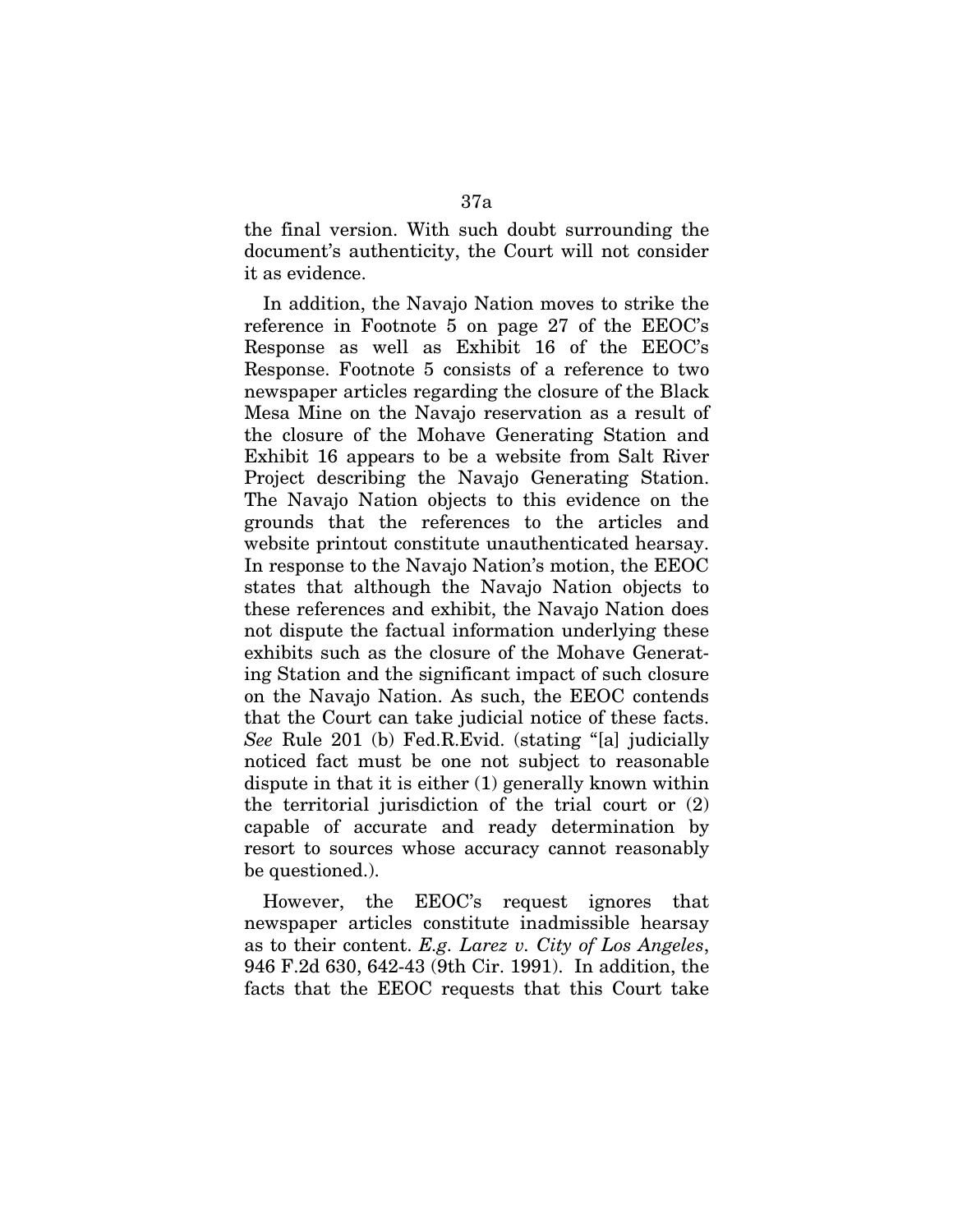the final version. With such doubt surrounding the document's authenticity, the Court will not consider it as evidence.

In addition, the Navajo Nation moves to strike the reference in Footnote 5 on page 27 of the EEOC's Response as well as Exhibit 16 of the EEOC's Response. Footnote 5 consists of a reference to two newspaper articles regarding the closure of the Black Mesa Mine on the Navajo reservation as a result of the closure of the Mohave Generating Station and Exhibit 16 appears to be a website from Salt River Project describing the Navajo Generating Station. The Navajo Nation objects to this evidence on the grounds that the references to the articles and website printout constitute unauthenticated hearsay. In response to the Navajo Nation's motion, the EEOC states that although the Navajo Nation objects to these references and exhibit, the Navajo Nation does not dispute the factual information underlying these exhibits such as the closure of the Mohave Generating Station and the significant impact of such closure on the Navajo Nation. As such, the EEOC contends that the Court can take judicial notice of these facts. *See* Rule 201 (b) Fed.R.Evid. (stating "[a] judicially noticed fact must be one not subject to reasonable dispute in that it is either (1) generally known within the territorial jurisdiction of the trial court or (2) capable of accurate and ready determination by resort to sources whose accuracy cannot reasonably be questioned.).

However, the EEOC's request ignores that newspaper articles constitute inadmissible hearsay as to their content. *E.g. Larez v. City of Los Angeles*, 946 F.2d 630, 642-43 (9th Cir. 1991). In addition, the facts that the EEOC requests that this Court take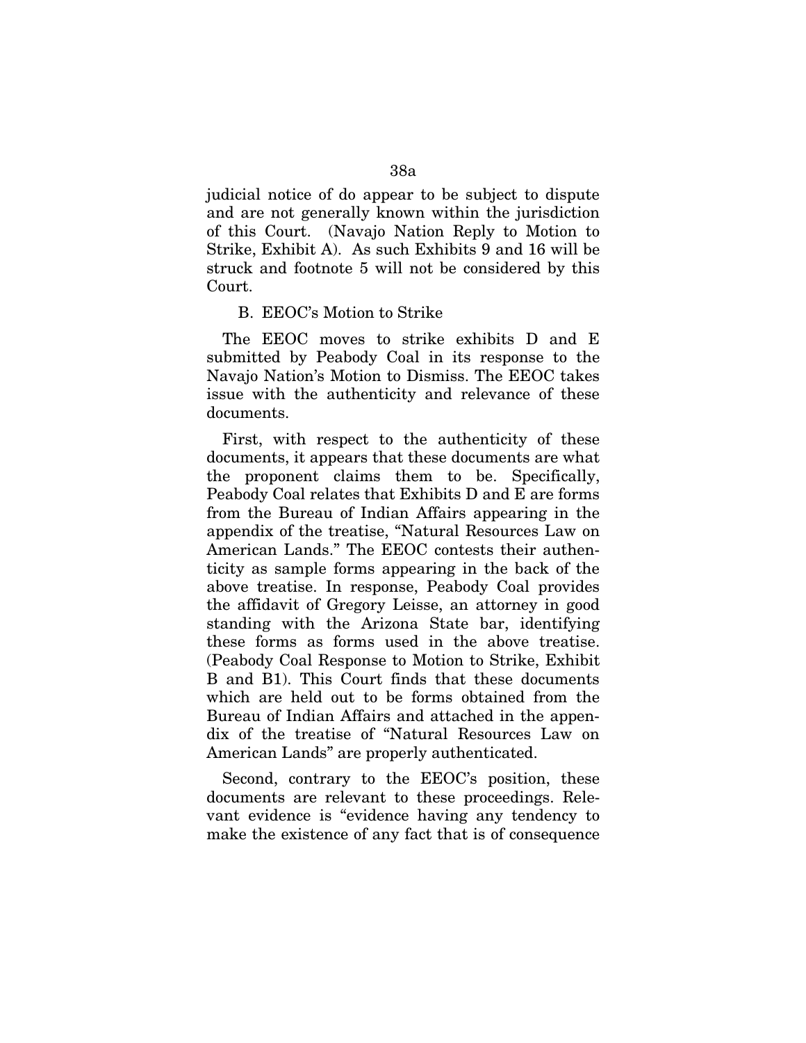judicial notice of do appear to be subject to dispute and are not generally known within the jurisdiction of this Court. (Navajo Nation Reply to Motion to Strike, Exhibit A). As such Exhibits 9 and 16 will be struck and footnote 5 will not be considered by this Court.

B. EEOC's Motion to Strike

The EEOC moves to strike exhibits D and E submitted by Peabody Coal in its response to the Navajo Nation's Motion to Dismiss. The EEOC takes issue with the authenticity and relevance of these documents.

First, with respect to the authenticity of these documents, it appears that these documents are what the proponent claims them to be. Specifically, Peabody Coal relates that Exhibits D and E are forms from the Bureau of Indian Affairs appearing in the appendix of the treatise, "Natural Resources Law on American Lands." The EEOC contests their authenticity as sample forms appearing in the back of the above treatise. In response, Peabody Coal provides the affidavit of Gregory Leisse, an attorney in good standing with the Arizona State bar, identifying these forms as forms used in the above treatise. (Peabody Coal Response to Motion to Strike, Exhibit B and B1). This Court finds that these documents which are held out to be forms obtained from the Bureau of Indian Affairs and attached in the appendix of the treatise of "Natural Resources Law on American Lands" are properly authenticated.

Second, contrary to the EEOC's position, these documents are relevant to these proceedings. Relevant evidence is "evidence having any tendency to make the existence of any fact that is of consequence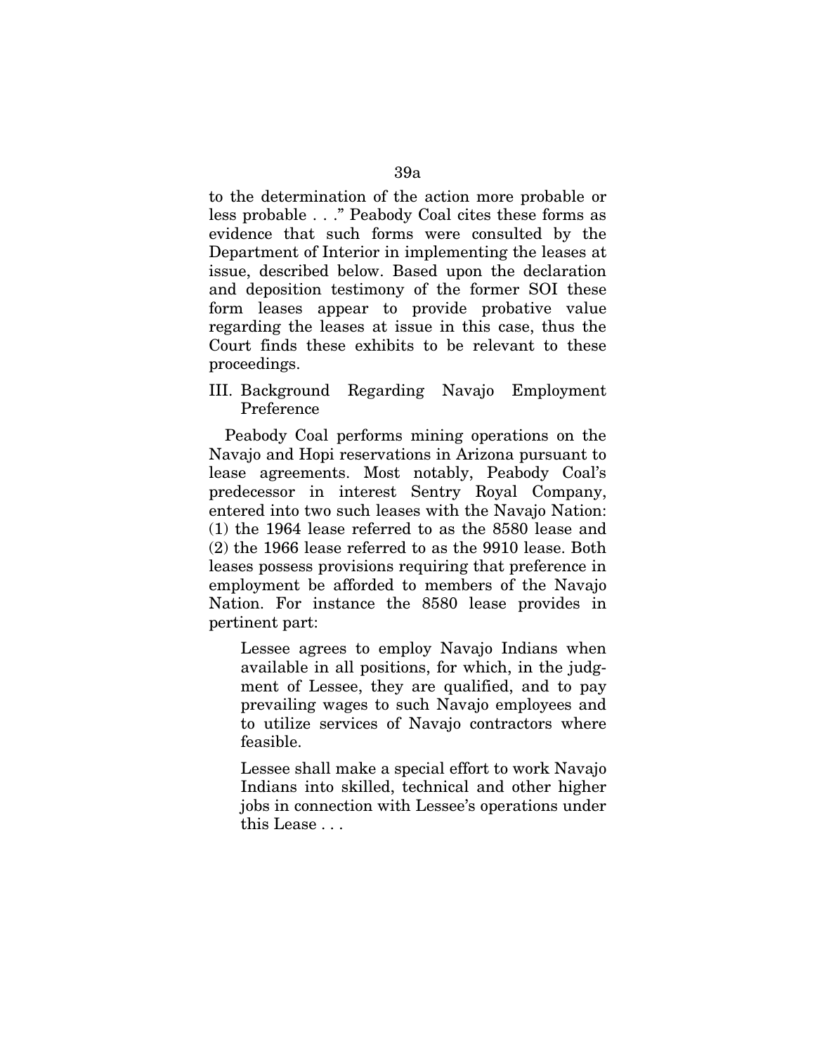to the determination of the action more probable or less probable . . ." Peabody Coal cites these forms as evidence that such forms were consulted by the Department of Interior in implementing the leases at issue, described below. Based upon the declaration and deposition testimony of the former SOI these form leases appear to provide probative value regarding the leases at issue in this case, thus the Court finds these exhibits to be relevant to these proceedings.

## III. Background Regarding Navajo Employment Preference

Peabody Coal performs mining operations on the Navajo and Hopi reservations in Arizona pursuant to lease agreements. Most notably, Peabody Coal's predecessor in interest Sentry Royal Company, entered into two such leases with the Navajo Nation: (1) the 1964 lease referred to as the 8580 lease and (2) the 1966 lease referred to as the 9910 lease. Both leases possess provisions requiring that preference in employment be afforded to members of the Navajo Nation. For instance the 8580 lease provides in pertinent part:

> Lessee agrees to employ Navajo Indians when available in all positions, for which, in the judgment of Lessee, they are qualified, and to pay prevailing wages to such Navajo employees and to utilize services of Navajo contractors where feasible.
>
> Lessee shall make a special effort to work Navajo Indians into skilled, technical and other higher jobs in connection with Lessee's operations under this Lease . . .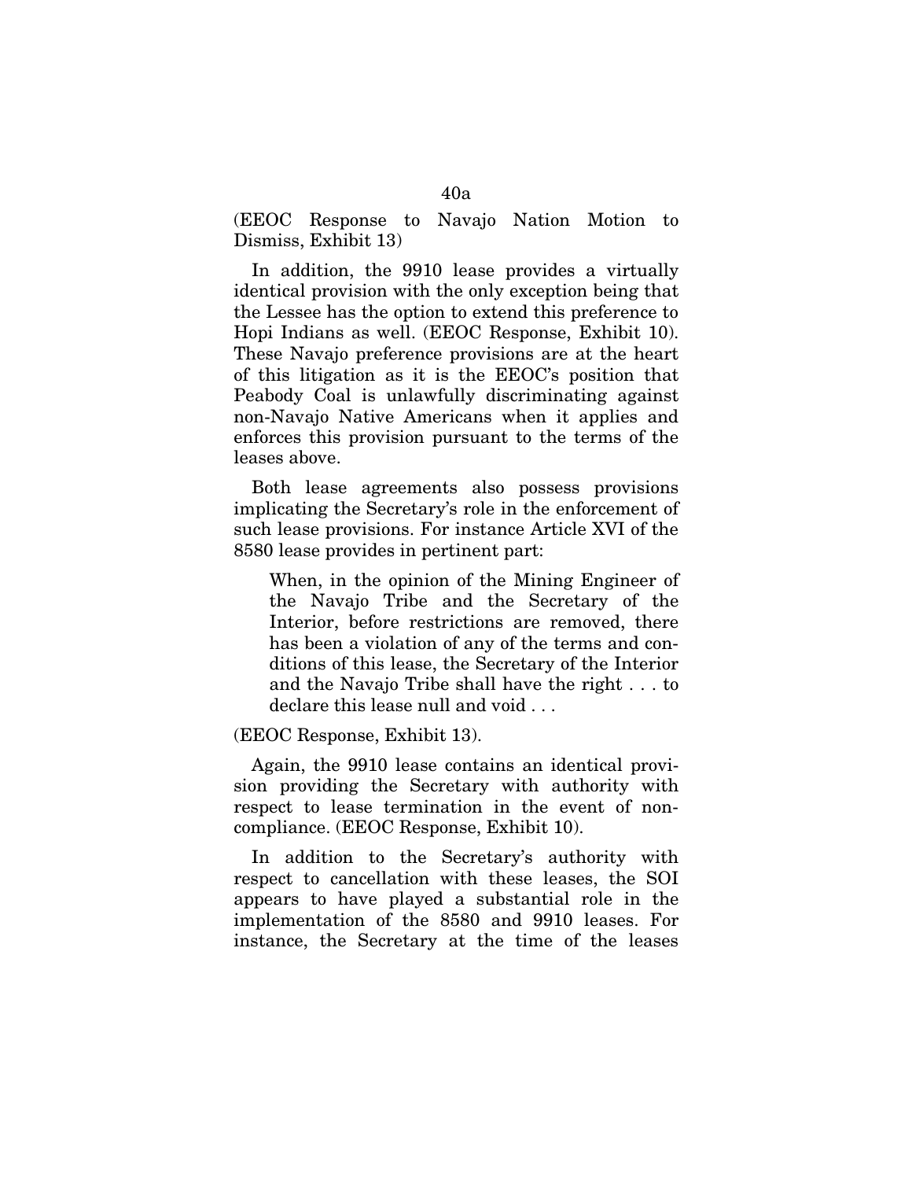(EEOC Response to Navajo Nation Motion to Dismiss, Exhibit 13)

In addition, the 9910 lease provides a virtually identical provision with the only exception being that the Lessee has the option to extend this preference to Hopi Indians as well. (EEOC Response, Exhibit 10). These Navajo preference provisions are at the heart of this litigation as it is the EEOC's position that Peabody Coal is unlawfully discriminating against non-Navajo Native Americans when it applies and enforces this provision pursuant to the terms of the leases above.

Both lease agreements also possess provisions implicating the Secretary's role in the enforcement of such lease provisions. For instance Article XVI of the 8580 lease provides in pertinent part:

> When, in the opinion of the Mining Engineer of the Navajo Tribe and the Secretary of the Interior, before restrictions are removed, there has been a violation of any of the terms and conditions of this lease, the Secretary of the Interior and the Navajo Tribe shall have the right . . . to declare this lease null and void . . .

(EEOC Response, Exhibit 13).

Again, the 9910 lease contains an identical provision providing the Secretary with authority with respect to lease termination in the event of non-compliance. (EEOC Response, Exhibit 10).

In addition to the Secretary's authority with respect to cancellation with these leases, the SOI appears to have played a substantial role in the implementation of the 8580 and 9910 leases. For instance, the Secretary at the time of the leases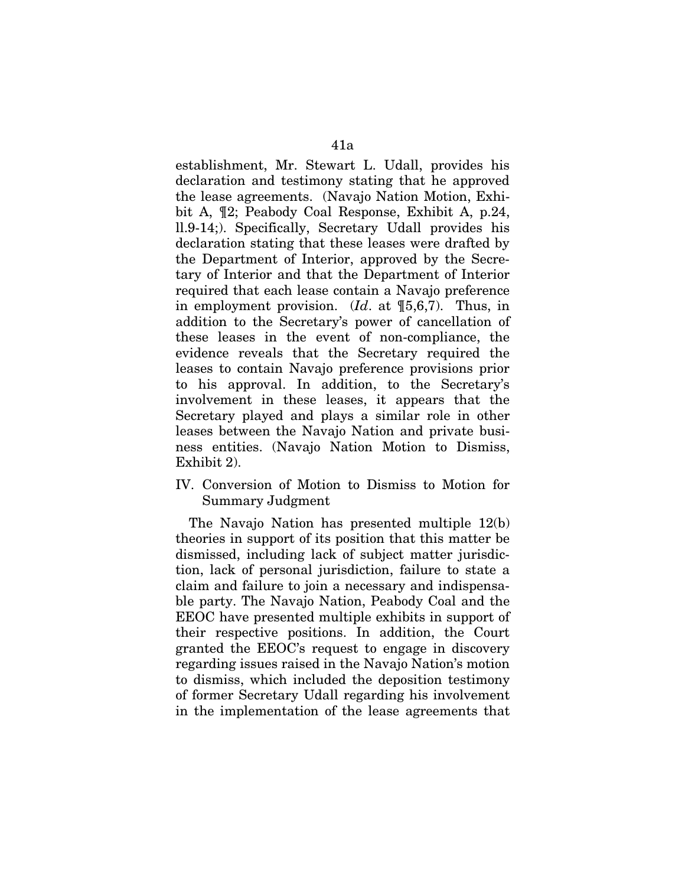establishment, Mr. Stewart L. Udall, provides his declaration and testimony stating that he approved the lease agreements. (Navajo Nation Motion, Exhibit A, ¶2; Peabody Coal Response, Exhibit A, p.24, ll.9-14;). Specifically, Secretary Udall provides his declaration stating that these leases were drafted by the Department of Interior, approved by the Secretary of Interior and that the Department of Interior required that each lease contain a Navajo preference in employment provision. (*Id*. at ¶5,6,7). Thus, in addition to the Secretary's power of cancellation of these leases in the event of non-compliance, the evidence reveals that the Secretary required the leases to contain Navajo preference provisions prior to his approval. In addition, to the Secretary's involvement in these leases, it appears that the Secretary played and plays a similar role in other leases between the Navajo Nation and private business entities. (Navajo Nation Motion to Dismiss, Exhibit 2).

## IV. Conversion of Motion to Dismiss to Motion for Summary Judgment

The Navajo Nation has presented multiple 12(b) theories in support of its position that this matter be dismissed, including lack of subject matter jurisdiction, lack of personal jurisdiction, failure to state a claim and failure to join a necessary and indispensable party. The Navajo Nation, Peabody Coal and the EEOC have presented multiple exhibits in support of their respective positions. In addition, the Court granted the EEOC's request to engage in discovery regarding issues raised in the Navajo Nation's motion to dismiss, which included the deposition testimony of former Secretary Udall regarding his involvement in the implementation of the lease agreements that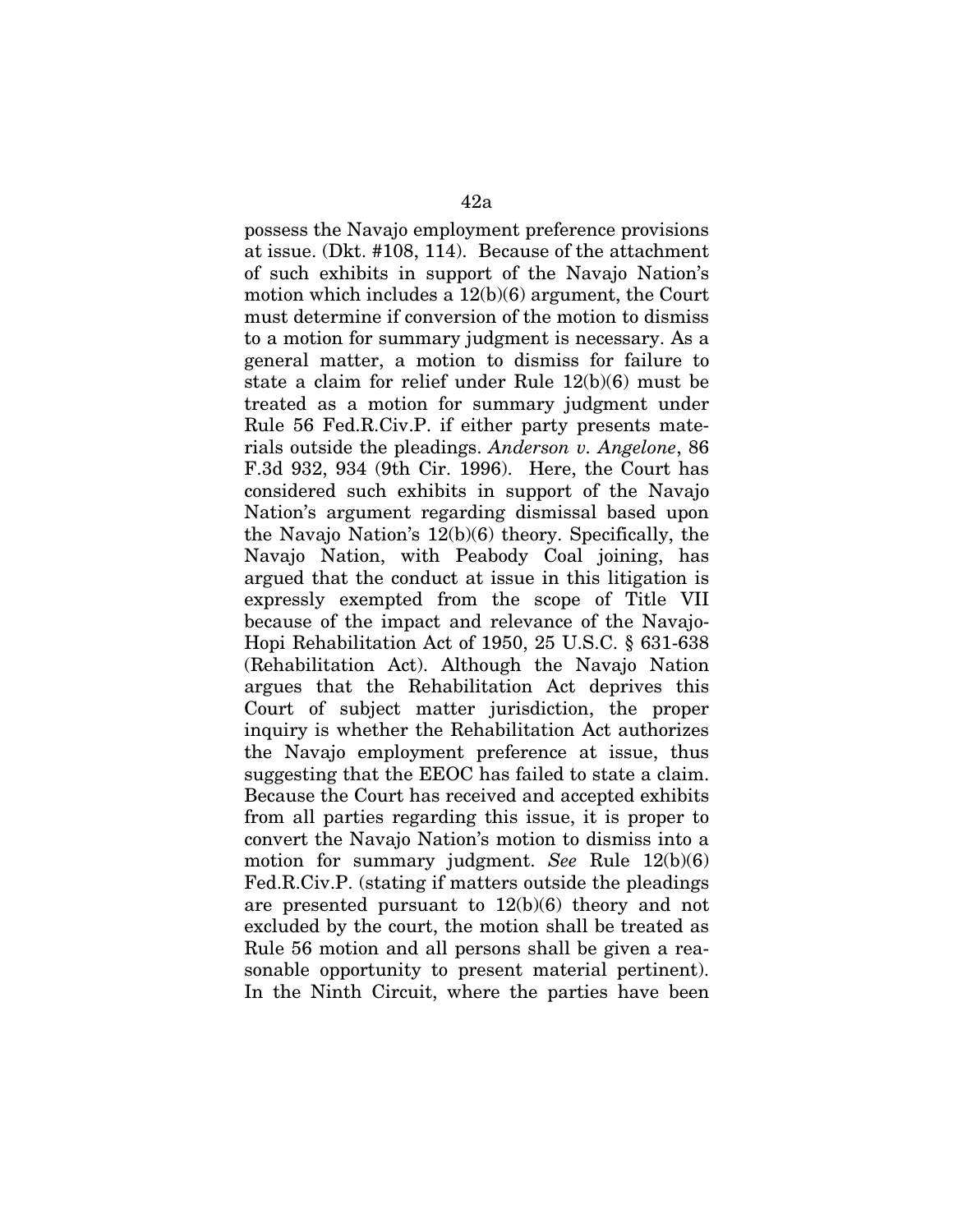possess the Navajo employment preference provisions at issue. (Dkt. #108, 114). Because of the attachment of such exhibits in support of the Navajo Nation's motion which includes a 12(b)(6) argument, the Court must determine if conversion of the motion to dismiss to a motion for summary judgment is necessary. As a general matter, a motion to dismiss for failure to state a claim for relief under Rule 12(b)(6) must be treated as a motion for summary judgment under Rule 56 Fed.R.Civ.P. if either party presents materials outside the pleadings. *Anderson v. Angelone*, 86 F.3d 932, 934 (9th Cir. 1996). Here, the Court has considered such exhibits in support of the Navajo Nation's argument regarding dismissal based upon the Navajo Nation's 12(b)(6) theory. Specifically, the Navajo Nation, with Peabody Coal joining, has argued that the conduct at issue in this litigation is expressly exempted from the scope of Title VII because of the impact and relevance of the Navajo-Hopi Rehabilitation Act of 1950, 25 U.S.C. § 631-638 (Rehabilitation Act). Although the Navajo Nation argues that the Rehabilitation Act deprives this Court of subject matter jurisdiction, the proper inquiry is whether the Rehabilitation Act authorizes the Navajo employment preference at issue, thus suggesting that the EEOC has failed to state a claim. Because the Court has received and accepted exhibits from all parties regarding this issue, it is proper to convert the Navajo Nation's motion to dismiss into a motion for summary judgment. *See* Rule 12(b)(6) Fed.R.Civ.P. (stating if matters outside the pleadings are presented pursuant to 12(b)(6) theory and not excluded by the court, the motion shall be treated as Rule 56 motion and all persons shall be given a reasonable opportunity to present material pertinent). In the Ninth Circuit, where the parties have been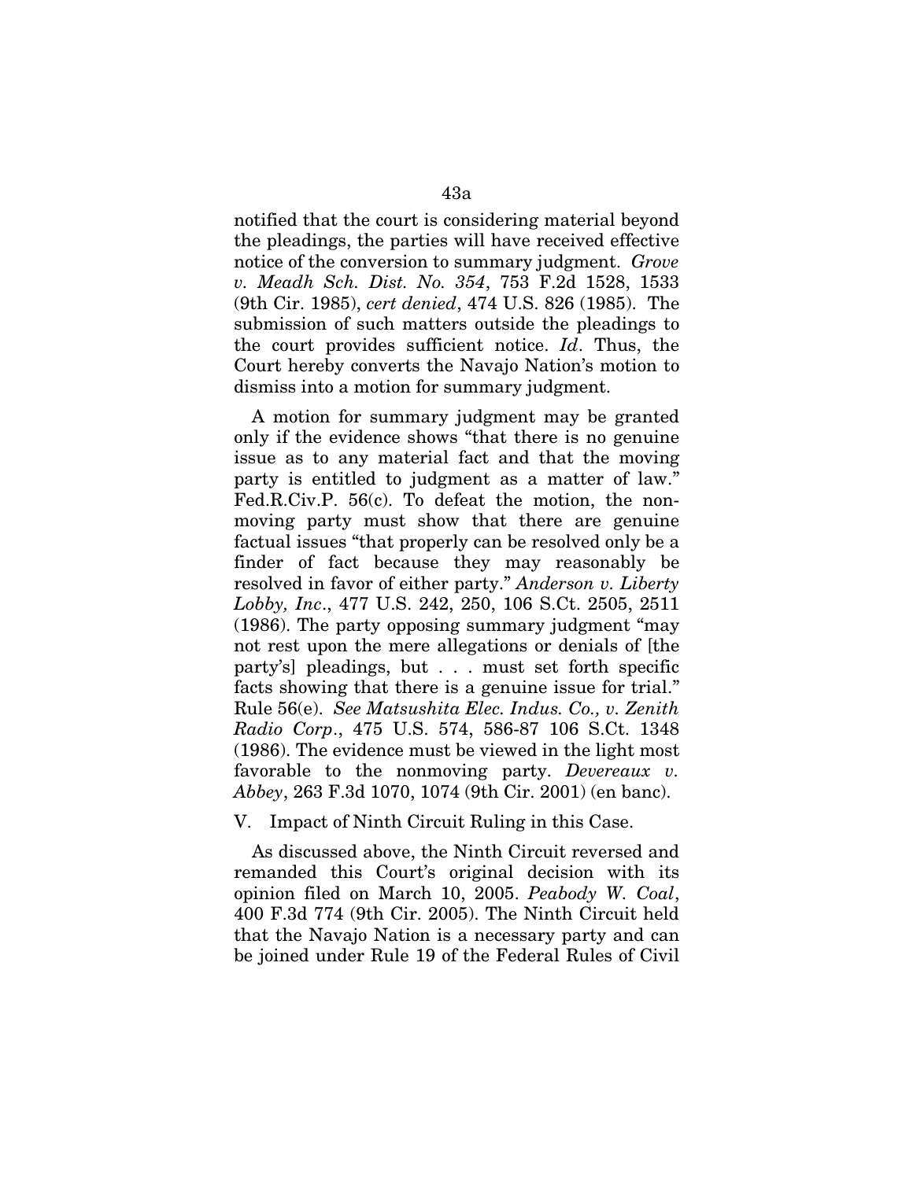notified that the court is considering material beyond the pleadings, the parties will have received effective notice of the conversion to summary judgment. *Grove v. Meadh Sch. Dist. No. 354*, 753 F.2d 1528, 1533 (9th Cir. 1985), *cert denied*, 474 U.S. 826 (1985). The submission of such matters outside the pleadings to the court provides sufficient notice. *Id*. Thus, the Court hereby converts the Navajo Nation's motion to dismiss into a motion for summary judgment.

A motion for summary judgment may be granted only if the evidence shows "that there is no genuine issue as to any material fact and that the moving party is entitled to judgment as a matter of law." Fed.R.Civ.P. 56(c). To defeat the motion, the non-moving party must show that there are genuine factual issues "that properly can be resolved only be a finder of fact because they may reasonably be resolved in favor of either party." *Anderson v. Liberty Lobby, Inc*., 477 U.S. 242, 250, 106 S.Ct. 2505, 2511 (1986). The party opposing summary judgment "may not rest upon the mere allegations or denials of [the party's] pleadings, but . . . must set forth specific facts showing that there is a genuine issue for trial." Rule 56(e). *See Matsushita Elec. Indus. Co., v. Zenith Radio Corp*., 475 U.S. 574, 586-87 106 S.Ct. 1348 (1986). The evidence must be viewed in the light most favorable to the nonmoving party. *Devereaux v. Abbey*, 263 F.3d 1070, 1074 (9th Cir. 2001) (en banc).

V. Impact of Ninth Circuit Ruling in this Case.

As discussed above, the Ninth Circuit reversed and remanded this Court's original decision with its opinion filed on March 10, 2005. *Peabody W. Coal*, 400 F.3d 774 (9th Cir. 2005). The Ninth Circuit held that the Navajo Nation is a necessary party and can be joined under Rule 19 of the Federal Rules of Civil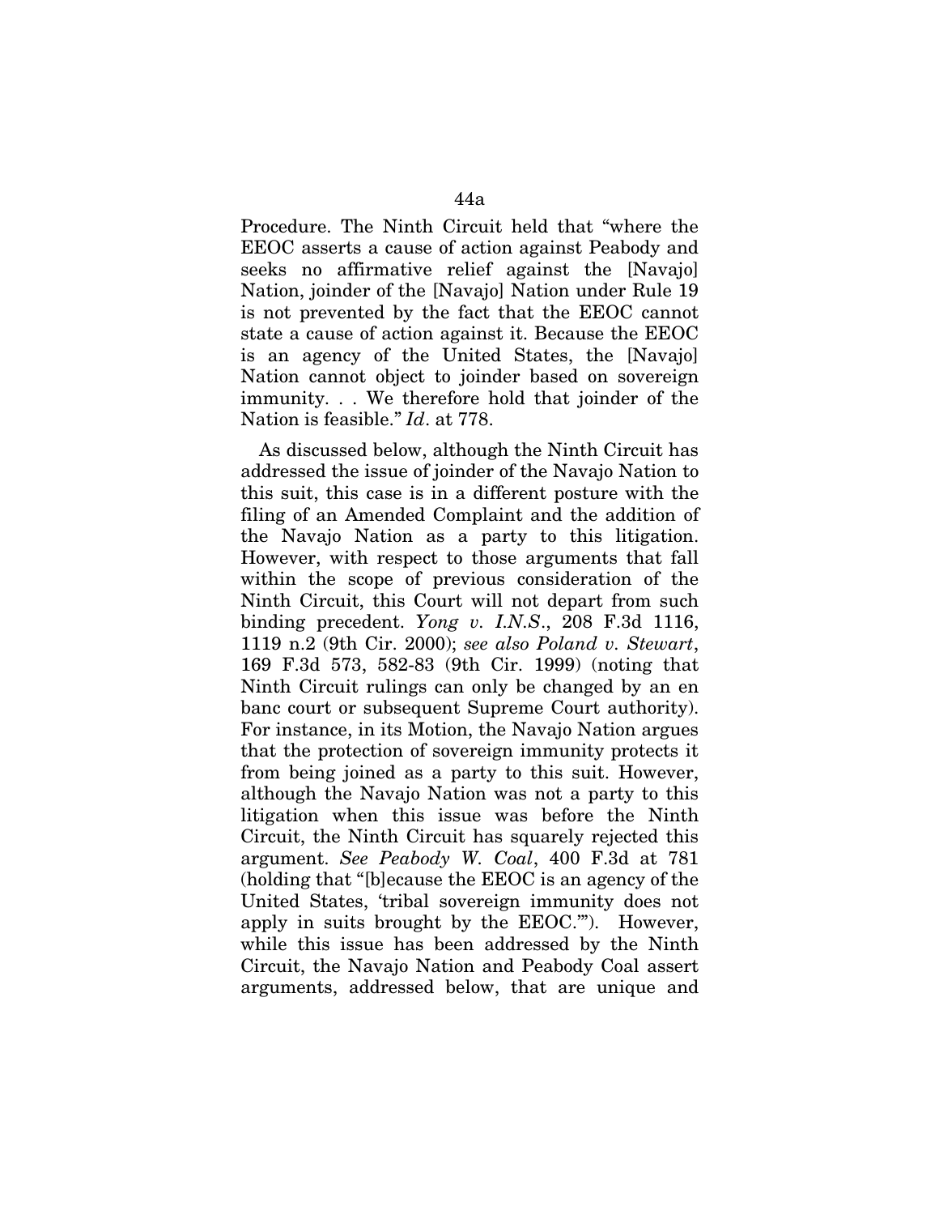Procedure. The Ninth Circuit held that "where the EEOC asserts a cause of action against Peabody and seeks no affirmative relief against the [Navajo] Nation, joinder of the [Navajo] Nation under Rule 19 is not prevented by the fact that the EEOC cannot state a cause of action against it. Because the EEOC is an agency of the United States, the [Navajo] Nation cannot object to joinder based on sovereign immunity. . . We therefore hold that joinder of the Nation is feasible." *Id*. at 778.

As discussed below, although the Ninth Circuit has addressed the issue of joinder of the Navajo Nation to this suit, this case is in a different posture with the filing of an Amended Complaint and the addition of the Navajo Nation as a party to this litigation. However, with respect to those arguments that fall within the scope of previous consideration of the Ninth Circuit, this Court will not depart from such binding precedent. *Yong v. I.N.S*., 208 F.3d 1116, 1119 n.2 (9th Cir. 2000); *see also Poland v. Stewart*, 169 F.3d 573, 582-83 (9th Cir. 1999) (noting that Ninth Circuit rulings can only be changed by an en banc court or subsequent Supreme Court authority). For instance, in its Motion, the Navajo Nation argues that the protection of sovereign immunity protects it from being joined as a party to this suit. However, although the Navajo Nation was not a party to this litigation when this issue was before the Ninth Circuit, the Ninth Circuit has squarely rejected this argument. *See Peabody W. Coal*, 400 F.3d at 781 (holding that "[b]ecause the EEOC is an agency of the United States, 'tribal sovereign immunity does not apply in suits brought by the EEOC.'"). However, while this issue has been addressed by the Ninth Circuit, the Navajo Nation and Peabody Coal assert arguments, addressed below, that are unique and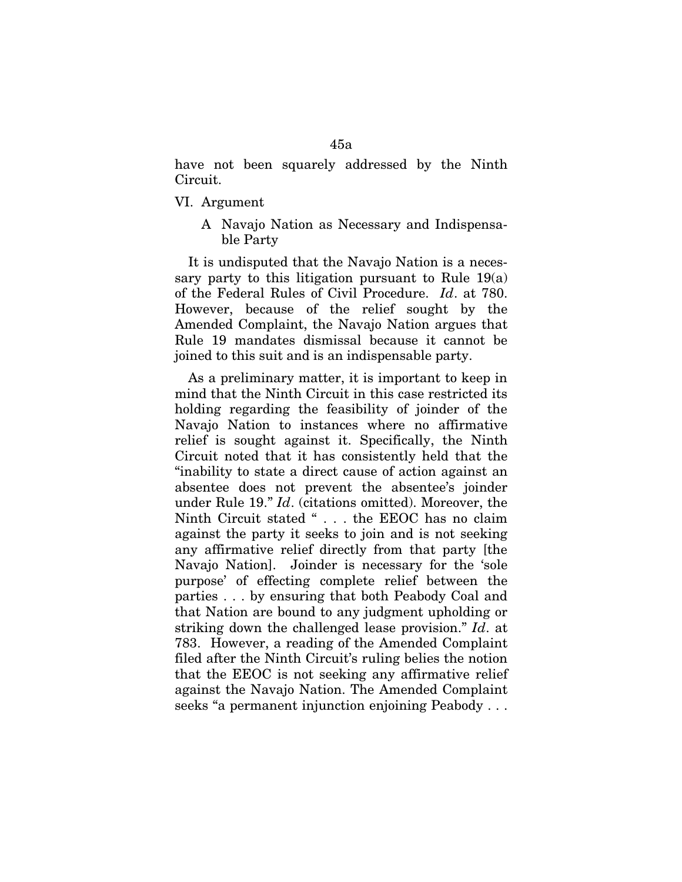have not been squarely addressed by the Ninth Circuit.

## VI. Argument

### A Navajo Nation as Necessary and Indispensable Party

It is undisputed that the Navajo Nation is a necessary party to this litigation pursuant to Rule 19(a) of the Federal Rules of Civil Procedure. *Id*. at 780. However, because of the relief sought by the Amended Complaint, the Navajo Nation argues that Rule 19 mandates dismissal because it cannot be joined to this suit and is an indispensable party.

As a preliminary matter, it is important to keep in mind that the Ninth Circuit in this case restricted its holding regarding the feasibility of joinder of the Navajo Nation to instances where no affirmative relief is sought against it. Specifically, the Ninth Circuit noted that it has consistently held that the "inability to state a direct cause of action against an absentee does not prevent the absentee's joinder under Rule 19." *Id*. (citations omitted). Moreover, the Ninth Circuit stated " . . . the EEOC has no claim against the party it seeks to join and is not seeking any affirmative relief directly from that party [the Navajo Nation]. Joinder is necessary for the 'sole purpose' of effecting complete relief between the parties . . . by ensuring that both Peabody Coal and that Nation are bound to any judgment upholding or striking down the challenged lease provision." *Id*. at 783. However, a reading of the Amended Complaint filed after the Ninth Circuit's ruling belies the notion that the EEOC is not seeking any affirmative relief against the Navajo Nation. The Amended Complaint seeks "a permanent injunction enjoining Peabody . . .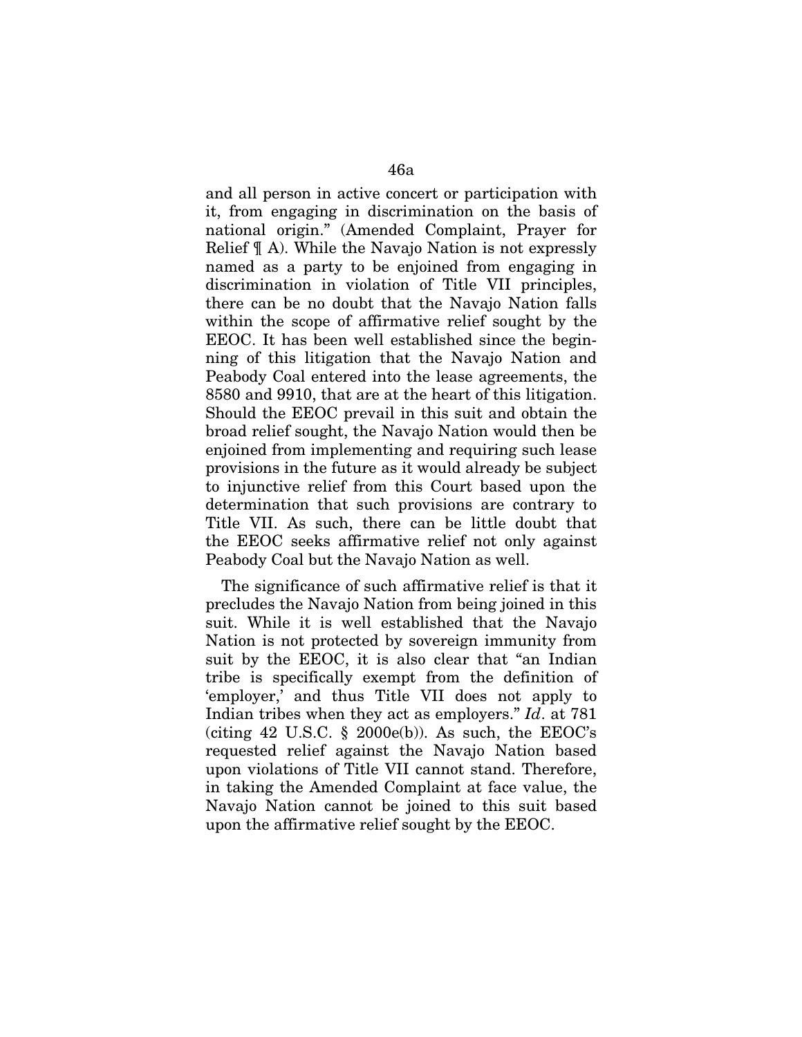and all person in active concert or participation with it, from engaging in discrimination on the basis of national origin." (Amended Complaint, Prayer for Relief ¶ A). While the Navajo Nation is not expressly named as a party to be enjoined from engaging in discrimination in violation of Title VII principles, there can be no doubt that the Navajo Nation falls within the scope of affirmative relief sought by the EEOC. It has been well established since the beginning of this litigation that the Navajo Nation and Peabody Coal entered into the lease agreements, the 8580 and 9910, that are at the heart of this litigation. Should the EEOC prevail in this suit and obtain the broad relief sought, the Navajo Nation would then be enjoined from implementing and requiring such lease provisions in the future as it would already be subject to injunctive relief from this Court based upon the determination that such provisions are contrary to Title VII. As such, there can be little doubt that the EEOC seeks affirmative relief not only against Peabody Coal but the Navajo Nation as well.

The significance of such affirmative relief is that it precludes the Navajo Nation from being joined in this suit. While it is well established that the Navajo Nation is not protected by sovereign immunity from suit by the EEOC, it is also clear that "an Indian tribe is specifically exempt from the definition of 'employer,' and thus Title VII does not apply to Indian tribes when they act as employers." *Id*. at 781 (citing 42 U.S.C. § 2000e(b)). As such, the EEOC's requested relief against the Navajo Nation based upon violations of Title VII cannot stand. Therefore, in taking the Amended Complaint at face value, the Navajo Nation cannot be joined to this suit based upon the affirmative relief sought by the EEOC.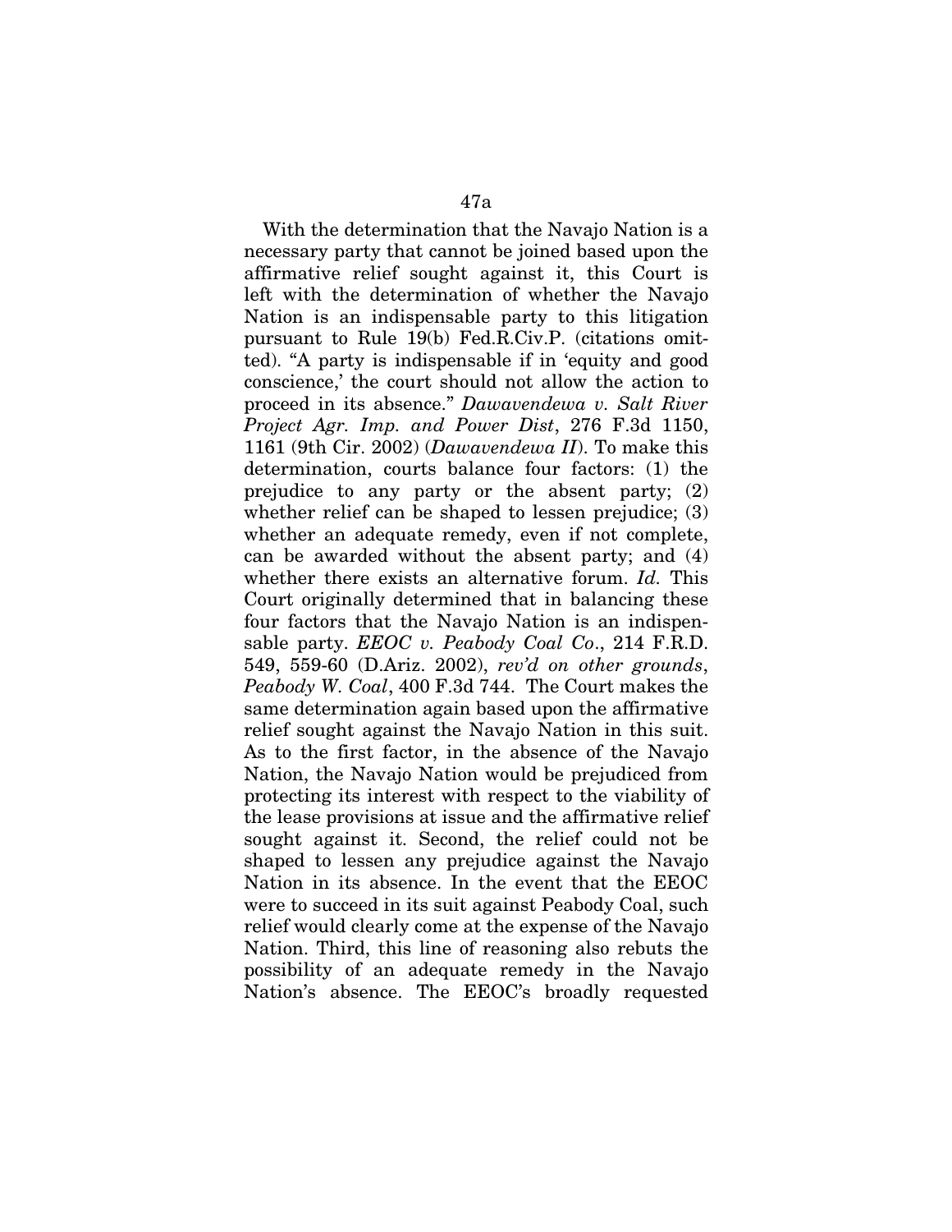With the determination that the Navajo Nation is a necessary party that cannot be joined based upon the affirmative relief sought against it, this Court is left with the determination of whether the Navajo Nation is an indispensable party to this litigation pursuant to Rule 19(b) Fed.R.Civ.P. (citations omitted). "A party is indispensable if in 'equity and good conscience,' the court should not allow the action to proceed in its absence." *Dawavendewa v. Salt River Project Agr. Imp. and Power Dist*, 276 F.3d 1150, 1161 (9th Cir. 2002) (*Dawavendewa II*). To make this determination, courts balance four factors: (1) the prejudice to any party or the absent party; (2) whether relief can be shaped to lessen prejudice; (3) whether an adequate remedy, even if not complete, can be awarded without the absent party; and (4) whether there exists an alternative forum. *Id.* This Court originally determined that in balancing these four factors that the Navajo Nation is an indispensable party. *EEOC v. Peabody Coal Co*., 214 F.R.D. 549, 559-60 (D.Ariz. 2002), *rev'd on other grounds*, *Peabody W. Coal*, 400 F.3d 744. The Court makes the same determination again based upon the affirmative relief sought against the Navajo Nation in this suit. As to the first factor, in the absence of the Navajo Nation, the Navajo Nation would be prejudiced from protecting its interest with respect to the viability of the lease provisions at issue and the affirmative relief sought against it. Second, the relief could not be shaped to lessen any prejudice against the Navajo Nation in its absence. In the event that the EEOC were to succeed in its suit against Peabody Coal, such relief would clearly come at the expense of the Navajo Nation. Third, this line of reasoning also rebuts the possibility of an adequate remedy in the Navajo Nation's absence. The EEOC's broadly requested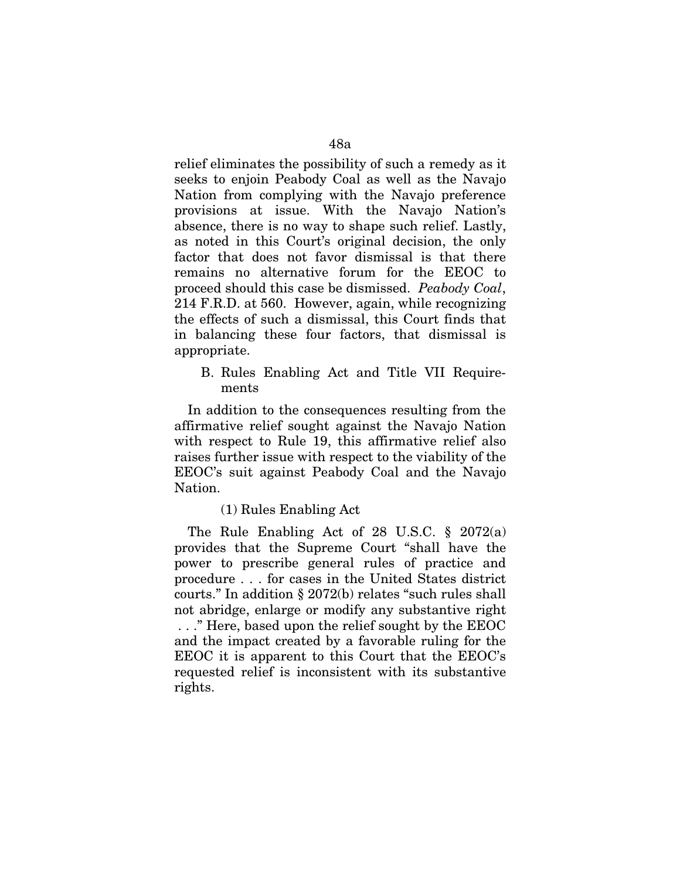relief eliminates the possibility of such a remedy as it seeks to enjoin Peabody Coal as well as the Navajo Nation from complying with the Navajo preference provisions at issue. With the Navajo Nation's absence, there is no way to shape such relief. Lastly, as noted in this Court's original decision, the only factor that does not favor dismissal is that there remains no alternative forum for the EEOC to proceed should this case be dismissed. *Peabody Coal*, 214 F.R.D. at 560. However, again, while recognizing the effects of such a dismissal, this Court finds that in balancing these four factors, that dismissal is appropriate.

B. Rules Enabling Act and Title VII Requirements

In addition to the consequences resulting from the affirmative relief sought against the Navajo Nation with respect to Rule 19, this affirmative relief also raises further issue with respect to the viability of the EEOC's suit against Peabody Coal and the Navajo Nation.

(1) Rules Enabling Act

The Rule Enabling Act of 28 U.S.C. § 2072(a) provides that the Supreme Court "shall have the power to prescribe general rules of practice and procedure . . . for cases in the United States district courts." In addition § 2072(b) relates "such rules shall not abridge, enlarge or modify any substantive right . . ." Here, based upon the relief sought by the EEOC and the impact created by a favorable ruling for the EEOC it is apparent to this Court that the EEOC's requested relief is inconsistent with its substantive rights.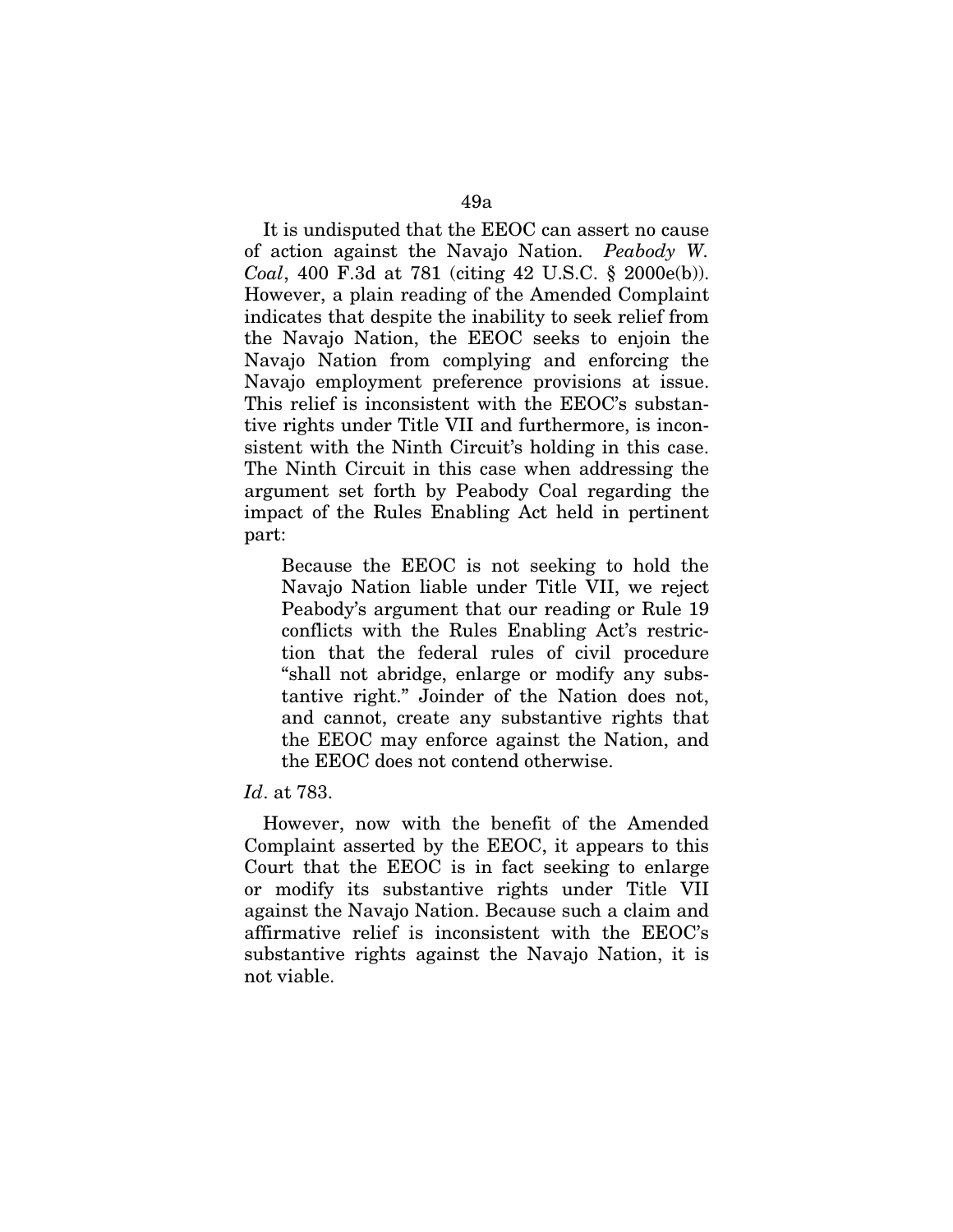It is undisputed that the EEOC can assert no cause of action against the Navajo Nation. *Peabody W. Coal*, 400 F.3d at 781 (citing 42 U.S.C. § 2000e(b)). However, a plain reading of the Amended Complaint indicates that despite the inability to seek relief from the Navajo Nation, the EEOC seeks to enjoin the Navajo Nation from complying and enforcing the Navajo employment preference provisions at issue. This relief is inconsistent with the EEOC's substantive rights under Title VII and furthermore, is inconsistent with the Ninth Circuit's holding in this case. The Ninth Circuit in this case when addressing the argument set forth by Peabody Coal regarding the impact of the Rules Enabling Act held in pertinent part:

> Because the EEOC is not seeking to hold the Navajo Nation liable under Title VII, we reject Peabody's argument that our reading or Rule 19 conflicts with the Rules Enabling Act's restriction that the federal rules of civil procedure "shall not abridge, enlarge or modify any substantive right." Joinder of the Nation does not, and cannot, create any substantive rights that the EEOC may enforce against the Nation, and the EEOC does not contend otherwise.

*Id*. at 783.

However, now with the benefit of the Amended Complaint asserted by the EEOC, it appears to this Court that the EEOC is in fact seeking to enlarge or modify its substantive rights under Title VII against the Navajo Nation. Because such a claim and affirmative relief is inconsistent with the EEOC's substantive rights against the Navajo Nation, it is not viable.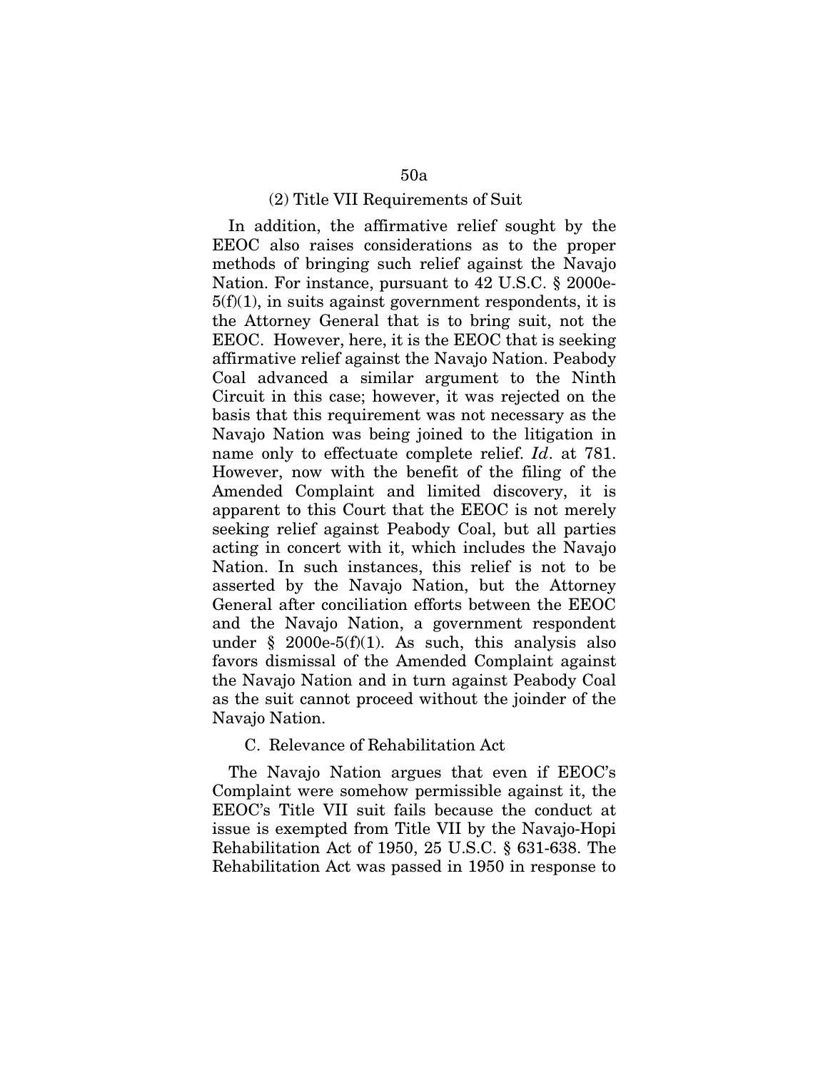(2) Title VII Requirements of Suit

In addition, the affirmative relief sought by the EEOC also raises considerations as to the proper methods of bringing such relief against the Navajo Nation. For instance, pursuant to 42 U.S.C. § 2000e-5(f)(1), in suits against government respondents, it is the Attorney General that is to bring suit, not the EEOC. However, here, it is the EEOC that is seeking affirmative relief against the Navajo Nation. Peabody Coal advanced a similar argument to the Ninth Circuit in this case; however, it was rejected on the basis that this requirement was not necessary as the Navajo Nation was being joined to the litigation in name only to effectuate complete relief. *Id*. at 781. However, now with the benefit of the filing of the Amended Complaint and limited discovery, it is apparent to this Court that the EEOC is not merely seeking relief against Peabody Coal, but all parties acting in concert with it, which includes the Navajo Nation. In such instances, this relief is not to be asserted by the Navajo Nation, but the Attorney General after conciliation efforts between the EEOC and the Navajo Nation, a government respondent under § 2000e-5(f)(1). As such, this analysis also favors dismissal of the Amended Complaint against the Navajo Nation and in turn against Peabody Coal as the suit cannot proceed without the joinder of the Navajo Nation.

C. Relevance of Rehabilitation Act

The Navajo Nation argues that even if EEOC's Complaint were somehow permissible against it, the EEOC's Title VII suit fails because the conduct at issue is exempted from Title VII by the Navajo-Hopi Rehabilitation Act of 1950, 25 U.S.C. § 631-638. The Rehabilitation Act was passed in 1950 in response to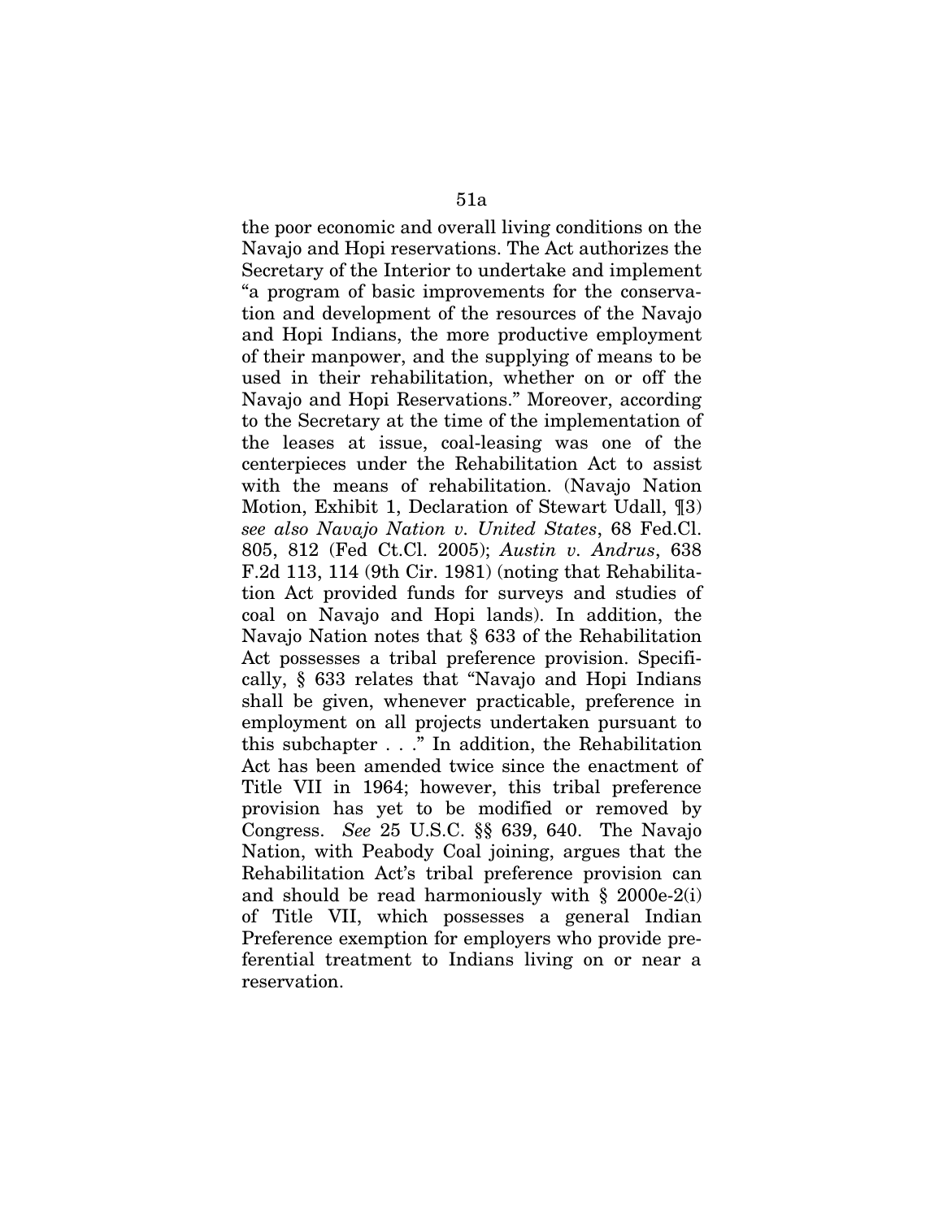the poor economic and overall living conditions on the Navajo and Hopi reservations. The Act authorizes the Secretary of the Interior to undertake and implement "a program of basic improvements for the conservation and development of the resources of the Navajo and Hopi Indians, the more productive employment of their manpower, and the supplying of means to be used in their rehabilitation, whether on or off the Navajo and Hopi Reservations." Moreover, according to the Secretary at the time of the implementation of the leases at issue, coal-leasing was one of the centerpieces under the Rehabilitation Act to assist with the means of rehabilitation. (Navajo Nation Motion, Exhibit 1, Declaration of Stewart Udall, ¶3) *see also Navajo Nation v. United States*, 68 Fed.Cl. 805, 812 (Fed Ct.Cl. 2005); *Austin v. Andrus*, 638 F.2d 113, 114 (9th Cir. 1981) (noting that Rehabilitation Act provided funds for surveys and studies of coal on Navajo and Hopi lands). In addition, the Navajo Nation notes that § 633 of the Rehabilitation Act possesses a tribal preference provision. Specifically, § 633 relates that "Navajo and Hopi Indians shall be given, whenever practicable, preference in employment on all projects undertaken pursuant to this subchapter . . ." In addition, the Rehabilitation Act has been amended twice since the enactment of Title VII in 1964; however, this tribal preference provision has yet to be modified or removed by Congress. *See* 25 U.S.C. §§ 639, 640. The Navajo Nation, with Peabody Coal joining, argues that the Rehabilitation Act's tribal preference provision can and should be read harmoniously with § 2000e-2(i) of Title VII, which possesses a general Indian Preference exemption for employers who provide preferential treatment to Indians living on or near a reservation.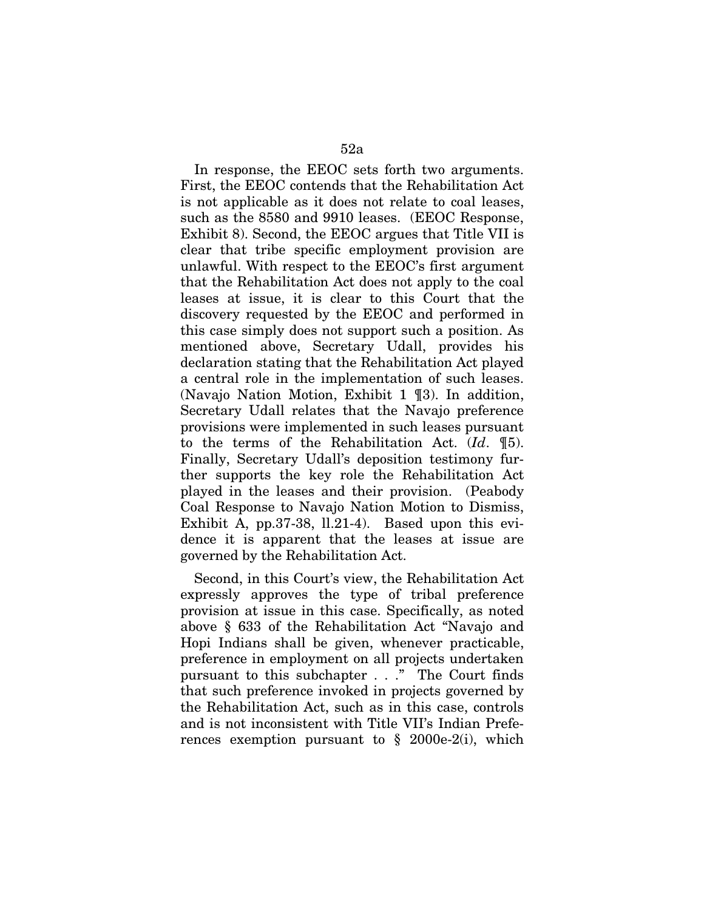In response, the EEOC sets forth two arguments. First, the EEOC contends that the Rehabilitation Act is not applicable as it does not relate to coal leases, such as the 8580 and 9910 leases. (EEOC Response, Exhibit 8). Second, the EEOC argues that Title VII is clear that tribe specific employment provision are unlawful. With respect to the EEOC's first argument that the Rehabilitation Act does not apply to the coal leases at issue, it is clear to this Court that the discovery requested by the EEOC and performed in this case simply does not support such a position. As mentioned above, Secretary Udall, provides his declaration stating that the Rehabilitation Act played a central role in the implementation of such leases. (Navajo Nation Motion, Exhibit 1 ¶3). In addition, Secretary Udall relates that the Navajo preference provisions were implemented in such leases pursuant to the terms of the Rehabilitation Act. (*Id*. ¶5). Finally, Secretary Udall's deposition testimony further supports the key role the Rehabilitation Act played in the leases and their provision. (Peabody Coal Response to Navajo Nation Motion to Dismiss, Exhibit A, pp.37-38, ll.21-4). Based upon this evidence it is apparent that the leases at issue are governed by the Rehabilitation Act.

Second, in this Court's view, the Rehabilitation Act expressly approves the type of tribal preference provision at issue in this case. Specifically, as noted above § 633 of the Rehabilitation Act "Navajo and Hopi Indians shall be given, whenever practicable, preference in employment on all projects undertaken pursuant to this subchapter . . ." The Court finds that such preference invoked in projects governed by the Rehabilitation Act, such as in this case, controls and is not inconsistent with Title VII's Indian Preferences exemption pursuant to § 2000e-2(i), which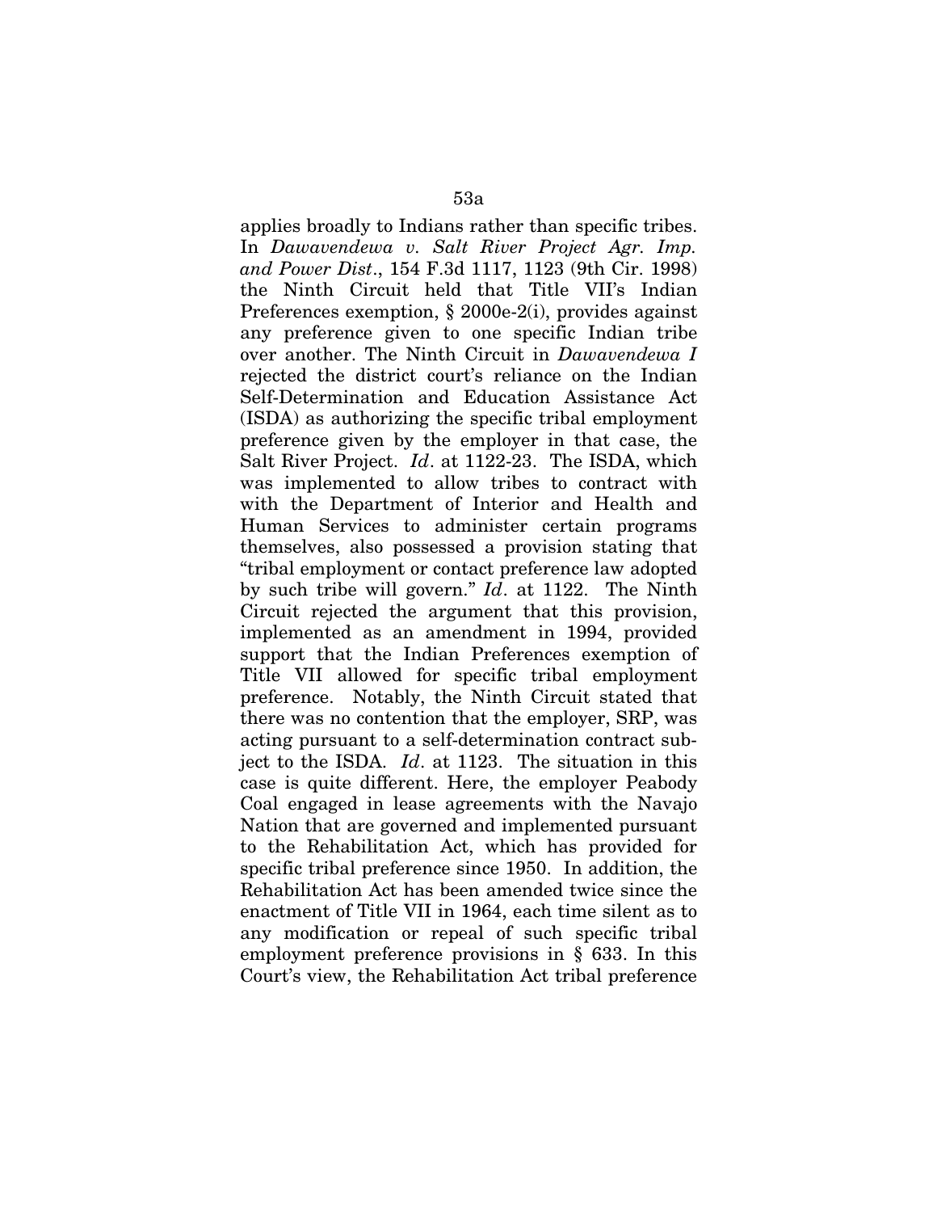applies broadly to Indians rather than specific tribes. In *Dawavendewa v. Salt River Project Agr. Imp. and Power Dist*., 154 F.3d 1117, 1123 (9th Cir. 1998) the Ninth Circuit held that Title VII's Indian Preferences exemption, § 2000e-2(i), provides against any preference given to one specific Indian tribe over another. The Ninth Circuit in *Dawavendewa I* rejected the district court's reliance on the Indian Self-Determination and Education Assistance Act (ISDA) as authorizing the specific tribal employment preference given by the employer in that case, the Salt River Project. *Id*. at 1122-23. The ISDA, which was implemented to allow tribes to contract with with the Department of Interior and Health and Human Services to administer certain programs themselves, also possessed a provision stating that "tribal employment or contact preference law adopted by such tribe will govern." *Id*. at 1122. The Ninth Circuit rejected the argument that this provision, implemented as an amendment in 1994, provided support that the Indian Preferences exemption of Title VII allowed for specific tribal employment preference. Notably, the Ninth Circuit stated that there was no contention that the employer, SRP, was acting pursuant to a self-determination contract subject to the ISDA. *Id*. at 1123. The situation in this case is quite different. Here, the employer Peabody Coal engaged in lease agreements with the Navajo Nation that are governed and implemented pursuant to the Rehabilitation Act, which has provided for specific tribal preference since 1950. In addition, the Rehabilitation Act has been amended twice since the enactment of Title VII in 1964, each time silent as to any modification or repeal of such specific tribal employment preference provisions in § 633. In this Court's view, the Rehabilitation Act tribal preference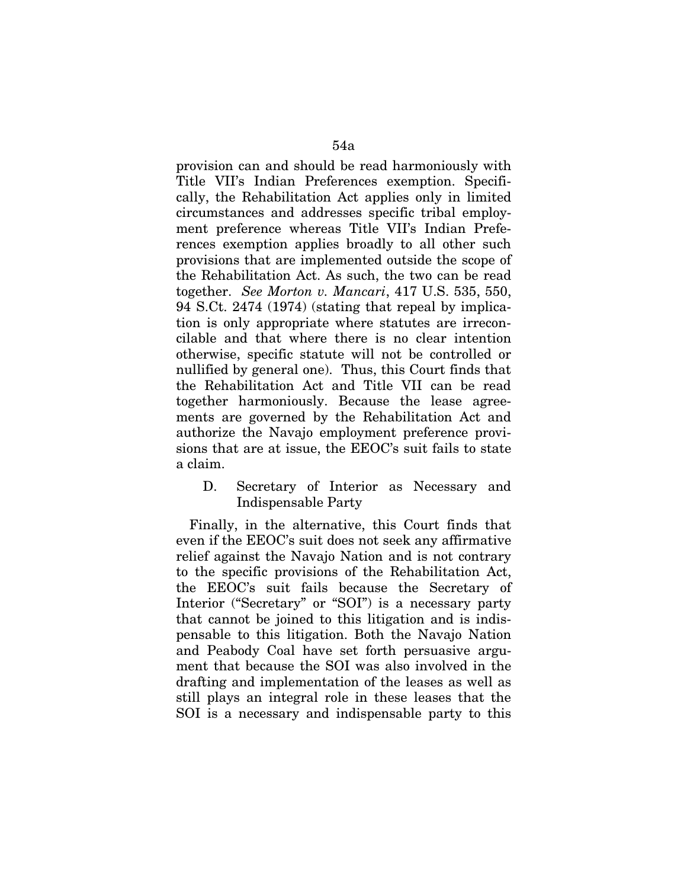provision can and should be read harmoniously with Title VII's Indian Preferences exemption. Specifically, the Rehabilitation Act applies only in limited circumstances and addresses specific tribal employment preference whereas Title VII's Indian Preferences exemption applies broadly to all other such provisions that are implemented outside the scope of the Rehabilitation Act. As such, the two can be read together. *See Morton v. Mancari*, 417 U.S. 535, 550, 94 S.Ct. 2474 (1974) (stating that repeal by implication is only appropriate where statutes are irreconcilable and that where there is no clear intention otherwise, specific statute will not be controlled or nullified by general one). Thus, this Court finds that the Rehabilitation Act and Title VII can be read together harmoniously. Because the lease agreements are governed by the Rehabilitation Act and authorize the Navajo employment preference provisions that are at issue, the EEOC's suit fails to state a claim.

D. Secretary of Interior as Necessary and Indispensable Party

Finally, in the alternative, this Court finds that even if the EEOC's suit does not seek any affirmative relief against the Navajo Nation and is not contrary to the specific provisions of the Rehabilitation Act, the EEOC's suit fails because the Secretary of Interior ("Secretary" or "SOI") is a necessary party that cannot be joined to this litigation and is indispensable to this litigation. Both the Navajo Nation and Peabody Coal have set forth persuasive argument that because the SOI was also involved in the drafting and implementation of the leases as well as still plays an integral role in these leases that the SOI is a necessary and indispensable party to this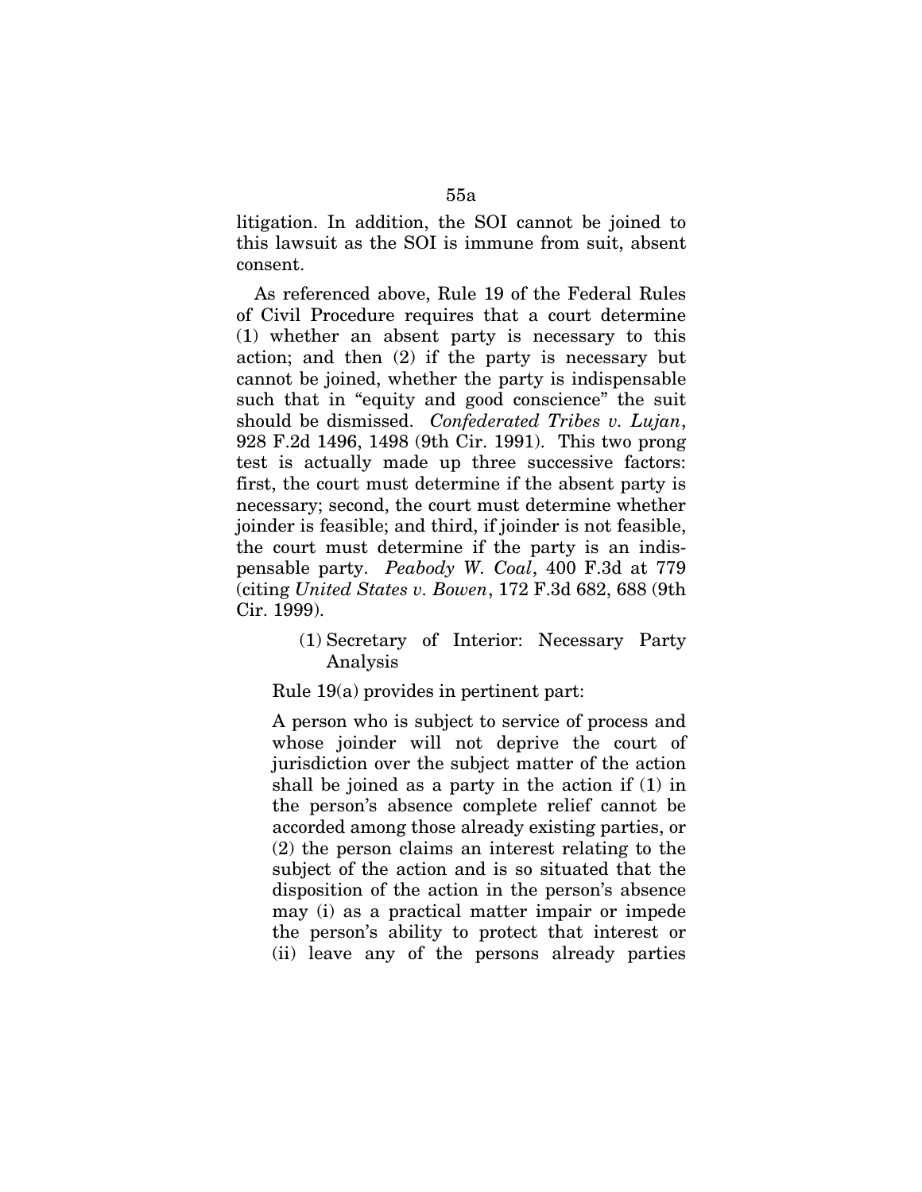litigation. In addition, the SOI cannot be joined to this lawsuit as the SOI is immune from suit, absent consent.

As referenced above, Rule 19 of the Federal Rules of Civil Procedure requires that a court determine (1) whether an absent party is necessary to this action; and then (2) if the party is necessary but cannot be joined, whether the party is indispensable such that in "equity and good conscience" the suit should be dismissed. *Confederated Tribes v. Lujan*, 928 F.2d 1496, 1498 (9th Cir. 1991). This two prong test is actually made up three successive factors: first, the court must determine if the absent party is necessary; second, the court must determine whether joinder is feasible; and third, if joinder is not feasible, the court must determine if the party is an indispensable party. *Peabody W. Coal*, 400 F.3d at 779 (citing *United States v. Bowen*, 172 F.3d 682, 688 (9th Cir. 1999).

(1) Secretary of Interior: Necessary Party Analysis

Rule 19(a) provides in pertinent part:

> A person who is subject to service of process and whose joinder will not deprive the court of jurisdiction over the subject matter of the action shall be joined as a party in the action if (1) in the person's absence complete relief cannot be accorded among those already existing parties, or (2) the person claims an interest relating to the subject of the action and is so situated that the disposition of the action in the person's absence may (i) as a practical matter impair or impede the person's ability to protect that interest or (ii) leave any of the persons already parties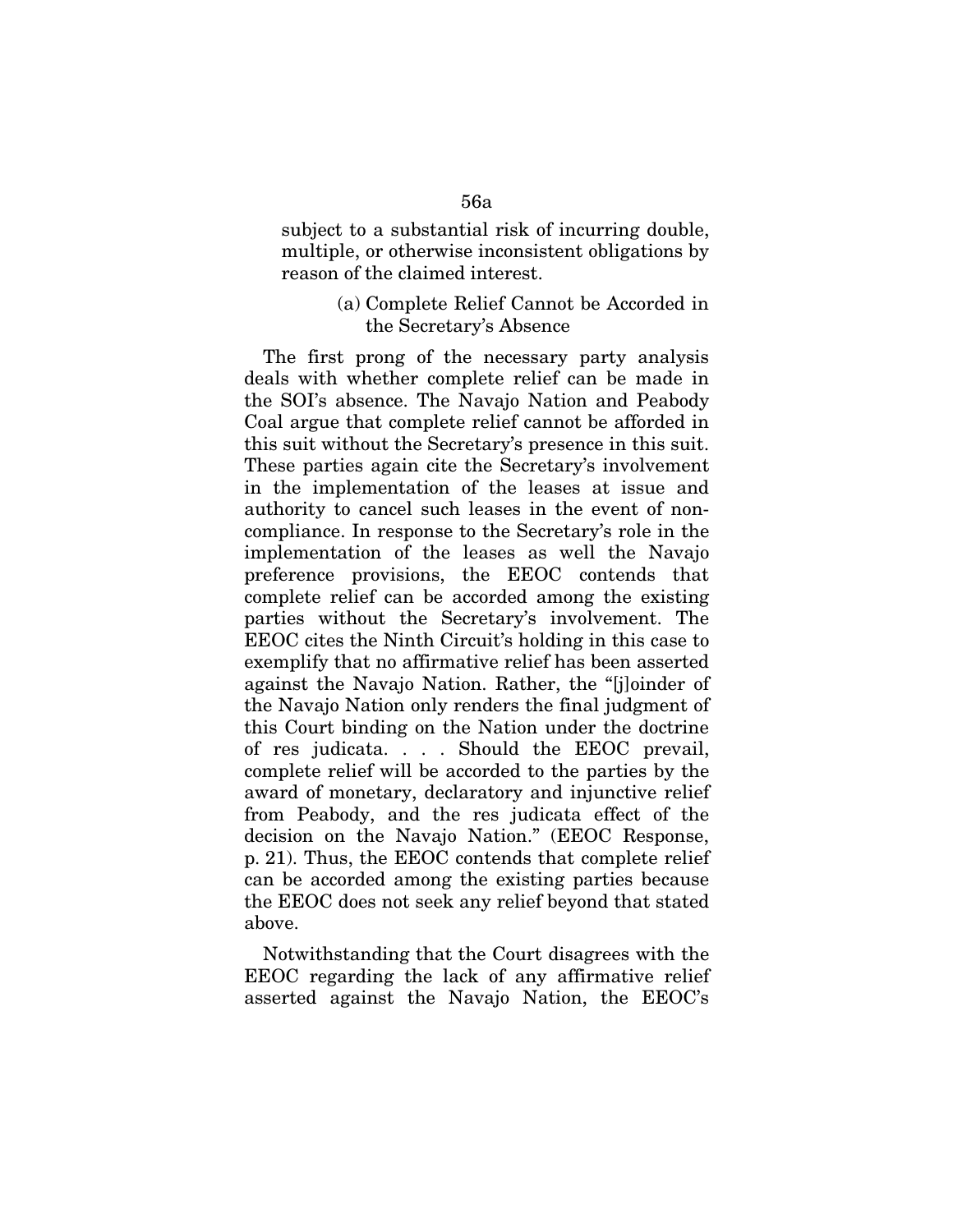subject to a substantial risk of incurring double, multiple, or otherwise inconsistent obligations by reason of the claimed interest.

(a) Complete Relief Cannot be Accorded in the Secretary's Absence

The first prong of the necessary party analysis deals with whether complete relief can be made in the SOI's absence. The Navajo Nation and Peabody Coal argue that complete relief cannot be afforded in this suit without the Secretary's presence in this suit. These parties again cite the Secretary's involvement in the implementation of the leases at issue and authority to cancel such leases in the event of non-compliance. In response to the Secretary's role in the implementation of the leases as well the Navajo preference provisions, the EEOC contends that complete relief can be accorded among the existing parties without the Secretary's involvement. The EEOC cites the Ninth Circuit's holding in this case to exemplify that no affirmative relief has been asserted against the Navajo Nation. Rather, the "[j]oinder of the Navajo Nation only renders the final judgment of this Court binding on the Nation under the doctrine of res judicata. . . . Should the EEOC prevail, complete relief will be accorded to the parties by the award of monetary, declaratory and injunctive relief from Peabody, and the res judicata effect of the decision on the Navajo Nation." (EEOC Response, p. 21). Thus, the EEOC contends that complete relief can be accorded among the existing parties because the EEOC does not seek any relief beyond that stated above.

Notwithstanding that the Court disagrees with the EEOC regarding the lack of any affirmative relief asserted against the Navajo Nation, the EEOC's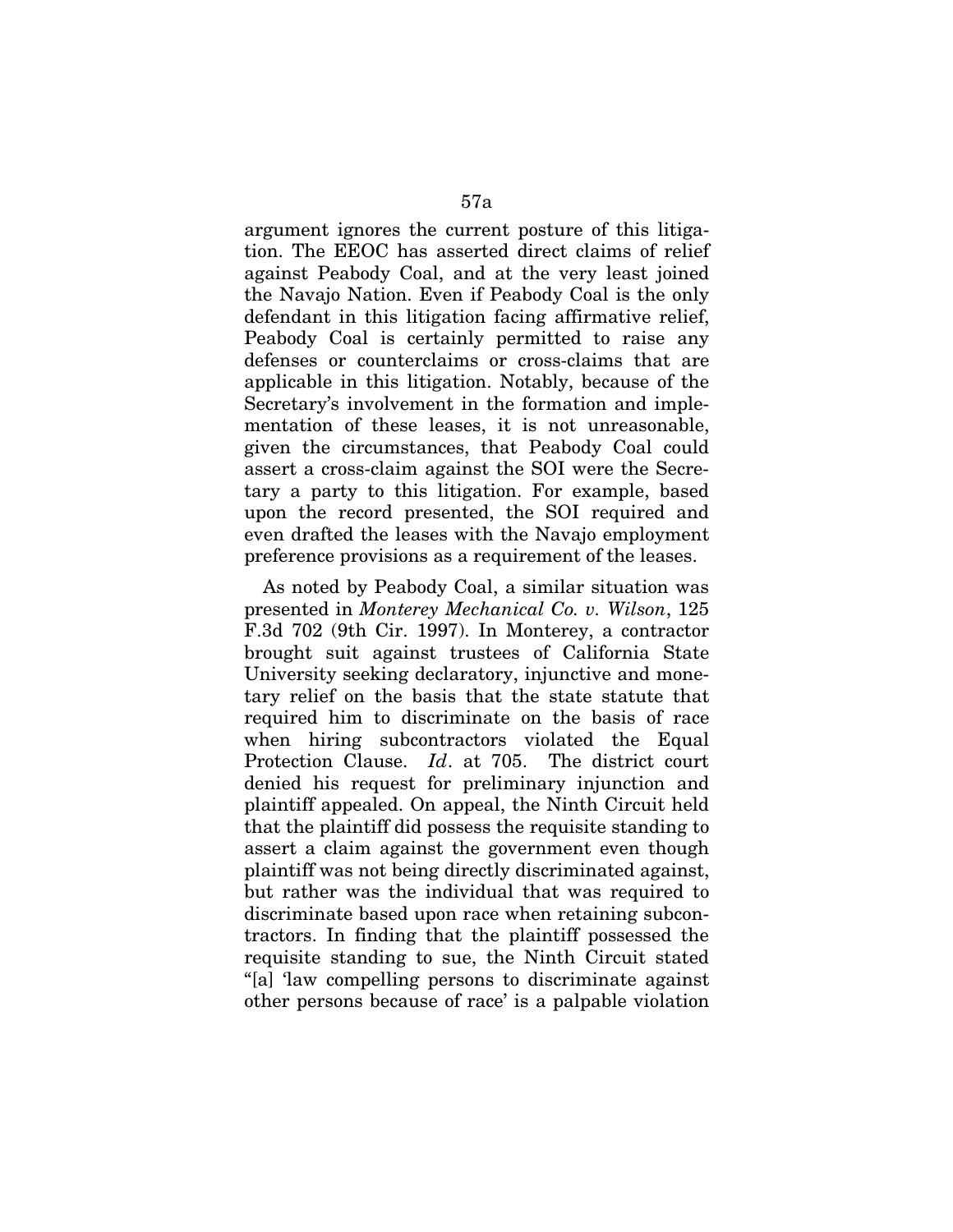argument ignores the current posture of this litigation. The EEOC has asserted direct claims of relief against Peabody Coal, and at the very least joined the Navajo Nation. Even if Peabody Coal is the only defendant in this litigation facing affirmative relief, Peabody Coal is certainly permitted to raise any defenses or counterclaims or cross-claims that are applicable in this litigation. Notably, because of the Secretary's involvement in the formation and implementation of these leases, it is not unreasonable, given the circumstances, that Peabody Coal could assert a cross-claim against the SOI were the Secretary a party to this litigation. For example, based upon the record presented, the SOI required and even drafted the leases with the Navajo employment preference provisions as a requirement of the leases.

As noted by Peabody Coal, a similar situation was presented in *Monterey Mechanical Co. v. Wilson*, 125 F.3d 702 (9th Cir. 1997). In Monterey, a contractor brought suit against trustees of California State University seeking declaratory, injunctive and monetary relief on the basis that the state statute that required him to discriminate on the basis of race when hiring subcontractors violated the Equal Protection Clause. *Id*. at 705. The district court denied his request for preliminary injunction and plaintiff appealed. On appeal, the Ninth Circuit held that the plaintiff did possess the requisite standing to assert a claim against the government even though plaintiff was not being directly discriminated against, but rather was the individual that was required to discriminate based upon race when retaining subcontractors. In finding that the plaintiff possessed the requisite standing to sue, the Ninth Circuit stated "[a] 'law compelling persons to discriminate against other persons because of race' is a palpable violation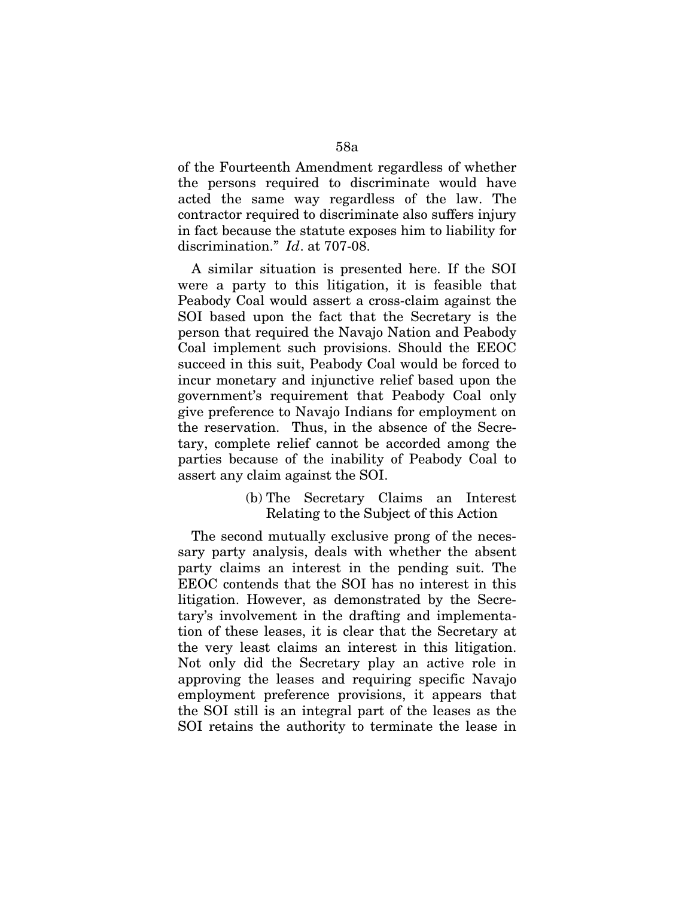of the Fourteenth Amendment regardless of whether the persons required to discriminate would have acted the same way regardless of the law. The contractor required to discriminate also suffers injury in fact because the statute exposes him to liability for discrimination." *Id*. at 707-08.

A similar situation is presented here. If the SOI were a party to this litigation, it is feasible that Peabody Coal would assert a cross-claim against the SOI based upon the fact that the Secretary is the person that required the Navajo Nation and Peabody Coal implement such provisions. Should the EEOC succeed in this suit, Peabody Coal would be forced to incur monetary and injunctive relief based upon the government's requirement that Peabody Coal only give preference to Navajo Indians for employment on the reservation. Thus, in the absence of the Secretary, complete relief cannot be accorded among the parties because of the inability of Peabody Coal to assert any claim against the SOI.

(b) The Secretary Claims an Interest Relating to the Subject of this Action

The second mutually exclusive prong of the necessary party analysis, deals with whether the absent party claims an interest in the pending suit. The EEOC contends that the SOI has no interest in this litigation. However, as demonstrated by the Secretary's involvement in the drafting and implementation of these leases, it is clear that the Secretary at the very least claims an interest in this litigation. Not only did the Secretary play an active role in approving the leases and requiring specific Navajo employment preference provisions, it appears that the SOI still is an integral part of the leases as the SOI retains the authority to terminate the lease in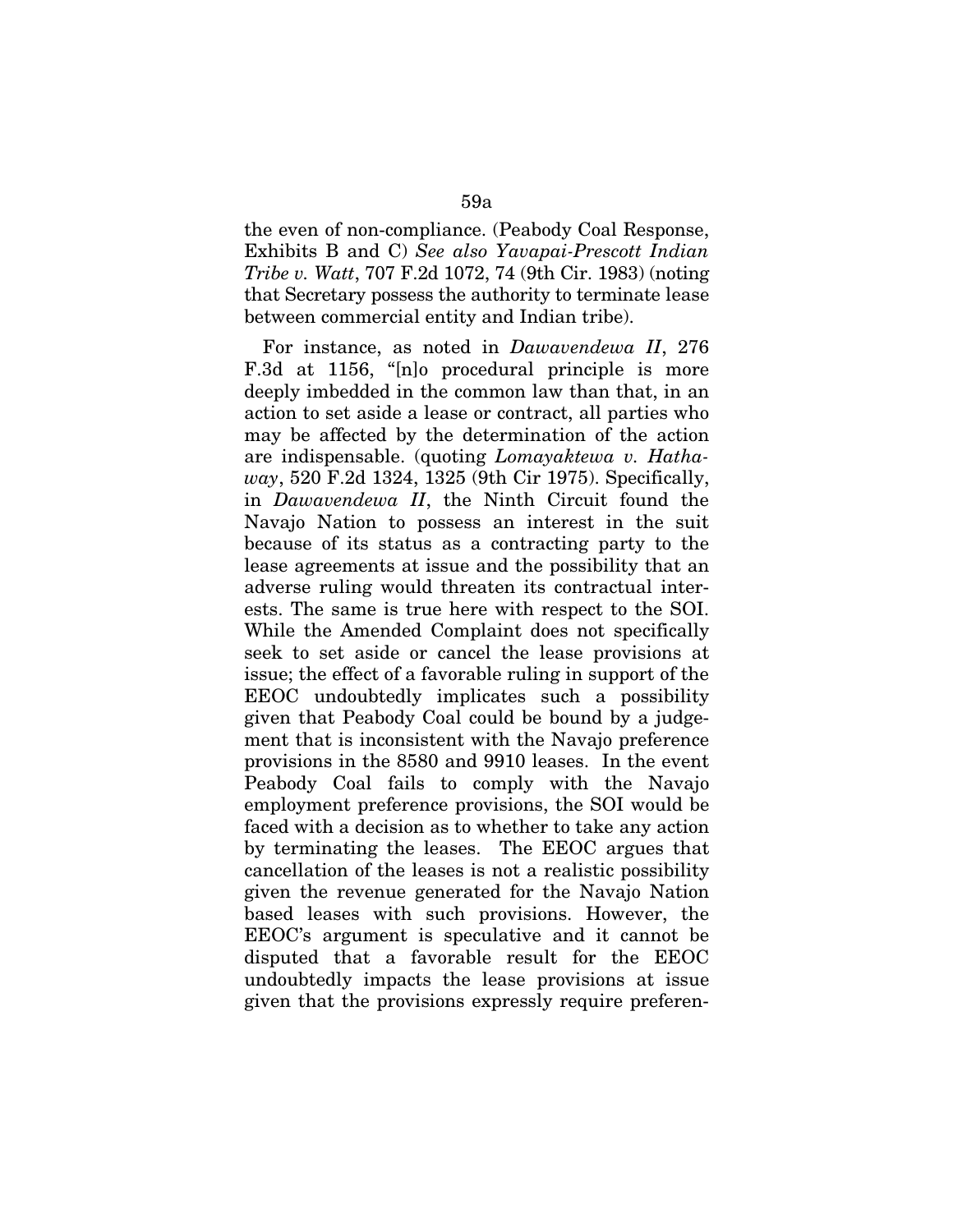the even of non-compliance. (Peabody Coal Response, Exhibits B and C) *See also Yavapai-Prescott Indian Tribe v. Watt*, 707 F.2d 1072, 74 (9th Cir. 1983) (noting that Secretary possess the authority to terminate lease between commercial entity and Indian tribe).

For instance, as noted in *Dawavendewa II*, 276 F.3d at 1156, "[n]o procedural principle is more deeply imbedded in the common law than that, in an action to set aside a lease or contract, all parties who may be affected by the determination of the action are indispensable. (quoting *Lomayaktewa v. Hathaway*, 520 F.2d 1324, 1325 (9th Cir 1975). Specifically, in *Dawavendewa II*, the Ninth Circuit found the Navajo Nation to possess an interest in the suit because of its status as a contracting party to the lease agreements at issue and the possibility that an adverse ruling would threaten its contractual interests. The same is true here with respect to the SOI. While the Amended Complaint does not specifically seek to set aside or cancel the lease provisions at issue; the effect of a favorable ruling in support of the EEOC undoubtedly implicates such a possibility given that Peabody Coal could be bound by a judgement that is inconsistent with the Navajo preference provisions in the 8580 and 9910 leases. In the event Peabody Coal fails to comply with the Navajo employment preference provisions, the SOI would be faced with a decision as to whether to take any action by terminating the leases. The EEOC argues that cancellation of the leases is not a realistic possibility given the revenue generated for the Navajo Nation based leases with such provisions. However, the EEOC's argument is speculative and it cannot be disputed that a favorable result for the EEOC undoubtedly impacts the lease provisions at issue given that the provisions expressly require preferen-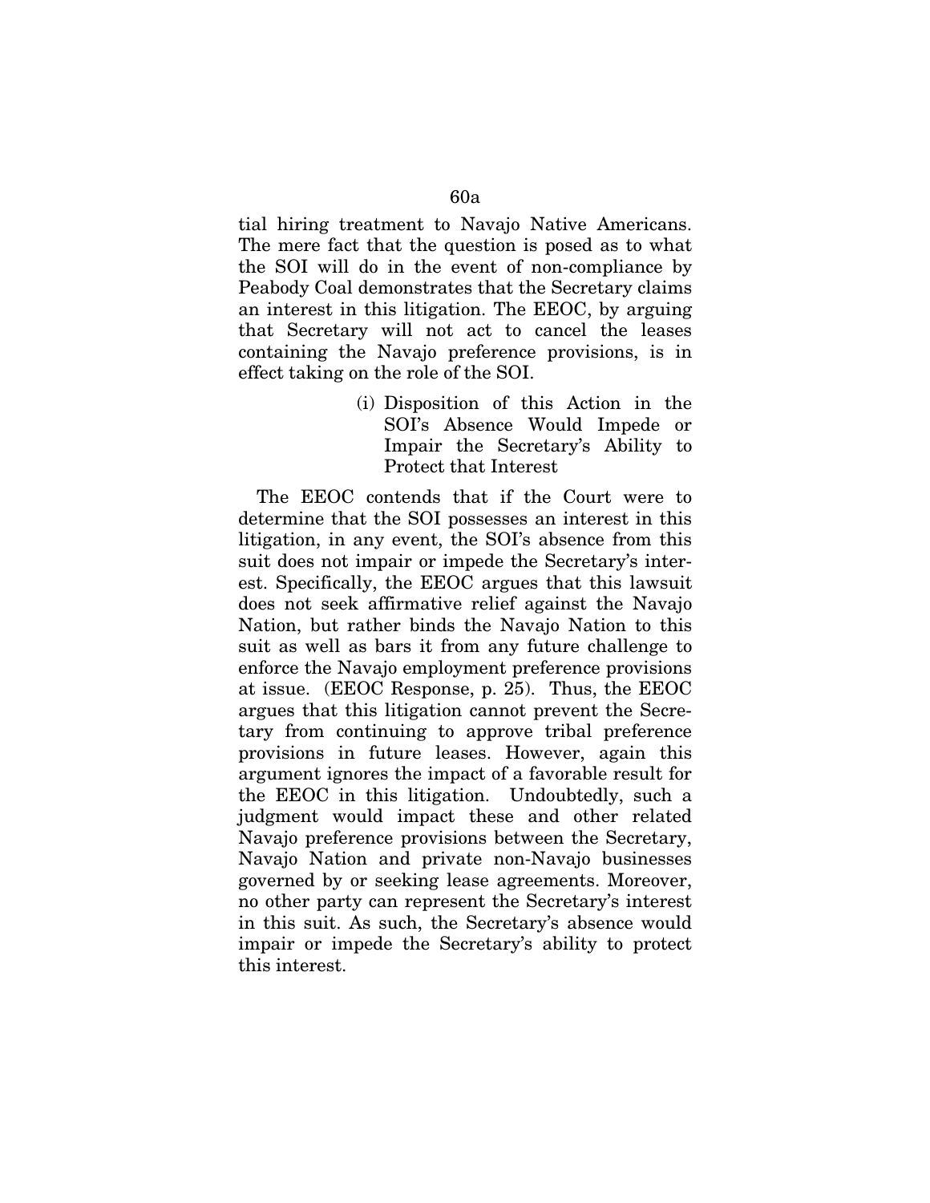tial hiring treatment to Navajo Native Americans. The mere fact that the question is posed as to what the SOI will do in the event of non-compliance by Peabody Coal demonstrates that the Secretary claims an interest in this litigation. The EEOC, by arguing that Secretary will not act to cancel the leases containing the Navajo preference provisions, is in effect taking on the role of the SOI.

(i) Disposition of this Action in the SOI's Absence Would Impede or Impair the Secretary's Ability to Protect that Interest

The EEOC contends that if the Court were to determine that the SOI possesses an interest in this litigation, in any event, the SOI's absence from this suit does not impair or impede the Secretary's interest. Specifically, the EEOC argues that this lawsuit does not seek affirmative relief against the Navajo Nation, but rather binds the Navajo Nation to this suit as well as bars it from any future challenge to enforce the Navajo employment preference provisions at issue. (EEOC Response, p. 25). Thus, the EEOC argues that this litigation cannot prevent the Secretary from continuing to approve tribal preference provisions in future leases. However, again this argument ignores the impact of a favorable result for the EEOC in this litigation. Undoubtedly, such a judgment would impact these and other related Navajo preference provisions between the Secretary, Navajo Nation and private non-Navajo businesses governed by or seeking lease agreements. Moreover, no other party can represent the Secretary's interest in this suit. As such, the Secretary's absence would impair or impede the Secretary's ability to protect this interest.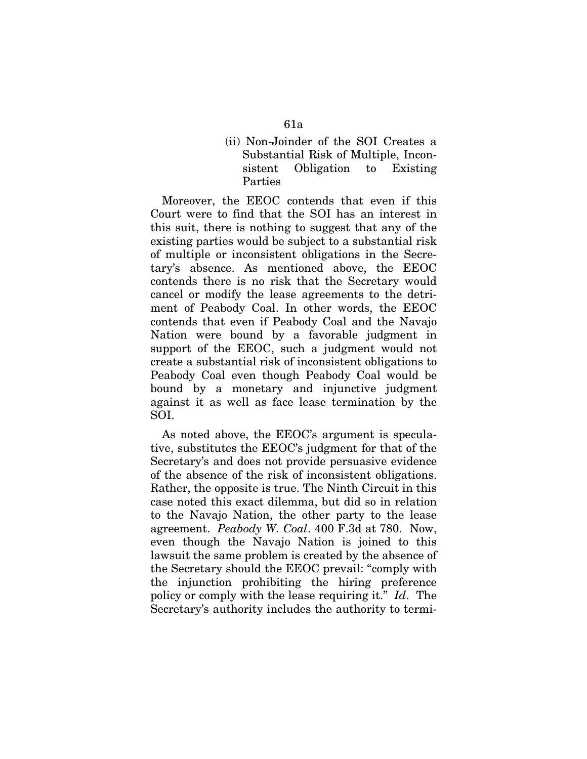### (ii) Non-Joinder of the SOI Creates a Substantial Risk of Multiple, Inconsistent Obligation to Existing Parties

Moreover, the EEOC contends that even if this Court were to find that the SOI has an interest in this suit, there is nothing to suggest that any of the existing parties would be subject to a substantial risk of multiple or inconsistent obligations in the Secretary's absence. As mentioned above, the EEOC contends there is no risk that the Secretary would cancel or modify the lease agreements to the detriment of Peabody Coal. In other words, the EEOC contends that even if Peabody Coal and the Navajo Nation were bound by a favorable judgment in support of the EEOC, such a judgment would not create a substantial risk of inconsistent obligations to Peabody Coal even though Peabody Coal would be bound by a monetary and injunctive judgment against it as well as face lease termination by the SOI.

As noted above, the EEOC's argument is speculative, substitutes the EEOC's judgment for that of the Secretary's and does not provide persuasive evidence of the absence of the risk of inconsistent obligations. Rather, the opposite is true. The Ninth Circuit in this case noted this exact dilemma, but did so in relation to the Navajo Nation, the other party to the lease agreement. *Peabody W. Coal*. 400 F.3d at 780. Now, even though the Navajo Nation is joined to this lawsuit the same problem is created by the absence of the Secretary should the EEOC prevail: "comply with the injunction prohibiting the hiring preference policy or comply with the lease requiring it." *Id*. The Secretary's authority includes the authority to termi-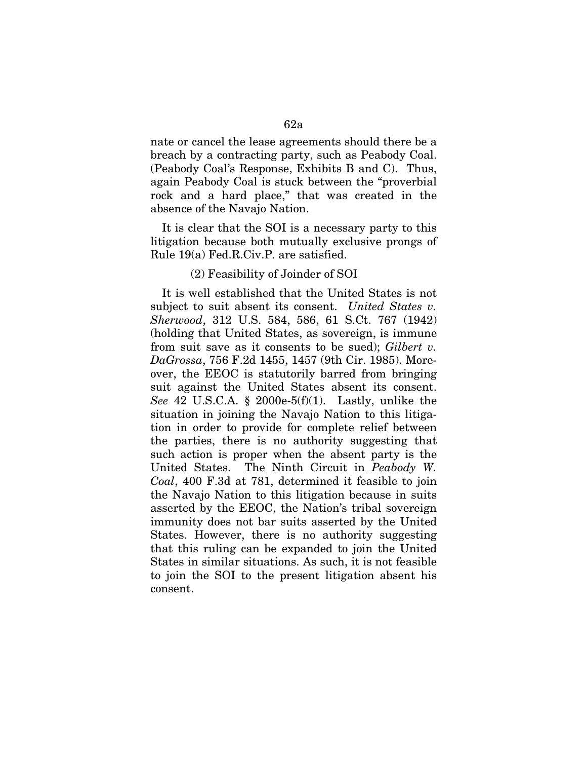nate or cancel the lease agreements should there be a breach by a contracting party, such as Peabody Coal. (Peabody Coal's Response, Exhibits B and C). Thus, again Peabody Coal is stuck between the "proverbial rock and a hard place," that was created in the absence of the Navajo Nation.

It is clear that the SOI is a necessary party to this litigation because both mutually exclusive prongs of Rule 19(a) Fed.R.Civ.P. are satisfied.

(2) Feasibility of Joinder of SOI

It is well established that the United States is not subject to suit absent its consent. *United States v. Sherwood*, 312 U.S. 584, 586, 61 S.Ct. 767 (1942) (holding that United States, as sovereign, is immune from suit save as it consents to be sued); *Gilbert v. DaGrossa*, 756 F.2d 1455, 1457 (9th Cir. 1985). Moreover, the EEOC is statutorily barred from bringing suit against the United States absent its consent. *See* 42 U.S.C.A. § 2000e-5(f)(1). Lastly, unlike the situation in joining the Navajo Nation to this litigation in order to provide for complete relief between the parties, there is no authority suggesting that such action is proper when the absent party is the United States. The Ninth Circuit in *Peabody W. Coal*, 400 F.3d at 781, determined it feasible to join the Navajo Nation to this litigation because in suits asserted by the EEOC, the Nation's tribal sovereign immunity does not bar suits asserted by the United States. However, there is no authority suggesting that this ruling can be expanded to join the United States in similar situations. As such, it is not feasible to join the SOI to the present litigation absent his consent.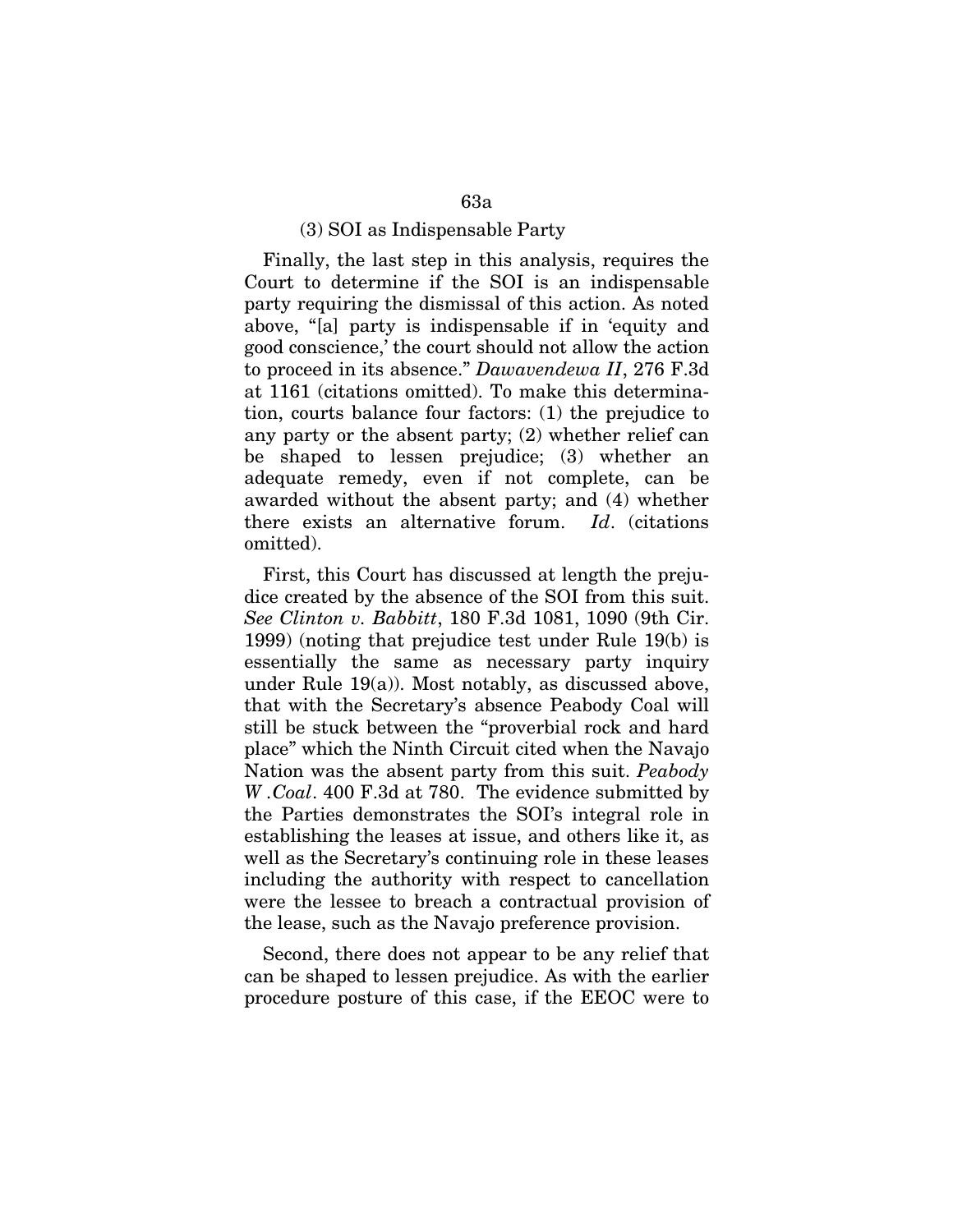### (3) SOI as Indispensable Party

Finally, the last step in this analysis, requires the Court to determine if the SOI is an indispensable party requiring the dismissal of this action. As noted above, "[a] party is indispensable if in 'equity and good conscience,' the court should not allow the action to proceed in its absence." *Dawavendewa II*, 276 F.3d at 1161 (citations omitted). To make this determination, courts balance four factors: (1) the prejudice to any party or the absent party; (2) whether relief can be shaped to lessen prejudice; (3) whether an adequate remedy, even if not complete, can be awarded without the absent party; and (4) whether there exists an alternative forum. *Id*. (citations omitted).

First, this Court has discussed at length the prejudice created by the absence of the SOI from this suit. *See Clinton v. Babbitt*, 180 F.3d 1081, 1090 (9th Cir. 1999) (noting that prejudice test under Rule 19(b) is essentially the same as necessary party inquiry under Rule 19(a)). Most notably, as discussed above, that with the Secretary's absence Peabody Coal will still be stuck between the "proverbial rock and hard place" which the Ninth Circuit cited when the Navajo Nation was the absent party from this suit. *Peabody W .Coal*. 400 F.3d at 780. The evidence submitted by the Parties demonstrates the SOI's integral role in establishing the leases at issue, and others like it, as well as the Secretary's continuing role in these leases including the authority with respect to cancellation were the lessee to breach a contractual provision of the lease, such as the Navajo preference provision.

Second, there does not appear to be any relief that can be shaped to lessen prejudice. As with the earlier procedure posture of this case, if the EEOC were to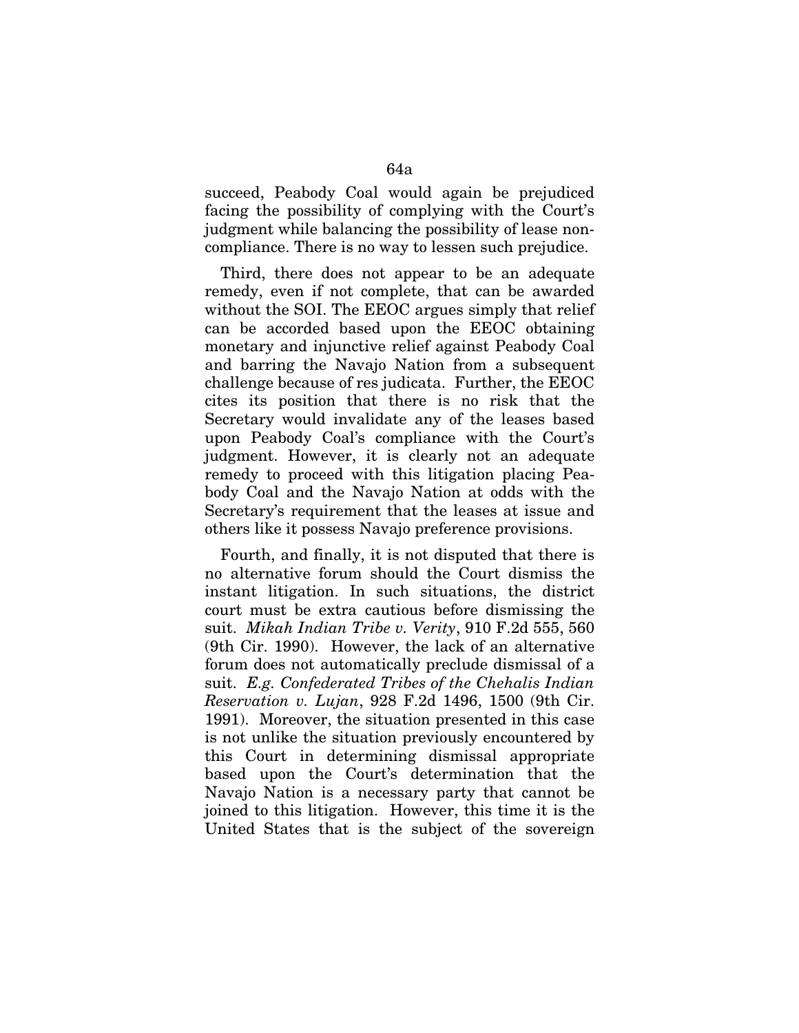succeed, Peabody Coal would again be prejudiced facing the possibility of complying with the Court's judgment while balancing the possibility of lease non-compliance. There is no way to lessen such prejudice.

Third, there does not appear to be an adequate remedy, even if not complete, that can be awarded without the SOI. The EEOC argues simply that relief can be accorded based upon the EEOC obtaining monetary and injunctive relief against Peabody Coal and barring the Navajo Nation from a subsequent challenge because of res judicata. Further, the EEOC cites its position that there is no risk that the Secretary would invalidate any of the leases based upon Peabody Coal's compliance with the Court's judgment. However, it is clearly not an adequate remedy to proceed with this litigation placing Peabody Coal and the Navajo Nation at odds with the Secretary's requirement that the leases at issue and others like it possess Navajo preference provisions.

Fourth, and finally, it is not disputed that there is no alternative forum should the Court dismiss the instant litigation. In such situations, the district court must be extra cautious before dismissing the suit. *Mikah Indian Tribe v. Verity*, 910 F.2d 555, 560 (9th Cir. 1990). However, the lack of an alternative forum does not automatically preclude dismissal of a suit. *E.g. Confederated Tribes of the Chehalis Indian Reservation v. Lujan*, 928 F.2d 1496, 1500 (9th Cir. 1991). Moreover, the situation presented in this case is not unlike the situation previously encountered by this Court in determining dismissal appropriate based upon the Court's determination that the Navajo Nation is a necessary party that cannot be joined to this litigation. However, this time it is the United States that is the subject of the sovereign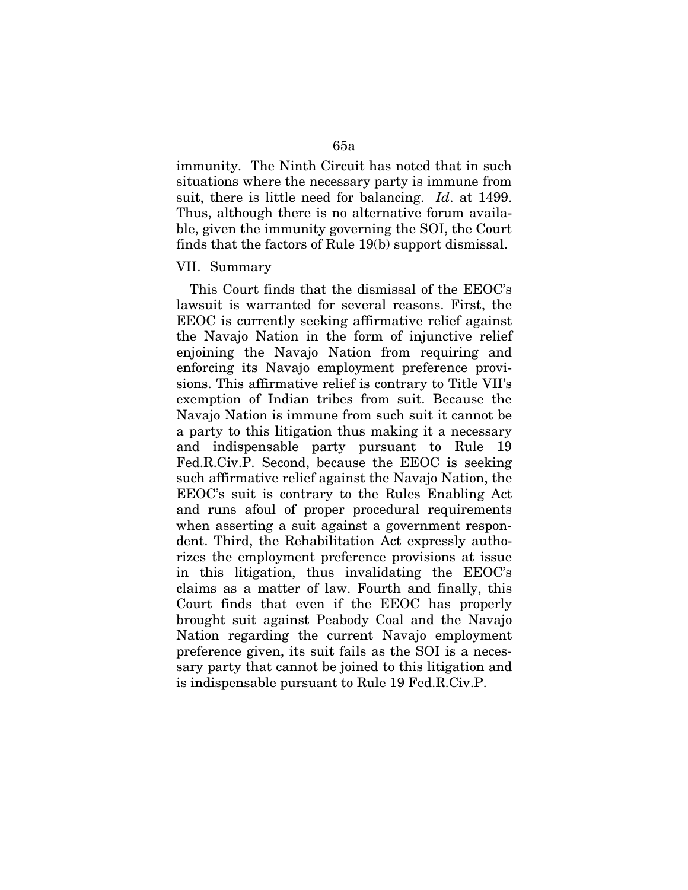immunity. The Ninth Circuit has noted that in such situations where the necessary party is immune from suit, there is little need for balancing. *Id*. at 1499. Thus, although there is no alternative forum available, given the immunity governing the SOI, the Court finds that the factors of Rule 19(b) support dismissal.

VII. Summary

This Court finds that the dismissal of the EEOC's lawsuit is warranted for several reasons. First, the EEOC is currently seeking affirmative relief against the Navajo Nation in the form of injunctive relief enjoining the Navajo Nation from requiring and enforcing its Navajo employment preference provisions. This affirmative relief is contrary to Title VII's exemption of Indian tribes from suit. Because the Navajo Nation is immune from such suit it cannot be a party to this litigation thus making it a necessary and indispensable party pursuant to Rule 19 Fed.R.Civ.P. Second, because the EEOC is seeking such affirmative relief against the Navajo Nation, the EEOC's suit is contrary to the Rules Enabling Act and runs afoul of proper procedural requirements when asserting a suit against a government respondent. Third, the Rehabilitation Act expressly authorizes the employment preference provisions at issue in this litigation, thus invalidating the EEOC's claims as a matter of law. Fourth and finally, this Court finds that even if the EEOC has properly brought suit against Peabody Coal and the Navajo Nation regarding the current Navajo employment preference given, its suit fails as the SOI is a necessary party that cannot be joined to this litigation and is indispensable pursuant to Rule 19 Fed.R.Civ.P.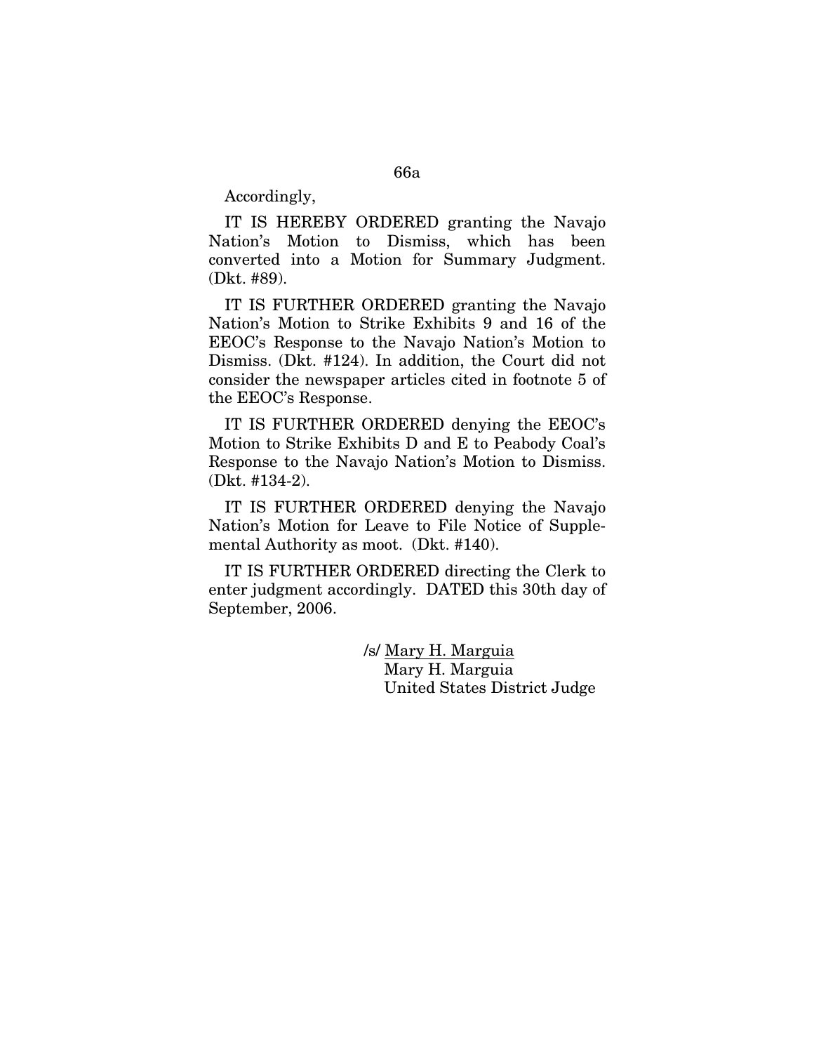Accordingly,

IT IS HEREBY ORDERED granting the Navajo Nation's Motion to Dismiss, which has been converted into a Motion for Summary Judgment. (Dkt. #89).

IT IS FURTHER ORDERED granting the Navajo Nation's Motion to Strike Exhibits 9 and 16 of the EEOC's Response to the Navajo Nation's Motion to Dismiss. (Dkt. #124). In addition, the Court did not consider the newspaper articles cited in footnote 5 of the EEOC's Response.

IT IS FURTHER ORDERED denying the EEOC's Motion to Strike Exhibits D and E to Peabody Coal's Response to the Navajo Nation's Motion to Dismiss. (Dkt. #134-2).

IT IS FURTHER ORDERED denying the Navajo Nation's Motion for Leave to File Notice of Supplemental Authority as moot. (Dkt. #140).

IT IS FURTHER ORDERED directing the Clerk to enter judgment accordingly. DATED this 30th day of September, 2006.

/s/ Mary H. Marguia
Mary H. Marguia
United States District Judge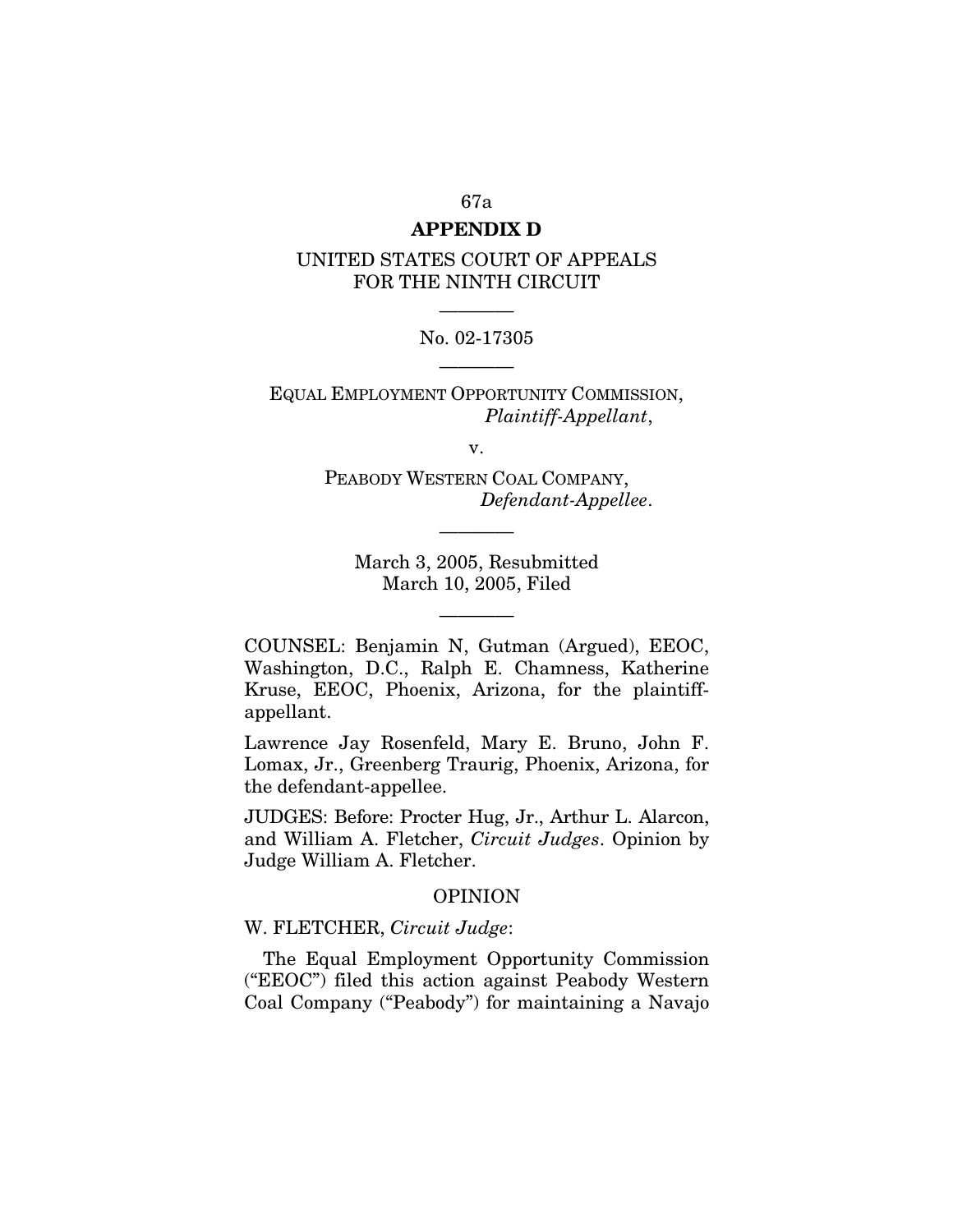## APPENDIX D

UNITED STATES COURT OF APPEALS
FOR THE NINTH CIRCUIT

---

No. 02-17305

---

EQUAL EMPLOYMENT OPPORTUNITY COMMISSION,
*Plaintiff-Appellant*,

v.

PEABODY WESTERN COAL COMPANY,
*Defendant-Appellee*.

---

March 3, 2005, Resubmitted
March 10, 2005, Filed

---

COUNSEL: Benjamin N, Gutman (Argued), EEOC, Washington, D.C., Ralph E. Chamness, Katherine Kruse, EEOC, Phoenix, Arizona, for the plaintiff-appellant.

Lawrence Jay Rosenfeld, Mary E. Bruno, John F. Lomax, Jr., Greenberg Traurig, Phoenix, Arizona, for the defendant-appellee.

JUDGES: Before: Procter Hug, Jr., Arthur L. Alarcon, and William A. Fletcher, *Circuit Judges*. Opinion by Judge William A. Fletcher.

### OPINION

W. FLETCHER, *Circuit Judge*:

The Equal Employment Opportunity Commission ("EEOC") filed this action against Peabody Western Coal Company ("Peabody") for maintaining a Navajo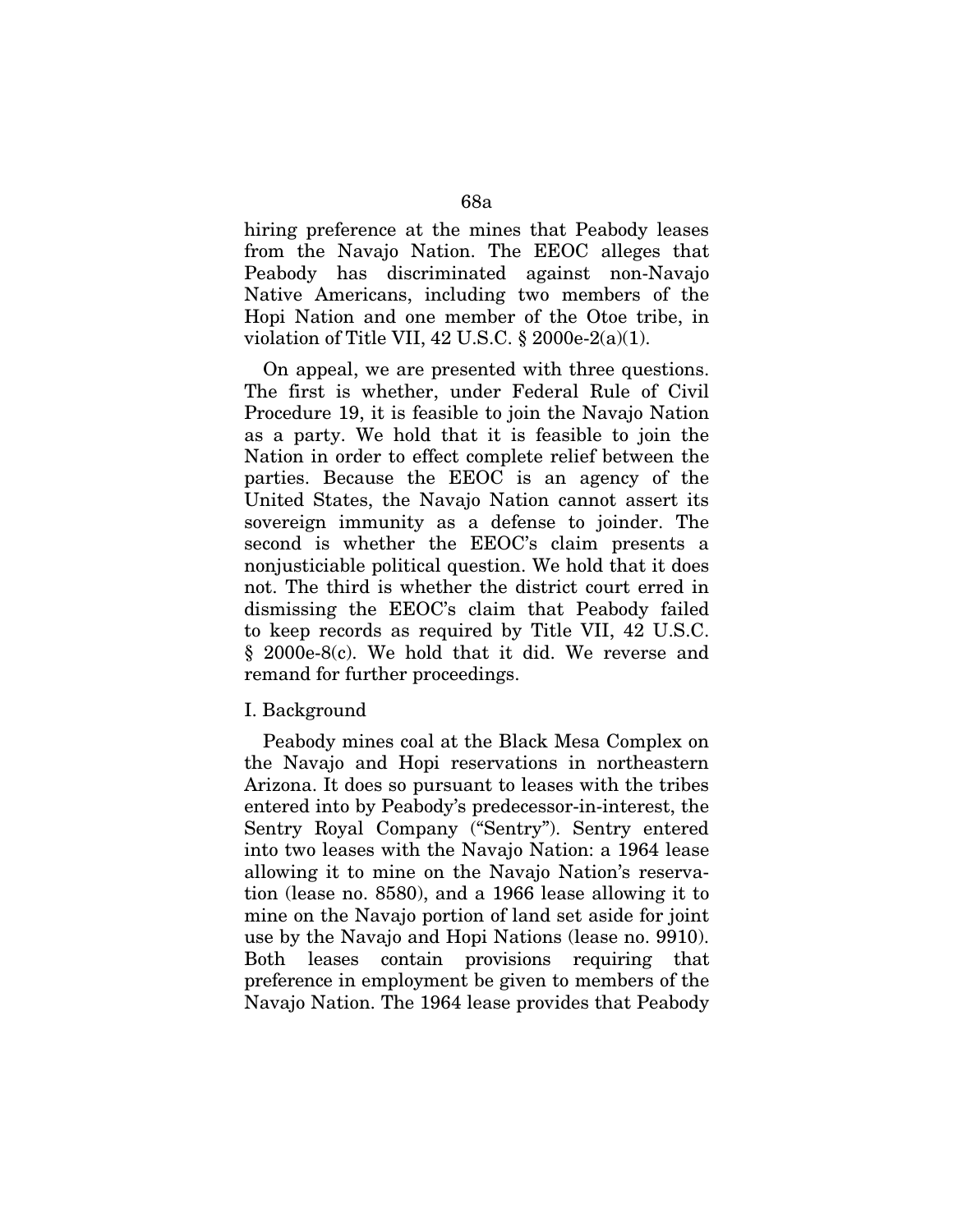hiring preference at the mines that Peabody leases from the Navajo Nation. The EEOC alleges that Peabody has discriminated against non-Navajo Native Americans, including two members of the Hopi Nation and one member of the Otoe tribe, in violation of Title VII, 42 U.S.C. § 2000e-2(a)(1).

On appeal, we are presented with three questions. The first is whether, under Federal Rule of Civil Procedure 19, it is feasible to join the Navajo Nation as a party. We hold that it is feasible to join the Nation in order to effect complete relief between the parties. Because the EEOC is an agency of the United States, the Navajo Nation cannot assert its sovereign immunity as a defense to joinder. The second is whether the EEOC's claim presents a nonjusticiable political question. We hold that it does not. The third is whether the district court erred in dismissing the EEOC's claim that Peabody failed to keep records as required by Title VII, 42 U.S.C. § 2000e-8(c). We hold that it did. We reverse and remand for further proceedings.

I. Background

Peabody mines coal at the Black Mesa Complex on the Navajo and Hopi reservations in northeastern Arizona. It does so pursuant to leases with the tribes entered into by Peabody's predecessor-in-interest, the Sentry Royal Company ("Sentry"). Sentry entered into two leases with the Navajo Nation: a 1964 lease allowing it to mine on the Navajo Nation's reservation (lease no. 8580), and a 1966 lease allowing it to mine on the Navajo portion of land set aside for joint use by the Navajo and Hopi Nations (lease no. 9910). Both leases contain provisions requiring that preference in employment be given to members of the Navajo Nation. The 1964 lease provides that Peabody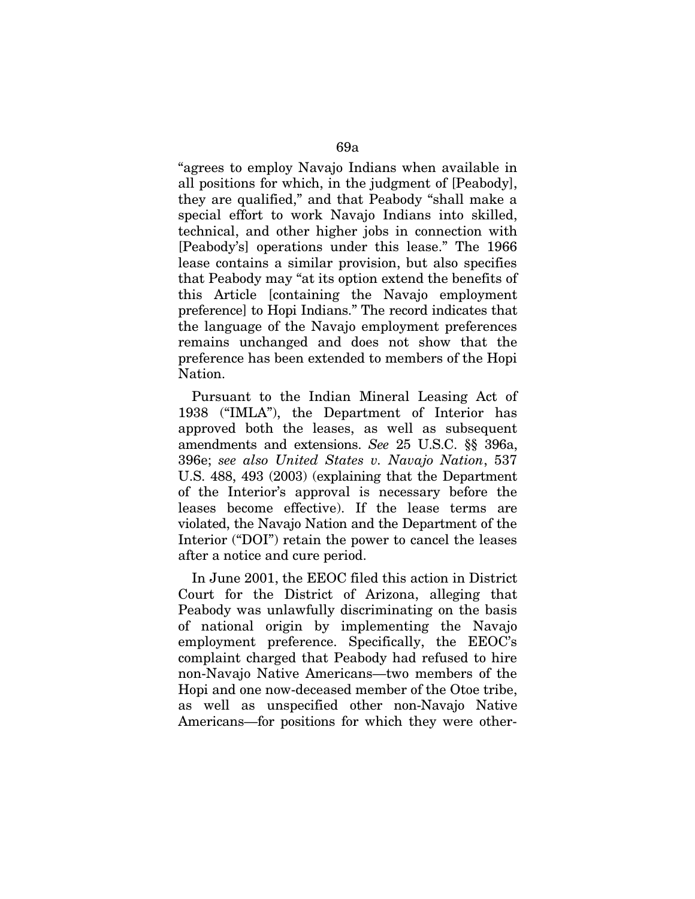"agrees to employ Navajo Indians when available in all positions for which, in the judgment of [Peabody], they are qualified," and that Peabody "shall make a special effort to work Navajo Indians into skilled, technical, and other higher jobs in connection with [Peabody's] operations under this lease." The 1966 lease contains a similar provision, but also specifies that Peabody may "at its option extend the benefits of this Article [containing the Navajo employment preference] to Hopi Indians." The record indicates that the language of the Navajo employment preferences remains unchanged and does not show that the preference has been extended to members of the Hopi Nation.

Pursuant to the Indian Mineral Leasing Act of 1938 ("IMLA"), the Department of Interior has approved both the leases, as well as subsequent amendments and extensions. *See* 25 U.S.C. §§ 396a, 396e; *see also United States v. Navajo Nation*, 537 U.S. 488, 493 (2003) (explaining that the Department of the Interior's approval is necessary before the leases become effective). If the lease terms are violated, the Navajo Nation and the Department of the Interior ("DOI") retain the power to cancel the leases after a notice and cure period.

In June 2001, the EEOC filed this action in District Court for the District of Arizona, alleging that Peabody was unlawfully discriminating on the basis of national origin by implementing the Navajo employment preference. Specifically, the EEOC's complaint charged that Peabody had refused to hire non-Navajo Native Americans—two members of the Hopi and one now-deceased member of the Otoe tribe, as well as unspecified other non-Navajo Native Americans—for positions for which they were other-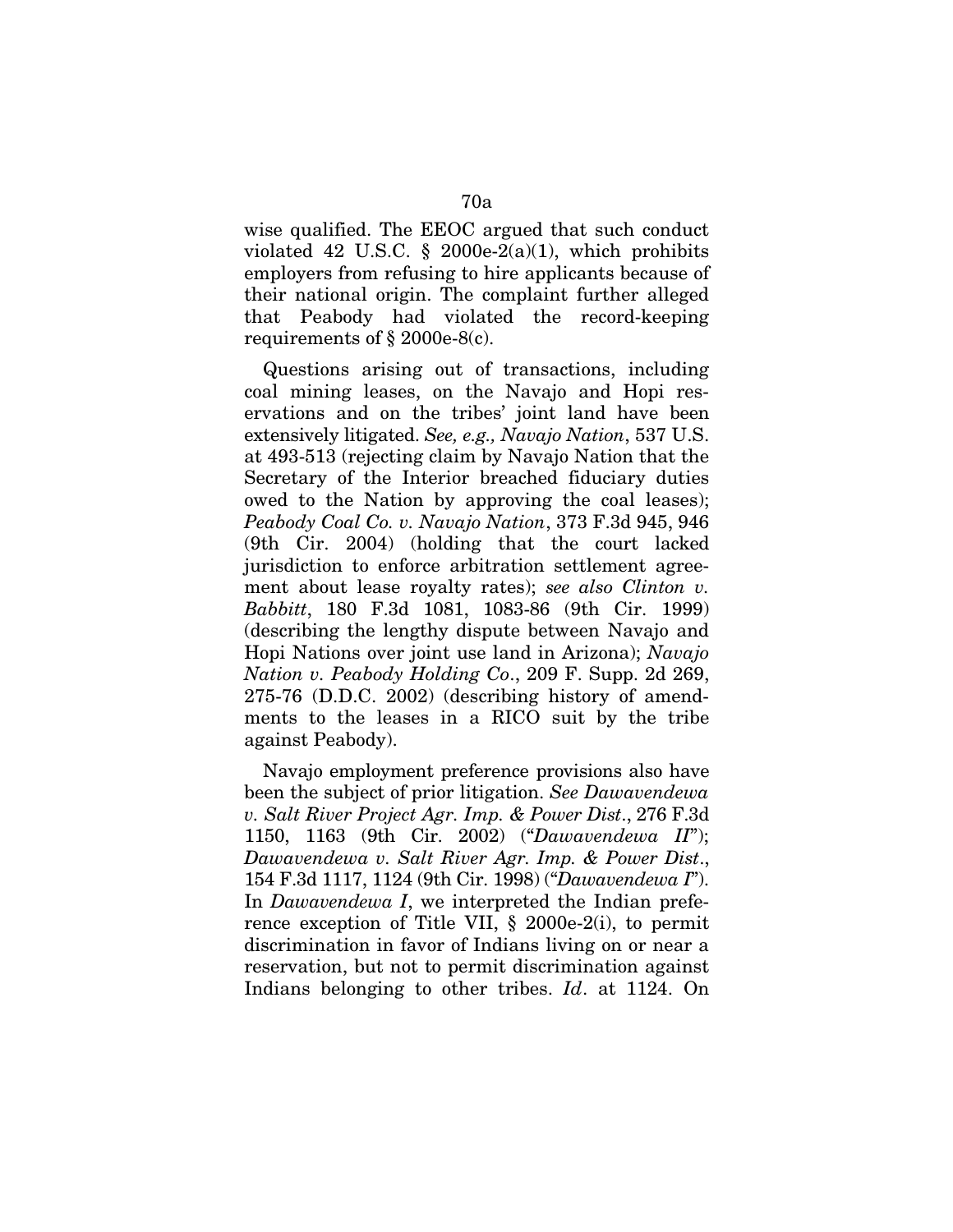wise qualified. The EEOC argued that such conduct violated 42 U.S.C. § 2000e-2(a)(1), which prohibits employers from refusing to hire applicants because of their national origin. The complaint further alleged that Peabody had violated the record-keeping requirements of § 2000e-8(c).

Questions arising out of transactions, including coal mining leases, on the Navajo and Hopi reservations and on the tribes' joint land have been extensively litigated. *See, e.g., Navajo Nation*, 537 U.S. at 493-513 (rejecting claim by Navajo Nation that the Secretary of the Interior breached fiduciary duties owed to the Nation by approving the coal leases); *Peabody Coal Co. v. Navajo Nation*, 373 F.3d 945, 946 (9th Cir. 2004) (holding that the court lacked jurisdiction to enforce arbitration settlement agreement about lease royalty rates); *see also Clinton v. Babbitt*, 180 F.3d 1081, 1083-86 (9th Cir. 1999) (describing the lengthy dispute between Navajo and Hopi Nations over joint use land in Arizona); *Navajo Nation v. Peabody Holding Co*., 209 F. Supp. 2d 269, 275-76 (D.D.C. 2002) (describing history of amendments to the leases in a RICO suit by the tribe against Peabody).

Navajo employment preference provisions also have been the subject of prior litigation. *See Dawavendewa v. Salt River Project Agr. Imp. & Power Dist*., 276 F.3d 1150, 1163 (9th Cir. 2002) ("*Dawavendewa II*"); *Dawavendewa v. Salt River Agr. Imp. & Power Dist*., 154 F.3d 1117, 1124 (9th Cir. 1998) ("*Dawavendewa I*"). In *Dawavendewa I*, we interpreted the Indian preference exception of Title VII, § 2000e-2(i), to permit discrimination in favor of Indians living on or near a reservation, but not to permit discrimination against Indians belonging to other tribes. *Id*. at 1124. On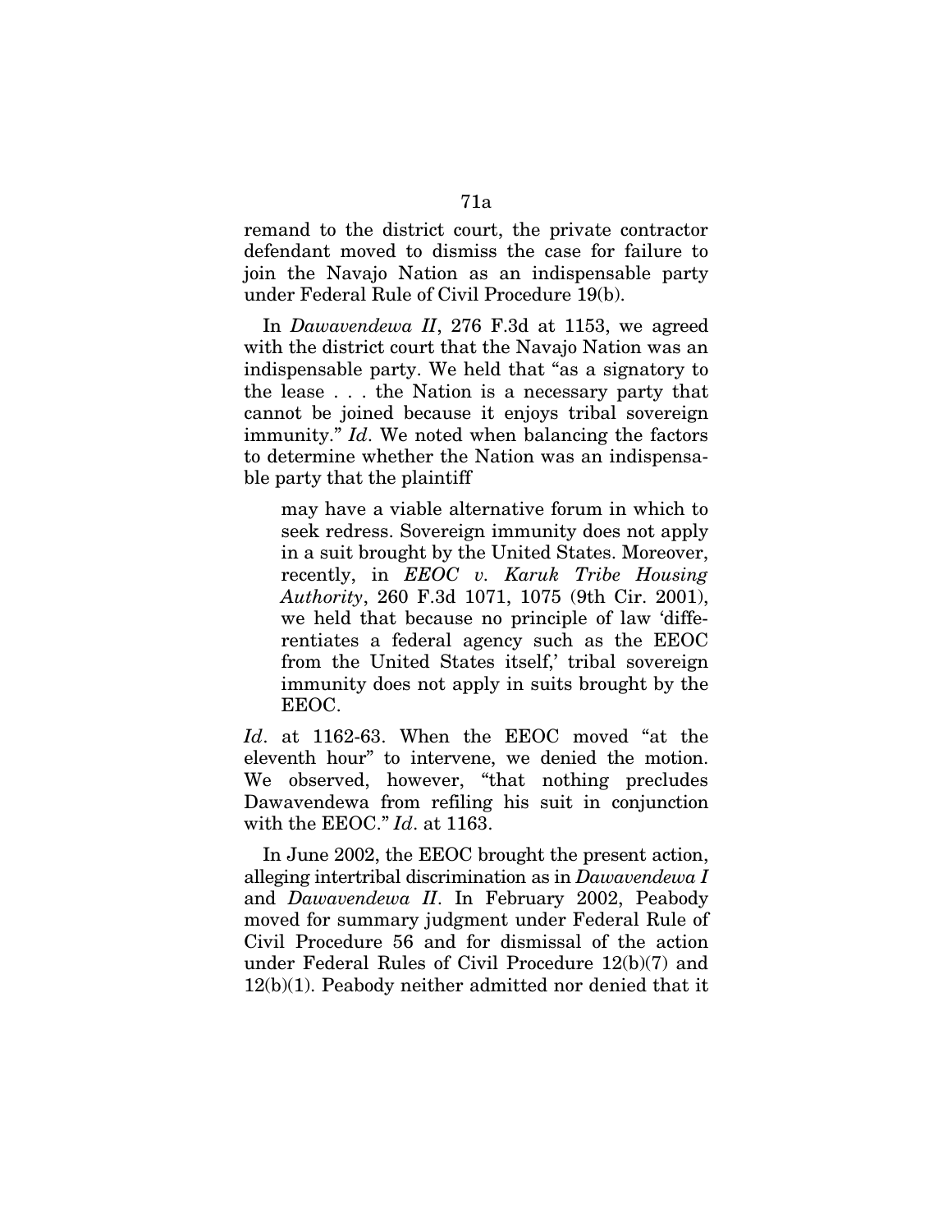remand to the district court, the private contractor defendant moved to dismiss the case for failure to join the Navajo Nation as an indispensable party under Federal Rule of Civil Procedure 19(b).

In *Dawavendewa II*, 276 F.3d at 1153, we agreed with the district court that the Navajo Nation was an indispensable party. We held that "as a signatory to the lease . . . the Nation is a necessary party that cannot be joined because it enjoys tribal sovereign immunity." *Id*. We noted when balancing the factors to determine whether the Nation was an indispensable party that the plaintiff

> may have a viable alternative forum in which to seek redress. Sovereign immunity does not apply in a suit brought by the United States. Moreover, recently, in *EEOC v. Karuk Tribe Housing Authority*, 260 F.3d 1071, 1075 (9th Cir. 2001), we held that because no principle of law 'differentiates a federal agency such as the EEOC from the United States itself,' tribal sovereign immunity does not apply in suits brought by the EEOC.

*Id*. at 1162-63. When the EEOC moved "at the eleventh hour" to intervene, we denied the motion. We observed, however, "that nothing precludes Dawavendewa from refiling his suit in conjunction with the EEOC." *Id*. at 1163.

In June 2002, the EEOC brought the present action, alleging intertribal discrimination as in *Dawavendewa I* and *Dawavendewa II*. In February 2002, Peabody moved for summary judgment under Federal Rule of Civil Procedure 56 and for dismissal of the action under Federal Rules of Civil Procedure 12(b)(7) and 12(b)(1). Peabody neither admitted nor denied that it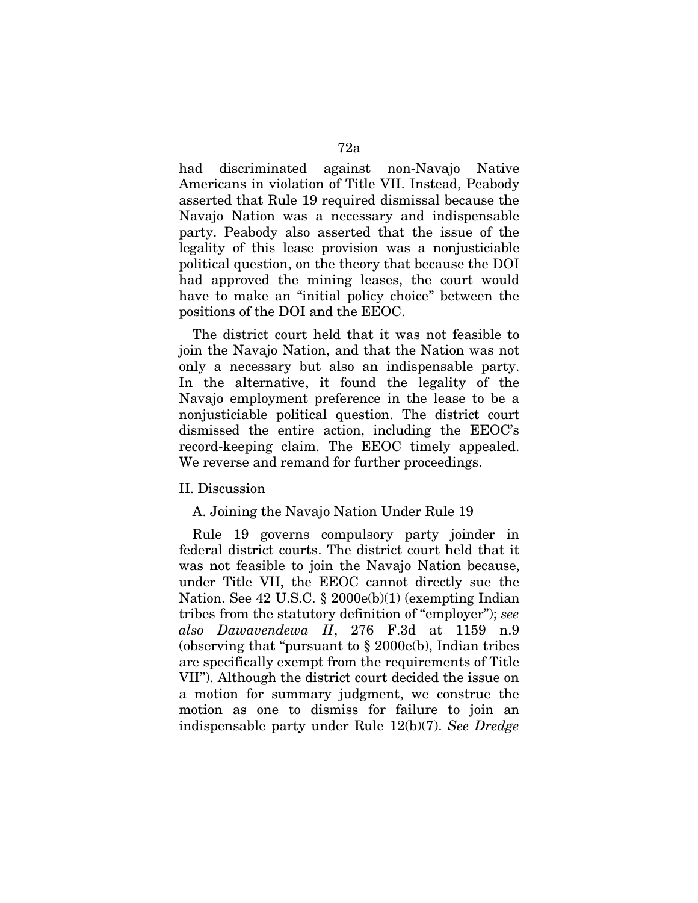had discriminated against non-Navajo Native Americans in violation of Title VII. Instead, Peabody asserted that Rule 19 required dismissal because the Navajo Nation was a necessary and indispensable party. Peabody also asserted that the issue of the legality of this lease provision was a nonjusticiable political question, on the theory that because the DOI had approved the mining leases, the court would have to make an "initial policy choice" between the positions of the DOI and the EEOC.

The district court held that it was not feasible to join the Navajo Nation, and that the Nation was not only a necessary but also an indispensable party. In the alternative, it found the legality of the Navajo employment preference in the lease to be a nonjusticiable political question. The district court dismissed the entire action, including the EEOC's record-keeping claim. The EEOC timely appealed. We reverse and remand for further proceedings.

## II. Discussion

### A. Joining the Navajo Nation Under Rule 19

Rule 19 governs compulsory party joinder in federal district courts. The district court held that it was not feasible to join the Navajo Nation because, under Title VII, the EEOC cannot directly sue the Nation. See 42 U.S.C. § 2000e(b)(1) (exempting Indian tribes from the statutory definition of "employer"); *see also Dawavendewa II*, 276 F.3d at 1159 n.9 (observing that "pursuant to § 2000e(b), Indian tribes are specifically exempt from the requirements of Title VII"). Although the district court decided the issue on a motion for summary judgment, we construe the motion as one to dismiss for failure to join an indispensable party under Rule 12(b)(7). *See Dredge*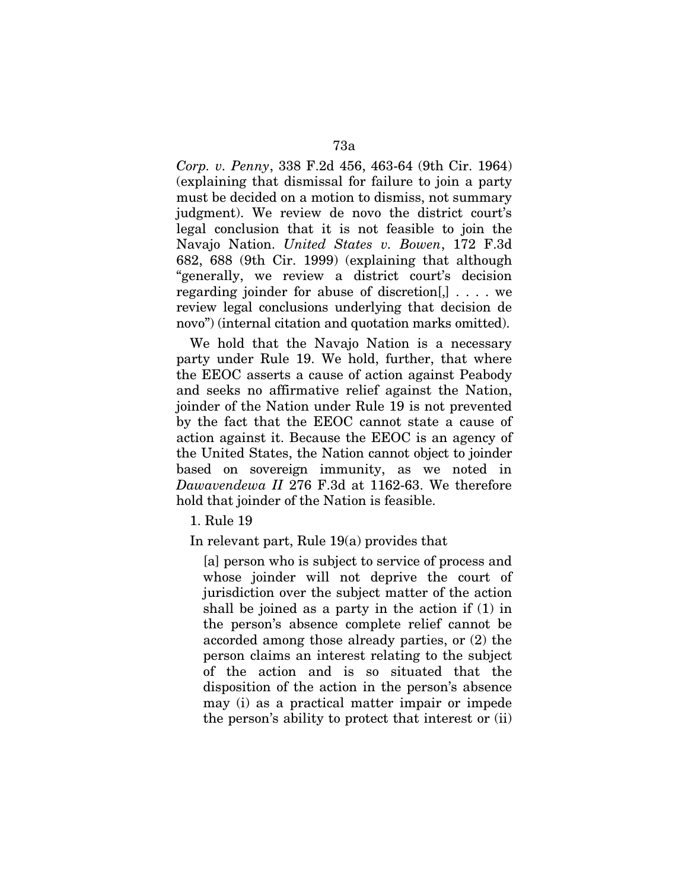*Corp. v. Penny*, 338 F.2d 456, 463-64 (9th Cir. 1964) (explaining that dismissal for failure to join a party must be decided on a motion to dismiss, not summary judgment). We review de novo the district court's legal conclusion that it is not feasible to join the Navajo Nation. *United States v. Bowen*, 172 F.3d 682, 688 (9th Cir. 1999) (explaining that although "generally, we review a district court's decision regarding joinder for abuse of discretion[,] . . . . we review legal conclusions underlying that decision de novo") (internal citation and quotation marks omitted).

We hold that the Navajo Nation is a necessary party under Rule 19. We hold, further, that where the EEOC asserts a cause of action against Peabody and seeks no affirmative relief against the Nation, joinder of the Nation under Rule 19 is not prevented by the fact that the EEOC cannot state a cause of action against it. Because the EEOC is an agency of the United States, the Nation cannot object to joinder based on sovereign immunity, as we noted in *Dawavendewa II* 276 F.3d at 1162-63. We therefore hold that joinder of the Nation is feasible.

1. Rule 19

In relevant part, Rule 19(a) provides that

> [a] person who is subject to service of process and whose joinder will not deprive the court of jurisdiction over the subject matter of the action shall be joined as a party in the action if (1) in the person's absence complete relief cannot be accorded among those already parties, or (2) the person claims an interest relating to the subject of the action and is so situated that the disposition of the action in the person's absence may (i) as a practical matter impair or impede the person's ability to protect that interest or (ii)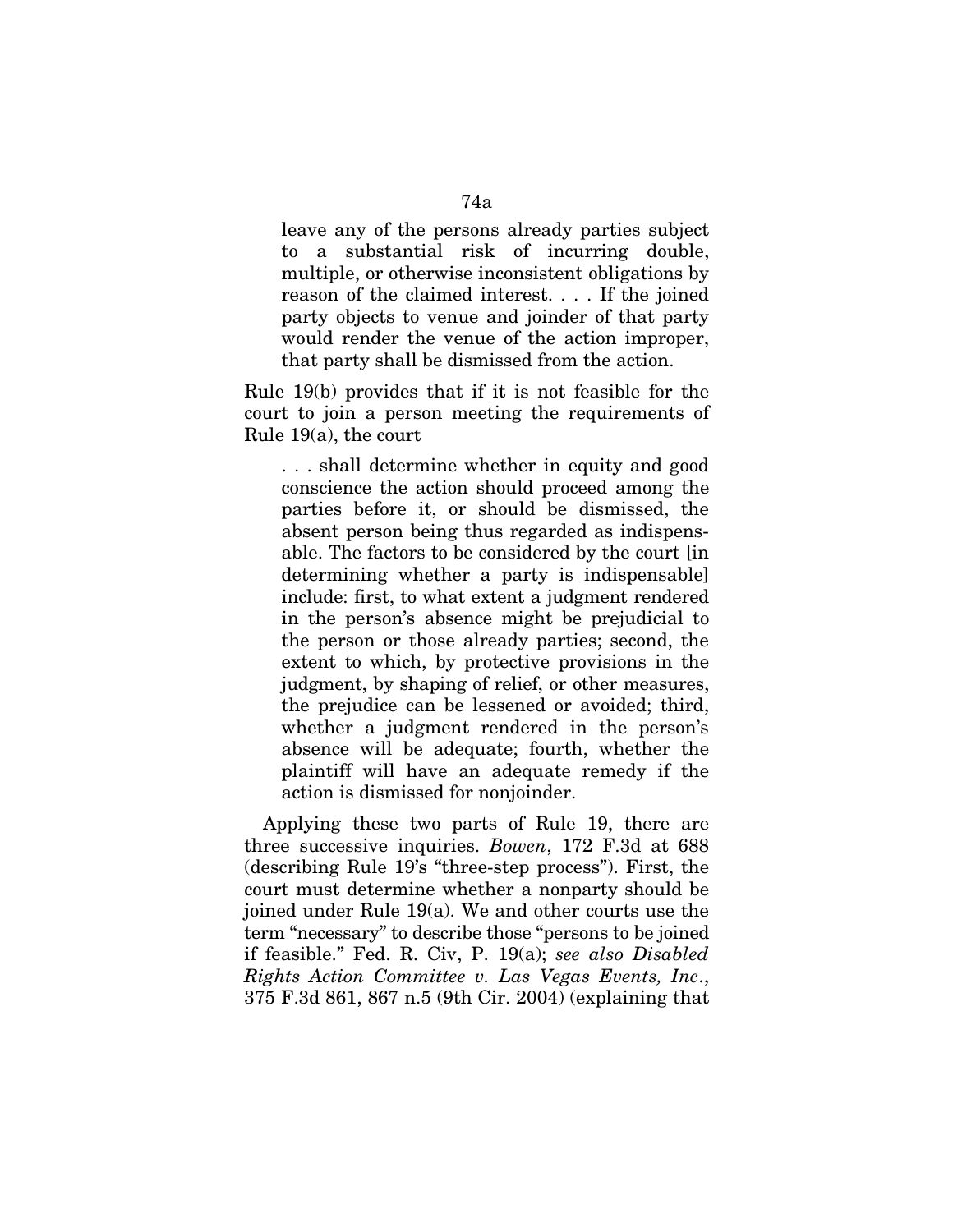> leave any of the persons already parties subject to a substantial risk of incurring double, multiple, or otherwise inconsistent obligations by reason of the claimed interest. . . . If the joined party objects to venue and joinder of that party would render the venue of the action improper, that party shall be dismissed from the action.

Rule 19(b) provides that if it is not feasible for the court to join a person meeting the requirements of Rule 19(a), the court

> . . . shall determine whether in equity and good conscience the action should proceed among the parties before it, or should be dismissed, the absent person being thus regarded as indispensable. The factors to be considered by the court [in determining whether a party is indispensable] include: first, to what extent a judgment rendered in the person's absence might be prejudicial to the person or those already parties; second, the extent to which, by protective provisions in the judgment, by shaping of relief, or other measures, the prejudice can be lessened or avoided; third, whether a judgment rendered in the person's absence will be adequate; fourth, whether the plaintiff will have an adequate remedy if the action is dismissed for nonjoinder.

Applying these two parts of Rule 19, there are three successive inquiries. *Bowen*, 172 F.3d at 688 (describing Rule 19's "three-step process"). First, the court must determine whether a nonparty should be joined under Rule 19(a). We and other courts use the term "necessary" to describe those "persons to be joined if feasible." Fed. R. Civ, P. 19(a); *see also Disabled Rights Action Committee v. Las Vegas Events, Inc*., 375 F.3d 861, 867 n.5 (9th Cir. 2004) (explaining that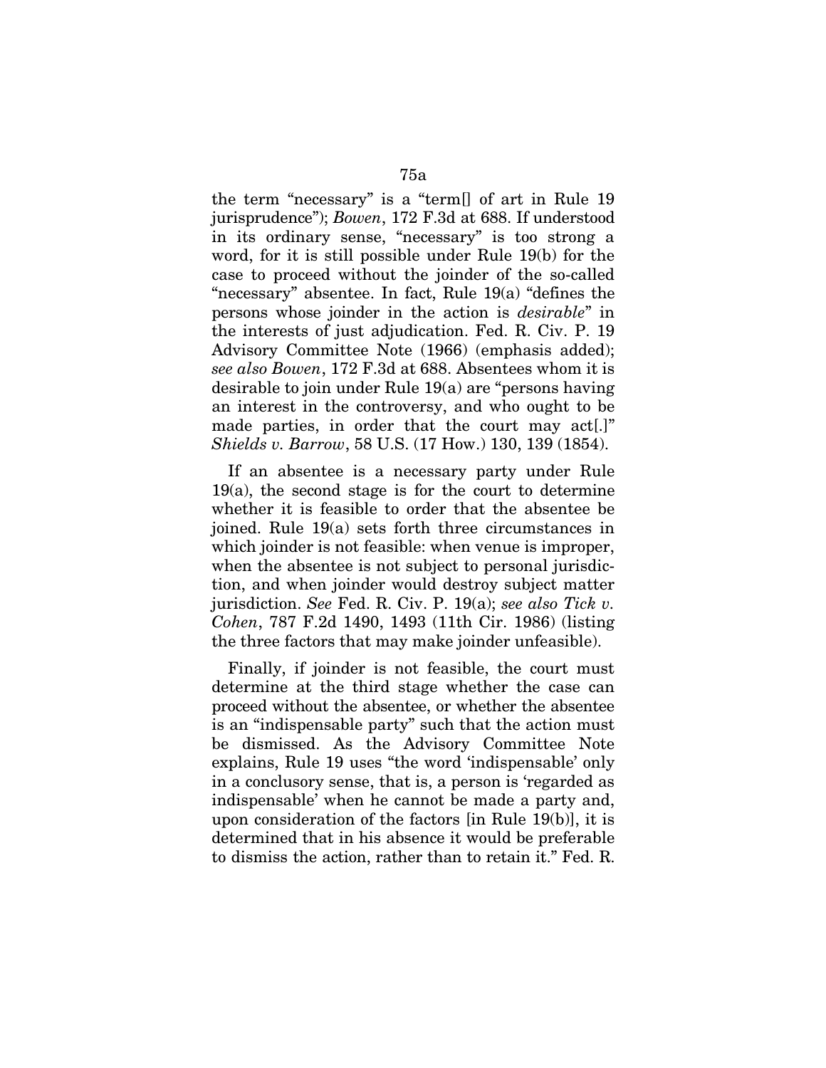the term "necessary" is a "term[] of art in Rule 19 jurisprudence"); *Bowen*, 172 F.3d at 688. If understood in its ordinary sense, "necessary" is too strong a word, for it is still possible under Rule 19(b) for the case to proceed without the joinder of the so-called "necessary" absentee. In fact, Rule 19(a) "defines the persons whose joinder in the action is *desirable*" in the interests of just adjudication. Fed. R. Civ. P. 19 Advisory Committee Note (1966) (emphasis added); *see also Bowen*, 172 F.3d at 688. Absentees whom it is desirable to join under Rule 19(a) are "persons having an interest in the controversy, and who ought to be made parties, in order that the court may act[.]" *Shields v. Barrow*, 58 U.S. (17 How.) 130, 139 (1854).

If an absentee is a necessary party under Rule 19(a), the second stage is for the court to determine whether it is feasible to order that the absentee be joined. Rule 19(a) sets forth three circumstances in which joinder is not feasible: when venue is improper, when the absentee is not subject to personal jurisdiction, and when joinder would destroy subject matter jurisdiction. *See* Fed. R. Civ. P. 19(a); *see also Tick v. Cohen*, 787 F.2d 1490, 1493 (11th Cir. 1986) (listing the three factors that may make joinder unfeasible).

Finally, if joinder is not feasible, the court must determine at the third stage whether the case can proceed without the absentee, or whether the absentee is an "indispensable party" such that the action must be dismissed. As the Advisory Committee Note explains, Rule 19 uses "the word 'indispensable' only in a conclusory sense, that is, a person is 'regarded as indispensable' when he cannot be made a party and, upon consideration of the factors [in Rule 19(b)], it is determined that in his absence it would be preferable to dismiss the action, rather than to retain it." Fed. R.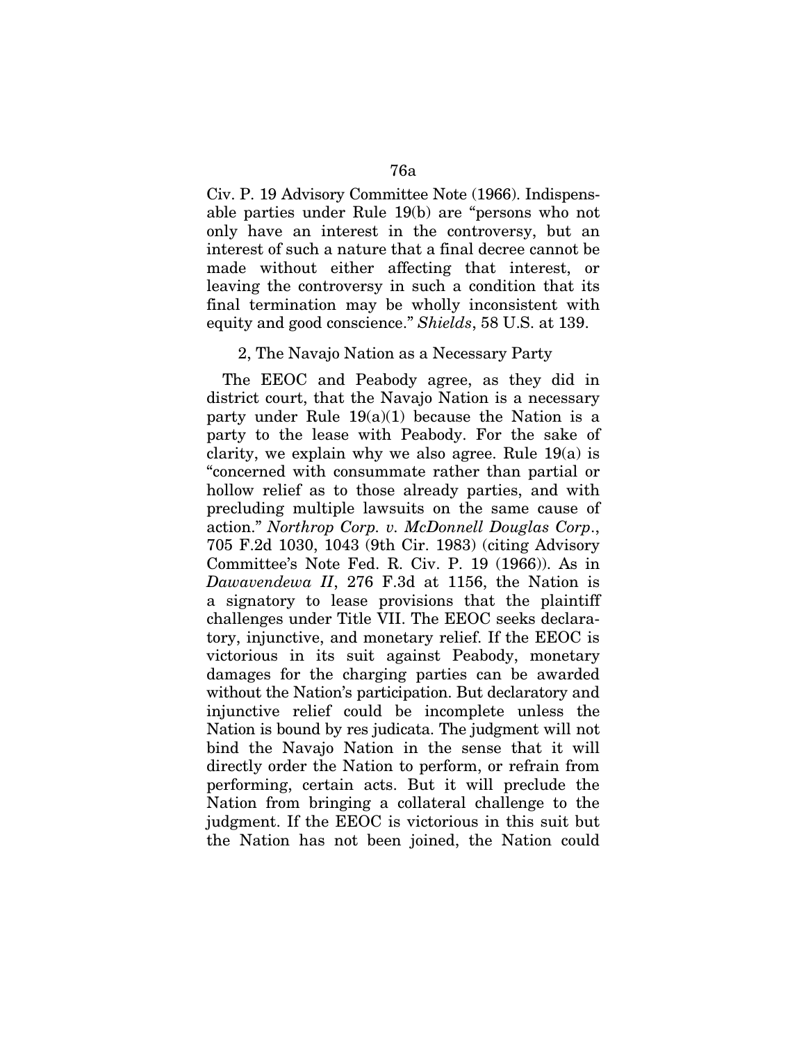Civ. P. 19 Advisory Committee Note (1966). Indispensable parties under Rule 19(b) are "persons who not only have an interest in the controversy, but an interest of such a nature that a final decree cannot be made without either affecting that interest, or leaving the controversy in such a condition that its final termination may be wholly inconsistent with equity and good conscience." *Shields*, 58 U.S. at 139.

2, The Navajo Nation as a Necessary Party

The EEOC and Peabody agree, as they did in district court, that the Navajo Nation is a necessary party under Rule 19(a)(1) because the Nation is a party to the lease with Peabody. For the sake of clarity, we explain why we also agree. Rule 19(a) is "concerned with consummate rather than partial or hollow relief as to those already parties, and with precluding multiple lawsuits on the same cause of action." *Northrop Corp. v. McDonnell Douglas Corp.*, 705 F.2d 1030, 1043 (9th Cir. 1983) (citing Advisory Committee's Note Fed. R. Civ. P. 19 (1966)). As in *Dawavendewa II*, 276 F.3d at 1156, the Nation is a signatory to lease provisions that the plaintiff challenges under Title VII. The EEOC seeks declaratory, injunctive, and monetary relief. If the EEOC is victorious in its suit against Peabody, monetary damages for the charging parties can be awarded without the Nation's participation. But declaratory and injunctive relief could be incomplete unless the Nation is bound by res judicata. The judgment will not bind the Navajo Nation in the sense that it will directly order the Nation to perform, or refrain from performing, certain acts. But it will preclude the Nation from bringing a collateral challenge to the judgment. If the EEOC is victorious in this suit but the Nation has not been joined, the Nation could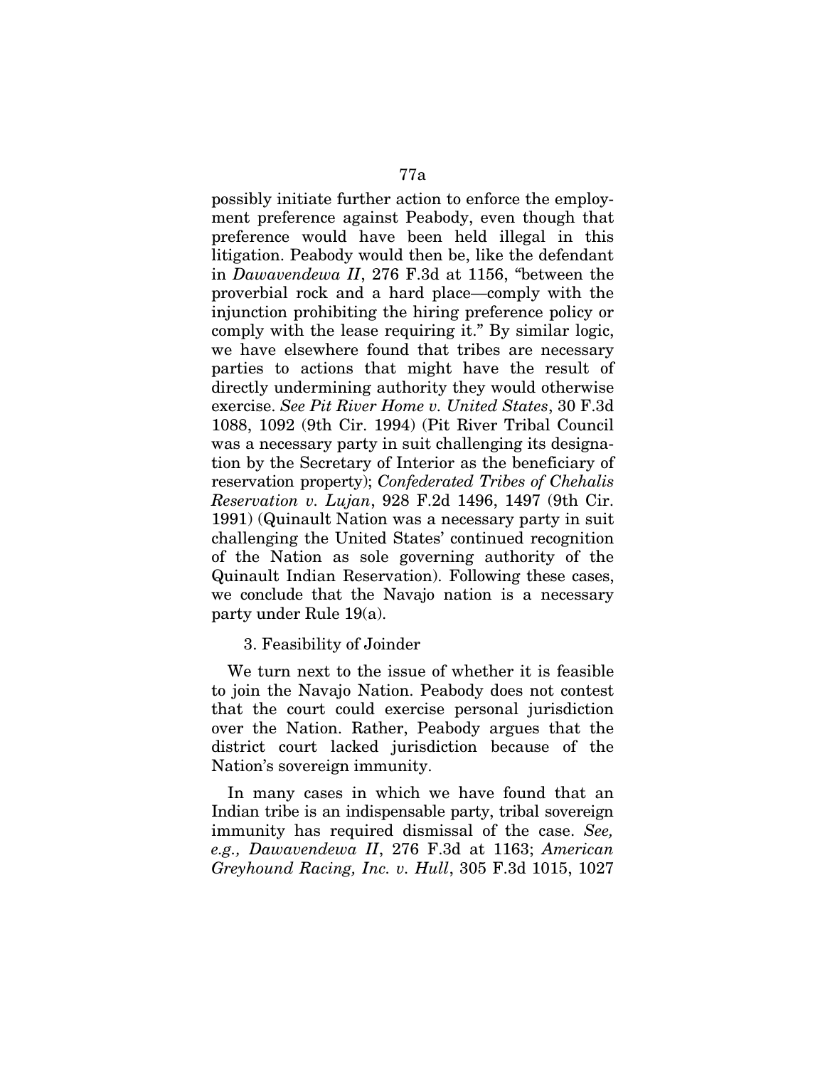possibly initiate further action to enforce the employment preference against Peabody, even though that preference would have been held illegal in this litigation. Peabody would then be, like the defendant in *Dawavendewa II*, 276 F.3d at 1156, "between the proverbial rock and a hard place—comply with the injunction prohibiting the hiring preference policy or comply with the lease requiring it." By similar logic, we have elsewhere found that tribes are necessary parties to actions that might have the result of directly undermining authority they would otherwise exercise. *See Pit River Home v. United States*, 30 F.3d 1088, 1092 (9th Cir. 1994) (Pit River Tribal Council was a necessary party in suit challenging its designation by the Secretary of Interior as the beneficiary of reservation property); *Confederated Tribes of Chehalis Reservation v. Lujan*, 928 F.2d 1496, 1497 (9th Cir. 1991) (Quinault Nation was a necessary party in suit challenging the United States' continued recognition of the Nation as sole governing authority of the Quinault Indian Reservation). Following these cases, we conclude that the Navajo nation is a necessary party under Rule 19(a).

3. Feasibility of Joinder

We turn next to the issue of whether it is feasible to join the Navajo Nation. Peabody does not contest that the court could exercise personal jurisdiction over the Nation. Rather, Peabody argues that the district court lacked jurisdiction because of the Nation's sovereign immunity.

In many cases in which we have found that an Indian tribe is an indispensable party, tribal sovereign immunity has required dismissal of the case. *See, e.g., Dawavendewa II*, 276 F.3d at 1163; *American Greyhound Racing, Inc. v. Hull*, 305 F.3d 1015, 1027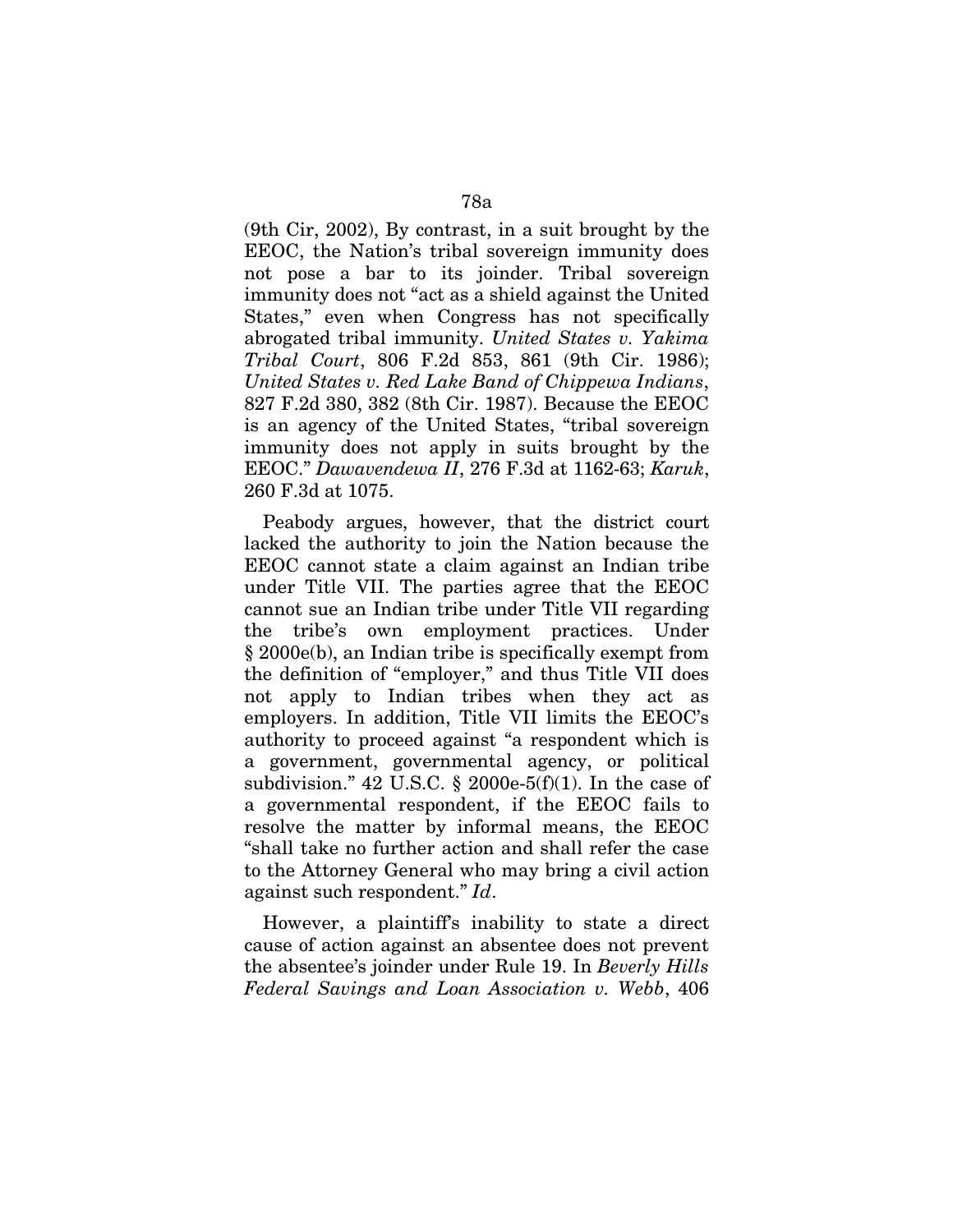(9th Cir, 2002), By contrast, in a suit brought by the EEOC, the Nation's tribal sovereign immunity does not pose a bar to its joinder. Tribal sovereign immunity does not "act as a shield against the United States," even when Congress has not specifically abrogated tribal immunity. *United States v. Yakima Tribal Court*, 806 F.2d 853, 861 (9th Cir. 1986); *United States v. Red Lake Band of Chippewa Indians*, 827 F.2d 380, 382 (8th Cir. 1987). Because the EEOC is an agency of the United States, "tribal sovereign immunity does not apply in suits brought by the EEOC." *Dawavendewa II*, 276 F.3d at 1162-63; *Karuk*, 260 F.3d at 1075.

Peabody argues, however, that the district court lacked the authority to join the Nation because the EEOC cannot state a claim against an Indian tribe under Title VII. The parties agree that the EEOC cannot sue an Indian tribe under Title VII regarding the tribe's own employment practices. Under § 2000e(b), an Indian tribe is specifically exempt from the definition of "employer," and thus Title VII does not apply to Indian tribes when they act as employers. In addition, Title VII limits the EEOC's authority to proceed against "a respondent which is a government, governmental agency, or political subdivision." 42 U.S.C. § 2000e-5(f)(1). In the case of a governmental respondent, if the EEOC fails to resolve the matter by informal means, the EEOC "shall take no further action and shall refer the case to the Attorney General who may bring a civil action against such respondent." *Id*.

However, a plaintiff's inability to state a direct cause of action against an absentee does not prevent the absentee's joinder under Rule 19. In *Beverly Hills Federal Savings and Loan Association v. Webb*, 406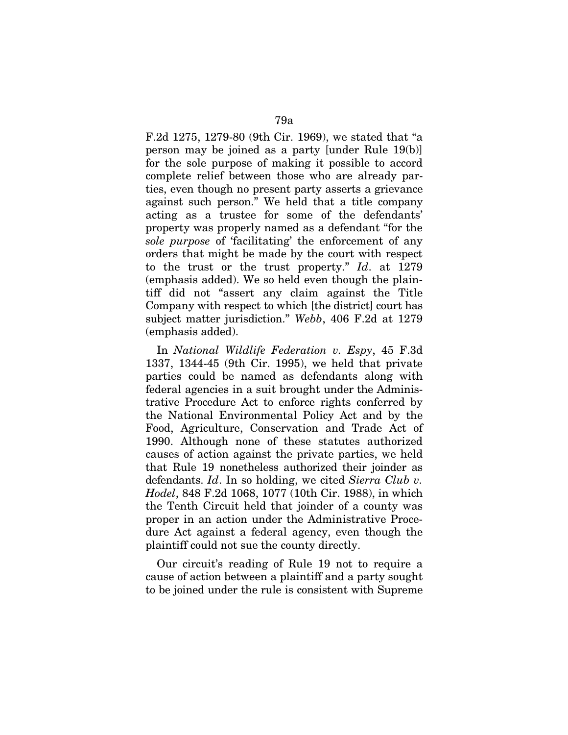F.2d 1275, 1279-80 (9th Cir. 1969), we stated that "a person may be joined as a party [under Rule 19(b)] for the sole purpose of making it possible to accord complete relief between those who are already parties, even though no present party asserts a grievance against such person." We held that a title company acting as a trustee for some of the defendants' property was properly named as a defendant "for the *sole purpose* of 'facilitating' the enforcement of any orders that might be made by the court with respect to the trust or the trust property." *Id*. at 1279 (emphasis added). We so held even though the plaintiff did not "assert any claim against the Title Company with respect to which [the district] court has subject matter jurisdiction." *Webb*, 406 F.2d at 1279 (emphasis added).

In *National Wildlife Federation v. Espy*, 45 F.3d 1337, 1344-45 (9th Cir. 1995), we held that private parties could be named as defendants along with federal agencies in a suit brought under the Administrative Procedure Act to enforce rights conferred by the National Environmental Policy Act and by the Food, Agriculture, Conservation and Trade Act of 1990. Although none of these statutes authorized causes of action against the private parties, we held that Rule 19 nonetheless authorized their joinder as defendants. *Id*. In so holding, we cited *Sierra Club v. Hodel*, 848 F.2d 1068, 1077 (10th Cir. 1988), in which the Tenth Circuit held that joinder of a county was proper in an action under the Administrative Procedure Act against a federal agency, even though the plaintiff could not sue the county directly.

Our circuit's reading of Rule 19 not to require a cause of action between a plaintiff and a party sought to be joined under the rule is consistent with Supreme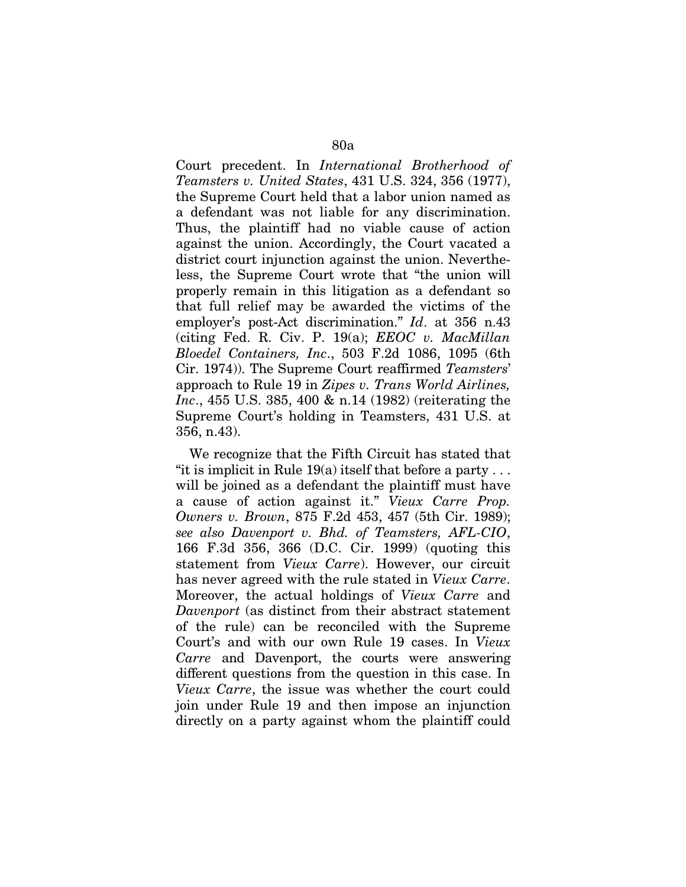Court precedent. In *International Brotherhood of Teamsters v. United States*, 431 U.S. 324, 356 (1977), the Supreme Court held that a labor union named as a defendant was not liable for any discrimination. Thus, the plaintiff had no viable cause of action against the union. Accordingly, the Court vacated a district court injunction against the union. Nevertheless, the Supreme Court wrote that "the union will properly remain in this litigation as a defendant so that full relief may be awarded the victims of the employer's post-Act discrimination." *Id*. at 356 n.43 (citing Fed. R. Civ. P. 19(a); *EEOC v. MacMillan Bloedel Containers, Inc*., 503 F.2d 1086, 1095 (6th Cir. 1974)). The Supreme Court reaffirmed *Teamsters*' approach to Rule 19 in *Zipes v. Trans World Airlines, Inc*., 455 U.S. 385, 400 & n.14 (1982) (reiterating the Supreme Court's holding in Teamsters, 431 U.S. at 356, n.43).

We recognize that the Fifth Circuit has stated that "it is implicit in Rule 19(a) itself that before a party . . . will be joined as a defendant the plaintiff must have a cause of action against it." *Vieux Carre Prop. Owners v. Brown*, 875 F.2d 453, 457 (5th Cir. 1989); *see also Davenport v. Bhd. of Teamsters, AFL-CIO*, 166 F.3d 356, 366 (D.C. Cir. 1999) (quoting this statement from *Vieux Carre*). However, our circuit has never agreed with the rule stated in *Vieux Carre*. Moreover, the actual holdings of *Vieux Carre* and *Davenport* (as distinct from their abstract statement of the rule) can be reconciled with the Supreme Court's and with our own Rule 19 cases. In *Vieux Carre* and Davenport, the courts were answering different questions from the question in this case. In *Vieux Carre*, the issue was whether the court could join under Rule 19 and then impose an injunction directly on a party against whom the plaintiff could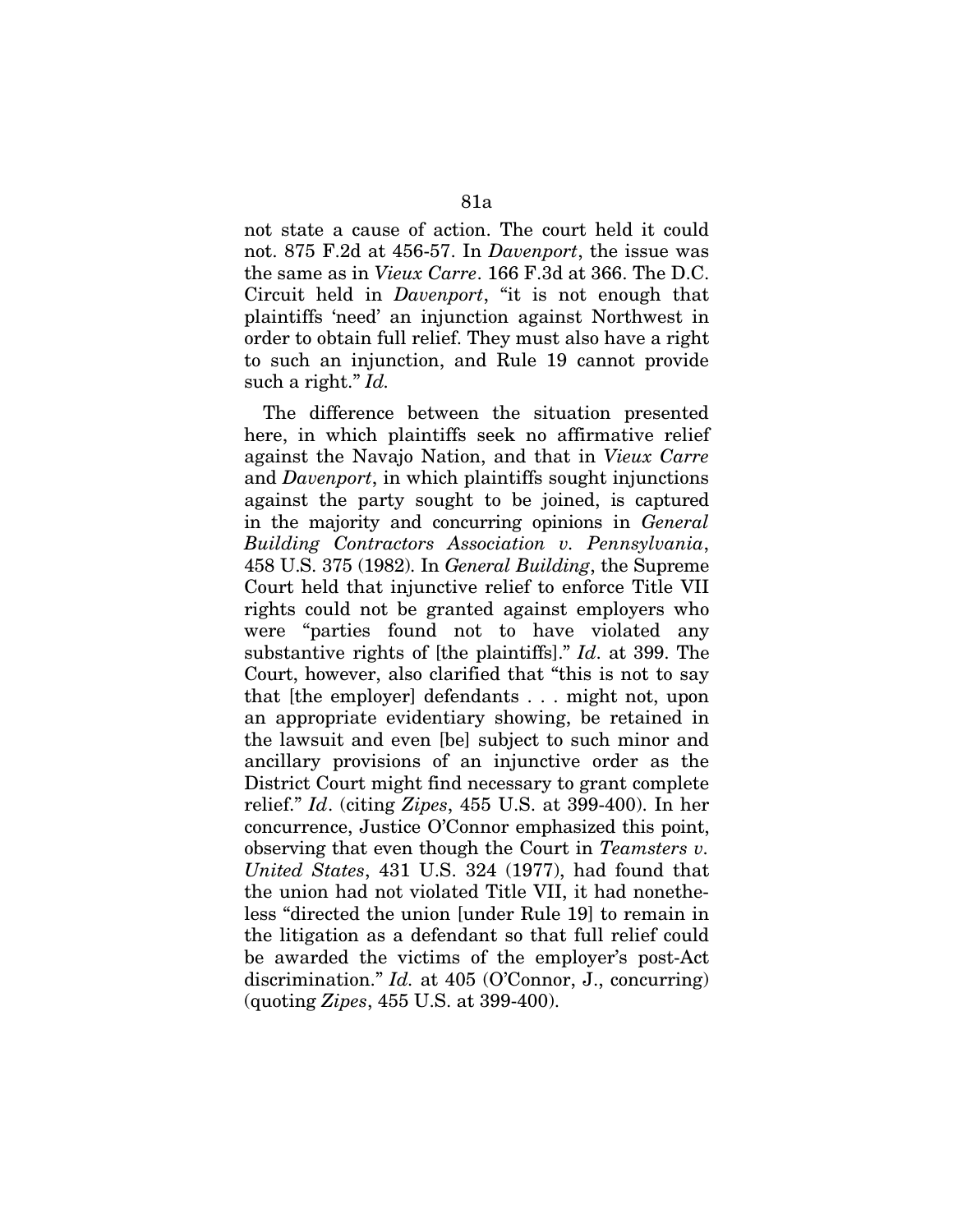not state a cause of action. The court held it could not. 875 F.2d at 456-57. In *Davenport*, the issue was the same as in *Vieux Carre*. 166 F.3d at 366. The D.C. Circuit held in *Davenport*, "it is not enough that plaintiffs 'need' an injunction against Northwest in order to obtain full relief. They must also have a right to such an injunction, and Rule 19 cannot provide such a right." *Id.*

The difference between the situation presented here, in which plaintiffs seek no affirmative relief against the Navajo Nation, and that in *Vieux Carre* and *Davenport*, in which plaintiffs sought injunctions against the party sought to be joined, is captured in the majority and concurring opinions in *General Building Contractors Association v. Pennsylvania*, 458 U.S. 375 (1982). In *General Building*, the Supreme Court held that injunctive relief to enforce Title VII rights could not be granted against employers who were "parties found not to have violated any substantive rights of [the plaintiffs]." *Id*. at 399. The Court, however, also clarified that "this is not to say that [the employer] defendants . . . might not, upon an appropriate evidentiary showing, be retained in the lawsuit and even [be] subject to such minor and ancillary provisions of an injunctive order as the District Court might find necessary to grant complete relief." *Id*. (citing *Zipes*, 455 U.S. at 399-400). In her concurrence, Justice O'Connor emphasized this point, observing that even though the Court in *Teamsters v. United States*, 431 U.S. 324 (1977), had found that the union had not violated Title VII, it had nonetheless "directed the union [under Rule 19] to remain in the litigation as a defendant so that full relief could be awarded the victims of the employer's post-Act discrimination." *Id.* at 405 (O'Connor, J., concurring) (quoting *Zipes*, 455 U.S. at 399-400).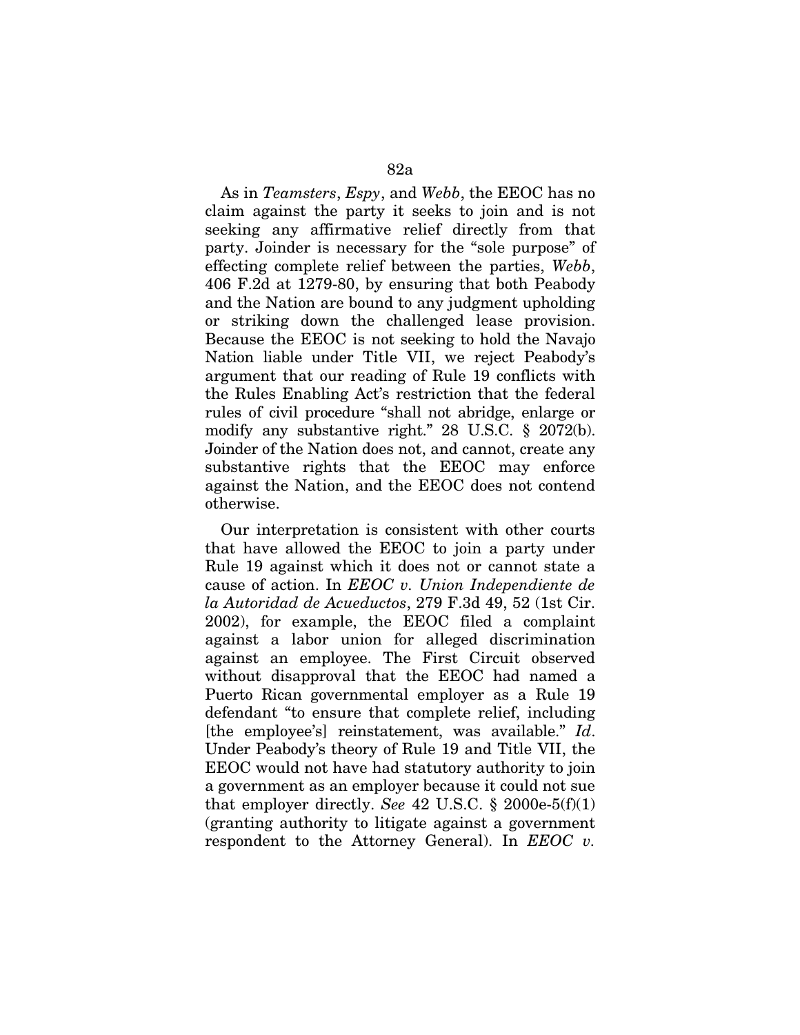As in *Teamsters*, *Espy*, and *Webb*, the EEOC has no claim against the party it seeks to join and is not seeking any affirmative relief directly from that party. Joinder is necessary for the "sole purpose" of effecting complete relief between the parties, *Webb*, 406 F.2d at 1279-80, by ensuring that both Peabody and the Nation are bound to any judgment upholding or striking down the challenged lease provision. Because the EEOC is not seeking to hold the Navajo Nation liable under Title VII, we reject Peabody's argument that our reading of Rule 19 conflicts with the Rules Enabling Act's restriction that the federal rules of civil procedure "shall not abridge, enlarge or modify any substantive right." 28 U.S.C. § 2072(b). Joinder of the Nation does not, and cannot, create any substantive rights that the EEOC may enforce against the Nation, and the EEOC does not contend otherwise.

Our interpretation is consistent with other courts that have allowed the EEOC to join a party under Rule 19 against which it does not or cannot state a cause of action. In *EEOC v. Union Independiente de la Autoridad de Acueductos*, 279 F.3d 49, 52 (1st Cir. 2002), for example, the EEOC filed a complaint against a labor union for alleged discrimination against an employee. The First Circuit observed without disapproval that the EEOC had named a Puerto Rican governmental employer as a Rule 19 defendant "to ensure that complete relief, including [the employee's] reinstatement, was available." *Id*. Under Peabody's theory of Rule 19 and Title VII, the EEOC would not have had statutory authority to join a government as an employer because it could not sue that employer directly. *See* 42 U.S.C. § 2000e-5(f)(1) (granting authority to litigate against a government respondent to the Attorney General). In *EEOC v.*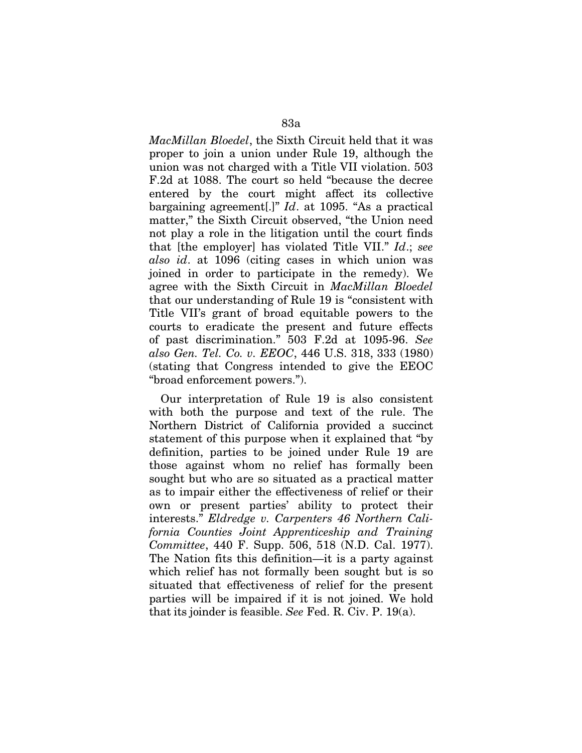*MacMillan Bloedel*, the Sixth Circuit held that it was proper to join a union under Rule 19, although the union was not charged with a Title VII violation. 503 F.2d at 1088. The court so held "because the decree entered by the court might affect its collective bargaining agreement[.]" *Id*. at 1095. "As a practical matter," the Sixth Circuit observed, "the Union need not play a role in the litigation until the court finds that [the employer] has violated Title VII." *Id*.; *see also id*. at 1096 (citing cases in which union was joined in order to participate in the remedy). We agree with the Sixth Circuit in *MacMillan Bloedel* that our understanding of Rule 19 is "consistent with Title VII's grant of broad equitable powers to the courts to eradicate the present and future effects of past discrimination." 503 F.2d at 1095-96. *See also Gen. Tel. Co. v. EEOC*, 446 U.S. 318, 333 (1980) (stating that Congress intended to give the EEOC "broad enforcement powers.").

Our interpretation of Rule 19 is also consistent with both the purpose and text of the rule. The Northern District of California provided a succinct statement of this purpose when it explained that "by definition, parties to be joined under Rule 19 are those against whom no relief has formally been sought but who are so situated as a practical matter as to impair either the effectiveness of relief or their own or present parties' ability to protect their interests." *Eldredge v. Carpenters 46 Northern California Counties Joint Apprenticeship and Training Committee*, 440 F. Supp. 506, 518 (N.D. Cal. 1977). The Nation fits this definition—it is a party against which relief has not formally been sought but is so situated that effectiveness of relief for the present parties will be impaired if it is not joined. We hold that its joinder is feasible. *See* Fed. R. Civ. P. 19(a).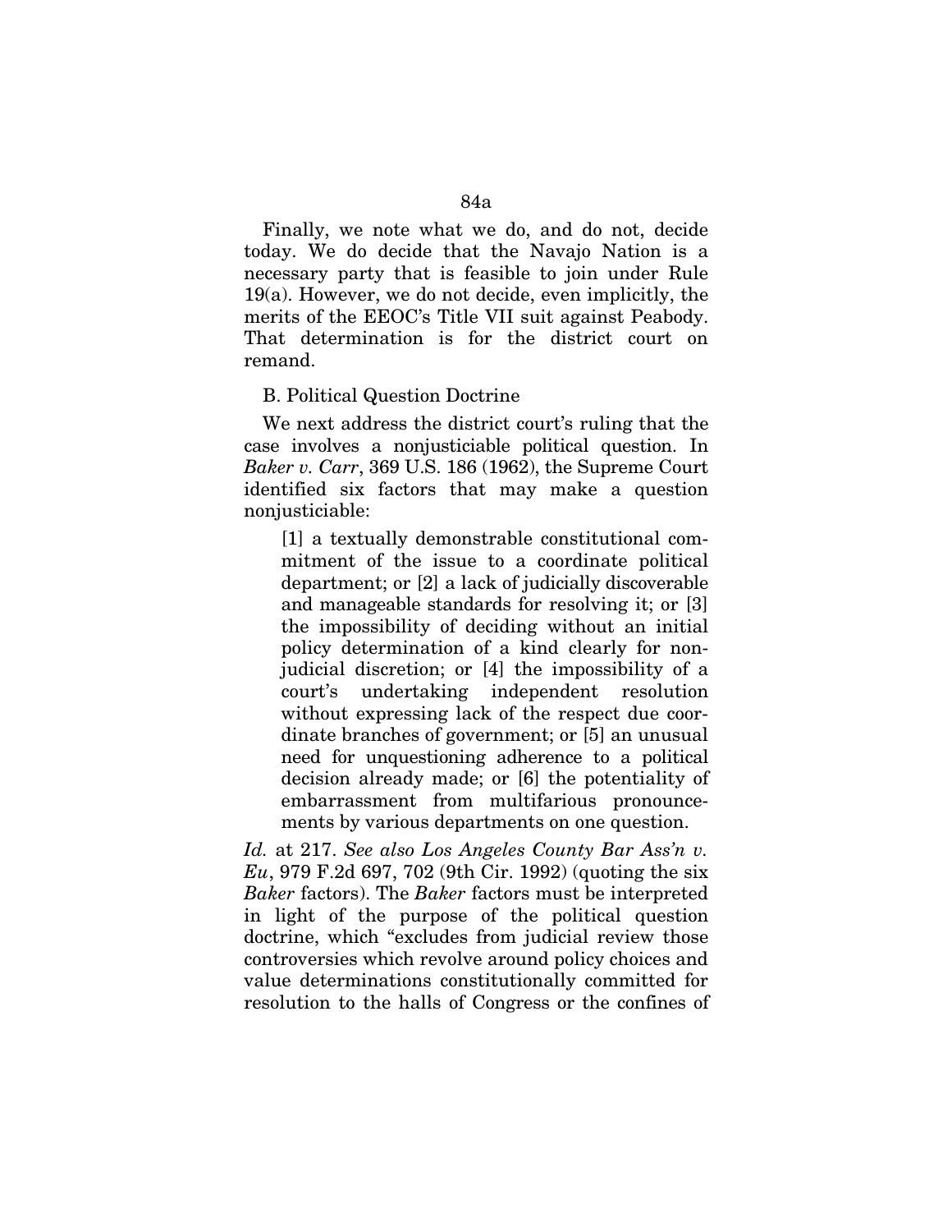Finally, we note what we do, and do not, decide today. We do decide that the Navajo Nation is a necessary party that is feasible to join under Rule 19(a). However, we do not decide, even implicitly, the merits of the EEOC's Title VII suit against Peabody. That determination is for the district court on remand.

B. Political Question Doctrine

We next address the district court's ruling that the case involves a nonjusticiable political question. In *Baker v. Carr*, 369 U.S. 186 (1962), the Supreme Court identified six factors that may make a question nonjusticiable:

> [1] a textually demonstrable constitutional commitment of the issue to a coordinate political department; or [2] a lack of judicially discoverable and manageable standards for resolving it; or [3] the impossibility of deciding without an initial policy determination of a kind clearly for non-judicial discretion; or [4] the impossibility of a court's undertaking independent resolution without expressing lack of the respect due coordinate branches of government; or [5] an unusual need for unquestioning adherence to a political decision already made; or [6] the potentiality of embarrassment from multifarious pronouncements by various departments on one question.

*Id.* at 217. *See also Los Angeles County Bar Ass'n v. Eu*, 979 F.2d 697, 702 (9th Cir. 1992) (quoting the six *Baker* factors). The *Baker* factors must be interpreted in light of the purpose of the political question doctrine, which "excludes from judicial review those controversies which revolve around policy choices and value determinations constitutionally committed for resolution to the halls of Congress or the confines of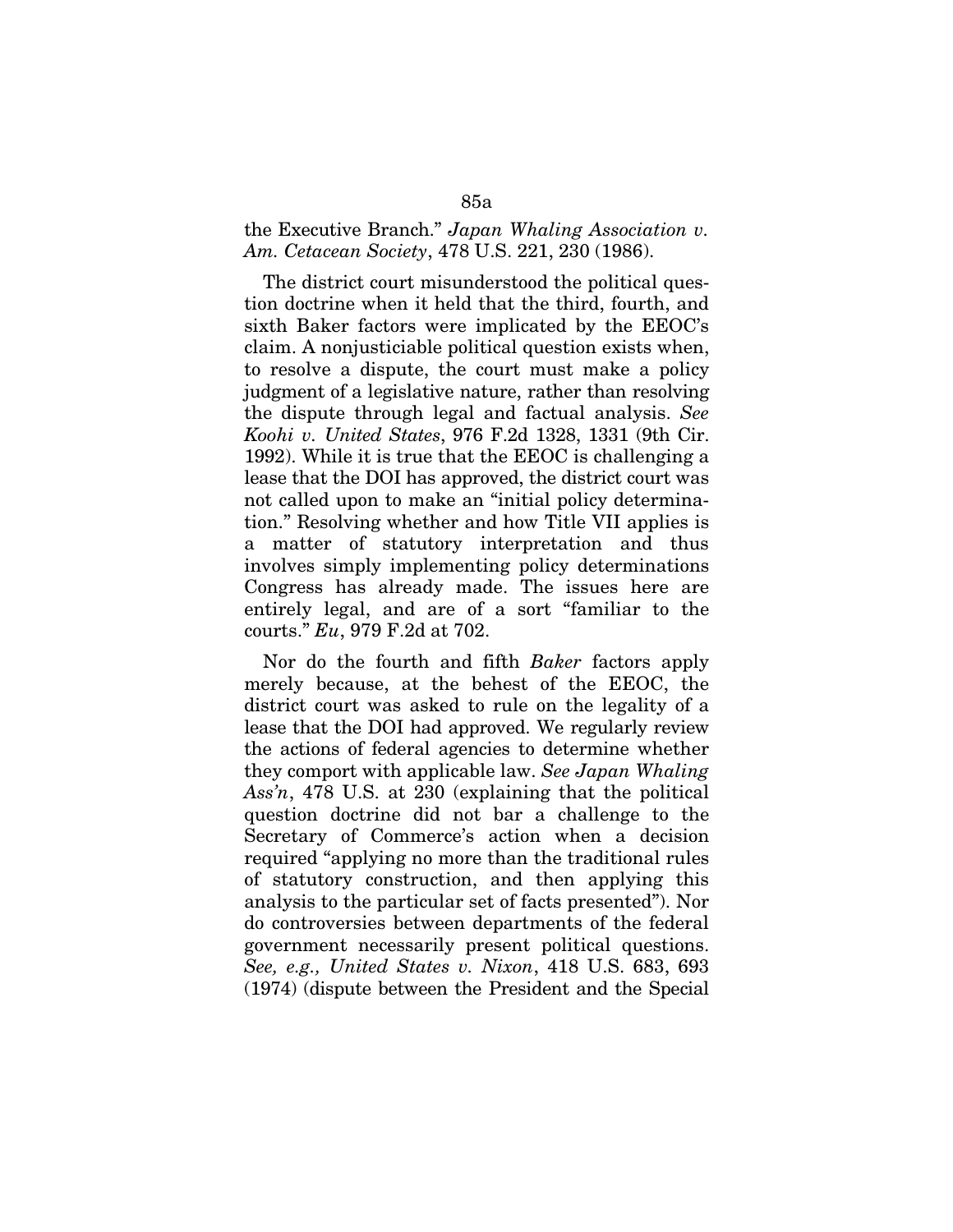the Executive Branch." *Japan Whaling Association v. Am. Cetacean Society*, 478 U.S. 221, 230 (1986).

The district court misunderstood the political question doctrine when it held that the third, fourth, and sixth Baker factors were implicated by the EEOC's claim. A nonjusticiable political question exists when, to resolve a dispute, the court must make a policy judgment of a legislative nature, rather than resolving the dispute through legal and factual analysis. *See Koohi v. United States*, 976 F.2d 1328, 1331 (9th Cir. 1992). While it is true that the EEOC is challenging a lease that the DOI has approved, the district court was not called upon to make an "initial policy determination." Resolving whether and how Title VII applies is a matter of statutory interpretation and thus involves simply implementing policy determinations Congress has already made. The issues here are entirely legal, and are of a sort "familiar to the courts." *Eu*, 979 F.2d at 702.

Nor do the fourth and fifth *Baker* factors apply merely because, at the behest of the EEOC, the district court was asked to rule on the legality of a lease that the DOI had approved. We regularly review the actions of federal agencies to determine whether they comport with applicable law. *See Japan Whaling Ass'n*, 478 U.S. at 230 (explaining that the political question doctrine did not bar a challenge to the Secretary of Commerce's action when a decision required "applying no more than the traditional rules of statutory construction, and then applying this analysis to the particular set of facts presented"). Nor do controversies between departments of the federal government necessarily present political questions. *See, e.g., United States v. Nixon*, 418 U.S. 683, 693 (1974) (dispute between the President and the Special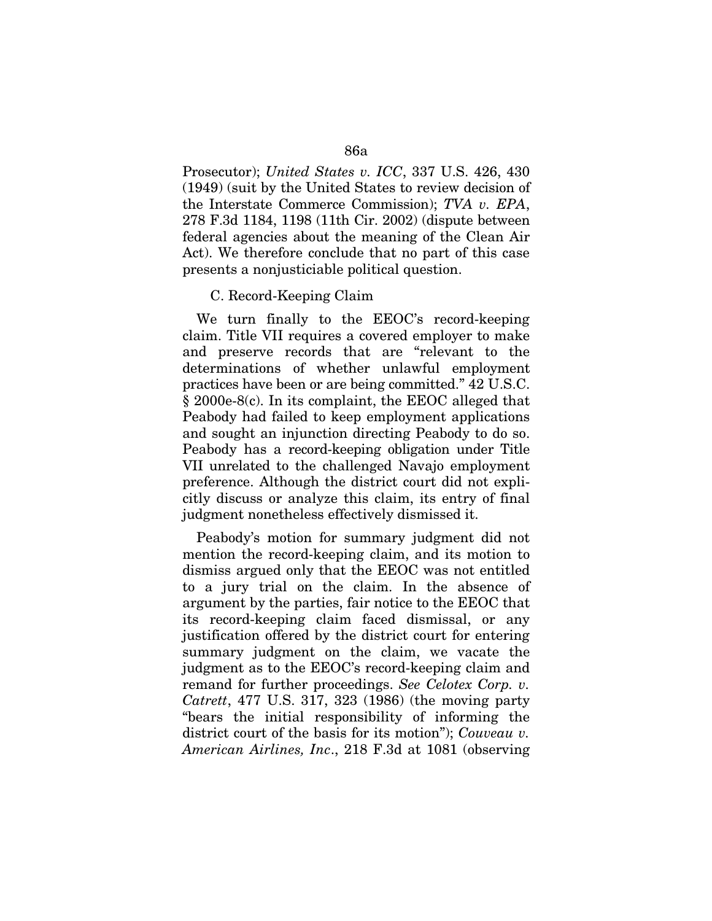Prosecutor); *United States v. ICC*, 337 U.S. 426, 430 (1949) (suit by the United States to review decision of the Interstate Commerce Commission); *TVA v. EPA*, 278 F.3d 1184, 1198 (11th Cir. 2002) (dispute between federal agencies about the meaning of the Clean Air Act). We therefore conclude that no part of this case presents a nonjusticiable political question.

C. Record-Keeping Claim

We turn finally to the EEOC's record-keeping claim. Title VII requires a covered employer to make and preserve records that are "relevant to the determinations of whether unlawful employment practices have been or are being committed." 42 U.S.C. § 2000e-8(c). In its complaint, the EEOC alleged that Peabody had failed to keep employment applications and sought an injunction directing Peabody to do so. Peabody has a record-keeping obligation under Title VII unrelated to the challenged Navajo employment preference. Although the district court did not explicitly discuss or analyze this claim, its entry of final judgment nonetheless effectively dismissed it.

Peabody's motion for summary judgment did not mention the record-keeping claim, and its motion to dismiss argued only that the EEOC was not entitled to a jury trial on the claim. In the absence of argument by the parties, fair notice to the EEOC that its record-keeping claim faced dismissal, or any justification offered by the district court for entering summary judgment on the claim, we vacate the judgment as to the EEOC's record-keeping claim and remand for further proceedings. *See Celotex Corp. v. Catrett*, 477 U.S. 317, 323 (1986) (the moving party "bears the initial responsibility of informing the district court of the basis for its motion"); *Couveau v. American Airlines, Inc*., 218 F.3d at 1081 (observing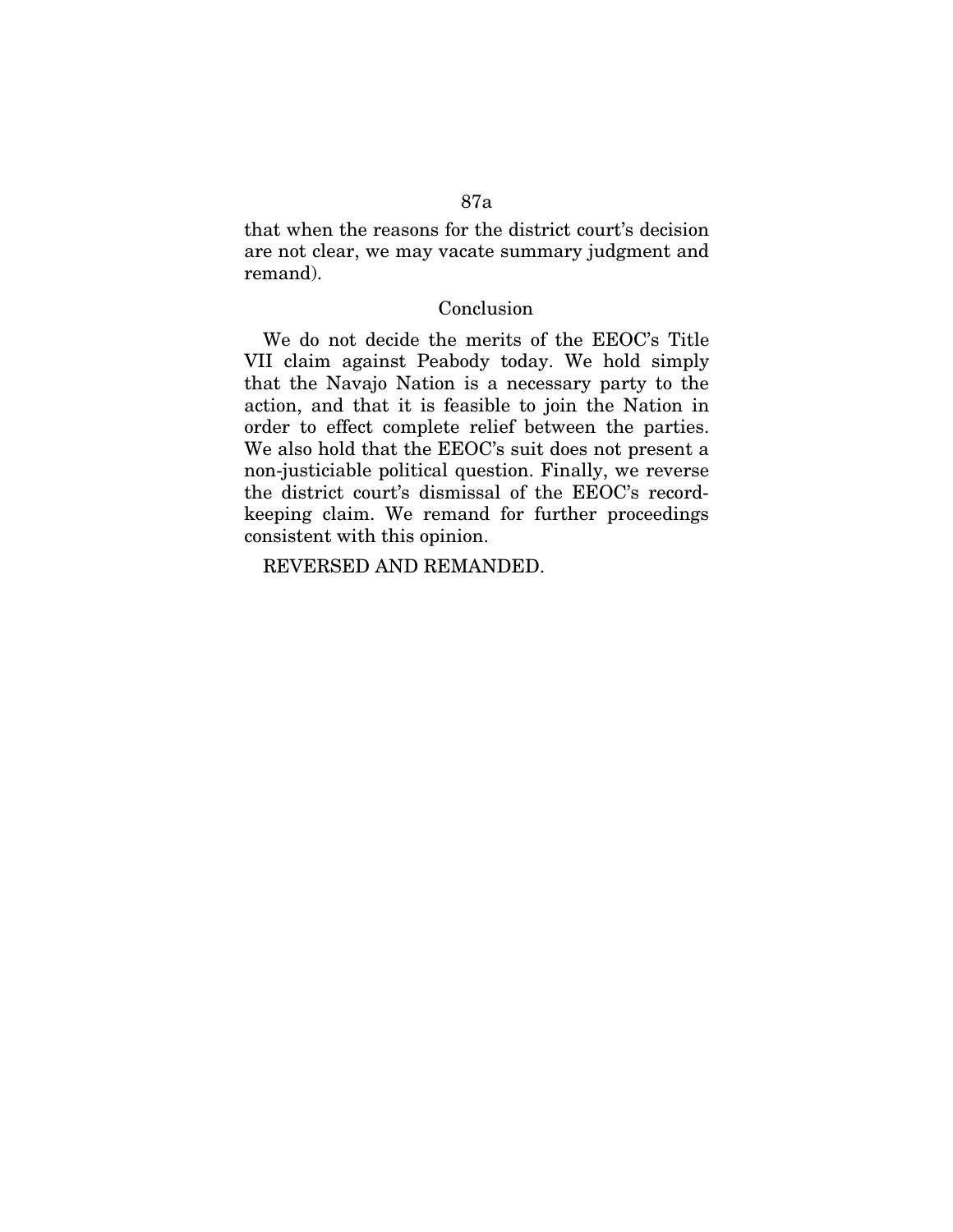that when the reasons for the district court's decision are not clear, we may vacate summary judgment and remand).

## Conclusion

We do not decide the merits of the EEOC's Title VII claim against Peabody today. We hold simply that the Navajo Nation is a necessary party to the action, and that it is feasible to join the Nation in order to effect complete relief between the parties. We also hold that the EEOC's suit does not present a non-justiciable political question. Finally, we reverse the district court's dismissal of the EEOC's record-keeping claim. We remand for further proceedings consistent with this opinion.

REVERSED AND REMANDED.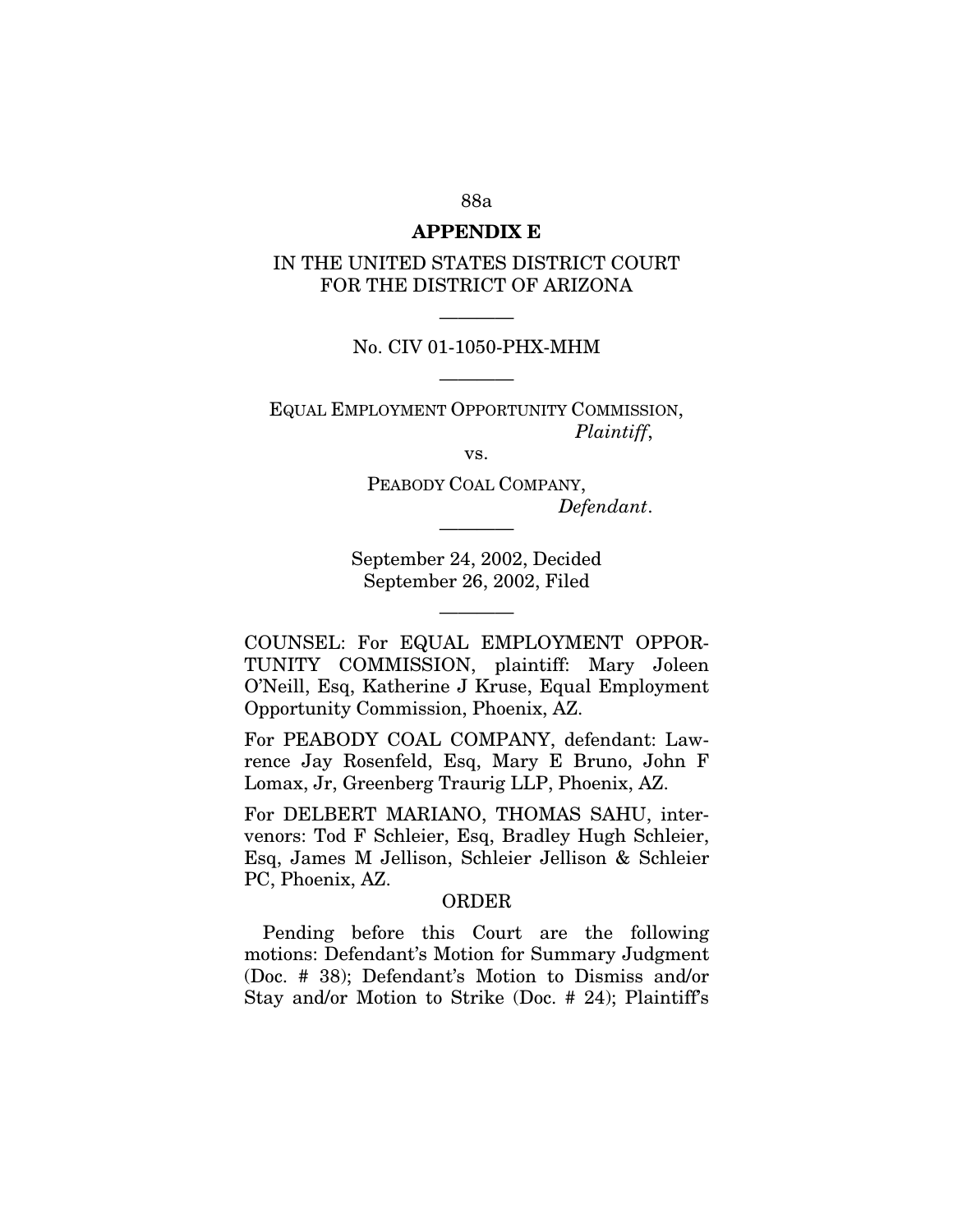## APPENDIX E

IN THE UNITED STATES DISTRICT COURT
FOR THE DISTRICT OF ARIZONA

---

No. CIV 01-1050-PHX-MHM

---

EQUAL EMPLOYMENT OPPORTUNITY COMMISSION,
*Plaintiff*,

vs.

PEABODY COAL COMPANY,
*Defendant*.

---

September 24, 2002, Decided
September 26, 2002, Filed

---

COUNSEL: For EQUAL EMPLOYMENT OPPORTUNITY COMMISSION, plaintiff: Mary Joleen O'Neill, Esq, Katherine J Kruse, Equal Employment Opportunity Commission, Phoenix, AZ.

For PEABODY COAL COMPANY, defendant: Lawrence Jay Rosenfeld, Esq, Mary E Bruno, John F Lomax, Jr, Greenberg Traurig LLP, Phoenix, AZ.

For DELBERT MARIANO, THOMAS SAHU, intervenors: Tod F Schleier, Esq, Bradley Hugh Schleier, Esq, James M Jellison, Schleier Jellison & Schleier PC, Phoenix, AZ.

ORDER

Pending before this Court are the following motions: Defendant's Motion for Summary Judgment (Doc. # 38); Defendant's Motion to Dismiss and/or Stay and/or Motion to Strike (Doc. # 24); Plaintiff's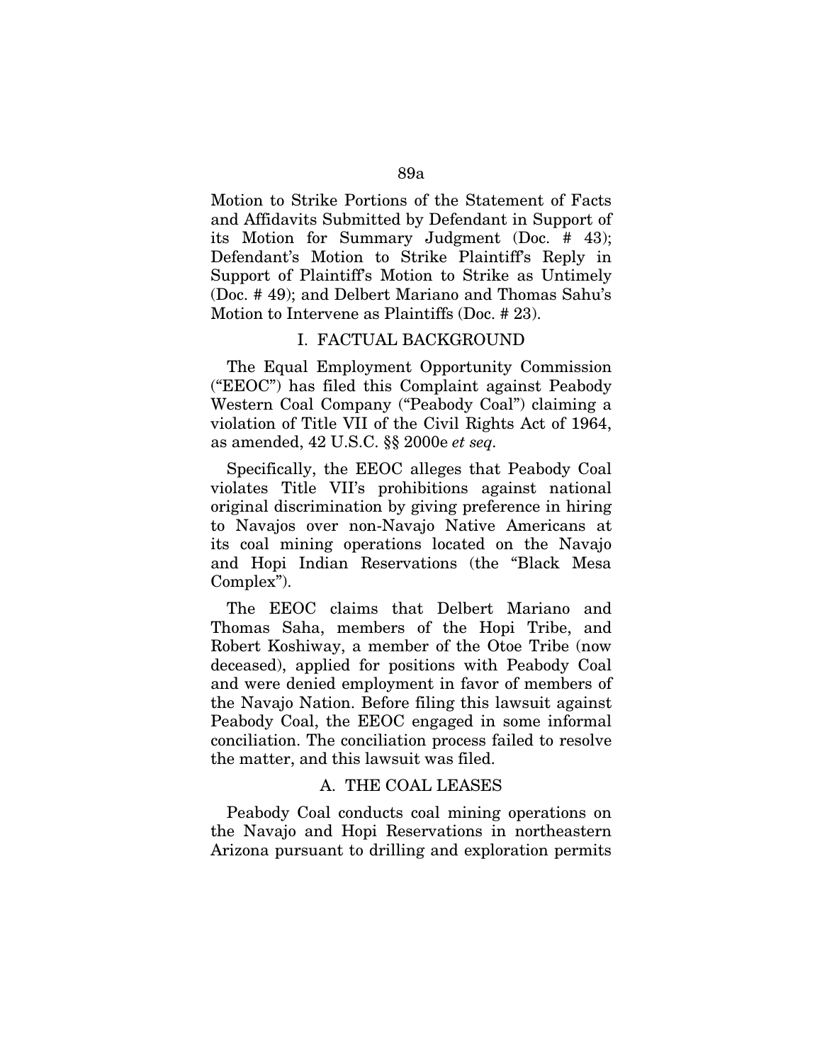Motion to Strike Portions of the Statement of Facts and Affidavits Submitted by Defendant in Support of its Motion for Summary Judgment (Doc. # 43); Defendant's Motion to Strike Plaintiff's Reply in Support of Plaintiff's Motion to Strike as Untimely (Doc. # 49); and Delbert Mariano and Thomas Sahu's Motion to Intervene as Plaintiffs (Doc. # 23).

## I. FACTUAL BACKGROUND

The Equal Employment Opportunity Commission ("EEOC") has filed this Complaint against Peabody Western Coal Company ("Peabody Coal") claiming a violation of Title VII of the Civil Rights Act of 1964, as amended, 42 U.S.C. §§ 2000e *et seq*.

Specifically, the EEOC alleges that Peabody Coal violates Title VII's prohibitions against national original discrimination by giving preference in hiring to Navajos over non-Navajo Native Americans at its coal mining operations located on the Navajo and Hopi Indian Reservations (the "Black Mesa Complex").

The EEOC claims that Delbert Mariano and Thomas Saha, members of the Hopi Tribe, and Robert Koshiway, a member of the Otoe Tribe (now deceased), applied for positions with Peabody Coal and were denied employment in favor of members of the Navajo Nation. Before filing this lawsuit against Peabody Coal, the EEOC engaged in some informal conciliation. The conciliation process failed to resolve the matter, and this lawsuit was filed.

### A. THE COAL LEASES

Peabody Coal conducts coal mining operations on the Navajo and Hopi Reservations in northeastern Arizona pursuant to drilling and exploration permits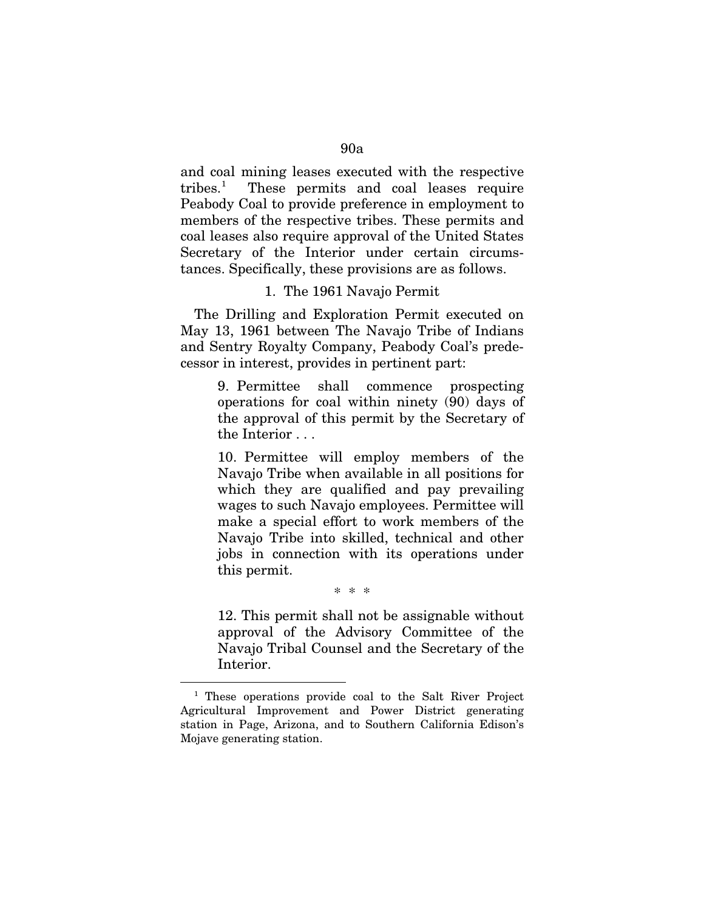and coal mining leases executed with the respective tribes.[1] These permits and coal leases require Peabody Coal to provide preference in employment to members of the respective tribes. These permits and coal leases also require approval of the United States Secretary of the Interior under certain circumstances. Specifically, these provisions are as follows.

1. The 1961 Navajo Permit

The Drilling and Exploration Permit executed on May 13, 1961 between The Navajo Tribe of Indians and Sentry Royalty Company, Peabody Coal's predecessor in interest, provides in pertinent part:

> 9. Permittee shall commence prospecting operations for coal within ninety (90) days of the approval of this permit by the Secretary of the Interior . . .
>
> 10. Permittee will employ members of the Navajo Tribe when available in all positions for which they are qualified and pay prevailing wages to such Navajo employees. Permittee will make a special effort to work members of the Navajo Tribe into skilled, technical and other jobs in connection with its operations under this permit.
>
> \* \* \*
>
> 12. This permit shall not be assignable without approval of the Advisory Committee of the Navajo Tribal Counsel and the Secretary of the Interior.

[1] These operations provide coal to the Salt River Project Agricultural Improvement and Power District generating station in Page, Arizona, and to Southern California Edison's Mojave generating station.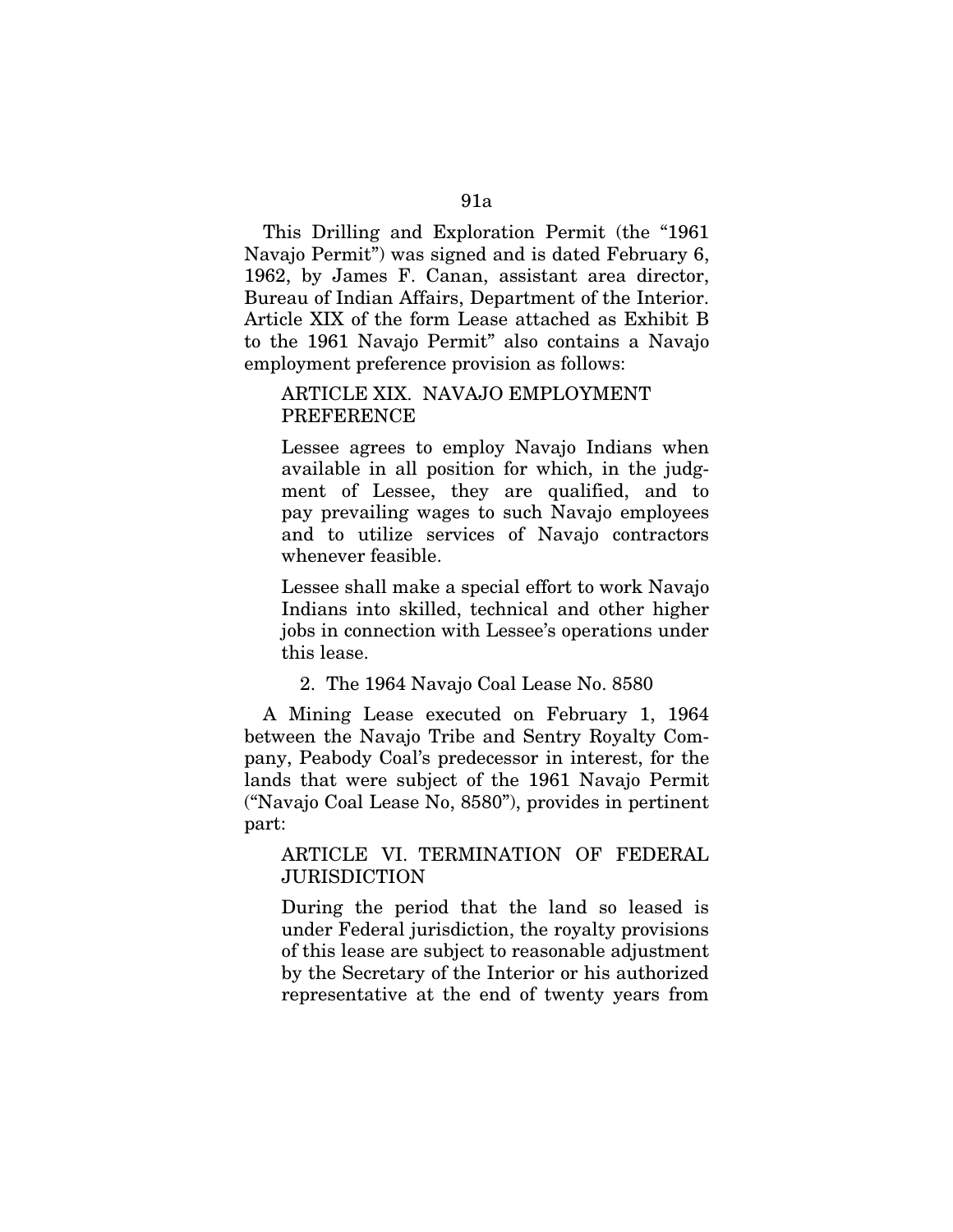This Drilling and Exploration Permit (the "1961 Navajo Permit") was signed and is dated February 6, 1962, by James F. Canan, assistant area director, Bureau of Indian Affairs, Department of the Interior. Article XIX of the form Lease attached as Exhibit B to the 1961 Navajo Permit" also contains a Navajo employment preference provision as follows:

> ARTICLE XIX. NAVAJO EMPLOYMENT PREFERENCE
>
> Lessee agrees to employ Navajo Indians when available in all position for which, in the judgment of Lessee, they are qualified, and to pay prevailing wages to such Navajo employees and to utilize services of Navajo contractors whenever feasible.
>
> Lessee shall make a special effort to work Navajo Indians into skilled, technical and other higher jobs in connection with Lessee's operations under this lease.

2. The 1964 Navajo Coal Lease No. 8580

A Mining Lease executed on February 1, 1964 between the Navajo Tribe and Sentry Royalty Company, Peabody Coal's predecessor in interest, for the lands that were subject of the 1961 Navajo Permit ("Navajo Coal Lease No, 8580"), provides in pertinent part:

> ARTICLE VI. TERMINATION OF FEDERAL JURISDICTION
>
> During the period that the land so leased is under Federal jurisdiction, the royalty provisions of this lease are subject to reasonable adjustment by the Secretary of the Interior or his authorized representative at the end of twenty years from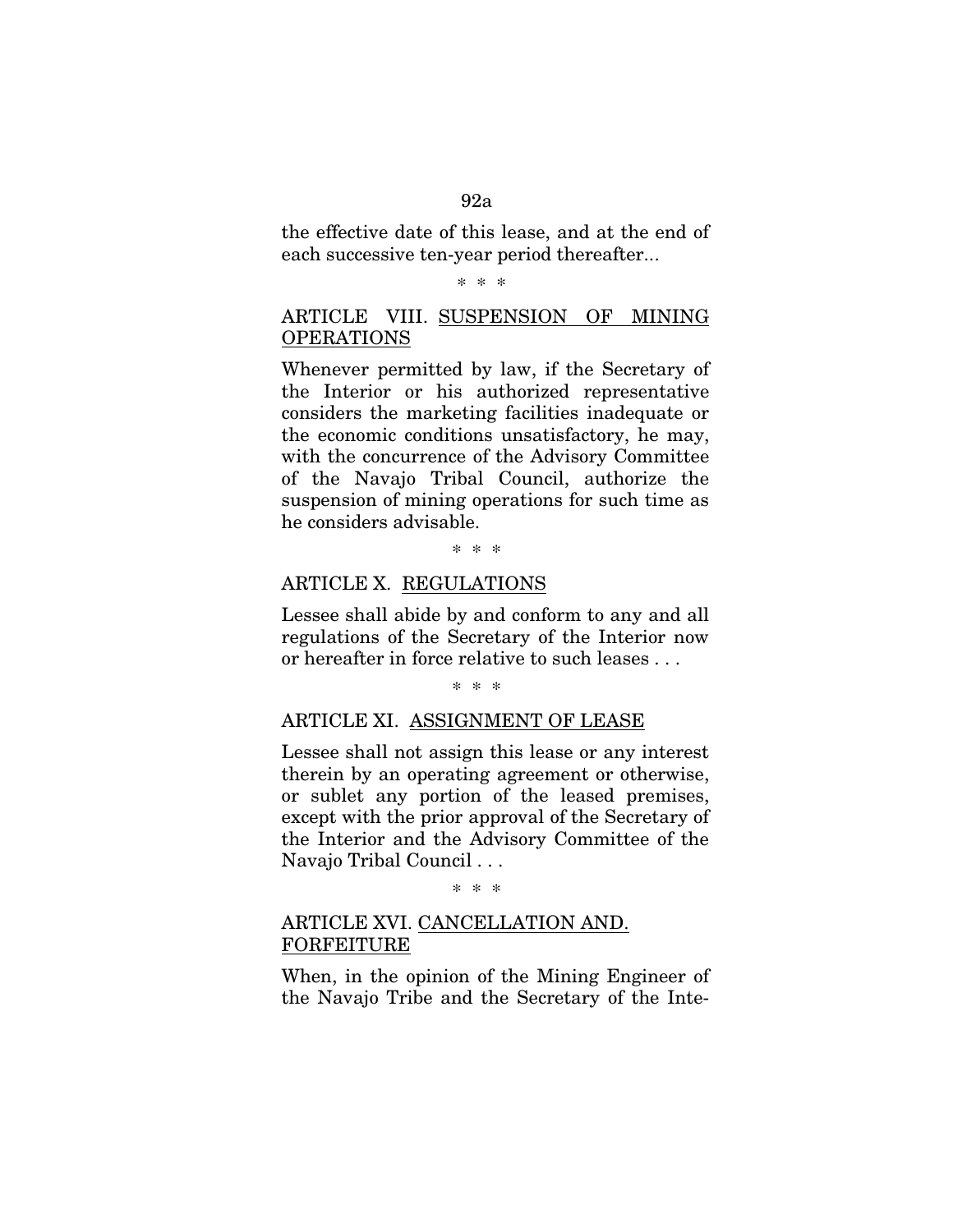the effective date of this lease, and at the end of each successive ten-year period thereafter...

\* \* \*

ARTICLE VIII. <u>SUSPENSION OF MINING OPERATIONS</u>

Whenever permitted by law, if the Secretary of the Interior or his authorized representative considers the marketing facilities inadequate or the economic conditions unsatisfactory, he may, with the concurrence of the Advisory Committee of the Navajo Tribal Council, authorize the suspension of mining operations for such time as he considers advisable.

\* \* \*

ARTICLE X. <u>REGULATIONS</u>

Lessee shall abide by and conform to any and all regulations of the Secretary of the Interior now or hereafter in force relative to such leases . . .

\* \* \*

ARTICLE XI. <u>ASSIGNMENT OF LEASE</u>

Lessee shall not assign this lease or any interest therein by an operating agreement or otherwise, or sublet any portion of the leased premises, except with the prior approval of the Secretary of the Interior and the Advisory Committee of the Navajo Tribal Council . . .

\* \* \*

ARTICLE XVI. <u>CANCELLATION AND. FORFEITURE</u>

When, in the opinion of the Mining Engineer of the Navajo Tribe and the Secretary of the Inte-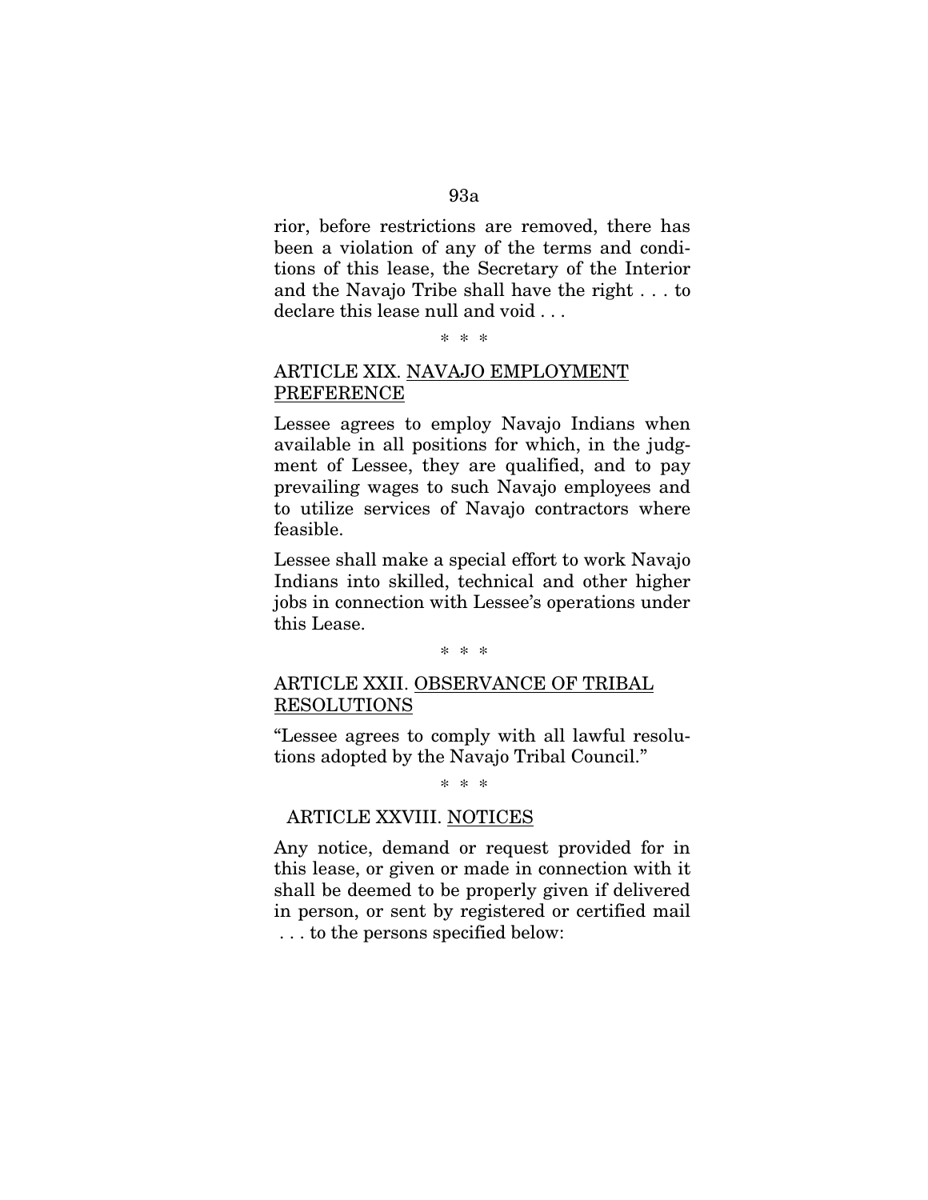rior, before restrictions are removed, there has been a violation of any of the terms and conditions of this lease, the Secretary of the Interior and the Navajo Tribe shall have the right . . . to declare this lease null and void . . .

\* \* \*

ARTICLE XIX. <u>NAVAJO EMPLOYMENT PREFERENCE</u>

Lessee agrees to employ Navajo Indians when available in all positions for which, in the judgment of Lessee, they are qualified, and to pay prevailing wages to such Navajo employees and to utilize services of Navajo contractors where feasible.

Lessee shall make a special effort to work Navajo Indians into skilled, technical and other higher jobs in connection with Lessee's operations under this Lease.

\* \* \*

ARTICLE XXII. <u>OBSERVANCE OF TRIBAL RESOLUTIONS</u>

"Lessee agrees to comply with all lawful resolutions adopted by the Navajo Tribal Council."

\* \* \*

ARTICLE XXVIII. <u>NOTICES</u>

Any notice, demand or request provided for in this lease, or given or made in connection with it shall be deemed to be properly given if delivered in person, or sent by registered or certified mail . . . to the persons specified below: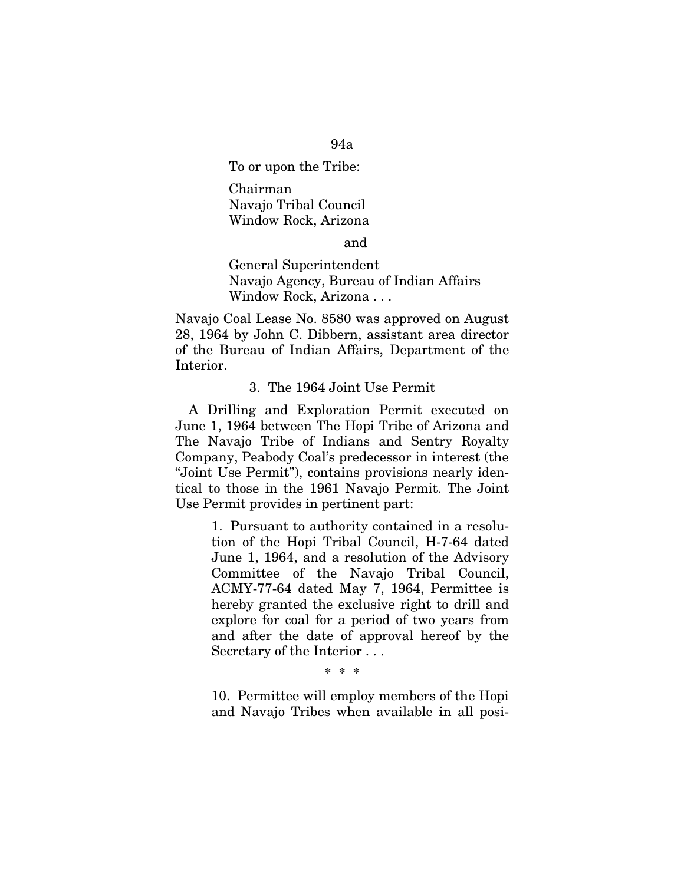> To or upon the Tribe:
>
> Chairman
> Navajo Tribal Council
> Window Rock, Arizona
>
> and
>
> General Superintendent
> Navajo Agency, Bureau of Indian Affairs
> Window Rock, Arizona . . .

Navajo Coal Lease No. 8580 was approved on August 28, 1964 by John C. Dibbern, assistant area director of the Bureau of Indian Affairs, Department of the Interior.

3. The 1964 Joint Use Permit

A Drilling and Exploration Permit executed on June 1, 1964 between The Hopi Tribe of Arizona and The Navajo Tribe of Indians and Sentry Royalty Company, Peabody Coal's predecessor in interest (the "Joint Use Permit"), contains provisions nearly identical to those in the 1961 Navajo Permit. The Joint Use Permit provides in pertinent part:

> 1. Pursuant to authority contained in a resolution of the Hopi Tribal Council, H-7-64 dated June 1, 1964, and a resolution of the Advisory Committee of the Navajo Tribal Council, ACMY-77-64 dated May 7, 1964, Permittee is hereby granted the exclusive right to drill and explore for coal for a period of two years from and after the date of approval hereof by the Secretary of the Interior . . .
>
> \* \* \*
>
> 10. Permittee will employ members of the Hopi and Navajo Tribes when available in all posi-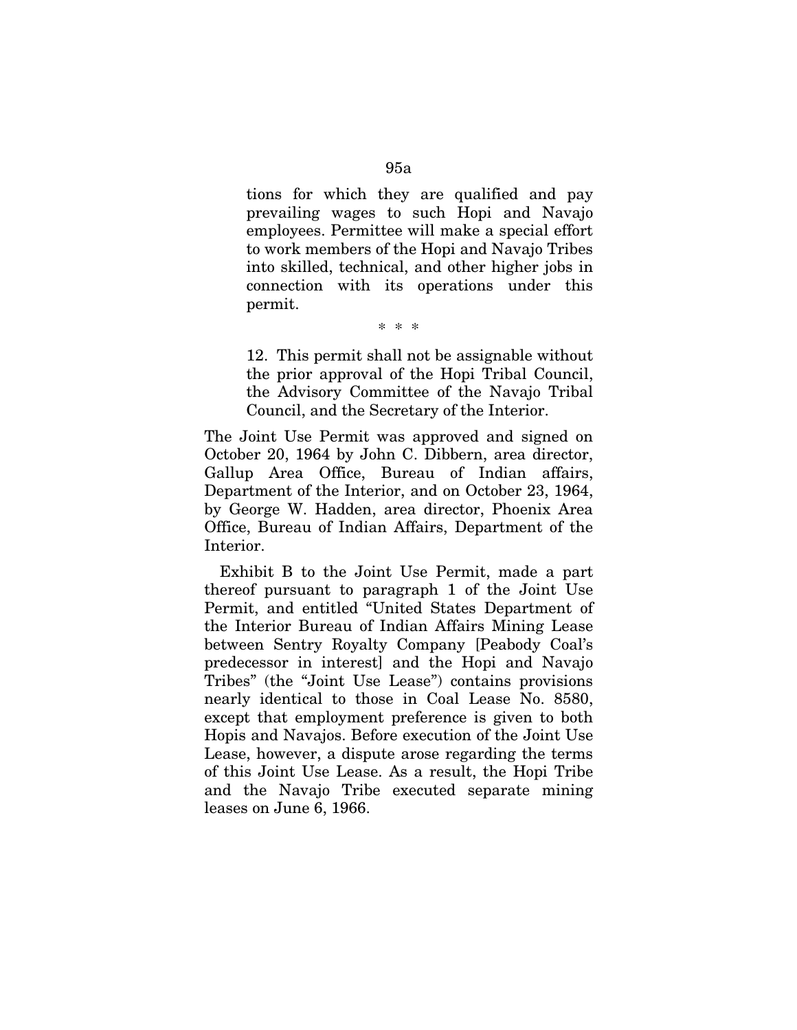> tions for which they are qualified and pay prevailing wages to such Hopi and Navajo employees. Permittee will make a special effort to work members of the Hopi and Navajo Tribes into skilled, technical, and other higher jobs in connection with its operations under this permit.
>
> \* \* \*
>
> 12. This permit shall not be assignable without the prior approval of the Hopi Tribal Council, the Advisory Committee of the Navajo Tribal Council, and the Secretary of the Interior.

The Joint Use Permit was approved and signed on October 20, 1964 by John C. Dibbern, area director, Gallup Area Office, Bureau of Indian affairs, Department of the Interior, and on October 23, 1964, by George W. Hadden, area director, Phoenix Area Office, Bureau of Indian Affairs, Department of the Interior.

Exhibit B to the Joint Use Permit, made a part thereof pursuant to paragraph 1 of the Joint Use Permit, and entitled "United States Department of the Interior Bureau of Indian Affairs Mining Lease between Sentry Royalty Company [Peabody Coal's predecessor in interest] and the Hopi and Navajo Tribes" (the "Joint Use Lease") contains provisions nearly identical to those in Coal Lease No. 8580, except that employment preference is given to both Hopis and Navajos. Before execution of the Joint Use Lease, however, a dispute arose regarding the terms of this Joint Use Lease. As a result, the Hopi Tribe and the Navajo Tribe executed separate mining leases on June 6, 1966.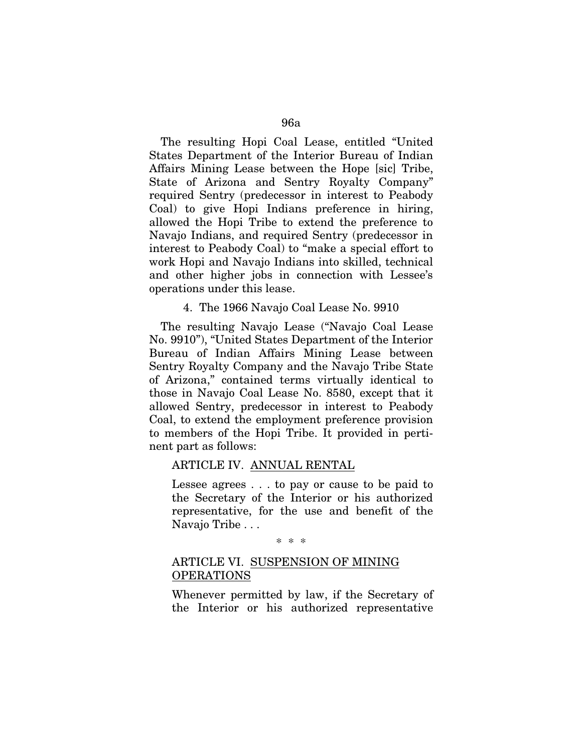The resulting Hopi Coal Lease, entitled "United States Department of the Interior Bureau of Indian Affairs Mining Lease between the Hope [sic] Tribe, State of Arizona and Sentry Royalty Company" required Sentry (predecessor in interest to Peabody Coal) to give Hopi Indians preference in hiring, allowed the Hopi Tribe to extend the preference to Navajo Indians, and required Sentry (predecessor in interest to Peabody Coal) to "make a special effort to work Hopi and Navajo Indians into skilled, technical and other higher jobs in connection with Lessee's operations under this lease.

4. The 1966 Navajo Coal Lease No. 9910

The resulting Navajo Lease ("Navajo Coal Lease No. 9910"), "United States Department of the Interior Bureau of Indian Affairs Mining Lease between Sentry Royalty Company and the Navajo Tribe State of Arizona," contained terms virtually identical to those in Navajo Coal Lease No. 8580, except that it allowed Sentry, predecessor in interest to Peabody Coal, to extend the employment preference provision to members of the Hopi Tribe. It provided in pertinent part as follows:

> ARTICLE IV. ANNUAL RENTAL
>
> Lessee agrees . . . to pay or cause to be paid to the Secretary of the Interior or his authorized representative, for the use and benefit of the Navajo Tribe . . .
>
> \* \* \*
>
> ARTICLE VI. SUSPENSION OF MINING OPERATIONS
>
> Whenever permitted by law, if the Secretary of the Interior or his authorized representative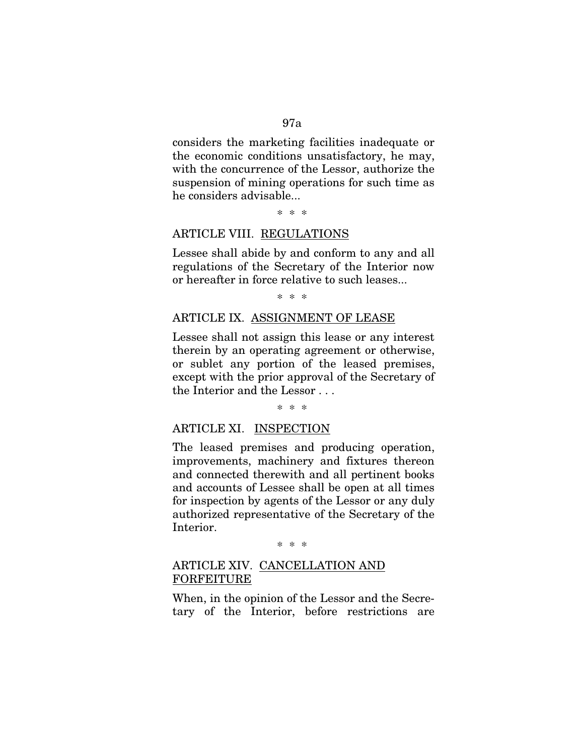considers the marketing facilities inadequate or the economic conditions unsatisfactory, he may, with the concurrence of the Lessor, authorize the suspension of mining operations for such time as he considers advisable...

\* \* \*

ARTICLE VIII. <u>REGULATIONS</u>

Lessee shall abide by and conform to any and all regulations of the Secretary of the Interior now or hereafter in force relative to such leases...

\* \* \*

ARTICLE IX. <u>ASSIGNMENT OF LEASE</u>

Lessee shall not assign this lease or any interest therein by an operating agreement or otherwise, or sublet any portion of the leased premises, except with the prior approval of the Secretary of the Interior and the Lessor . . .

\* \* \*

ARTICLE XI. <u>INSPECTION</u>

The leased premises and producing operation, improvements, machinery and fixtures thereon and connected therewith and all pertinent books and accounts of Lessee shall be open at all times for inspection by agents of the Lessor or any duly authorized representative of the Secretary of the Interior.

\* \* \*

ARTICLE XIV. <u>CANCELLATION AND FORFEITURE</u>

When, in the opinion of the Lessor and the Secretary of the Interior, before restrictions are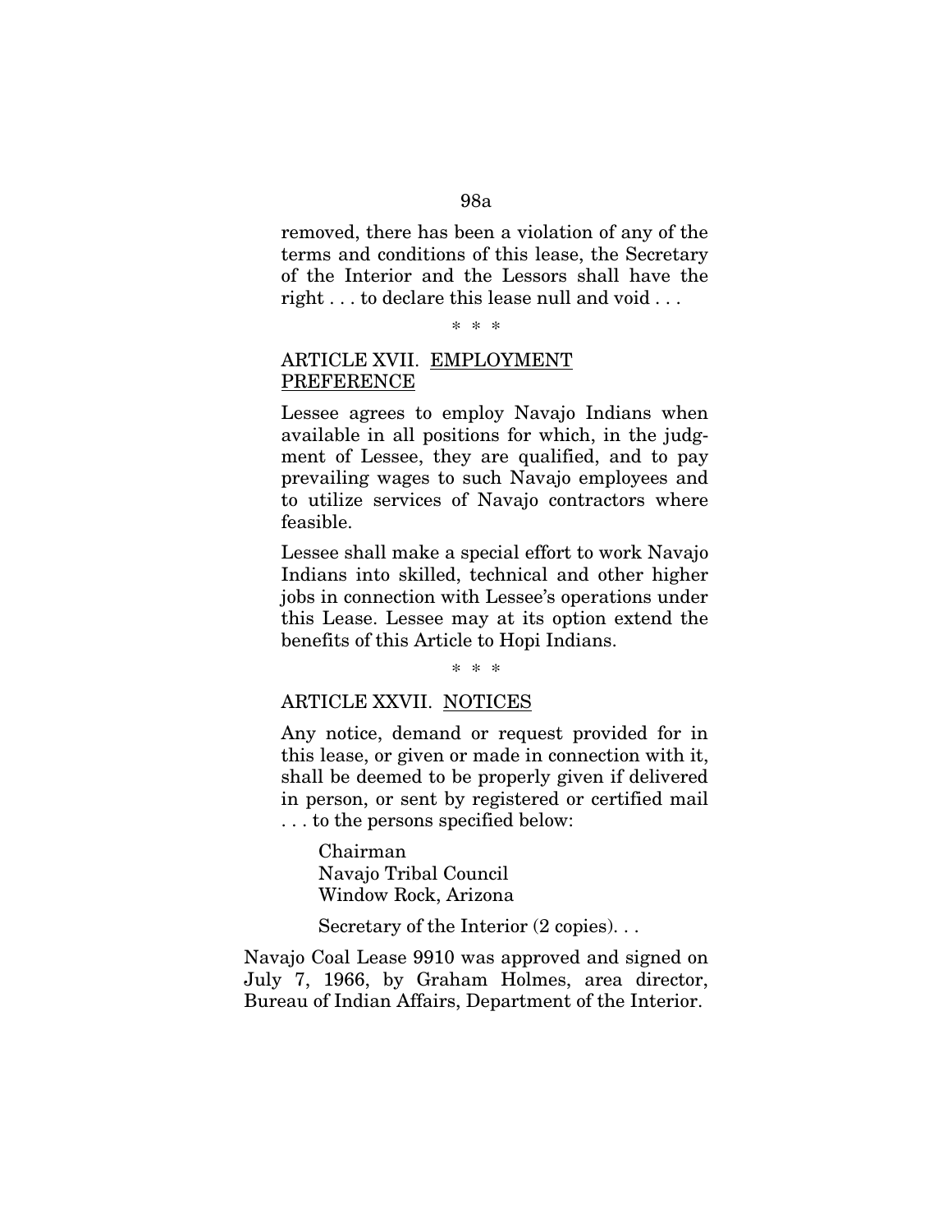removed, there has been a violation of any of the terms and conditions of this lease, the Secretary of the Interior and the Lessors shall have the right . . . to declare this lease null and void . . .

\* \* \*

ARTICLE XVII. <u>EMPLOYMENT PREFERENCE</u>

Lessee agrees to employ Navajo Indians when available in all positions for which, in the judgment of Lessee, they are qualified, and to pay prevailing wages to such Navajo employees and to utilize services of Navajo contractors where feasible.

Lessee shall make a special effort to work Navajo Indians into skilled, technical and other higher jobs in connection with Lessee's operations under this Lease. Lessee may at its option extend the benefits of this Article to Hopi Indians.

\* \* \*

ARTICLE XXVII. <u>NOTICES</u>

Any notice, demand or request provided for in this lease, or given or made in connection with it, shall be deemed to be properly given if delivered in person, or sent by registered or certified mail . . . to the persons specified below:

Chairman
Navajo Tribal Council
Window Rock, Arizona

Secretary of the Interior (2 copies). . .

Navajo Coal Lease 9910 was approved and signed on July 7, 1966, by Graham Holmes, area director, Bureau of Indian Affairs, Department of the Interior.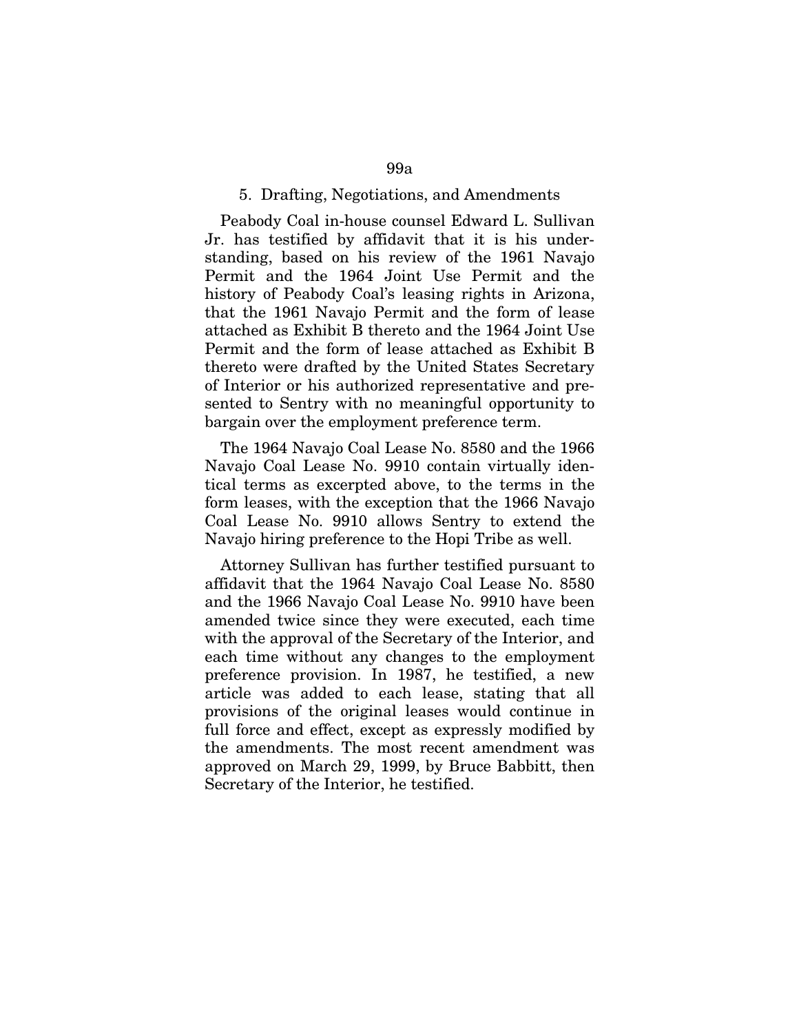### 5. Drafting, Negotiations, and Amendments

Peabody Coal in-house counsel Edward L. Sullivan Jr. has testified by affidavit that it is his understanding, based on his review of the 1961 Navajo Permit and the 1964 Joint Use Permit and the history of Peabody Coal's leasing rights in Arizona, that the 1961 Navajo Permit and the form of lease attached as Exhibit B thereto and the 1964 Joint Use Permit and the form of lease attached as Exhibit B thereto were drafted by the United States Secretary of Interior or his authorized representative and presented to Sentry with no meaningful opportunity to bargain over the employment preference term.

The 1964 Navajo Coal Lease No. 8580 and the 1966 Navajo Coal Lease No. 9910 contain virtually identical terms as excerpted above, to the terms in the form leases, with the exception that the 1966 Navajo Coal Lease No. 9910 allows Sentry to extend the Navajo hiring preference to the Hopi Tribe as well.

Attorney Sullivan has further testified pursuant to affidavit that the 1964 Navajo Coal Lease No. 8580 and the 1966 Navajo Coal Lease No. 9910 have been amended twice since they were executed, each time with the approval of the Secretary of the Interior, and each time without any changes to the employment preference provision. In 1987, he testified, a new article was added to each lease, stating that all provisions of the original leases would continue in full force and effect, except as expressly modified by the amendments. The most recent amendment was approved on March 29, 1999, by Bruce Babbitt, then Secretary of the Interior, he testified.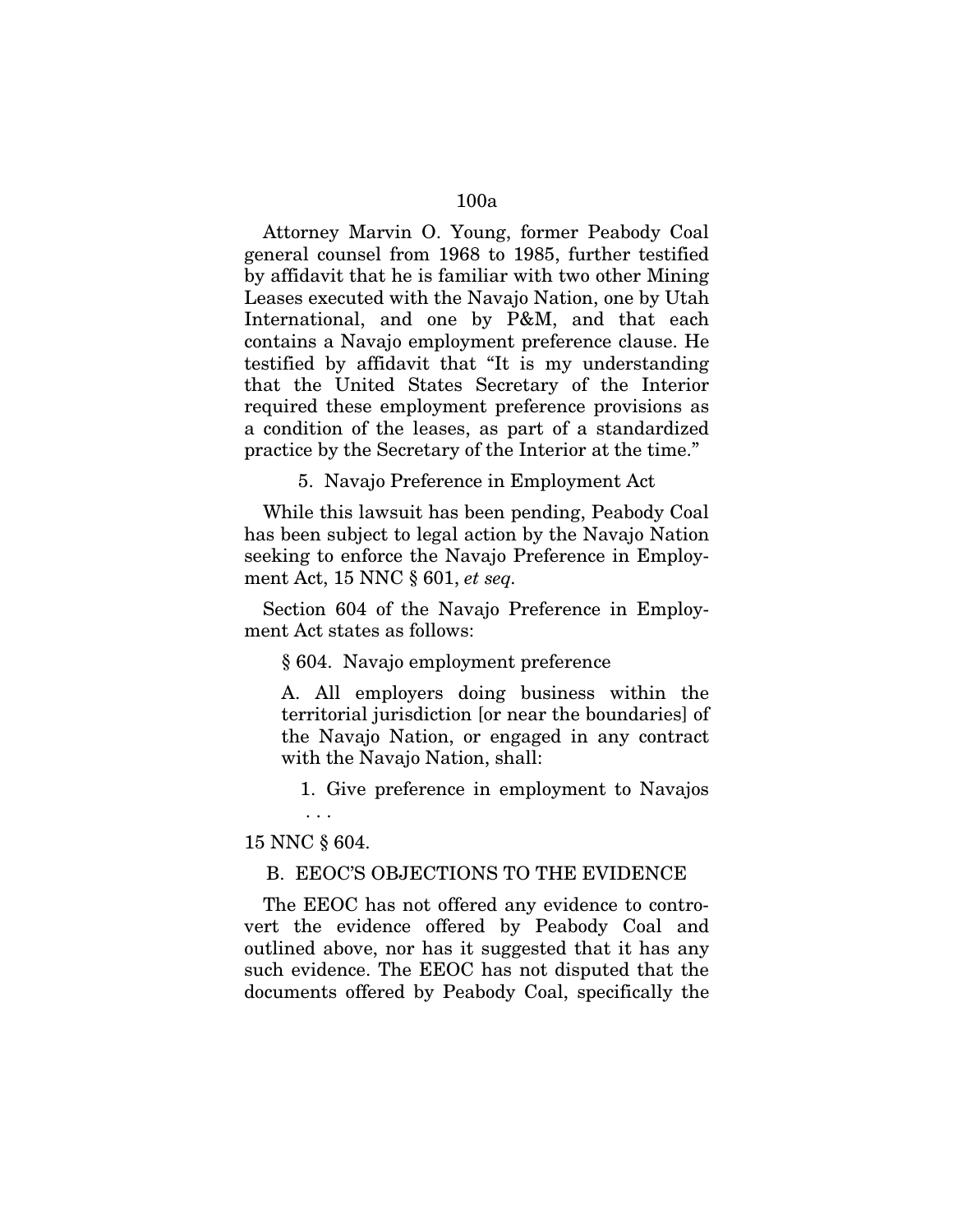Attorney Marvin O. Young, former Peabody Coal general counsel from 1968 to 1985, further testified by affidavit that he is familiar with two other Mining Leases executed with the Navajo Nation, one by Utah International, and one by P&M, and that each contains a Navajo employment preference clause. He testified by affidavit that "It is my understanding that the United States Secretary of the Interior required these employment preference provisions as a condition of the leases, as part of a standardized practice by the Secretary of the Interior at the time."

5. Navajo Preference in Employment Act

While this lawsuit has been pending, Peabody Coal has been subject to legal action by the Navajo Nation seeking to enforce the Navajo Preference in Employment Act, 15 NNC § 601, *et seq.*

Section 604 of the Navajo Preference in Employment Act states as follows:

> § 604. Navajo employment preference
>
> A. All employers doing business within the territorial jurisdiction [or near the boundaries] of the Navajo Nation, or engaged in any contract with the Navajo Nation, shall:
>
> > 1. Give preference in employment to Navajos . . .

15 NNC § 604.

B. EEOC'S OBJECTIONS TO THE EVIDENCE

The EEOC has not offered any evidence to controvert the evidence offered by Peabody Coal and outlined above, nor has it suggested that it has any such evidence. The EEOC has not disputed that the documents offered by Peabody Coal, specifically the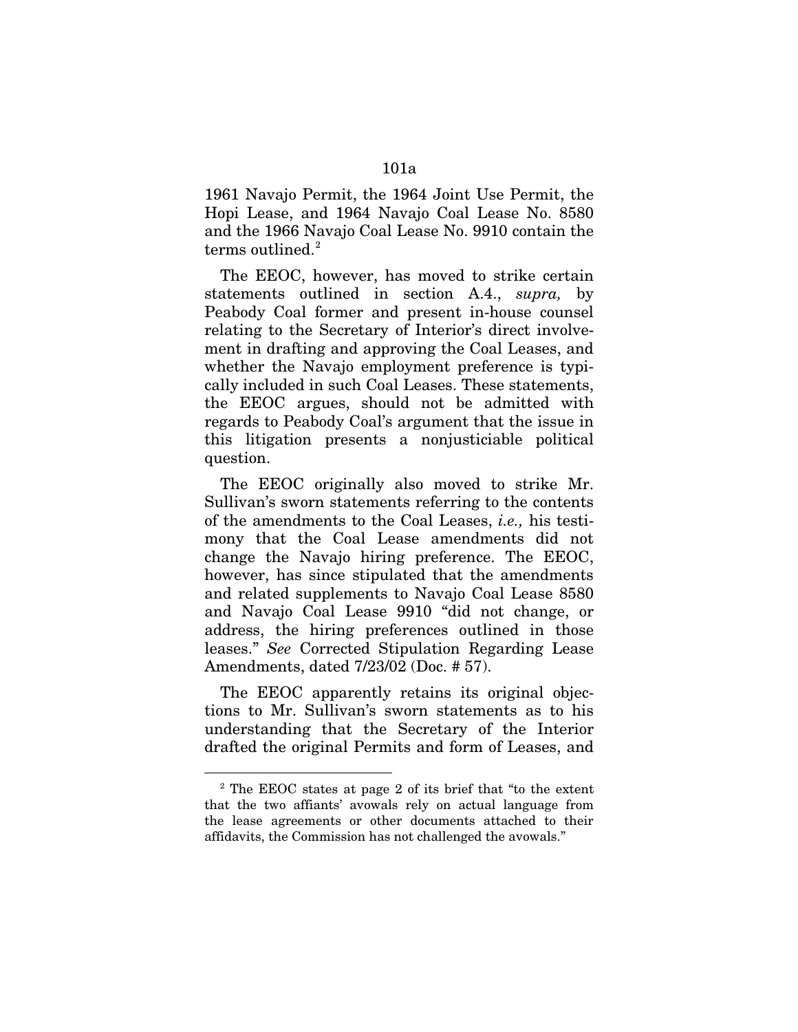1961 Navajo Permit, the 1964 Joint Use Permit, the Hopi Lease, and 1964 Navajo Coal Lease No. 8580 and the 1966 Navajo Coal Lease No. 9910 contain the terms outlined.[2]

The EEOC, however, has moved to strike certain statements outlined in section A.4., *supra,* by Peabody Coal former and present in-house counsel relating to the Secretary of Interior's direct involvement in drafting and approving the Coal Leases, and whether the Navajo employment preference is typically included in such Coal Leases. These statements, the EEOC argues, should not be admitted with regards to Peabody Coal's argument that the issue in this litigation presents a nonjusticiable political question.

The EEOC originally also moved to strike Mr. Sullivan's sworn statements referring to the contents of the amendments to the Coal Leases, *i.e.,* his testimony that the Coal Lease amendments did not change the Navajo hiring preference. The EEOC, however, has since stipulated that the amendments and related supplements to Navajo Coal Lease 8580 and Navajo Coal Lease 9910 "did not change, or address, the hiring preferences outlined in those leases." *See* Corrected Stipulation Regarding Lease Amendments, dated 7/23/02 (Doc. # 57).

The EEOC apparently retains its original objections to Mr. Sullivan's sworn statements as to his understanding that the Secretary of the Interior drafted the original Permits and form of Leases, and

---

[2] The EEOC states at page 2 of its brief that "to the extent that the two affiants' avowals rely on actual language from the lease agreements or other documents attached to their affidavits, the Commission has not challenged the avowals."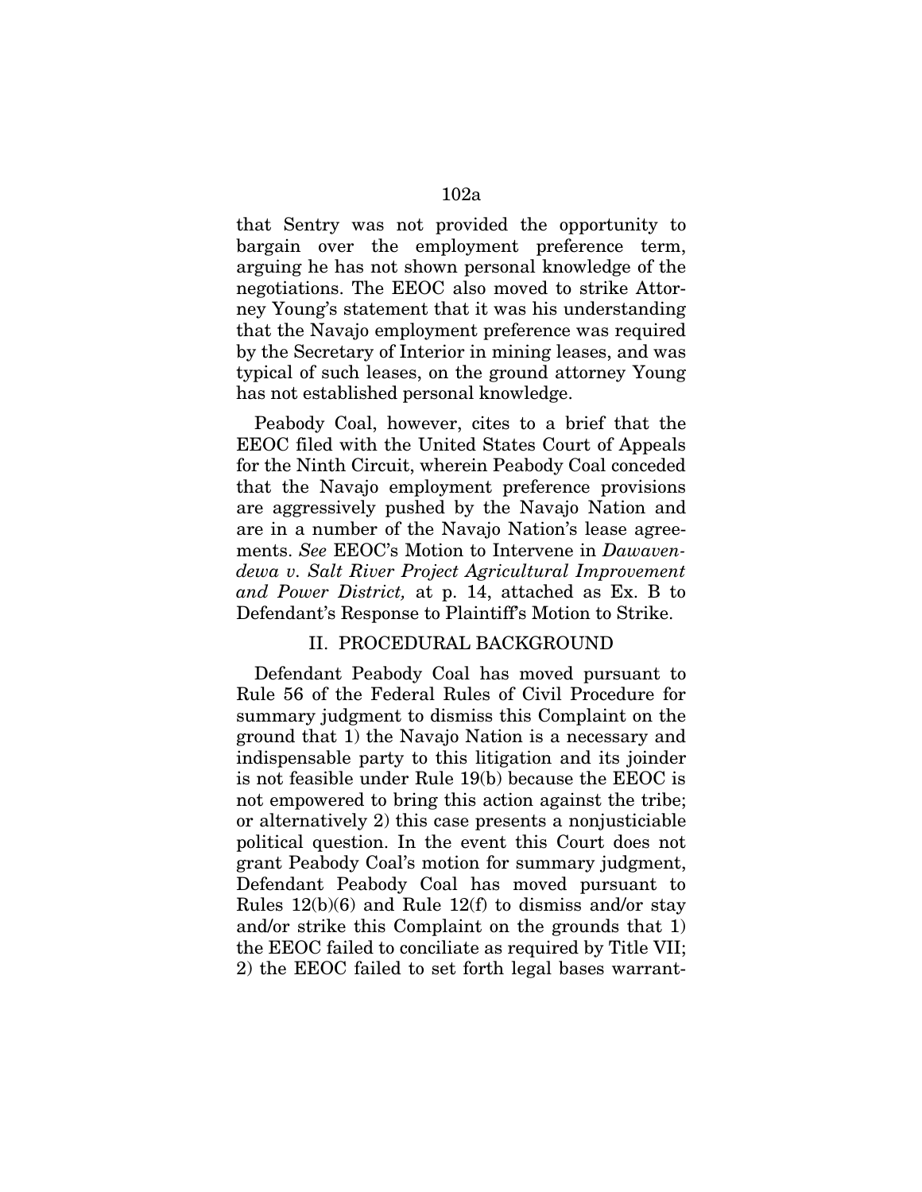that Sentry was not provided the opportunity to bargain over the employment preference term, arguing he has not shown personal knowledge of the negotiations. The EEOC also moved to strike Attorney Young's statement that it was his understanding that the Navajo employment preference was required by the Secretary of Interior in mining leases, and was typical of such leases, on the ground attorney Young has not established personal knowledge.

Peabody Coal, however, cites to a brief that the EEOC filed with the United States Court of Appeals for the Ninth Circuit, wherein Peabody Coal conceded that the Navajo employment preference provisions are aggressively pushed by the Navajo Nation and are in a number of the Navajo Nation's lease agreements. *See* EEOC's Motion to Intervene in *Dawavendewa v. Salt River Project Agricultural Improvement and Power District,* at p. 14, attached as Ex. B to Defendant's Response to Plaintiff's Motion to Strike.

## II. PROCEDURAL BACKGROUND

Defendant Peabody Coal has moved pursuant to Rule 56 of the Federal Rules of Civil Procedure for summary judgment to dismiss this Complaint on the ground that 1) the Navajo Nation is a necessary and indispensable party to this litigation and its joinder is not feasible under Rule 19(b) because the EEOC is not empowered to bring this action against the tribe; or alternatively 2) this case presents a nonjusticiable political question. In the event this Court does not grant Peabody Coal's motion for summary judgment, Defendant Peabody Coal has moved pursuant to Rules 12(b)(6) and Rule 12(f) to dismiss and/or stay and/or strike this Complaint on the grounds that 1) the EEOC failed to conciliate as required by Title VII; 2) the EEOC failed to set forth legal bases warrant-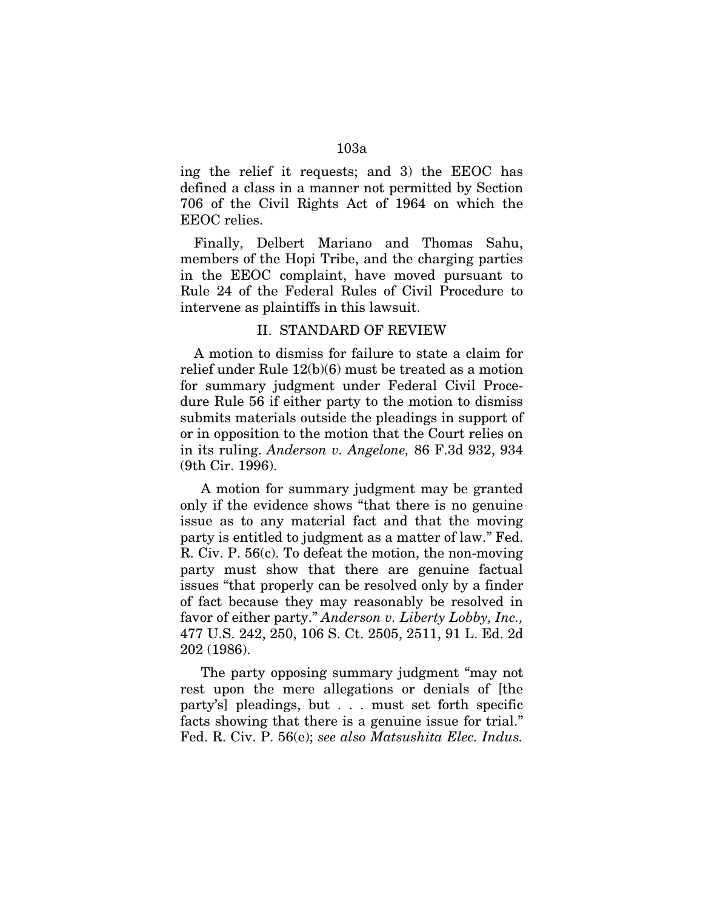ing the relief it requests; and 3) the EEOC has defined a class in a manner not permitted by Section 706 of the Civil Rights Act of 1964 on which the EEOC relies.

Finally, Delbert Mariano and Thomas Sahu, members of the Hopi Tribe, and the charging parties in the EEOC complaint, have moved pursuant to Rule 24 of the Federal Rules of Civil Procedure to intervene as plaintiffs in this lawsuit.

## II. STANDARD OF REVIEW

A motion to dismiss for failure to state a claim for relief under Rule 12(b)(6) must be treated as a motion for summary judgment under Federal Civil Procedure Rule 56 if either party to the motion to dismiss submits materials outside the pleadings in support of or in opposition to the motion that the Court relies on in its ruling. *Anderson v. Angelone,* 86 F.3d 932, 934 (9th Cir. 1996).

A motion for summary judgment may be granted only if the evidence shows "that there is no genuine issue as to any material fact and that the moving party is entitled to judgment as a matter of law." Fed. R. Civ. P. 56(c). To defeat the motion, the non-moving party must show that there are genuine factual issues "that properly can be resolved only by a finder of fact because they may reasonably be resolved in favor of either party." *Anderson v. Liberty Lobby, Inc.,* 477 U.S. 242, 250, 106 S. Ct. 2505, 2511, 91 L. Ed. 2d 202 (1986).

The party opposing summary judgment "may not rest upon the mere allegations or denials of [the party's] pleadings, but . . . must set forth specific facts showing that there is a genuine issue for trial." Fed. R. Civ. P. 56(e); *see also Matsushita Elec. Indus.*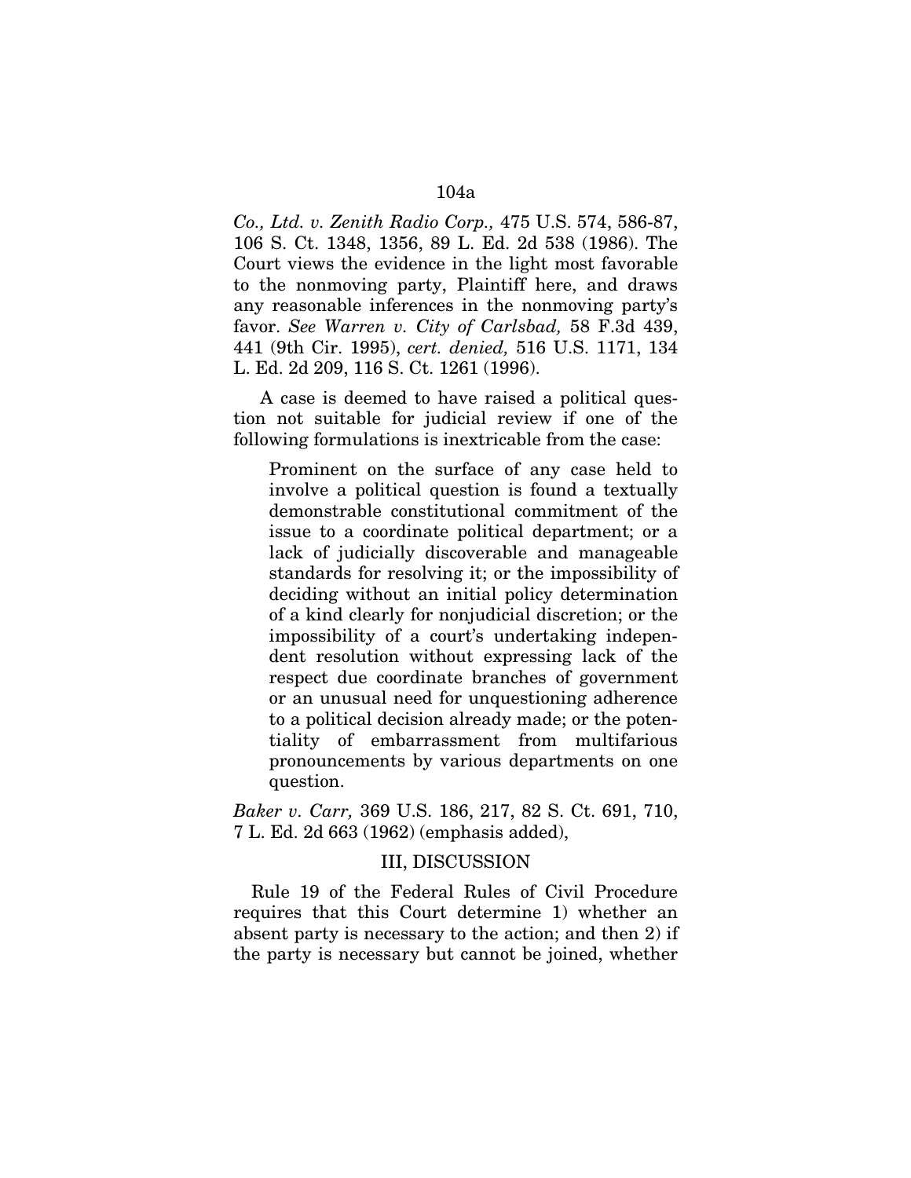*Co., Ltd. v. Zenith Radio Corp.,* 475 U.S. 574, 586-87, 106 S. Ct. 1348, 1356, 89 L. Ed. 2d 538 (1986). The Court views the evidence in the light most favorable to the nonmoving party, Plaintiff here, and draws any reasonable inferences in the nonmoving party's favor. *See Warren v. City of Carlsbad,* 58 F.3d 439, 441 (9th Cir. 1995), *cert. denied,* 516 U.S. 1171, 134 L. Ed. 2d 209, 116 S. Ct. 1261 (1996).

A case is deemed to have raised a political question not suitable for judicial review if one of the following formulations is inextricable from the case:

> Prominent on the surface of any case held to involve a political question is found a textually demonstrable constitutional commitment of the issue to a coordinate political department; or a lack of judicially discoverable and manageable standards for resolving it; or the impossibility of deciding without an initial policy determination of a kind clearly for nonjudicial discretion; or the impossibility of a court's undertaking independent resolution without expressing lack of the respect due coordinate branches of government or an unusual need for unquestioning adherence to a political decision already made; or the potentiality of embarrassment from multifarious pronouncements by various departments on one question.

*Baker v. Carr,* 369 U.S. 186, 217, 82 S. Ct. 691, 710, 7 L. Ed. 2d 663 (1962) (emphasis added),

## III, DISCUSSION

Rule 19 of the Federal Rules of Civil Procedure requires that this Court determine 1) whether an absent party is necessary to the action; and then 2) if the party is necessary but cannot be joined, whether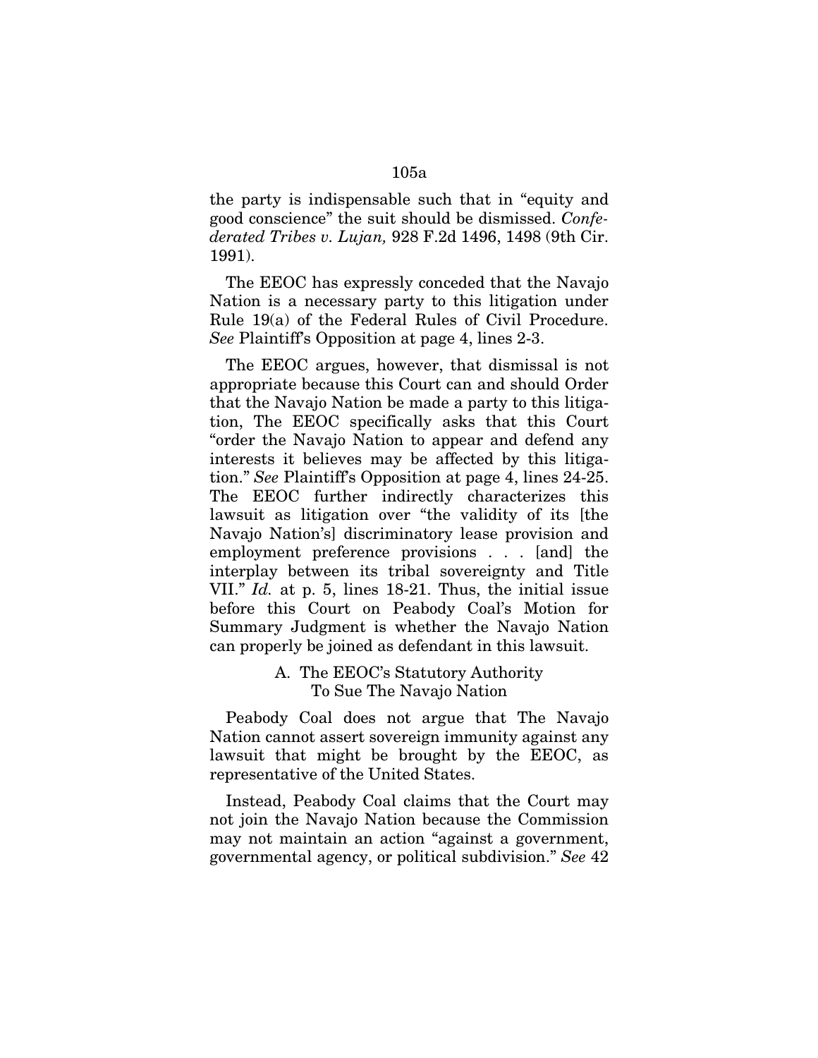the party is indispensable such that in "equity and good conscience" the suit should be dismissed. *Confederated Tribes v. Lujan,* 928 F.2d 1496, 1498 (9th Cir. 1991).

The EEOC has expressly conceded that the Navajo Nation is a necessary party to this litigation under Rule 19(a) of the Federal Rules of Civil Procedure. *See* Plaintiff's Opposition at page 4, lines 2-3.

The EEOC argues, however, that dismissal is not appropriate because this Court can and should Order that the Navajo Nation be made a party to this litigation, The EEOC specifically asks that this Court "order the Navajo Nation to appear and defend any interests it believes may be affected by this litigation." *See* Plaintiff's Opposition at page 4, lines 24-25. The EEOC further indirectly characterizes this lawsuit as litigation over "the validity of its [the Navajo Nation's] discriminatory lease provision and employment preference provisions . . . [and] the interplay between its tribal sovereignty and Title VII." *Id.* at p. 5, lines 18-21. Thus, the initial issue before this Court on Peabody Coal's Motion for Summary Judgment is whether the Navajo Nation can properly be joined as defendant in this lawsuit.

### A. The EEOC's Statutory Authority To Sue The Navajo Nation

Peabody Coal does not argue that The Navajo Nation cannot assert sovereign immunity against any lawsuit that might be brought by the EEOC, as representative of the United States.

Instead, Peabody Coal claims that the Court may not join the Navajo Nation because the Commission may not maintain an action "against a government, governmental agency, or political subdivision." *See* 42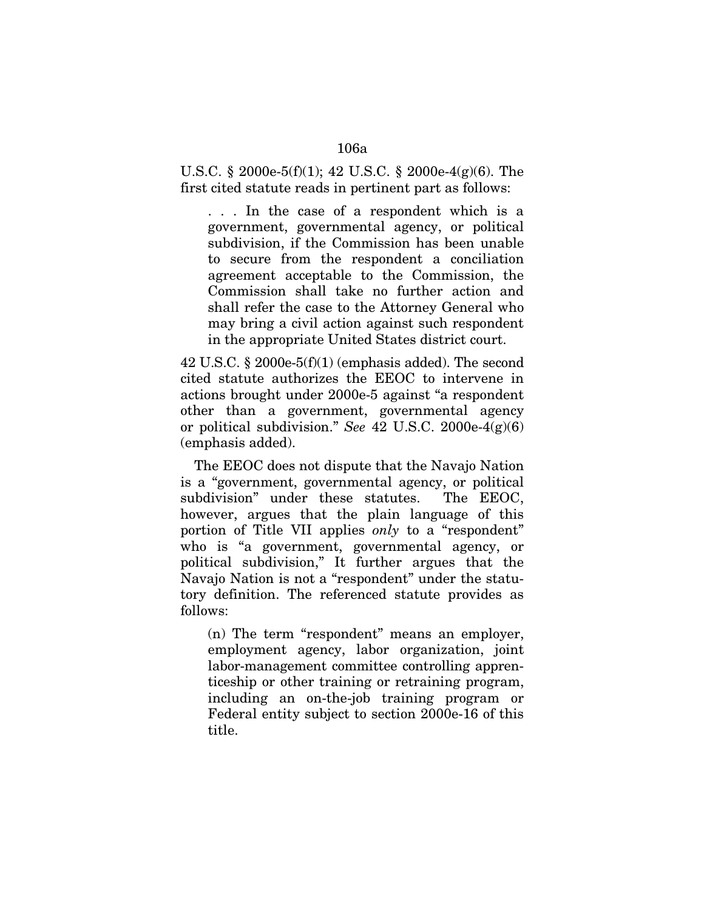U.S.C. § 2000e-5(f)(1); 42 U.S.C. § 2000e-4(g)(6). The first cited statute reads in pertinent part as follows:

> . . . In the case of a respondent which is a government, governmental agency, or political subdivision, if the Commission has been unable to secure from the respondent a conciliation agreement acceptable to the Commission, the Commission shall take no further action and shall refer the case to the Attorney General who may bring a civil action against such respondent in the appropriate United States district court.

42 U.S.C. § 2000e-5(f)(1) (emphasis added). The second cited statute authorizes the EEOC to intervene in actions brought under 2000e-5 against "a respondent other than a government, governmental agency or political subdivision." *See* 42 U.S.C. 2000e-4(g)(6) (emphasis added).

The EEOC does not dispute that the Navajo Nation is a "government, governmental agency, or political subdivision" under these statutes. The EEOC, however, argues that the plain language of this portion of Title VII applies *only* to a "respondent" who is "a government, governmental agency, or political subdivision," It further argues that the Navajo Nation is not a "respondent" under the statutory definition. The referenced statute provides as follows:

> (n) The term "respondent" means an employer, employment agency, labor organization, joint labor-management committee controlling apprenticeship or other training or retraining program, including an on-the-job training program or Federal entity subject to section 2000e-16 of this title.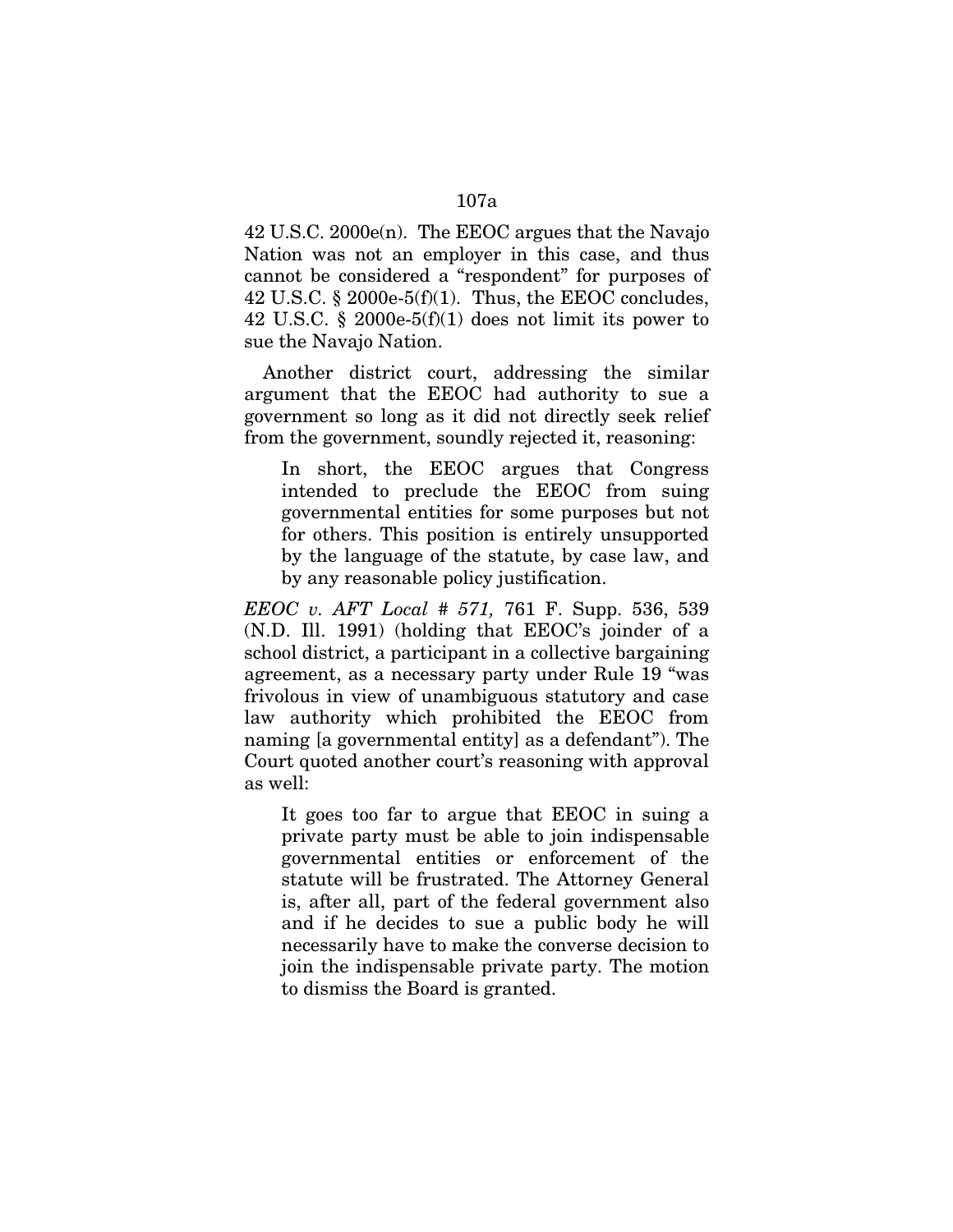42 U.S.C. 2000e(n). The EEOC argues that the Navajo Nation was not an employer in this case, and thus cannot be considered a "respondent" for purposes of 42 U.S.C. § 2000e-5(f)(1). Thus, the EEOC concludes, 42 U.S.C. § 2000e-5(f)(1) does not limit its power to sue the Navajo Nation.

Another district court, addressing the similar argument that the EEOC had authority to sue a government so long as it did not directly seek relief from the government, soundly rejected it, reasoning:

> In short, the EEOC argues that Congress intended to preclude the EEOC from suing governmental entities for some purposes but not for others. This position is entirely unsupported by the language of the statute, by case law, and by any reasonable policy justification.

*EEOC v. AFT Local # 571,* 761 F. Supp. 536, 539 (N.D. Ill. 1991) (holding that EEOC's joinder of a school district, a participant in a collective bargaining agreement, as a necessary party under Rule 19 "was frivolous in view of unambiguous statutory and case law authority which prohibited the EEOC from naming [a governmental entity] as a defendant"). The Court quoted another court's reasoning with approval as well:

> It goes too far to argue that EEOC in suing a private party must be able to join indispensable governmental entities or enforcement of the statute will be frustrated. The Attorney General is, after all, part of the federal government also and if he decides to sue a public body he will necessarily have to make the converse decision to join the indispensable private party. The motion to dismiss the Board is granted.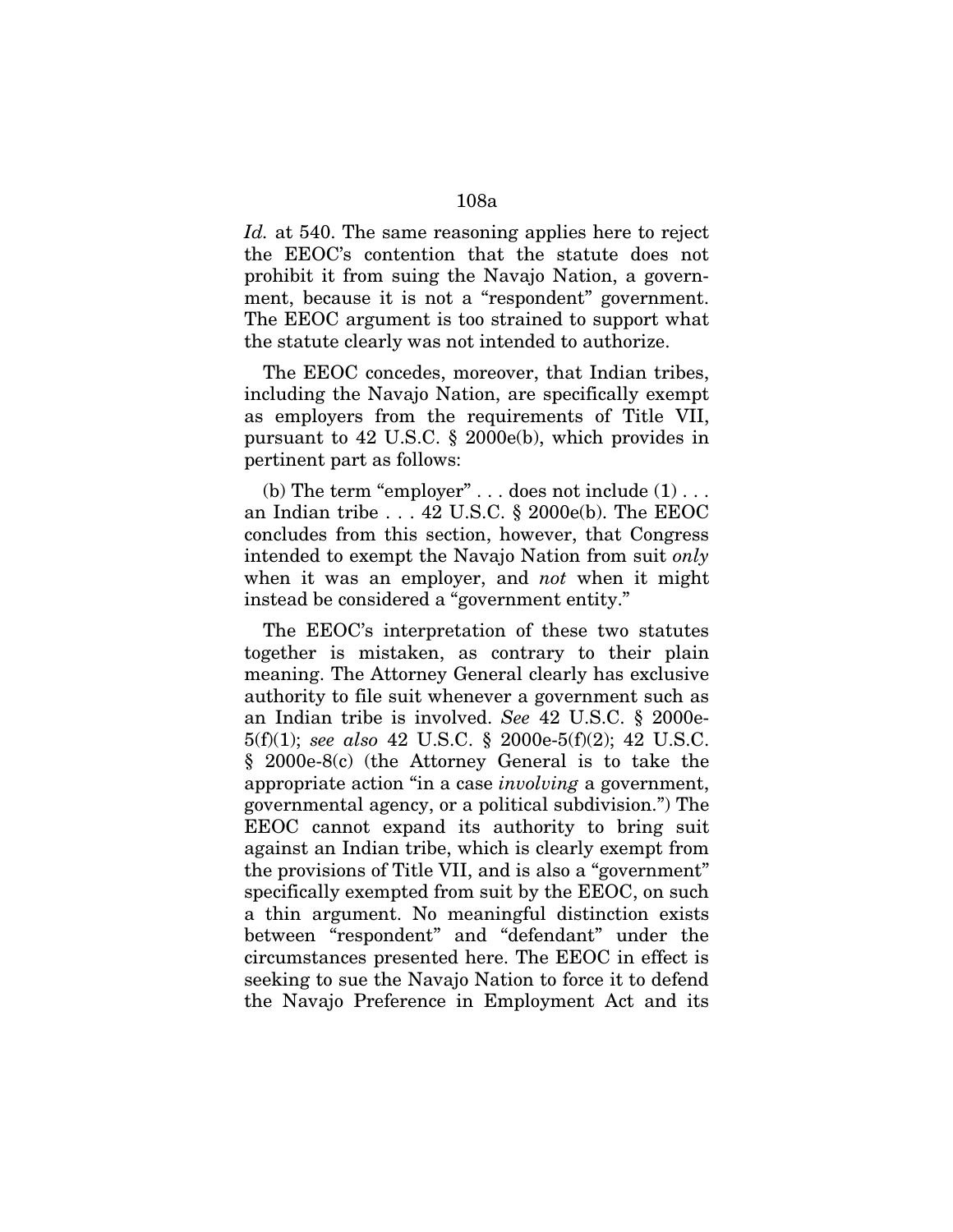*Id.* at 540. The same reasoning applies here to reject the EEOC's contention that the statute does not prohibit it from suing the Navajo Nation, a government, because it is not a "respondent" government. The EEOC argument is too strained to support what the statute clearly was not intended to authorize.

The EEOC concedes, moreover, that Indian tribes, including the Navajo Nation, are specifically exempt as employers from the requirements of Title VII, pursuant to 42 U.S.C. § 2000e(b), which provides in pertinent part as follows:

(b) The term "employer" . . . does not include (1) . . . an Indian tribe . . . 42 U.S.C. § 2000e(b). The EEOC concludes from this section, however, that Congress intended to exempt the Navajo Nation from suit *only* when it was an employer, and *not* when it might instead be considered a "government entity."

The EEOC's interpretation of these two statutes together is mistaken, as contrary to their plain meaning. The Attorney General clearly has exclusive authority to file suit whenever a government such as an Indian tribe is involved. *See* 42 U.S.C. § 2000e-5(f)(1); *see also* 42 U.S.C. § 2000e-5(f)(2); 42 U.S.C. § 2000e-8(c) (the Attorney General is to take the appropriate action "in a case *involving* a government, governmental agency, or a political subdivision.") The EEOC cannot expand its authority to bring suit against an Indian tribe, which is clearly exempt from the provisions of Title VII, and is also a "government" specifically exempted from suit by the EEOC, on such a thin argument. No meaningful distinction exists between "respondent" and "defendant" under the circumstances presented here. The EEOC in effect is seeking to sue the Navajo Nation to force it to defend the Navajo Preference in Employment Act and its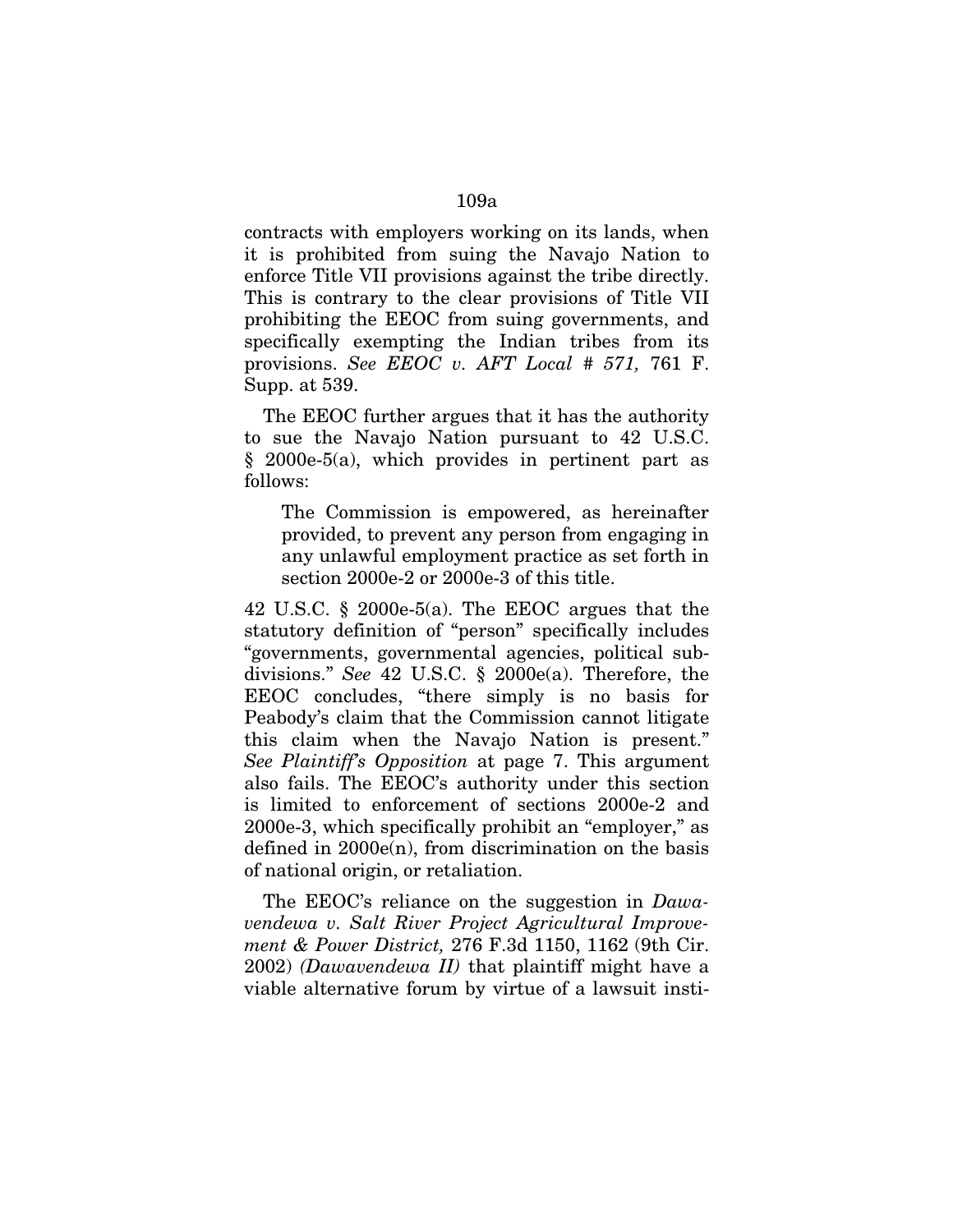contracts with employers working on its lands, when it is prohibited from suing the Navajo Nation to enforce Title VII provisions against the tribe directly. This is contrary to the clear provisions of Title VII prohibiting the EEOC from suing governments, and specifically exempting the Indian tribes from its provisions. *See EEOC v. AFT Local # 571,* 761 F. Supp. at 539.

The EEOC further argues that it has the authority to sue the Navajo Nation pursuant to 42 U.S.C. § 2000e-5(a), which provides in pertinent part as follows:

> The Commission is empowered, as hereinafter provided, to prevent any person from engaging in any unlawful employment practice as set forth in section 2000e-2 or 2000e-3 of this title.

42 U.S.C. § 2000e-5(a). The EEOC argues that the statutory definition of "person" specifically includes "governments, governmental agencies, political subdivisions." *See* 42 U.S.C. § 2000e(a). Therefore, the EEOC concludes, "there simply is no basis for Peabody's claim that the Commission cannot litigate this claim when the Navajo Nation is present." *See Plaintiff's Opposition* at page 7. This argument also fails. The EEOC's authority under this section is limited to enforcement of sections 2000e-2 and 2000e-3, which specifically prohibit an "employer," as defined in 2000e(n), from discrimination on the basis of national origin, or retaliation.

The EEOC's reliance on the suggestion in *Dawavendewa v. Salt River Project Agricultural Improvement & Power District,* 276 F.3d 1150, 1162 (9th Cir. 2002) *(Dawavendewa II)* that plaintiff might have a viable alternative forum by virtue of a lawsuit insti-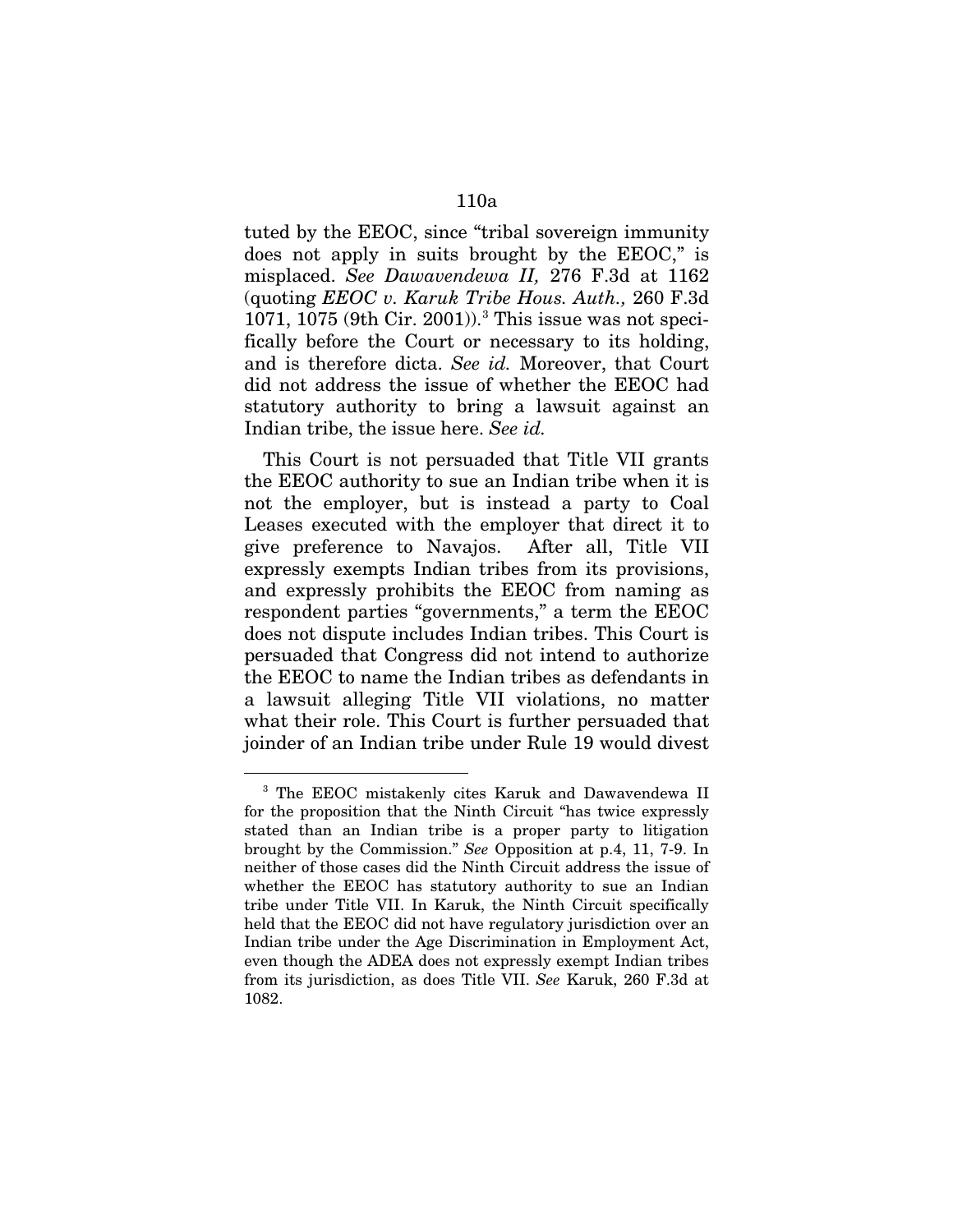tuted by the EEOC, since "tribal sovereign immunity does not apply in suits brought by the EEOC," is misplaced. *See Dawavendewa II,* 276 F.3d at 1162 (quoting *EEOC v. Karuk Tribe Hous. Auth.,* 260 F.3d 1071, 1075 (9th Cir. 2001)).[3] This issue was not specifically before the Court or necessary to its holding, and is therefore dicta. *See id.* Moreover, that Court did not address the issue of whether the EEOC had statutory authority to bring a lawsuit against an Indian tribe, the issue here. *See id.*

This Court is not persuaded that Title VII grants the EEOC authority to sue an Indian tribe when it is not the employer, but is instead a party to Coal Leases executed with the employer that direct it to give preference to Navajos. After all, Title VII expressly exempts Indian tribes from its provisions, and expressly prohibits the EEOC from naming as respondent parties "governments," a term the EEOC does not dispute includes Indian tribes. This Court is persuaded that Congress did not intend to authorize the EEOC to name the Indian tribes as defendants in a lawsuit alleging Title VII violations, no matter what their role. This Court is further persuaded that joinder of an Indian tribe under Rule 19 would divest

---

[3] The EEOC mistakenly cites Karuk and Dawavendewa II for the proposition that the Ninth Circuit "has twice expressly stated than an Indian tribe is a proper party to litigation brought by the Commission." *See* Opposition at p.4, 11, 7-9. In neither of those cases did the Ninth Circuit address the issue of whether the EEOC has statutory authority to sue an Indian tribe under Title VII. In Karuk, the Ninth Circuit specifically held that the EEOC did not have regulatory jurisdiction over an Indian tribe under the Age Discrimination in Employment Act, even though the ADEA does not expressly exempt Indian tribes from its jurisdiction, as does Title VII. *See* Karuk, 260 F.3d at 1082.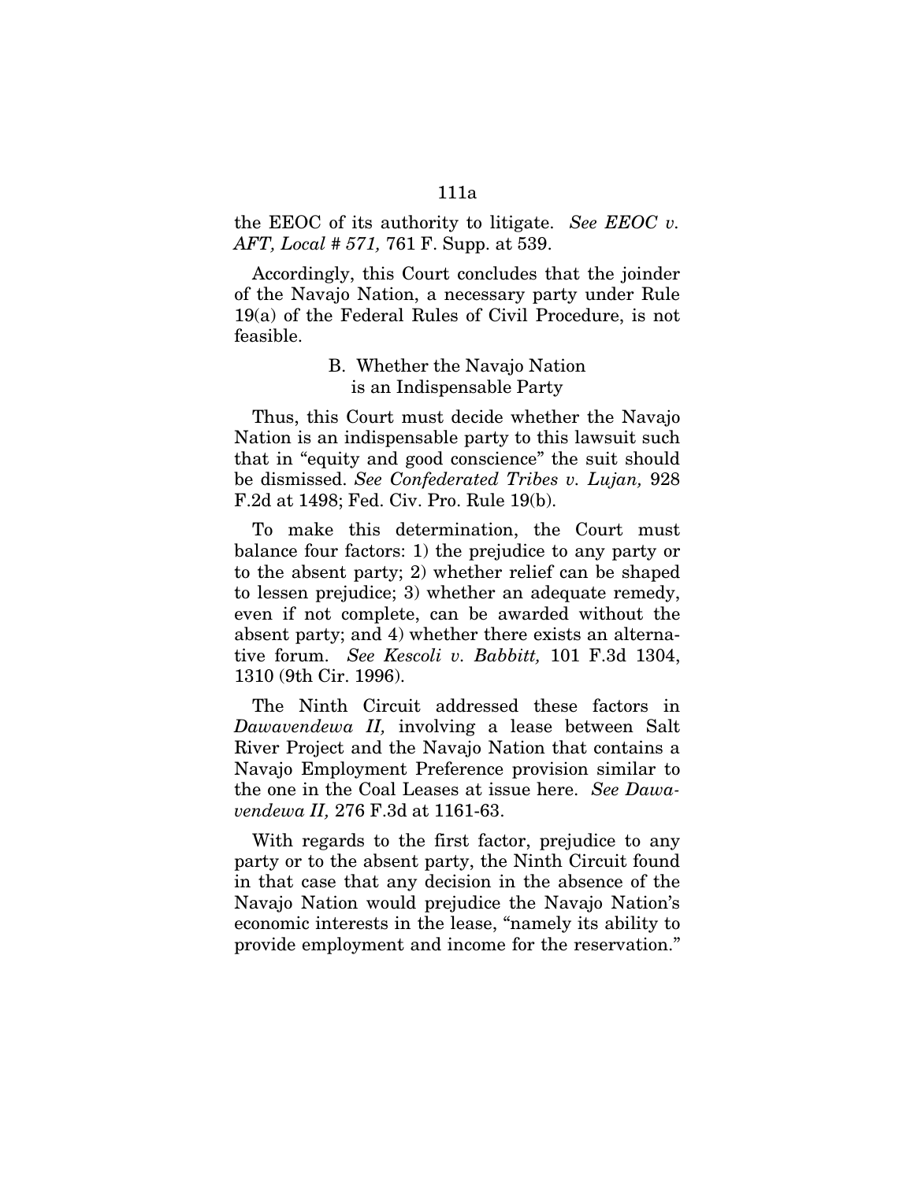the EEOC of its authority to litigate. *See EEOC v. AFT, Local # 571,* 761 F. Supp. at 539.

Accordingly, this Court concludes that the joinder of the Navajo Nation, a necessary party under Rule 19(a) of the Federal Rules of Civil Procedure, is not feasible.

### B. Whether the Navajo Nation is an Indispensable Party

Thus, this Court must decide whether the Navajo Nation is an indispensable party to this lawsuit such that in "equity and good conscience" the suit should be dismissed. *See Confederated Tribes v. Lujan,* 928 F.2d at 1498; Fed. Civ. Pro. Rule 19(b).

To make this determination, the Court must balance four factors: 1) the prejudice to any party or to the absent party; 2) whether relief can be shaped to lessen prejudice; 3) whether an adequate remedy, even if not complete, can be awarded without the absent party; and 4) whether there exists an alternative forum. *See Kescoli v. Babbitt,* 101 F.3d 1304, 1310 (9th Cir. 1996).

The Ninth Circuit addressed these factors in *Dawavendewa II,* involving a lease between Salt River Project and the Navajo Nation that contains a Navajo Employment Preference provision similar to the one in the Coal Leases at issue here. *See Dawavendewa II,* 276 F.3d at 1161-63.

With regards to the first factor, prejudice to any party or to the absent party, the Ninth Circuit found in that case that any decision in the absence of the Navajo Nation would prejudice the Navajo Nation's economic interests in the lease, "namely its ability to provide employment and income for the reservation."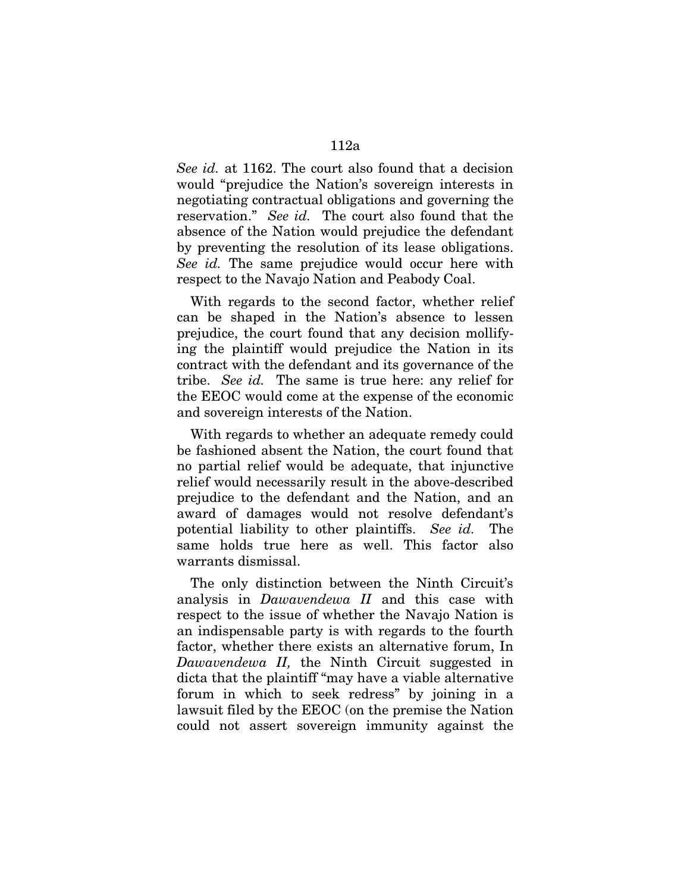*See id.* at 1162. The court also found that a decision would "prejudice the Nation's sovereign interests in negotiating contractual obligations and governing the reservation." *See id.* The court also found that the absence of the Nation would prejudice the defendant by preventing the resolution of its lease obligations. *See id.* The same prejudice would occur here with respect to the Navajo Nation and Peabody Coal.

With regards to the second factor, whether relief can be shaped in the Nation's absence to lessen prejudice, the court found that any decision mollifying the plaintiff would prejudice the Nation in its contract with the defendant and its governance of the tribe. *See id.* The same is true here: any relief for the EEOC would come at the expense of the economic and sovereign interests of the Nation.

With regards to whether an adequate remedy could be fashioned absent the Nation, the court found that no partial relief would be adequate, that injunctive relief would necessarily result in the above-described prejudice to the defendant and the Nation, and an award of damages would not resolve defendant's potential liability to other plaintiffs. *See id.* The same holds true here as well. This factor also warrants dismissal.

The only distinction between the Ninth Circuit's analysis in *Dawavendewa II* and this case with respect to the issue of whether the Navajo Nation is an indispensable party is with regards to the fourth factor, whether there exists an alternative forum, In *Dawavendewa II,* the Ninth Circuit suggested in dicta that the plaintiff "may have a viable alternative forum in which to seek redress" by joining in a lawsuit filed by the EEOC (on the premise the Nation could not assert sovereign immunity against the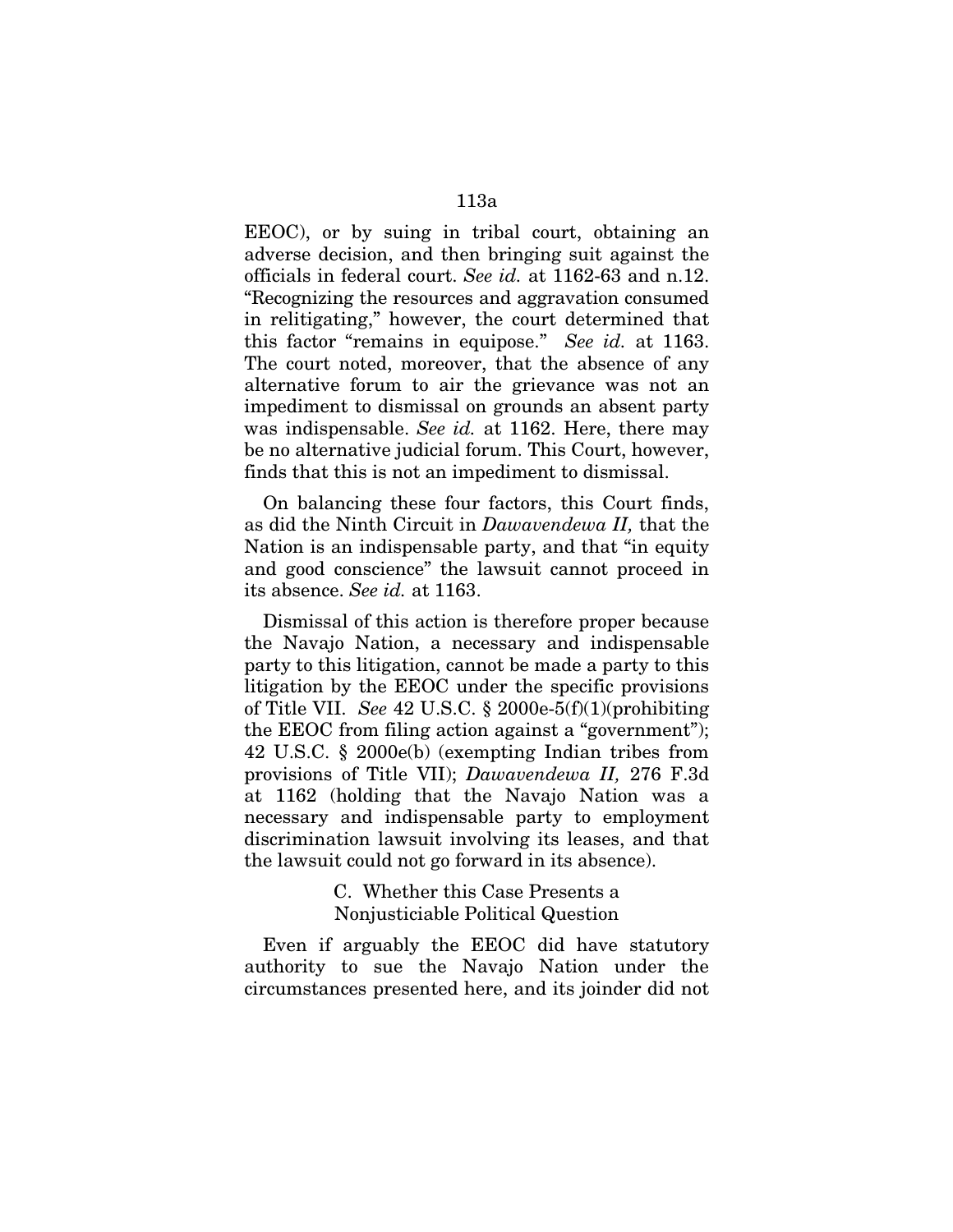EEOC), or by suing in tribal court, obtaining an adverse decision, and then bringing suit against the officials in federal court. *See id.* at 1162-63 and n.12. "Recognizing the resources and aggravation consumed in relitigating," however, the court determined that this factor "remains in equipose." *See id.* at 1163. The court noted, moreover, that the absence of any alternative forum to air the grievance was not an impediment to dismissal on grounds an absent party was indispensable. *See id.* at 1162. Here, there may be no alternative judicial forum. This Court, however, finds that this is not an impediment to dismissal.

On balancing these four factors, this Court finds, as did the Ninth Circuit in *Dawavendewa II,* that the Nation is an indispensable party, and that "in equity and good conscience" the lawsuit cannot proceed in its absence. *See id.* at 1163.

Dismissal of this action is therefore proper because the Navajo Nation, a necessary and indispensable party to this litigation, cannot be made a party to this litigation by the EEOC under the specific provisions of Title VII. *See* 42 U.S.C. § 2000e-5(f)(1)(prohibiting the EEOC from filing action against a "government"); 42 U.S.C. § 2000e(b) (exempting Indian tribes from provisions of Title VII); *Dawavendewa II,* 276 F.3d at 1162 (holding that the Navajo Nation was a necessary and indispensable party to employment discrimination lawsuit involving its leases, and that the lawsuit could not go forward in its absence).

### C. Whether this Case Presents a Nonjusticiable Political Question

Even if arguably the EEOC did have statutory authority to sue the Navajo Nation under the circumstances presented here, and its joinder did not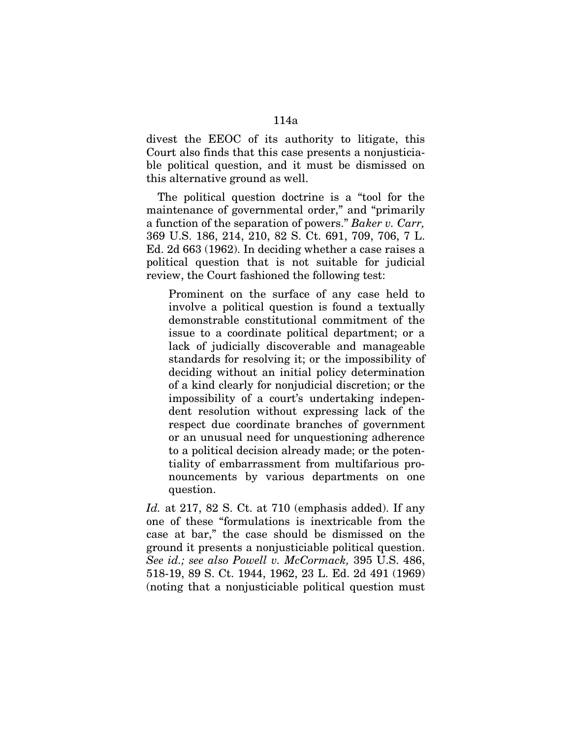divest the EEOC of its authority to litigate, this Court also finds that this case presents a nonjusticiable political question, and it must be dismissed on this alternative ground as well.

The political question doctrine is a "tool for the maintenance of governmental order," and "primarily a function of the separation of powers." *Baker v. Carr,* 369 U.S. 186, 214, 210, 82 S. Ct. 691, 709, 706, 7 L. Ed. 2d 663 (1962). In deciding whether a case raises a political question that is not suitable for judicial review, the Court fashioned the following test:

> Prominent on the surface of any case held to involve a political question is found a textually demonstrable constitutional commitment of the issue to a coordinate political department; or a lack of judicially discoverable and manageable standards for resolving it; or the impossibility of deciding without an initial policy determination of a kind clearly for nonjudicial discretion; or the impossibility of a court's undertaking independent resolution without expressing lack of the respect due coordinate branches of government or an unusual need for unquestioning adherence to a political decision already made; or the potentiality of embarrassment from multifarious pronouncements by various departments on one question.

*Id.* at 217, 82 S. Ct. at 710 (emphasis added). If any one of these "formulations is inextricable from the case at bar," the case should be dismissed on the ground it presents a nonjusticiable political question. *See id.; see also Powell v. McCormack,* 395 U.S. 486, 518-19, 89 S. Ct. 1944, 1962, 23 L. Ed. 2d 491 (1969) (noting that a nonjusticiable political question must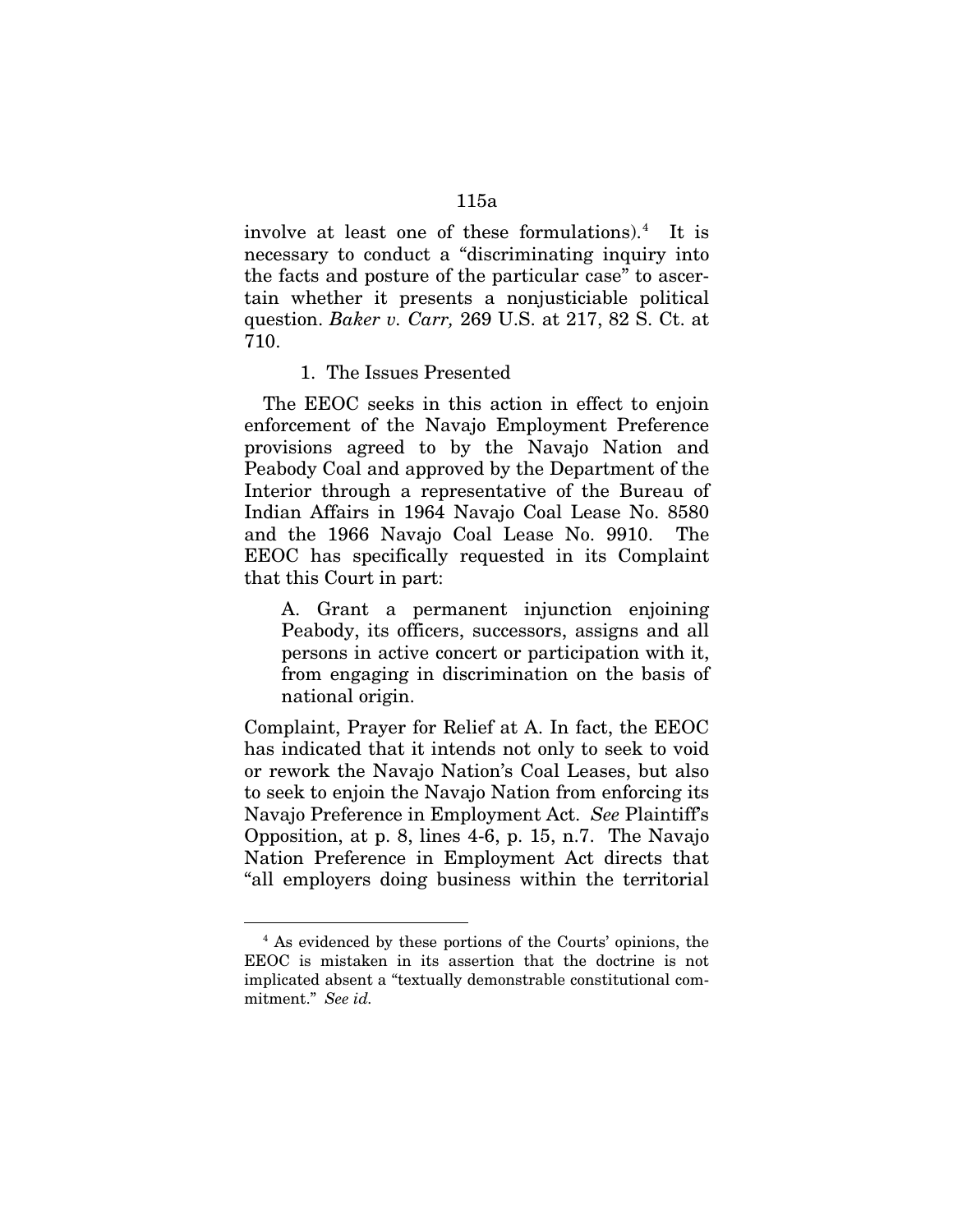involve at least one of these formulations).[4] It is necessary to conduct a "discriminating inquiry into the facts and posture of the particular case" to ascertain whether it presents a nonjusticiable political question. *Baker v. Carr,* 269 U.S. at 217, 82 S. Ct. at 710.

1. The Issues Presented

The EEOC seeks in this action in effect to enjoin enforcement of the Navajo Employment Preference provisions agreed to by the Navajo Nation and Peabody Coal and approved by the Department of the Interior through a representative of the Bureau of Indian Affairs in 1964 Navajo Coal Lease No. 8580 and the 1966 Navajo Coal Lease No. 9910. The EEOC has specifically requested in its Complaint that this Court in part:

> A. Grant a permanent injunction enjoining Peabody, its officers, successors, assigns and all persons in active concert or participation with it, from engaging in discrimination on the basis of national origin.

Complaint, Prayer for Relief at A. In fact, the EEOC has indicated that it intends not only to seek to void or rework the Navajo Nation's Coal Leases, but also to seek to enjoin the Navajo Nation from enforcing its Navajo Preference in Employment Act. *See* Plaintiff's Opposition, at p. 8, lines 4-6, p. 15, n.7. The Navajo Nation Preference in Employment Act directs that "all employers doing business within the territorial

---

[4] As evidenced by these portions of the Courts' opinions, the EEOC is mistaken in its assertion that the doctrine is not implicated absent a "textually demonstrable constitutional commitment." *See id.*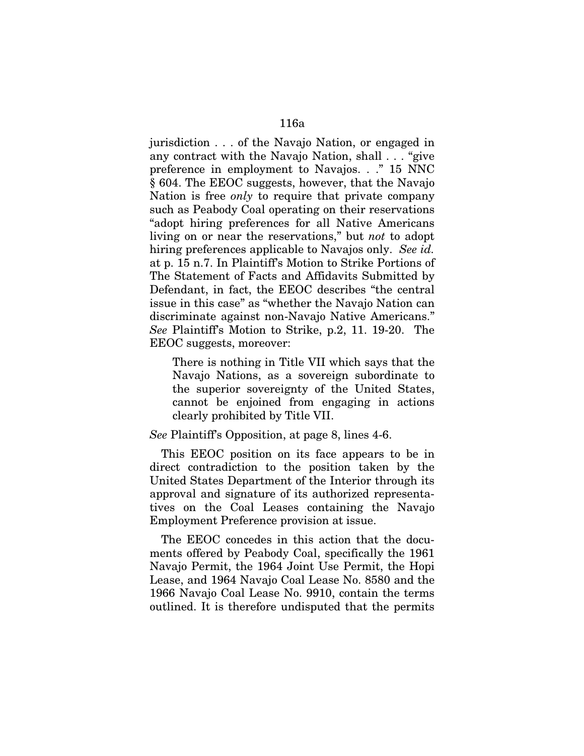jurisdiction . . . of the Navajo Nation, or engaged in any contract with the Navajo Nation, shall . . . "give preference in employment to Navajos. . ." 15 NNC § 604. The EEOC suggests, however, that the Navajo Nation is free *only* to require that private company such as Peabody Coal operating on their reservations "adopt hiring preferences for all Native Americans living on or near the reservations," but *not* to adopt hiring preferences applicable to Navajos only. *See id.* at p. 15 n.7. In Plaintiff's Motion to Strike Portions of The Statement of Facts and Affidavits Submitted by Defendant, in fact, the EEOC describes "the central issue in this case" as "whether the Navajo Nation can discriminate against non-Navajo Native Americans." *See* Plaintiff's Motion to Strike, p.2, 11. 19-20. The EEOC suggests, moreover:

> There is nothing in Title VII which says that the Navajo Nations, as a sovereign subordinate to the superior sovereignty of the United States, cannot be enjoined from engaging in actions clearly prohibited by Title VII.

*See* Plaintiff's Opposition, at page 8, lines 4-6.

This EEOC position on its face appears to be in direct contradiction to the position taken by the United States Department of the Interior through its approval and signature of its authorized representatives on the Coal Leases containing the Navajo Employment Preference provision at issue.

The EEOC concedes in this action that the documents offered by Peabody Coal, specifically the 1961 Navajo Permit, the 1964 Joint Use Permit, the Hopi Lease, and 1964 Navajo Coal Lease No. 8580 and the 1966 Navajo Coal Lease No. 9910, contain the terms outlined. It is therefore undisputed that the permits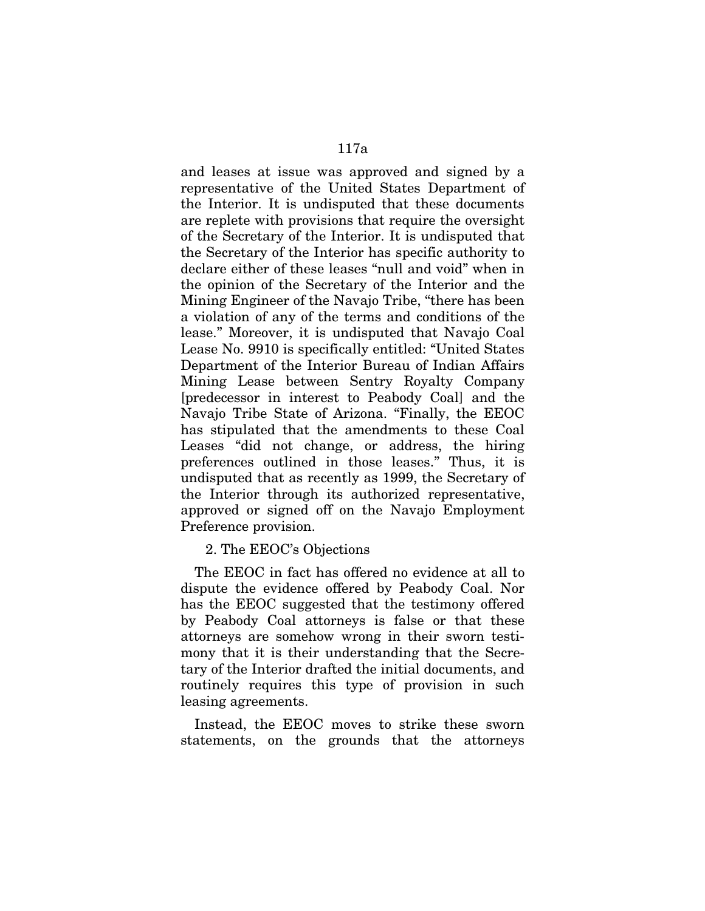and leases at issue was approved and signed by a representative of the United States Department of the Interior. It is undisputed that these documents are replete with provisions that require the oversight of the Secretary of the Interior. It is undisputed that the Secretary of the Interior has specific authority to declare either of these leases "null and void" when in the opinion of the Secretary of the Interior and the Mining Engineer of the Navajo Tribe, "there has been a violation of any of the terms and conditions of the lease." Moreover, it is undisputed that Navajo Coal Lease No. 9910 is specifically entitled: "United States Department of the Interior Bureau of Indian Affairs Mining Lease between Sentry Royalty Company [predecessor in interest to Peabody Coal] and the Navajo Tribe State of Arizona. "Finally, the EEOC has stipulated that the amendments to these Coal Leases "did not change, or address, the hiring preferences outlined in those leases." Thus, it is undisputed that as recently as 1999, the Secretary of the Interior through its authorized representative, approved or signed off on the Navajo Employment Preference provision.

2. The EEOC's Objections

The EEOC in fact has offered no evidence at all to dispute the evidence offered by Peabody Coal. Nor has the EEOC suggested that the testimony offered by Peabody Coal attorneys is false or that these attorneys are somehow wrong in their sworn testimony that it is their understanding that the Secretary of the Interior drafted the initial documents, and routinely requires this type of provision in such leasing agreements.

Instead, the EEOC moves to strike these sworn statements, on the grounds that the attorneys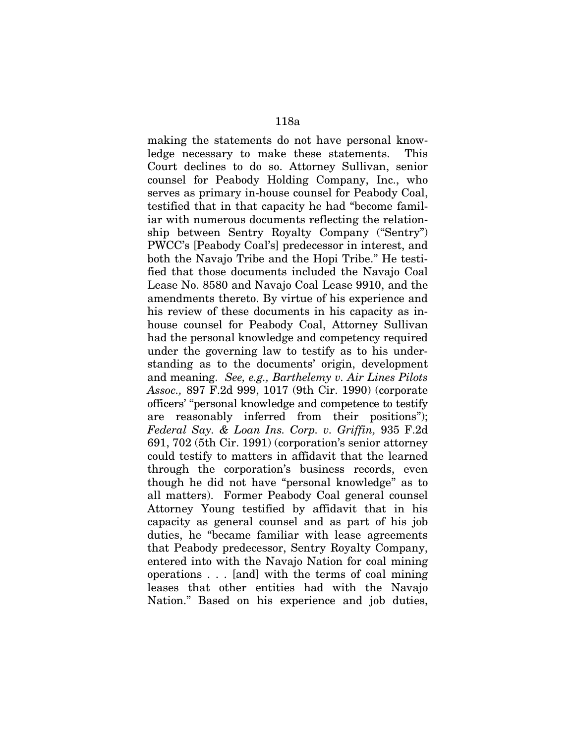making the statements do not have personal knowledge necessary to make these statements. This Court declines to do so. Attorney Sullivan, senior counsel for Peabody Holding Company, Inc., who serves as primary in-house counsel for Peabody Coal, testified that in that capacity he had "become familiar with numerous documents reflecting the relationship between Sentry Royalty Company ("Sentry") PWCC's [Peabody Coal's] predecessor in interest, and both the Navajo Tribe and the Hopi Tribe." He testified that those documents included the Navajo Coal Lease No. 8580 and Navajo Coal Lease 9910, and the amendments thereto. By virtue of his experience and his review of these documents in his capacity as in-house counsel for Peabody Coal, Attorney Sullivan had the personal knowledge and competency required under the governing law to testify as to his understanding as to the documents' origin, development and meaning. *See, e.g., Barthelemy v. Air Lines Pilots Assoc.,* 897 F.2d 999, 1017 (9th Cir. 1990) (corporate officers' "personal knowledge and competence to testify are reasonably inferred from their positions"); *Federal Sav. & Loan Ins. Corp. v. Griffin,* 935 F.2d 691, 702 (5th Cir. 1991) (corporation's senior attorney could testify to matters in affidavit that the learned through the corporation's business records, even though he did not have "personal knowledge" as to all matters). Former Peabody Coal general counsel Attorney Young testified by affidavit that in his capacity as general counsel and as part of his job duties, he "became familiar with lease agreements that Peabody predecessor, Sentry Royalty Company, entered into with the Navajo Nation for coal mining operations . . . [and] with the terms of coal mining leases that other entities had with the Navajo Nation." Based on his experience and job duties,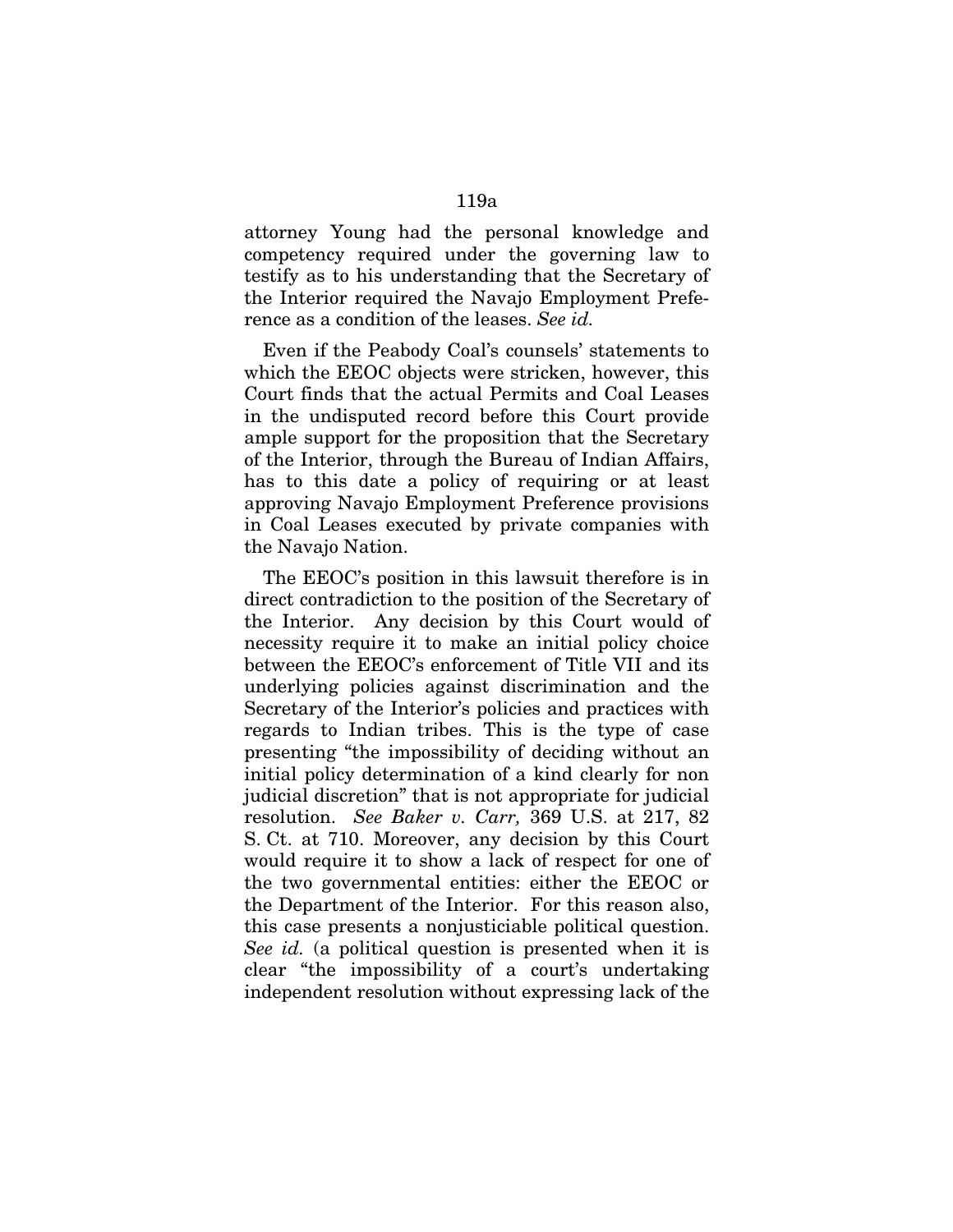attorney Young had the personal knowledge and competency required under the governing law to testify as to his understanding that the Secretary of the Interior required the Navajo Employment Preference as a condition of the leases. *See id.*

Even if the Peabody Coal's counsels' statements to which the EEOC objects were stricken, however, this Court finds that the actual Permits and Coal Leases in the undisputed record before this Court provide ample support for the proposition that the Secretary of the Interior, through the Bureau of Indian Affairs, has to this date a policy of requiring or at least approving Navajo Employment Preference provisions in Coal Leases executed by private companies with the Navajo Nation.

The EEOC's position in this lawsuit therefore is in direct contradiction to the position of the Secretary of the Interior. Any decision by this Court would of necessity require it to make an initial policy choice between the EEOC's enforcement of Title VII and its underlying policies against discrimination and the Secretary of the Interior's policies and practices with regards to Indian tribes. This is the type of case presenting "the impossibility of deciding without an initial policy determination of a kind clearly for non judicial discretion" that is not appropriate for judicial resolution. *See Baker v. Carr,* 369 U.S. at 217, 82 S. Ct. at 710. Moreover, any decision by this Court would require it to show a lack of respect for one of the two governmental entities: either the EEOC or the Department of the Interior. For this reason also, this case presents a nonjusticiable political question. *See id.* (a political question is presented when it is clear "the impossibility of a court's undertaking independent resolution without expressing lack of the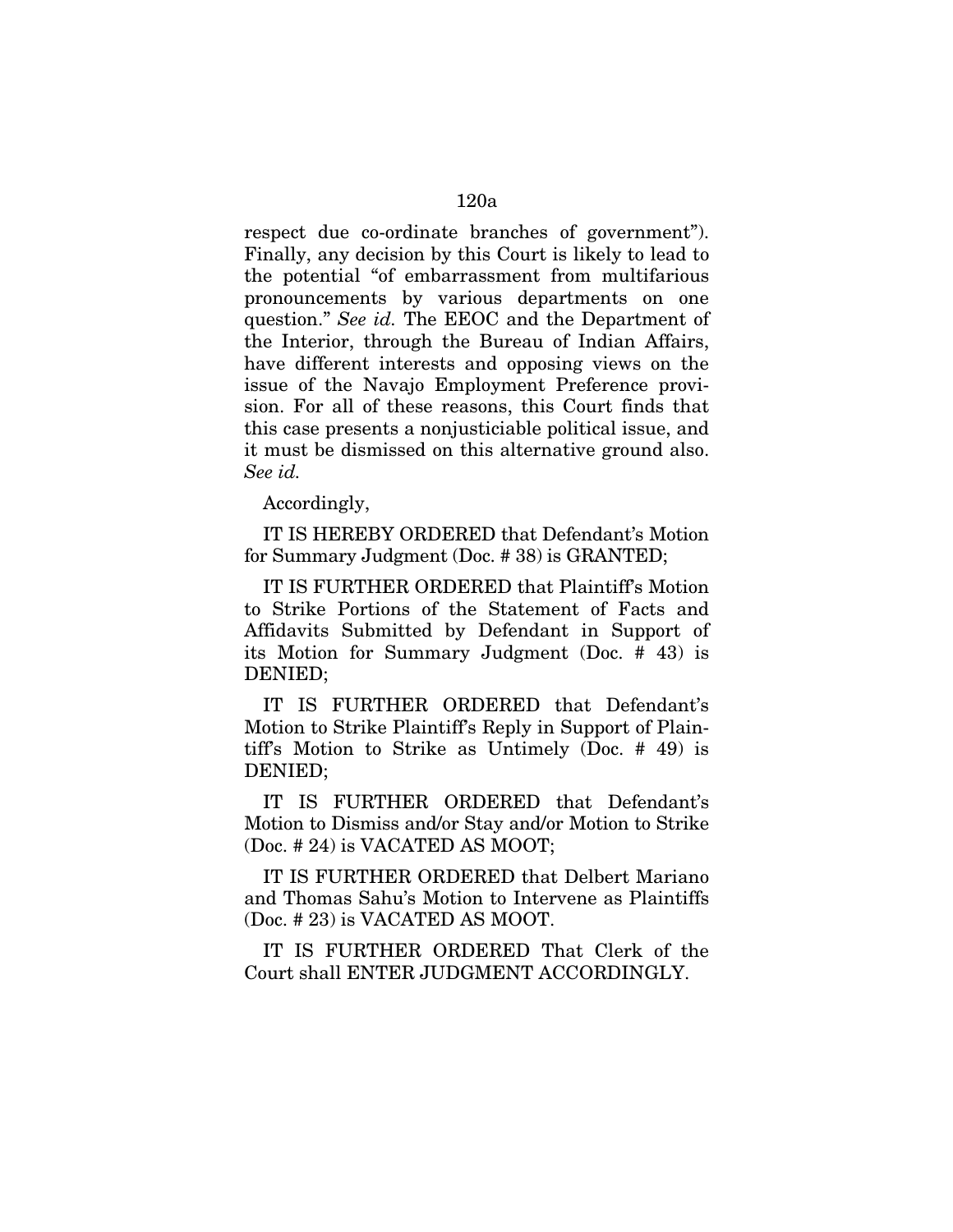respect due co-ordinate branches of government"). Finally, any decision by this Court is likely to lead to the potential "of embarrassment from multifarious pronouncements by various departments on one question." *See id.* The EEOC and the Department of the Interior, through the Bureau of Indian Affairs, have different interests and opposing views on the issue of the Navajo Employment Preference provision. For all of these reasons, this Court finds that this case presents a nonjusticiable political issue, and it must be dismissed on this alternative ground also. *See id.*

Accordingly,

IT IS HEREBY ORDERED that Defendant's Motion for Summary Judgment (Doc. # 38) is GRANTED;

IT IS FURTHER ORDERED that Plaintiff's Motion to Strike Portions of the Statement of Facts and Affidavits Submitted by Defendant in Support of its Motion for Summary Judgment (Doc. # 43) is DENIED;

IT IS FURTHER ORDERED that Defendant's Motion to Strike Plaintiff's Reply in Support of Plaintiff's Motion to Strike as Untimely (Doc. # 49) is DENIED;

IT IS FURTHER ORDERED that Defendant's Motion to Dismiss and/or Stay and/or Motion to Strike (Doc. # 24) is VACATED AS MOOT;

IT IS FURTHER ORDERED that Delbert Mariano and Thomas Sahu's Motion to Intervene as Plaintiffs (Doc. # 23) is VACATED AS MOOT.

IT IS FURTHER ORDERED That Clerk of the Court shall ENTER JUDGMENT ACCORDINGLY.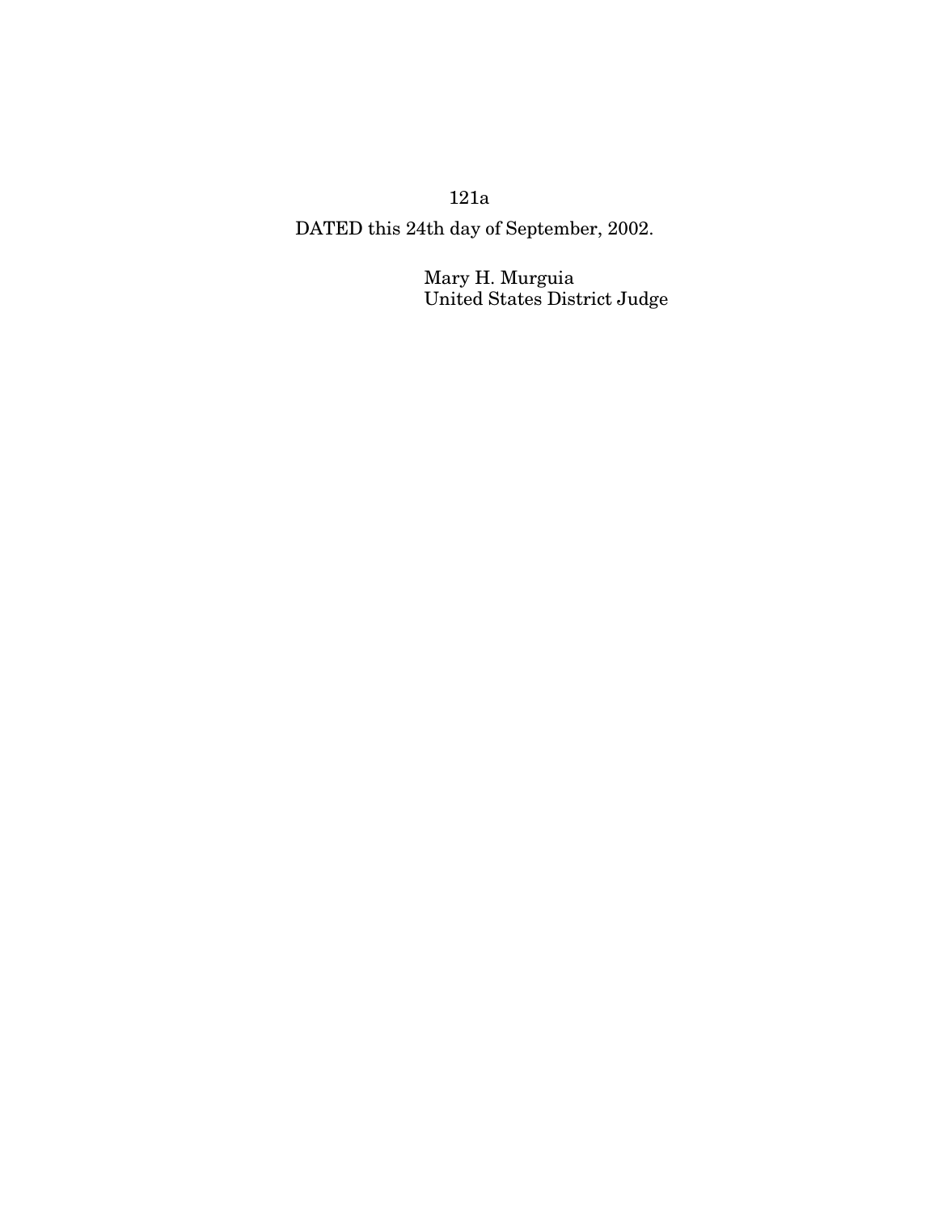DATED this 24th day of September, 2002.

Mary H. Murguia
United States District Judge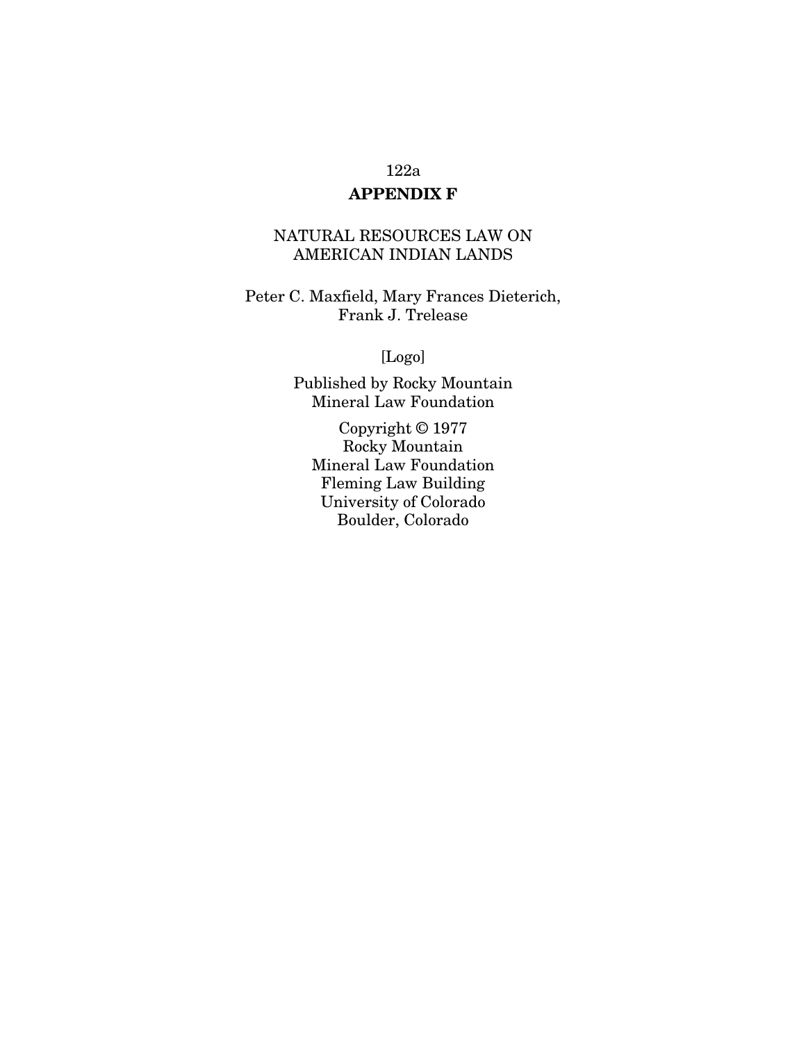# APPENDIX F

NATURAL RESOURCES LAW ON AMERICAN INDIAN LANDS

Peter C. Maxfield, Mary Frances Dieterich, Frank J. Trelease

[Logo]

Published by Rocky Mountain Mineral Law Foundation

Copyright © 1977
Rocky Mountain
Mineral Law Foundation
Fleming Law Building
University of Colorado
Boulder, Colorado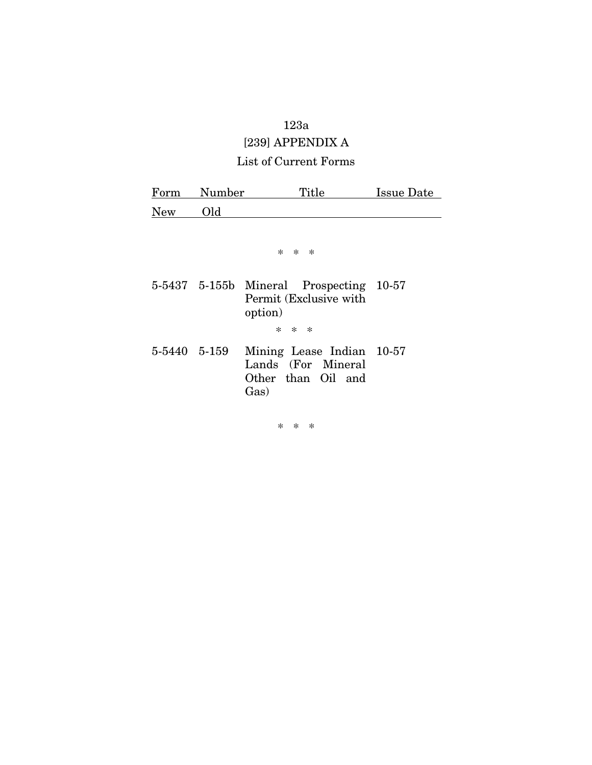[239] APPENDIX A

List of Current Forms

| Form Number New | Form Number Old | Title | Issue Date |
|---|---|---|---|
| | | * * * | |
| 5-5437 | 5-155b | Mineral Prospecting Permit (Exclusive with option) | 10-57 |
| | | * * * | |
| 5-5440 | 5-159 | Mining Lease Indian Lands (For Mineral Other than Oil and Gas) | 10-57 |
| | | * * * | |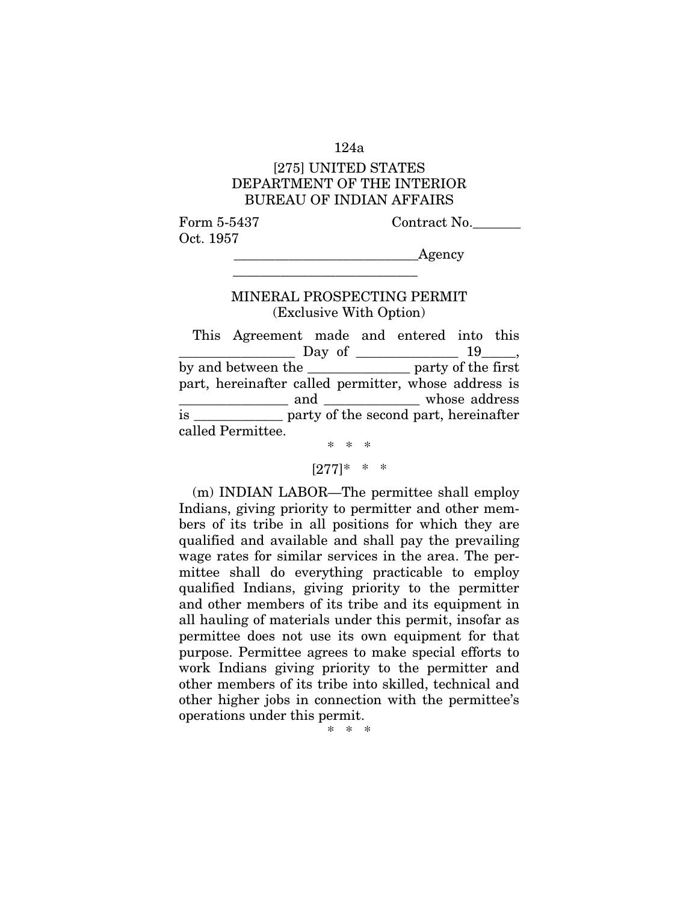[275] UNITED STATES
DEPARTMENT OF THE INTERIOR
BUREAU OF INDIAN AFFAIRS

Form 5-5437 Contract No.\_\_\_\_\_\_\_
Oct. 1957

\_\_\_\_\_\_\_\_\_\_\_\_\_\_\_\_\_\_\_\_\_\_\_\_\_\_Agency
\_\_\_\_\_\_\_\_\_\_\_\_\_\_\_\_\_\_\_\_\_\_\_\_\_\_

MINERAL PROSPECTING PERMIT
(Exclusive With Option)

This Agreement made and entered into this \_\_\_\_\_\_\_\_\_\_\_\_\_\_\_\_ Day of \_\_\_\_\_\_\_\_\_\_\_\_\_\_ 19\_\_\_\_\_, by and between the \_\_\_\_\_\_\_\_\_\_\_\_\_\_ party of the first part, hereinafter called permitter, whose address is \_\_\_\_\_\_\_\_\_\_\_\_\_\_\_ and \_\_\_\_\_\_\_\_\_\_\_\_\_ whose address is \_\_\_\_\_\_\_\_\_\_\_\_ party of the second part, hereinafter called Permittee.

\* \* \*

[277]\* \* \*

(m) INDIAN LABOR—The permittee shall employ Indians, giving priority to permitter and other members of its tribe in all positions for which they are qualified and available and shall pay the prevailing wage rates for similar services in the area. The permittee shall do everything practicable to employ qualified Indians, giving priority to the permitter and other members of its tribe and its equipment in all hauling of materials under this permit, insofar as permittee does not use its own equipment for that purpose. Permittee agrees to make special efforts to work Indians giving priority to the permitter and other members of its tribe into skilled, technical and other higher jobs in connection with the permittee's operations under this permit.

\* \* \*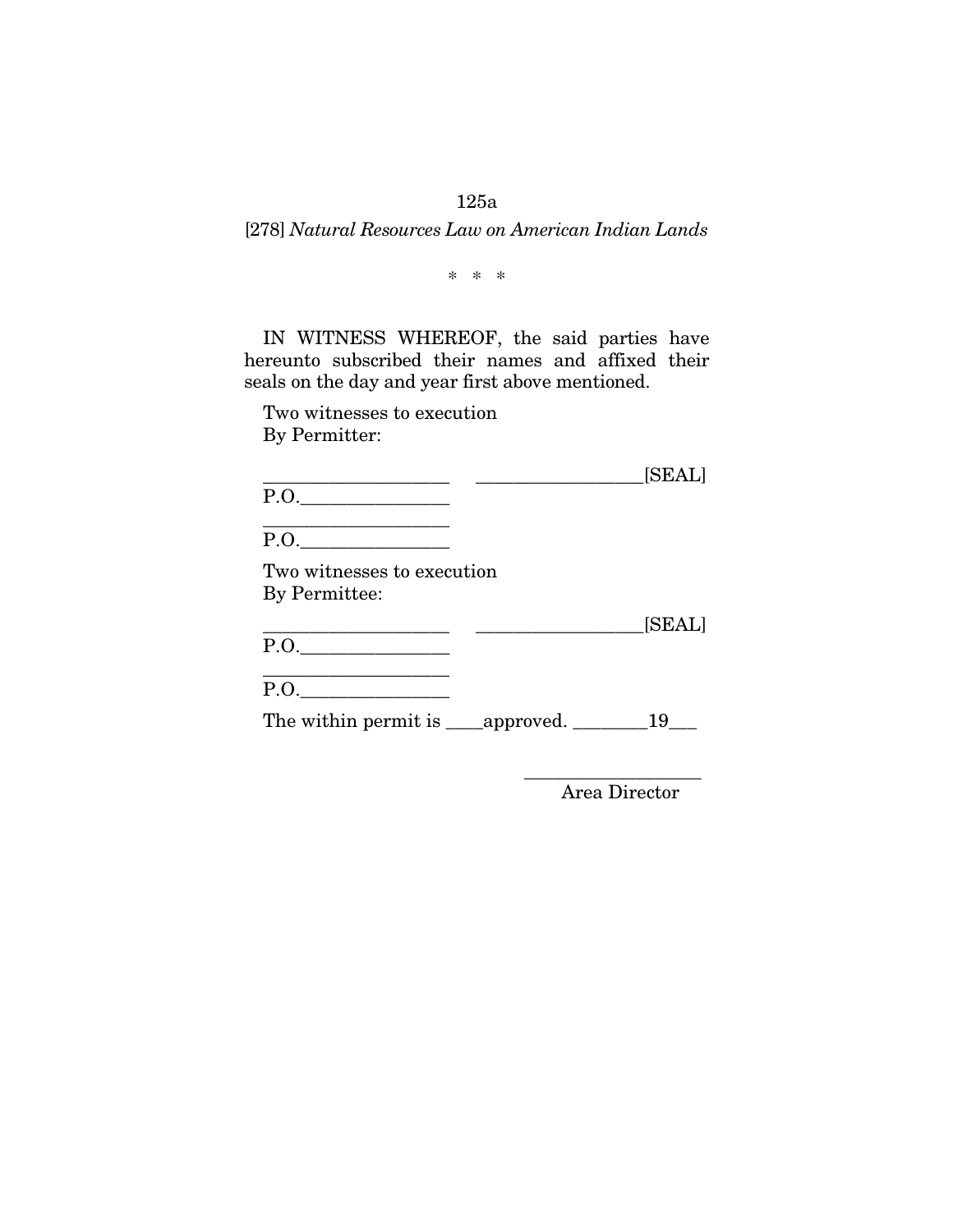[278] *Natural Resources Law on American Indian Lands*

\* \* \*

IN WITNESS WHEREOF, the said parties have hereunto subscribed their names and affixed their seals on the day and year first above mentioned.

Two witnesses to execution
By Permitter:

\_\_\_\_\_\_\_\_\_\_\_\_\_\_\_\_\_\_\_\_ \_\_\_\_\_\_\_\_\_\_\_\_\_\_\_\_\_\_[SEAL]
P.O.\_\_\_\_\_\_\_\_\_\_\_\_\_\_\_\_

\_\_\_\_\_\_\_\_\_\_\_\_\_\_\_\_\_\_\_\_
P.O.\_\_\_\_\_\_\_\_\_\_\_\_\_\_\_\_

Two witnesses to execution
By Permittee:

\_\_\_\_\_\_\_\_\_\_\_\_\_\_\_\_\_\_\_\_ \_\_\_\_\_\_\_\_\_\_\_\_\_\_\_\_\_\_[SEAL]
P.O.\_\_\_\_\_\_\_\_\_\_\_\_\_\_\_\_

\_\_\_\_\_\_\_\_\_\_\_\_\_\_\_\_\_\_\_\_
P.O.\_\_\_\_\_\_\_\_\_\_\_\_\_\_\_\_

The within permit is \_\_\_\_approved. \_\_\_\_\_\_\_\_19\_\_\_

\_\_\_\_\_\_\_\_\_\_\_\_\_\_\_\_\_\_\_\_
Area Director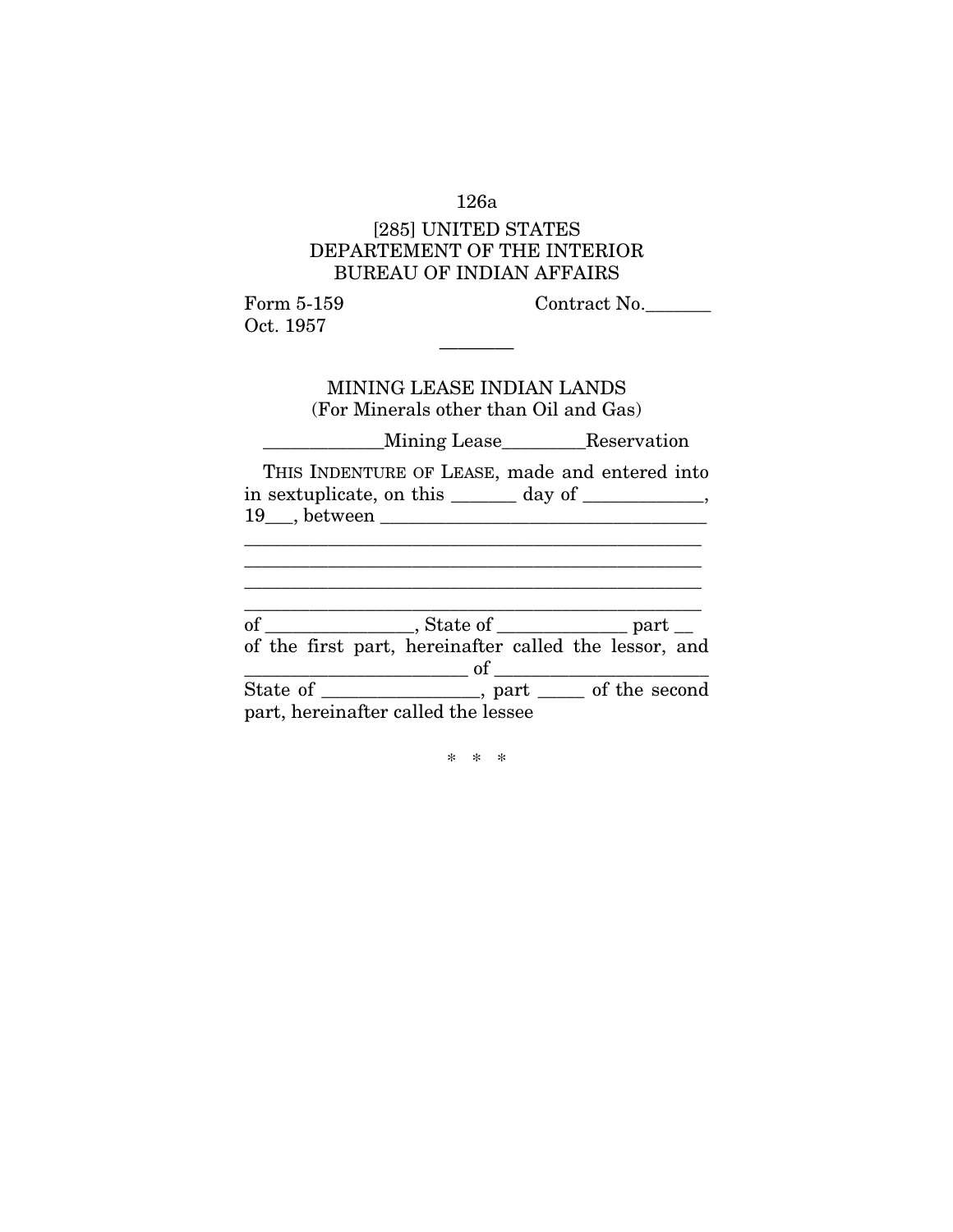[285] UNITED STATES
DEPARTEMENT OF THE INTERIOR
BUREAU OF INDIAN AFFAIRS

Form 5-159 Contract No.\_\_\_\_\_\_\_
Oct. 1957

\_\_\_\_\_\_\_\_

MINING LEASE INDIAN LANDS
(For Minerals other than Oil and Gas)

\_\_\_\_\_\_\_\_\_\_\_\_\_Mining Lease\_\_\_\_\_\_\_\_\_Reservation

THIS INDENTURE OF LEASE, made and entered into in sextuplicate, on this \_\_\_\_\_\_\_ day of \_\_\_\_\_\_\_\_\_\_\_\_\_, 19\_\_\_, between \_\_\_\_\_\_\_\_\_\_\_\_\_\_\_\_\_\_\_\_\_\_\_\_\_\_\_\_\_\_\_\_\_\_\_
\_\_\_\_\_\_\_\_\_\_\_\_\_\_\_\_\_\_\_\_\_\_\_\_\_\_\_\_\_\_\_\_\_\_\_\_\_\_\_\_\_\_\_\_\_\_\_\_
\_\_\_\_\_\_\_\_\_\_\_\_\_\_\_\_\_\_\_\_\_\_\_\_\_\_\_\_\_\_\_\_\_\_\_\_\_\_\_\_\_\_\_\_\_\_\_\_
\_\_\_\_\_\_\_\_\_\_\_\_\_\_\_\_\_\_\_\_\_\_\_\_\_\_\_\_\_\_\_\_\_\_\_\_\_\_\_\_\_\_\_\_\_\_\_\_
\_\_\_\_\_\_\_\_\_\_\_\_\_\_\_\_\_\_\_\_\_\_\_\_\_\_\_\_\_\_\_\_\_\_\_\_\_\_\_\_\_\_\_\_\_\_\_\_
of \_\_\_\_\_\_\_\_\_\_\_\_\_\_\_\_, State of \_\_\_\_\_\_\_\_\_\_\_\_\_\_ part \_\_ of the first part, hereinafter called the lessor, and \_\_\_\_\_\_\_\_\_\_\_\_\_\_\_\_\_\_\_\_\_\_\_\_ of \_\_\_\_\_\_\_\_\_\_\_\_\_\_\_\_\_\_\_\_\_\_\_ State of \_\_\_\_\_\_\_\_\_\_\_\_\_\_\_\_\_, part \_\_\_\_\_ of the second part, hereinafter called the lessee

\* \* \*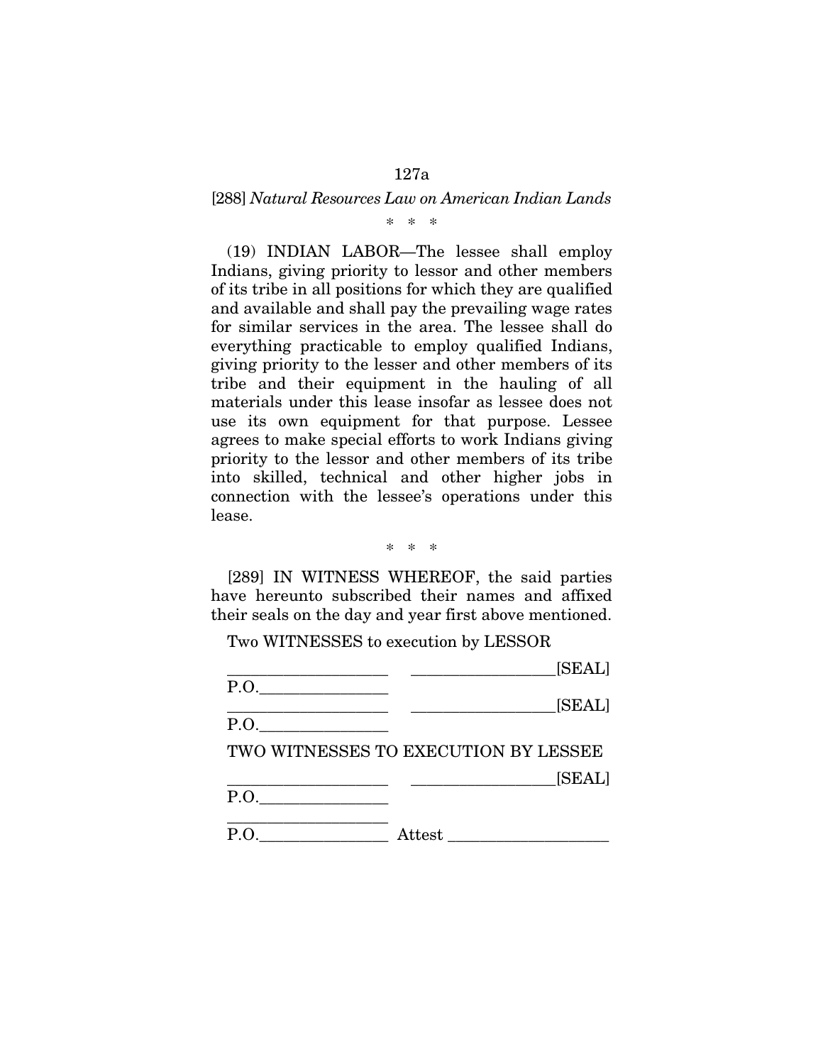[288] *Natural Resources Law on American Indian Lands*

\* \* \*

(19) INDIAN LABOR—The lessee shall employ Indians, giving priority to lessor and other members of its tribe in all positions for which they are qualified and available and shall pay the prevailing wage rates for similar services in the area. The lessee shall do everything practicable to employ qualified Indians, giving priority to the lesser and other members of its tribe and their equipment in the hauling of all materials under this lease insofar as lessee does not use its own equipment for that purpose. Lessee agrees to make special efforts to work Indians giving priority to the lessor and other members of its tribe into skilled, technical and other higher jobs in connection with the lessee's operations under this lease.

\* \* \*

[289] IN WITNESS WHEREOF, the said parties have hereunto subscribed their names and affixed their seals on the day and year first above mentioned.

Two WITNESSES to execution by LESSOR

\_\_\_\_\_\_\_\_\_\_\_\_\_\_\_\_\_\_\_\_ \_\_\_\_\_\_\_\_\_\_\_\_\_\_\_\_\_\_[SEAL]

P.O.\_\_\_\_\_\_\_\_\_\_\_\_\_\_\_\_

\_\_\_\_\_\_\_\_\_\_\_\_\_\_\_\_\_\_\_\_ \_\_\_\_\_\_\_\_\_\_\_\_\_\_\_\_\_\_[SEAL]

P.O.\_\_\_\_\_\_\_\_\_\_\_\_\_\_\_\_

TWO WITNESSES TO EXECUTION BY LESSEE

\_\_\_\_\_\_\_\_\_\_\_\_\_\_\_\_\_\_\_\_ \_\_\_\_\_\_\_\_\_\_\_\_\_\_\_\_\_\_[SEAL]

P.O.\_\_\_\_\_\_\_\_\_\_\_\_\_\_\_\_

\_\_\_\_\_\_\_\_\_\_\_\_\_\_\_\_\_\_\_\_

P.O.\_\_\_\_\_\_\_\_\_\_\_\_\_\_\_\_ Attest \_\_\_\_\_\_\_\_\_\_\_\_\_\_\_\_\_\_\_\_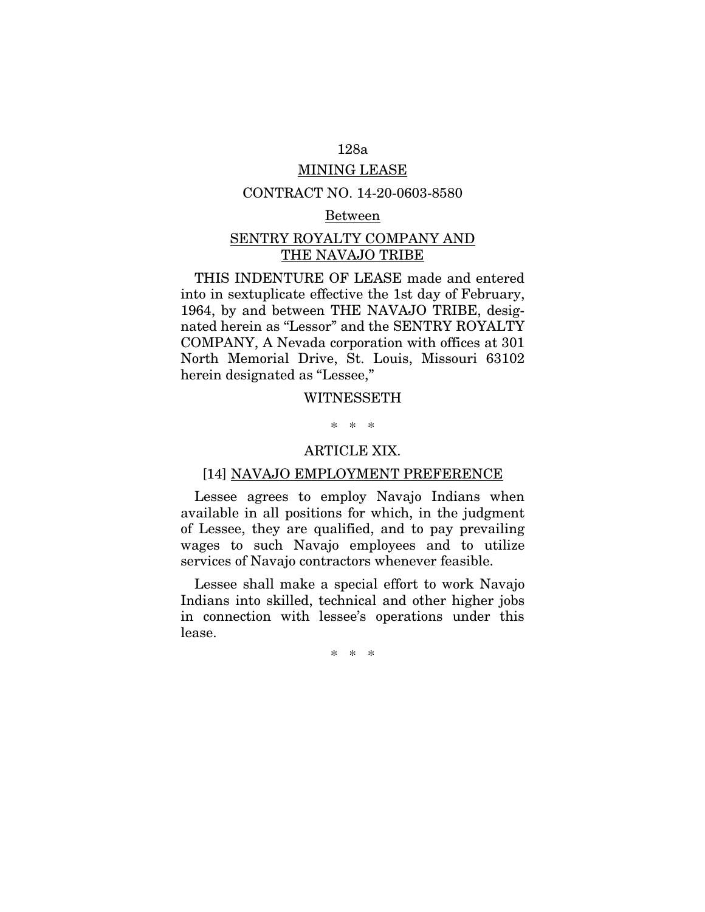MINING LEASE

CONTRACT NO. 14-20-0603-8580

Between

SENTRY ROYALTY COMPANY AND THE NAVAJO TRIBE

THIS INDENTURE OF LEASE made and entered into in sextuplicate effective the 1st day of February, 1964, by and between THE NAVAJO TRIBE, designated herein as "Lessor" and the SENTRY ROYALTY COMPANY, A Nevada corporation with offices at 301 North Memorial Drive, St. Louis, Missouri 63102 herein designated as "Lessee,"

WITNESSETH

\* \* \*

ARTICLE XIX.

[14] NAVAJO EMPLOYMENT PREFERENCE

Lessee agrees to employ Navajo Indians when available in all positions for which, in the judgment of Lessee, they are qualified, and to pay prevailing wages to such Navajo employees and to utilize services of Navajo contractors whenever feasible.

Lessee shall make a special effort to work Navajo Indians into skilled, technical and other higher jobs in connection with lessee's operations under this lease.

\* \* \*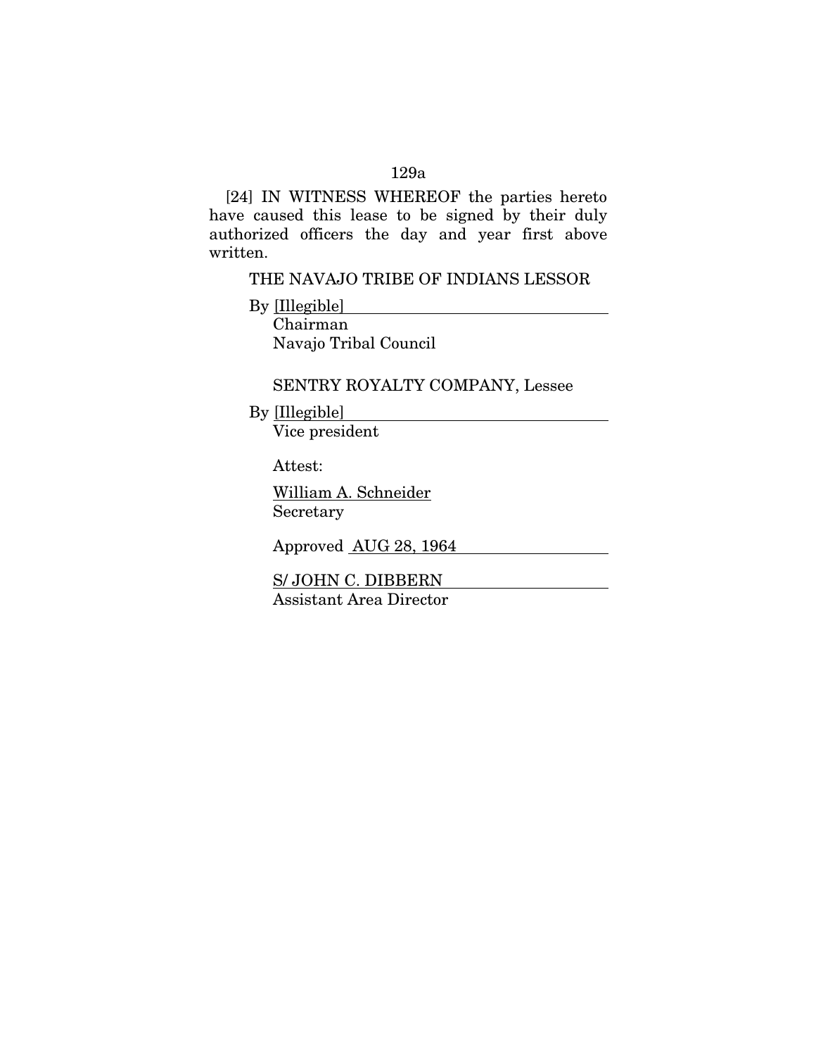[24] IN WITNESS WHEREOF the parties hereto have caused this lease to be signed by their duly authorized officers the day and year first above written.

THE NAVAJO TRIBE OF INDIANS LESSOR

By [Illegible]
Chairman
Navajo Tribal Council

SENTRY ROYALTY COMPANY, Lessee

By [Illegible]
Vice president

Attest:

William A. Schneider
Secretary

Approved AUG 28, 1964

S/ JOHN C. DIBBERN
Assistant Area Director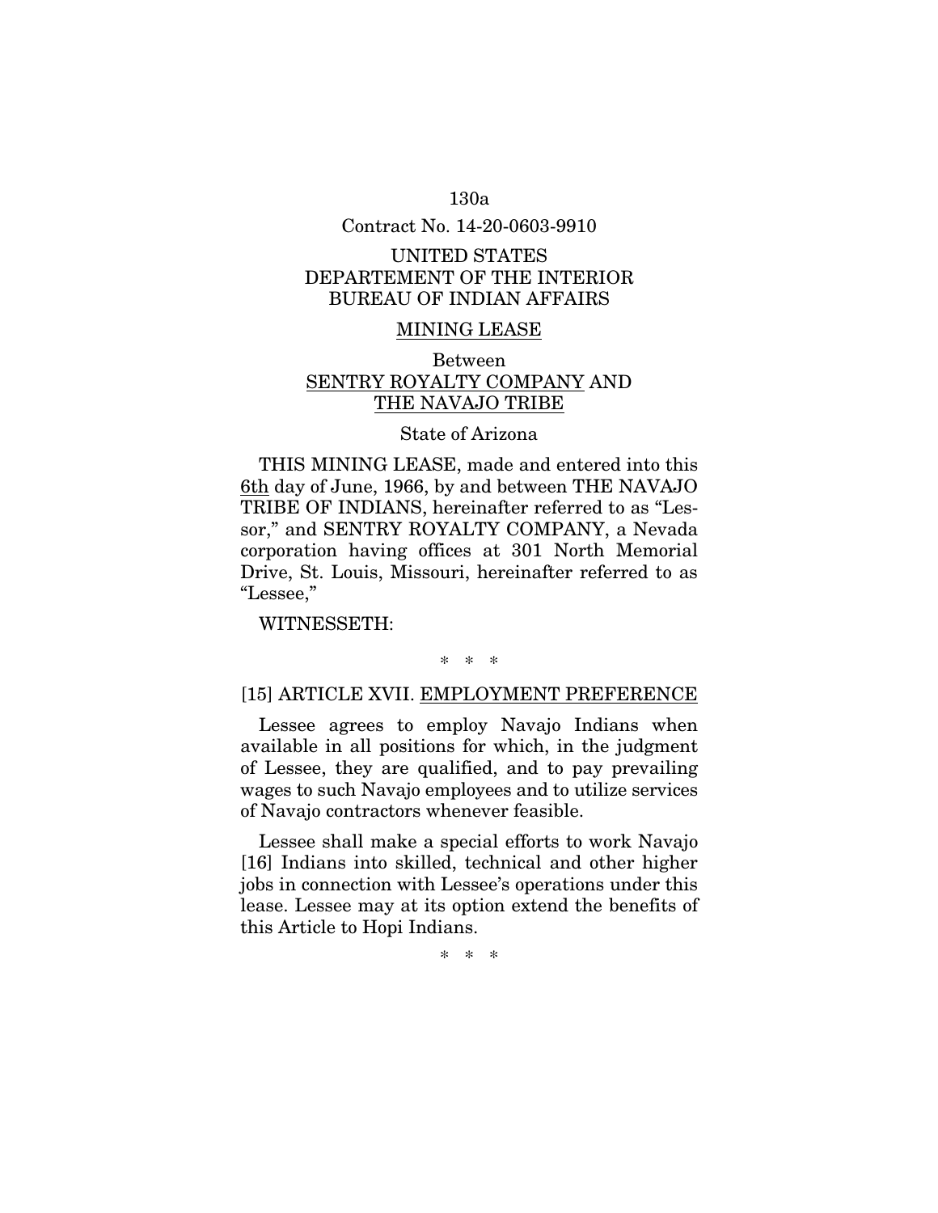Contract No. 14-20-0603-9910

UNITED STATES
DEPARTEMENT OF THE INTERIOR
BUREAU OF INDIAN AFFAIRS

MINING LEASE

Between
SENTRY ROYALTY COMPANY AND
THE NAVAJO TRIBE

State of Arizona

THIS MINING LEASE, made and entered into this 6th day of June, 1966, by and between THE NAVAJO TRIBE OF INDIANS, hereinafter referred to as "Lessor," and SENTRY ROYALTY COMPANY, a Nevada corporation having offices at 301 North Memorial Drive, St. Louis, Missouri, hereinafter referred to as "Lessee,"

WITNESSETH:

\* \* \*

[15] ARTICLE XVII. EMPLOYMENT PREFERENCE

Lessee agrees to employ Navajo Indians when available in all positions for which, in the judgment of Lessee, they are qualified, and to pay prevailing wages to such Navajo employees and to utilize services of Navajo contractors whenever feasible.

Lessee shall make a special efforts to work Navajo [16] Indians into skilled, technical and other higher jobs in connection with Lessee's operations under this lease. Lessee may at its option extend the benefits of this Article to Hopi Indians.

\* \* \*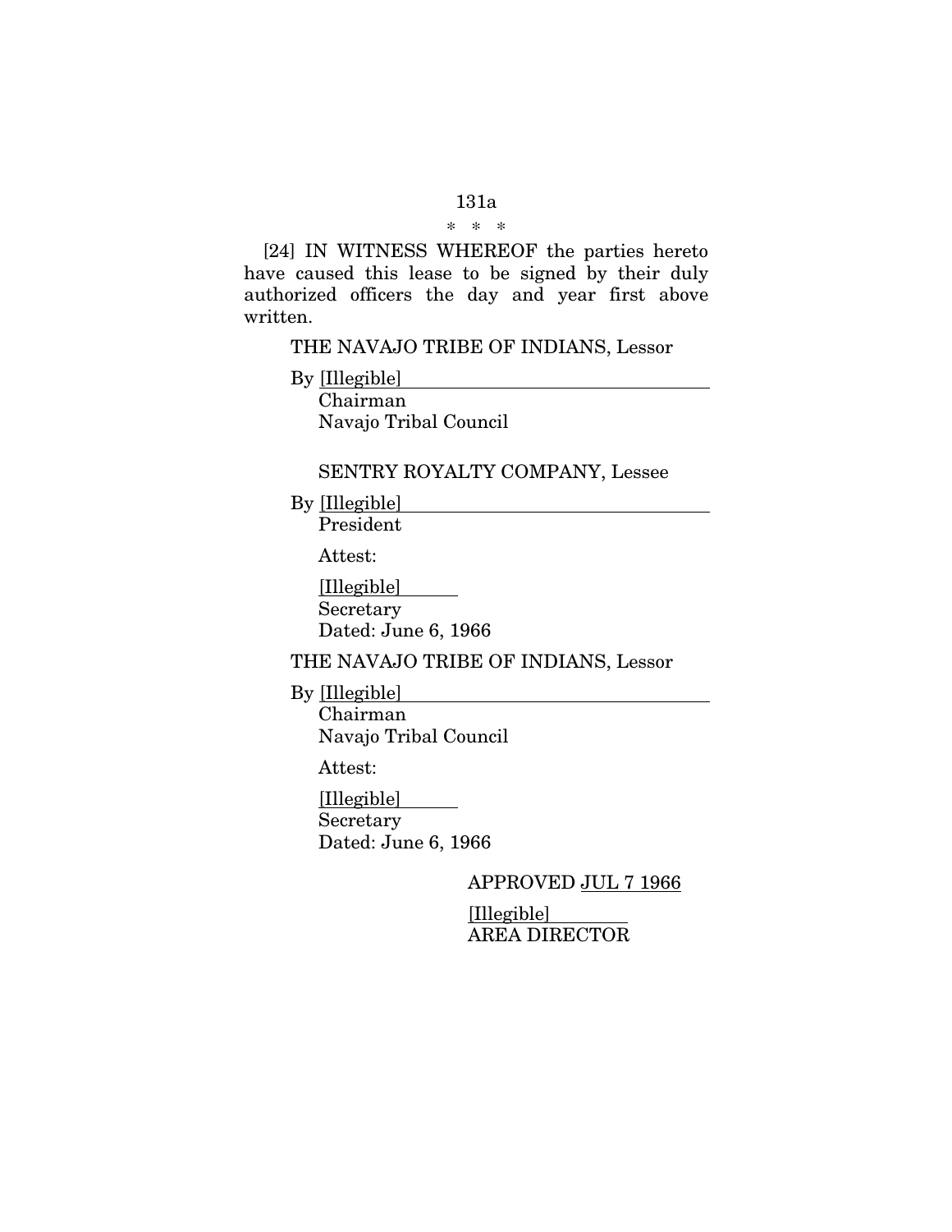\* \* \*

[24] IN WITNESS WHEREOF the parties hereto have caused this lease to be signed by their duly authorized officers the day and year first above written.

THE NAVAJO TRIBE OF INDIANS, Lessor

By [Illegible]\_\_\_\_\_\_\_\_\_\_\_\_\_\_\_\_\_\_\_\_\_\_\_\_\_\_\_\_\_
Chairman
Navajo Tribal Council

SENTRY ROYALTY COMPANY, Lessee

By [Illegible]\_\_\_\_\_\_\_\_\_\_\_\_\_\_\_\_\_\_\_\_\_\_\_\_\_\_\_\_\_
President

Attest:

[Illegible]\_\_\_\_\_\_
Secretary
Dated: June 6, 1966

THE NAVAJO TRIBE OF INDIANS, Lessor

By [Illegible]\_\_\_\_\_\_\_\_\_\_\_\_\_\_\_\_\_\_\_\_\_\_\_\_\_\_\_\_\_
Chairman
Navajo Tribal Council

Attest:

[Illegible]\_\_\_\_\_\_
Secretary
Dated: June 6, 1966

APPROVED JUL 7 1966

[Illegible]\_\_\_\_\_\_\_\_
AREA DIRECTOR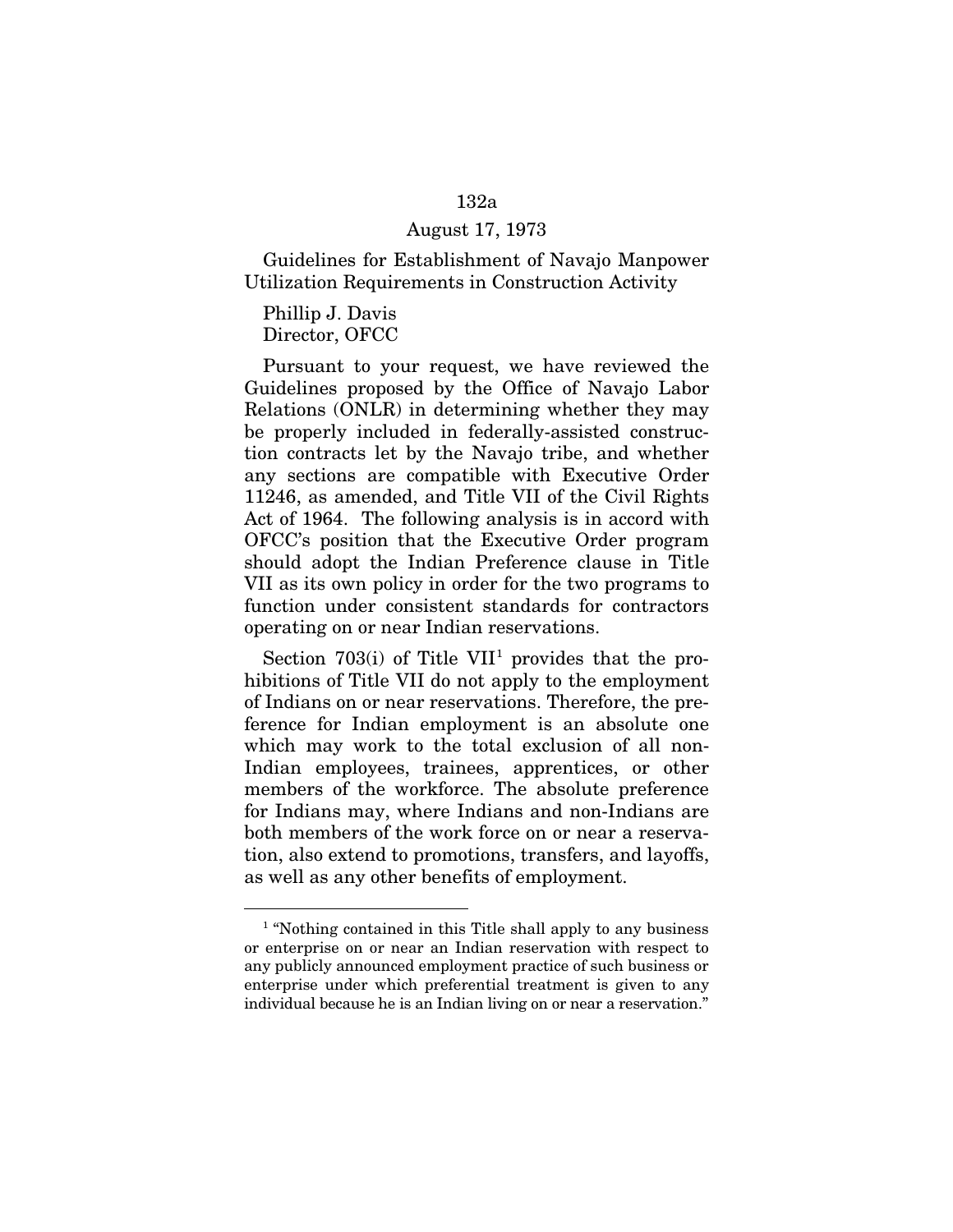August 17, 1973

Guidelines for Establishment of Navajo Manpower Utilization Requirements in Construction Activity

Phillip J. Davis
Director, OFCC

Pursuant to your request, we have reviewed the Guidelines proposed by the Office of Navajo Labor Relations (ONLR) in determining whether they may be properly included in federally-assisted construction contracts let by the Navajo tribe, and whether any sections are compatible with Executive Order 11246, as amended, and Title VII of the Civil Rights Act of 1964. The following analysis is in accord with OFCC's position that the Executive Order program should adopt the Indian Preference clause in Title VII as its own policy in order for the two programs to function under consistent standards for contractors operating on or near Indian reservations.

Section 703(i) of Title VII[1] provides that the prohibitions of Title VII do not apply to the employment of Indians on or near reservations. Therefore, the preference for Indian employment is an absolute one which may work to the total exclusion of all non-Indian employees, trainees, apprentices, or other members of the workforce. The absolute preference for Indians may, where Indians and non-Indians are both members of the work force on or near a reservation, also extend to promotions, transfers, and layoffs, as well as any other benefits of employment.

[1] "Nothing contained in this Title shall apply to any business or enterprise on or near an Indian reservation with respect to any publicly announced employment practice of such business or enterprise under which preferential treatment is given to any individual because he is an Indian living on or near a reservation."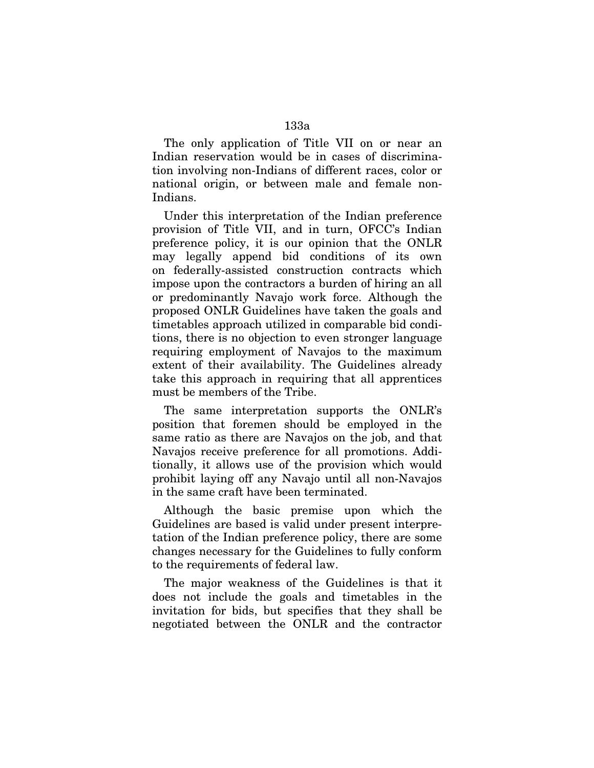The only application of Title VII on or near an Indian reservation would be in cases of discrimination involving non-Indians of different races, color or national origin, or between male and female non-Indians.

Under this interpretation of the Indian preference provision of Title VII, and in turn, OFCC's Indian preference policy, it is our opinion that the ONLR may legally append bid conditions of its own on federally-assisted construction contracts which impose upon the contractors a burden of hiring an all or predominantly Navajo work force. Although the proposed ONLR Guidelines have taken the goals and timetables approach utilized in comparable bid conditions, there is no objection to even stronger language requiring employment of Navajos to the maximum extent of their availability. The Guidelines already take this approach in requiring that all apprentices must be members of the Tribe.

The same interpretation supports the ONLR's position that foremen should be employed in the same ratio as there are Navajos on the job, and that Navajos receive preference for all promotions. Additionally, it allows use of the provision which would prohibit laying off any Navajo until all non-Navajos in the same craft have been terminated.

Although the basic premise upon which the Guidelines are based is valid under present interpretation of the Indian preference policy, there are some changes necessary for the Guidelines to fully conform to the requirements of federal law.

The major weakness of the Guidelines is that it does not include the goals and timetables in the invitation for bids, but specifies that they shall be negotiated between the ONLR and the contractor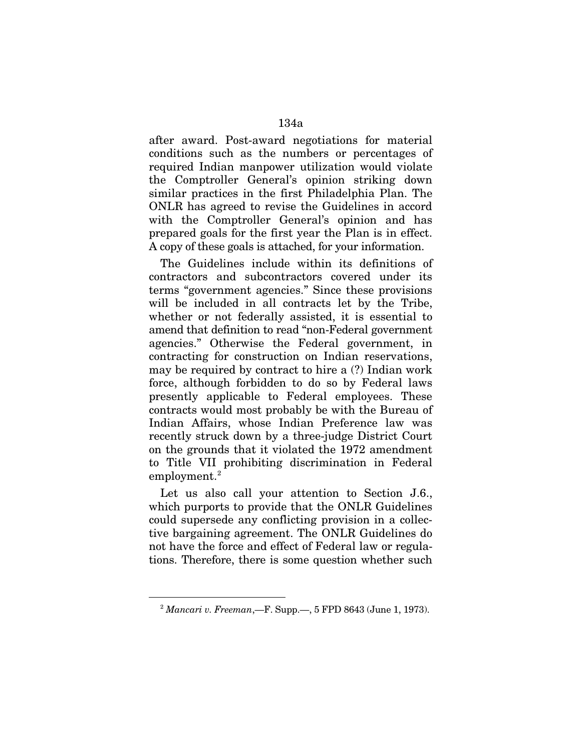after award. Post-award negotiations for material conditions such as the numbers or percentages of required Indian manpower utilization would violate the Comptroller General's opinion striking down similar practices in the first Philadelphia Plan. The ONLR has agreed to revise the Guidelines in accord with the Comptroller General's opinion and has prepared goals for the first year the Plan is in effect. A copy of these goals is attached, for your information.

The Guidelines include within its definitions of contractors and subcontractors covered under its terms "government agencies." Since these provisions will be included in all contracts let by the Tribe, whether or not federally assisted, it is essential to amend that definition to read "non-Federal government agencies." Otherwise the Federal government, in contracting for construction on Indian reservations, may be required by contract to hire a (?) Indian work force, although forbidden to do so by Federal laws presently applicable to Federal employees. These contracts would most probably be with the Bureau of Indian Affairs, whose Indian Preference law was recently struck down by a three-judge District Court on the grounds that it violated the 1972 amendment to Title VII prohibiting discrimination in Federal employment.[2]

Let us also call your attention to Section J.6., which purports to provide that the ONLR Guidelines could supersede any conflicting provision in a collective bargaining agreement. The ONLR Guidelines do not have the force and effect of Federal law or regulations. Therefore, there is some question whether such

---

[2] *Mancari v. Freeman*,—F. Supp.—, 5 FPD 8643 (June 1, 1973).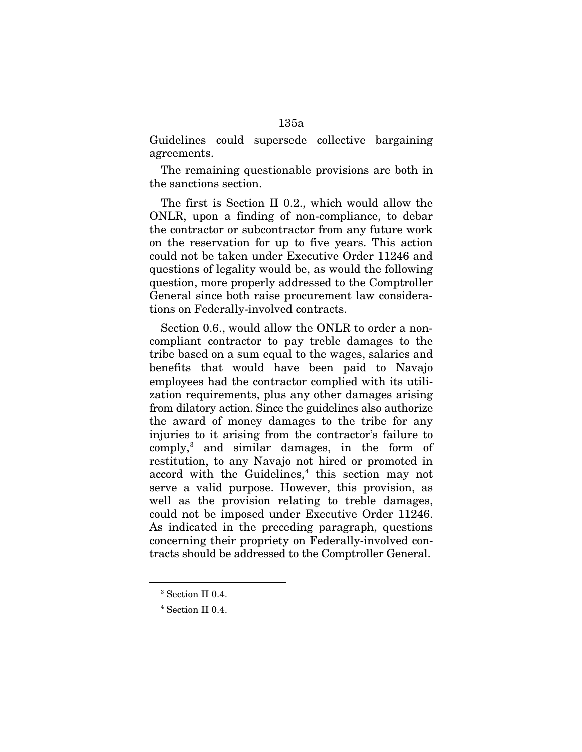Guidelines could supersede collective bargaining agreements.

The remaining questionable provisions are both in the sanctions section.

The first is Section II 0.2., which would allow the ONLR, upon a finding of non-compliance, to debar the contractor or subcontractor from any future work on the reservation for up to five years. This action could not be taken under Executive Order 11246 and questions of legality would be, as would the following question, more properly addressed to the Comptroller General since both raise procurement law considerations on Federally-involved contracts.

Section 0.6., would allow the ONLR to order a non-compliant contractor to pay treble damages to the tribe based on a sum equal to the wages, salaries and benefits that would have been paid to Navajo employees had the contractor complied with its utilization requirements, plus any other damages arising from dilatory action. Since the guidelines also authorize the award of money damages to the tribe for any injuries to it arising from the contractor's failure to comply,[3] and similar damages, in the form of restitution, to any Navajo not hired or promoted in accord with the Guidelines,[4] this section may not serve a valid purpose. However, this provision, as well as the provision relating to treble damages, could not be imposed under Executive Order 11246. As indicated in the preceding paragraph, questions concerning their propriety on Federally-involved contracts should be addressed to the Comptroller General.

[3] Section II 0.4.

[4] Section II 0.4.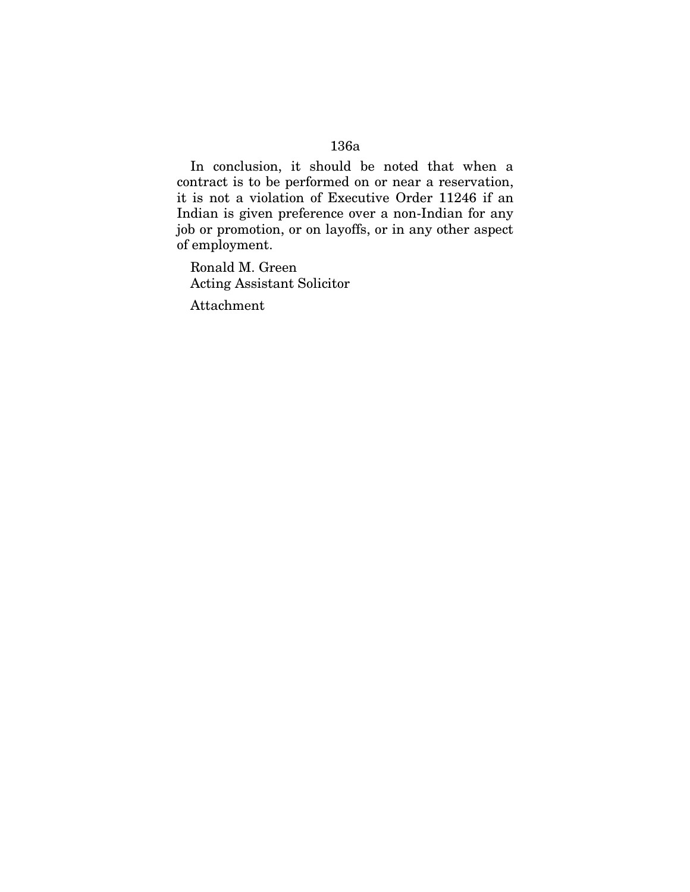In conclusion, it should be noted that when a contract is to be performed on or near a reservation, it is not a violation of Executive Order 11246 if an Indian is given preference over a non-Indian for any job or promotion, or on layoffs, or in any other aspect of employment.

Ronald M. Green
Acting Assistant Solicitor

Attachment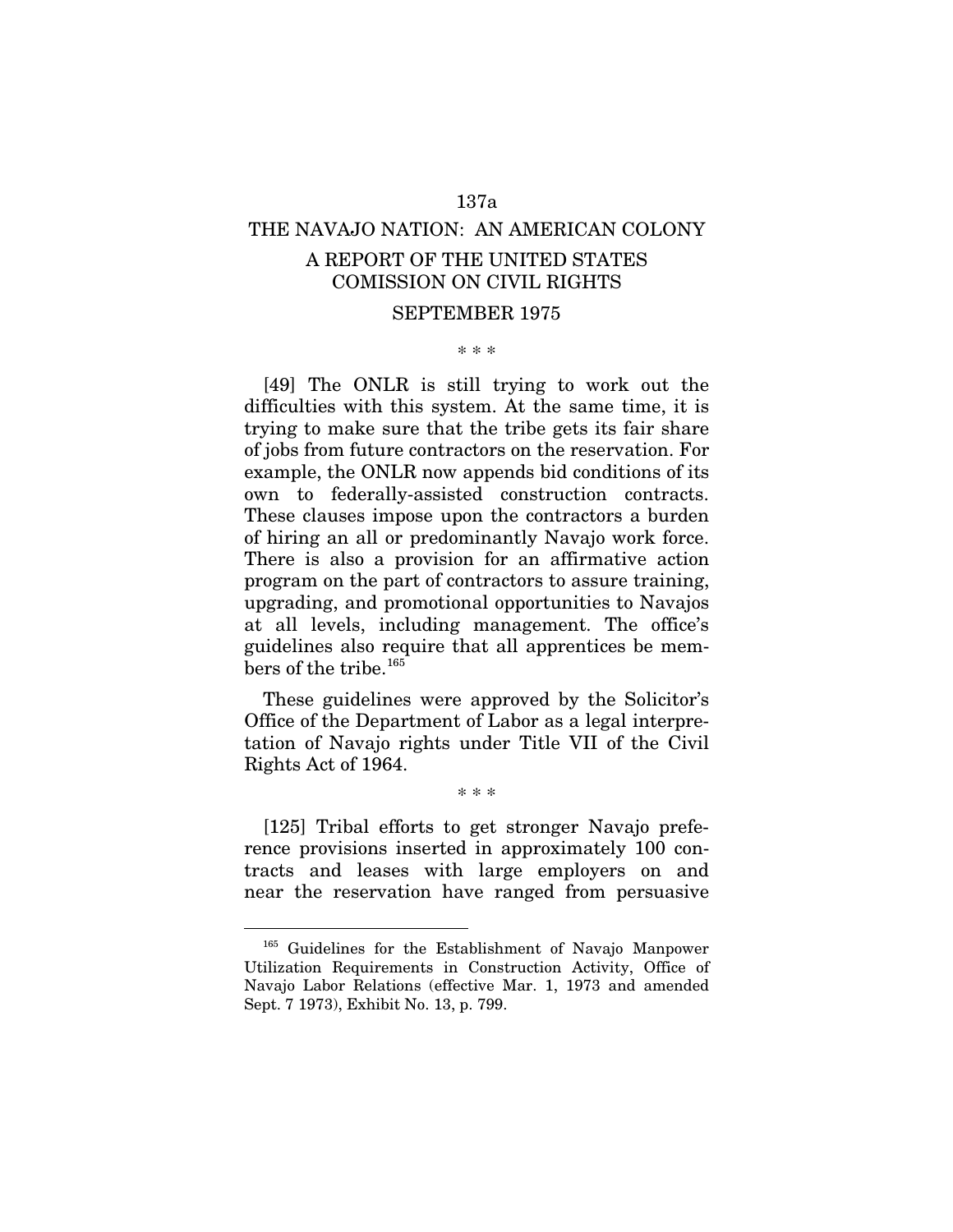# THE NAVAJO NATION: AN AMERICAN COLONY

## A REPORT OF THE UNITED STATES COMISSION ON CIVIL RIGHTS

## SEPTEMBER 1975

\* \* \*

[49] The ONLR is still trying to work out the difficulties with this system. At the same time, it is trying to make sure that the tribe gets its fair share of jobs from future contractors on the reservation. For example, the ONLR now appends bid conditions of its own to federally-assisted construction contracts. These clauses impose upon the contractors a burden of hiring an all or predominantly Navajo work force. There is also a provision for an affirmative action program on the part of contractors to assure training, upgrading, and promotional opportunities to Navajos at all levels, including management. The office's guidelines also require that all apprentices be members of the tribe.[165]

These guidelines were approved by the Solicitor's Office of the Department of Labor as a legal interpretation of Navajo rights under Title VII of the Civil Rights Act of 1964.

\* \* \*

[125] Tribal efforts to get stronger Navajo preference provisions inserted in approximately 100 contracts and leases with large employers on and near the reservation have ranged from persuasive

---

[165] Guidelines for the Establishment of Navajo Manpower Utilization Requirements in Construction Activity, Office of Navajo Labor Relations (effective Mar. 1, 1973 and amended Sept. 7 1973), Exhibit No. 13, p. 799.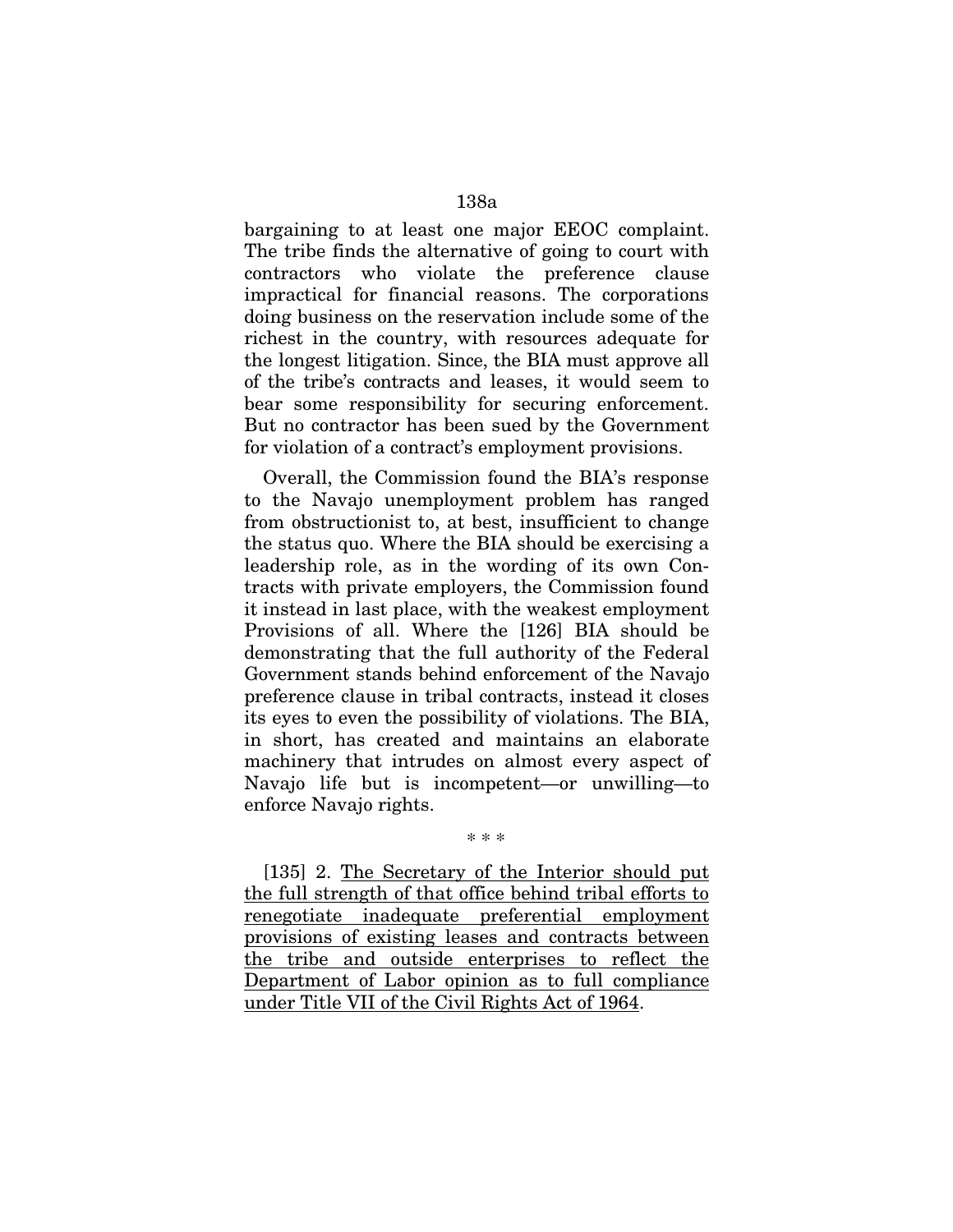bargaining to at least one major EEOC complaint. The tribe finds the alternative of going to court with contractors who violate the preference clause impractical for financial reasons. The corporations doing business on the reservation include some of the richest in the country, with resources adequate for the longest litigation. Since, the BIA must approve all of the tribe's contracts and leases, it would seem to bear some responsibility for securing enforcement. But no contractor has been sued by the Government for violation of a contract's employment provisions.

Overall, the Commission found the BIA's response to the Navajo unemployment problem has ranged from obstructionist to, at best, insufficient to change the status quo. Where the BIA should be exercising a leadership role, as in the wording of its own Contracts with private employers, the Commission found it instead in last place, with the weakest employment Provisions of all. Where the [126] BIA should be demonstrating that the full authority of the Federal Government stands behind enforcement of the Navajo preference clause in tribal contracts, instead it closes its eyes to even the possibility of violations. The BIA, in short, has created and maintains an elaborate machinery that intrudes on almost every aspect of Navajo life but is incompetent—or unwilling—to enforce Navajo rights.

\* \* \*

[135] 2. <u>The Secretary of the Interior should put the full strength of that office behind tribal efforts to renegotiate inadequate preferential employment provisions of existing leases and contracts between the tribe and outside enterprises to reflect the Department of Labor opinion as to full compliance under Title VII of the Civil Rights Act of 1964</u>.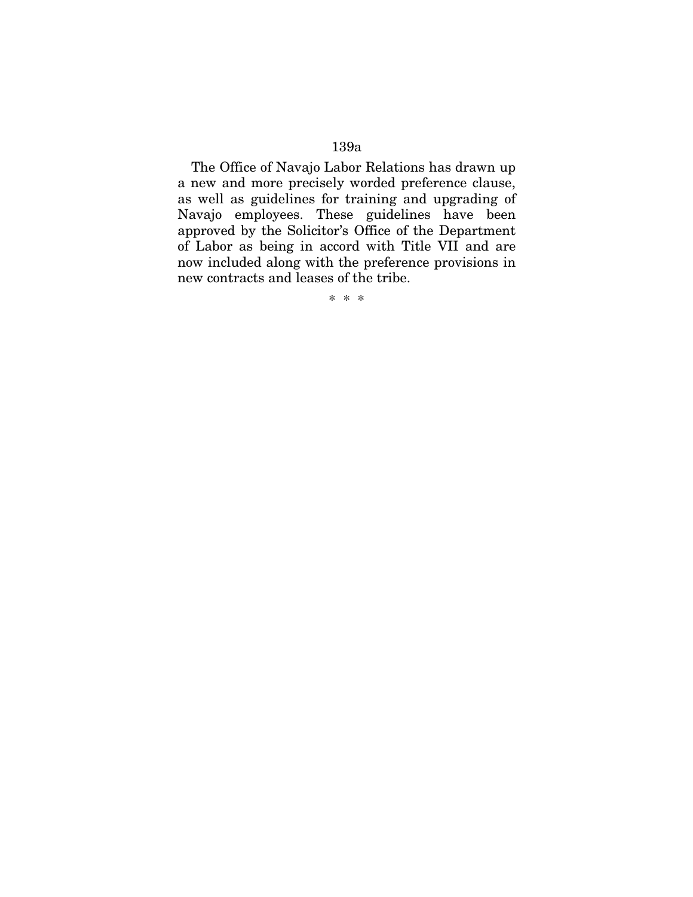The Office of Navajo Labor Relations has drawn up a new and more precisely worded preference clause, as well as guidelines for training and upgrading of Navajo employees. These guidelines have been approved by the Solicitor's Office of the Department of Labor as being in accord with Title VII and are now included along with the preference provisions in new contracts and leases of the tribe.

\* \* \*